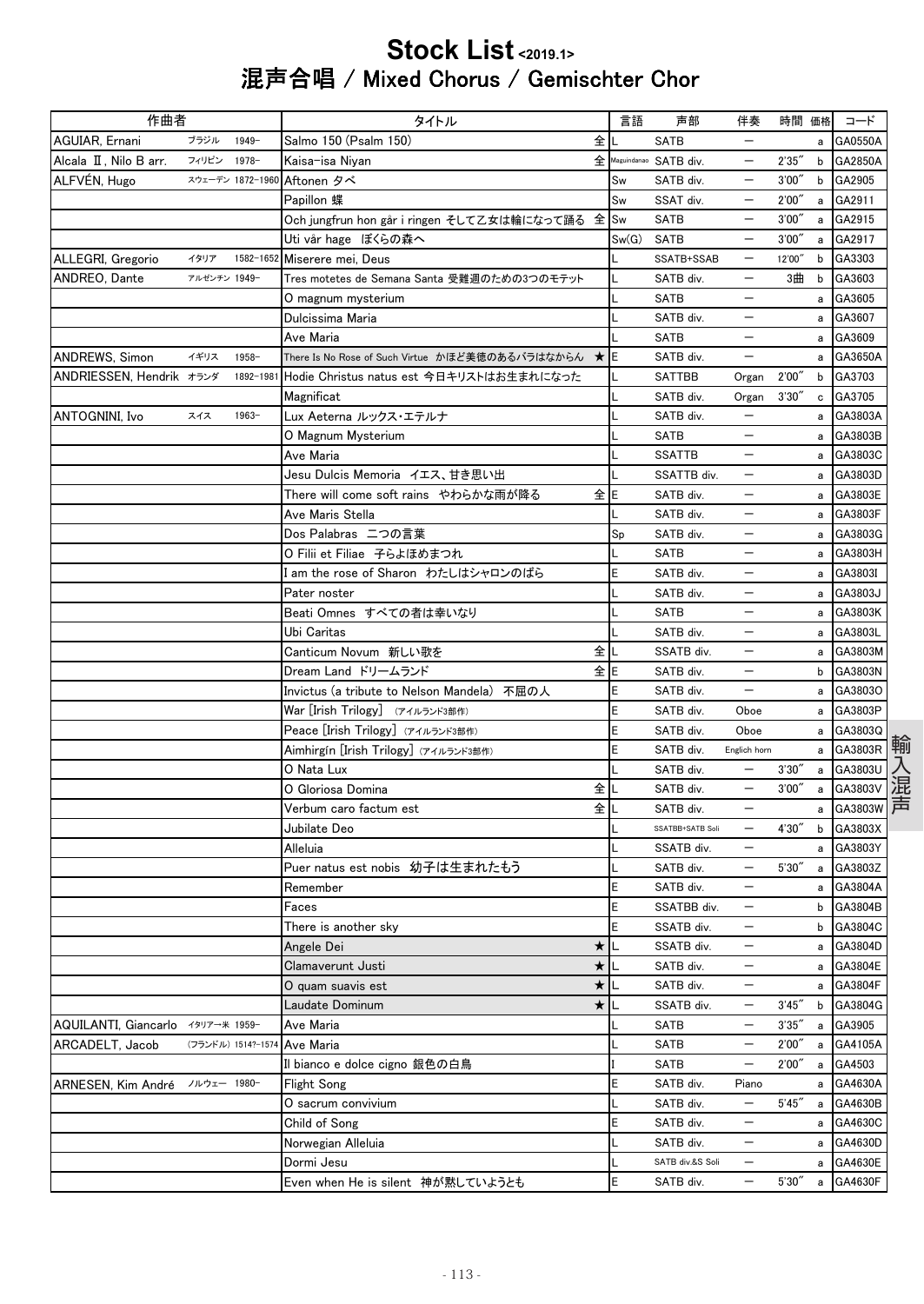# Stock List <2019.1>

## 混声合唱 / Mixed Chorus / Gemischter Chor

| 作曲者 | | | タイトル | | 言語 | 声部 | 伴奏 | 時間 | 価格 | コード |
|---|---|---|---|---|---|---|---|---|---|---|
| AGUIAR, Ernani | ブラジル | 1949- | Salmo 150 (Psalm 150) | 全 | L | SATB | ー | | a | GA0550A |
| Alcala Ⅱ, Nilo B arr. | フィリピン | 1978- | Kaisa-isa Niyan | 全 | Maguindanao | SATB div. | ー | 2'35" | b | GA2850A |
| ALFVÉN, Hugo | スウェーデン | 1872-1960 | Aftonen 夕べ | | Sw | SATB div. | ー | 3'00" | b | GA2905 |
| | | | Papillon 蝶 | | Sw | SSAT div. | ー | 2'00" | a | GA2911 |
| | | | Och jungfrun hon går i ringen そして乙女は輪になって踊る | 全 | Sw | SATB | ー | 3'00" | a | GA2915 |
| | | | Uti vår hage ぼくらの森へ | | Sw(G) | SATB | ー | 3'00" | a | GA2917 |
| ALLEGRI, Gregorio | イタリア | 1582-1652 | Miserere mei, Deus | | L | SSATB+SSAB | ー | 12'00" | b | GA3303 |
| ANDREO, Dante | アルゼンチン | 1949- | Tres motetes de Semana Santa 受難週のための3つのモテット | | L | SATB div. | ー | 3曲 | b | GA3603 |
| | | | O magnum mysterium | | L | SATB | ー | | a | GA3605 |
| | | | Dulcissima Maria | | L | SATB div. | ー | | a | GA3607 |
| | | | Ave Maria | | L | SATB | ー | | a | GA3609 |
| ANDREWS, Simon | イギリス | 1958- | There Is No Rose of Such Virtue かほど美徳のあるバラはなからん | ★ | E | SATB div. | ー | | a | GA3650A |
| ANDRIESSEN, Hendrik | オランダ | 1892-1981 | Hodie Christus natus est 今日キリストはお生まれになった | | L | SATTBB | Organ | 2'00" | b | GA3703 |
| | | | Magnificat | | L | SATB div. | Organ | 3'30" | c | GA3705 |
| ANTOGNINI, Ivo | スイス | 1963- | Lux Aeterna ルックス・エテルナ | | L | SATB div. | ー | | a | GA3803A |
| | | | O Magnum Mysterium | | L | SATB | ー | | a | GA3803B |
| | | | Ave Maria | | L | SSATTB | ー | | a | GA3803C |
| | | | Jesu Dulcis Memoria イエス、甘き思い出 | | L | SSATTB div. | ー | | a | GA3803D |
| | | | There will come soft rains やわらかな雨が降る | 全 | E | SATB div. | ー | | a | GA3803E |
| | | | Ave Maris Stella | | L | SATB div. | ー | | a | GA3803F |
| | | | Dos Palabras 二つの言葉 | | Sp | SATB div. | ー | | a | GA3803G |
| | | | O Filii et Filiae 子らよほめまつれ | | L | SATB | ー | | a | GA3803H |
| | | | I am the rose of Sharon わたしはシャロンのばら | | E | SATB div. | ー | | a | GA3803I |
| | | | Pater noster | | L | SATB div. | ー | | a | GA3803J |
| | | | Beati Omnes すべての者は幸いなり | | L | SATB | ー | | a | GA3803K |
| | | | Ubi Caritas | | L | SATB div. | ー | | a | GA3803L |
| | | | Canticum Novum 新しい歌を | 全 | L | SSATB div. | ー | | a | GA3803M |
| | | | Dream Land ドリームランド | 全 | E | SATB div. | ー | | b | GA3803N |
| | | | Invictus (a tribute to Nelson Mandela) 不屈の人 | | E | SATB div. | ー | | a | GA3803O |
| | | | War [Irish Trilogy] (アイルランド3部作) | | E | SATB div. | Oboe | | a | GA3803P |
| | | | Peace [Irish Trilogy] (アイルランド3部作) | | E | SATB div. | Oboe | | a | GA3803Q |
| | | | Aimhirgín [Irish Trilogy] (アイルランド3部作) | | E | SATB div. | Englich horn | | a | GA3803R |
| | | | O Nata Lux | | L | SATB div. | ー | 3'30" | a | GA3803U |
| | | | O Gloriosa Domina | 全 | L | SATB div. | ー | 3'00" | a | GA3803V |
| | | | Verbum caro factum est | 全 | L | SATB div. | ー | | a | GA3803W |
| | | | Jubilate Deo | | L | SSATBB+SATB Soli | ー | 4'30" | b | GA3803X |
| | | | Alleluia | | L | SSATB div. | ー | | a | GA3803Y |
| | | | Puer natus est nobis 幼子は生まれたもう | | L | SATB div. | ー | 5'30" | a | GA3803Z |
| | | | Remember | | E | SATB div. | ー | | a | GA3804A |
| | | | Faces | | E | SSATBB div. | ー | | b | GA3804B |
| | | | There is another sky | | E | SSATB div. | ー | | b | GA3804C |
| | | | Angele Dei | ★ | L | SSATB div. | ー | | a | GA3804D |
| | | | Clamaverunt Justi | ★ | L | SATB div. | ー | | a | GA3804E |
| | | | O quam suavis est | ★ | L | SATB div. | ー | | a | GA3804F |
| | | | Laudate Dominum | ★ | L | SSATB div. | ー | 3'45" | b | GA3804G |
| AQUILANTI, Giancarlo | イタリア→米 | 1959- | Ave Maria | | L | SATB | ー | 3'35" | a | GA3905 |
| ARCADELT, Jacob | (フランドル) | 1514?-1574 | Ave Maria | | L | SATB | ー | 2'00" | a | GA4105A |
| | | | Il bianco e dolce cigno 銀色の白鳥 | | I | SATB | ー | 2'00" | a | GA4503 |
| ARNESEN, Kim André | ノルウェー | 1980- | Flight Song | | E | SATB div. | Piano | | a | GA4630A |
| | | | O sacrum convivium | | L | SATB div. | ー | 5'45" | a | GA4630B |
| | | | Child of Song | | E | SATB div. | ー | | a | GA4630C |
| | | | Norwegian Alleluia | | L | SATB div. | ー | | a | GA4630D |
| | | | Dormi Jesu | | L | SATB div.&S Soli | ー | | a | GA4630E |
| | | | Even when He is silent 神が黙していようとも | | E | SATB div. | ー | 5'30" | a | GA4630F |

輸入混声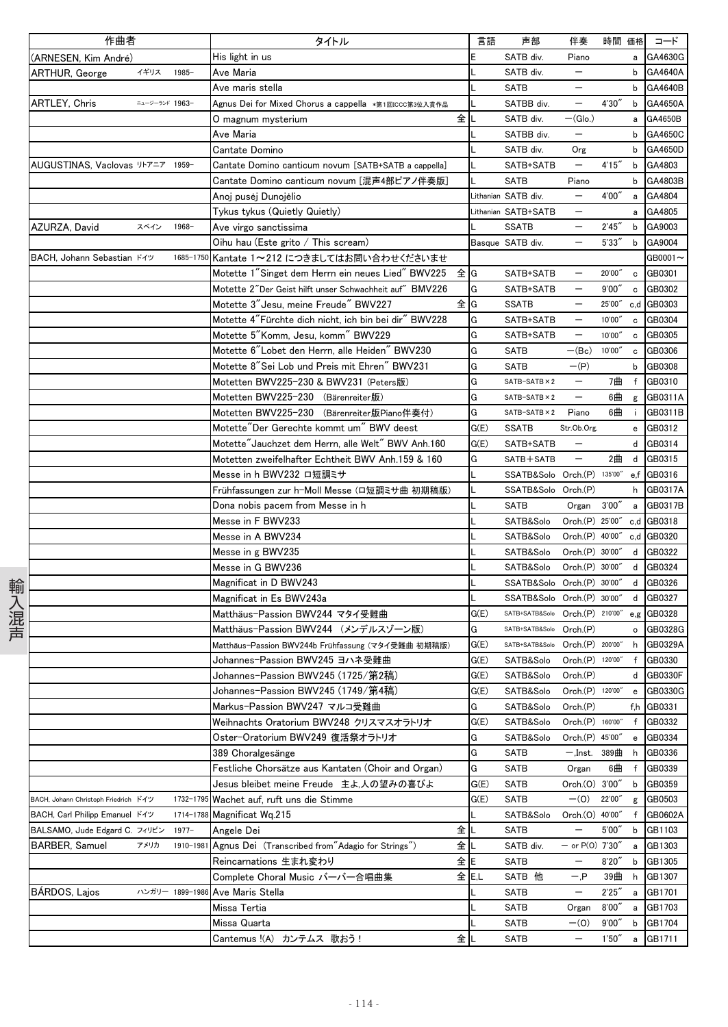| 作曲者 | | | タイトル | | 言語 | 声部 | 伴奏 | 時間 | 価格 | コード |
|---|---|---|---|---|---|---|---|---|---|---|
| (ARNESEN, Kim André) | | | His light in us | | E | SATB div. | Piano | | a | GA4630G |
| ARTHUR, George | イギリス | 1985- | Ave Maria | | L | SATB div. | − | | b | GA4640A |
| | | | Ave maris stella | | L | SATB | − | | b | GA4640B |
| ARTLEY, Chris | ニュージーランド | 1963- | Agnus Dei for Mixed Chorus a cappella *第1回ICCC第3位入賞作品 | | L | SATBB div. | − | 4'30" | b | GA4650A |
| | | | O magnum mysterium | 全 | L | SATB div. | −(Glo.) | | a | GA4650B |
| | | | Ave Maria | | L | SATBB div. | − | | b | GA4650C |
| | | | Cantate Domino | | L | SATB div. | Org | | b | GA4650D |
| AUGUSTINAS, Vaclovas | リトアニア | 1959- | Cantate Domino canticum novum [SATB+SATB a cappella] | | L | SATB+SATB | − | 4'15" | b | GA4803 |
| | | | Cantate Domino canticum novum [混声4部ピアノ伴奏版] | | L | SATB | Piano | | b | GA4803B |
| | | | Anoj pusėj Dunojėlio | | Lithanian | SATB div. | − | 4'00" | a | GA4804 |
| | | | Tykus tykus (Quietly Quietly) | | Lithanian | SATB+SATB | − | | a | GA4805 |
| AZURZA, David | スペイン | 1968- | Ave virgo sanctissima | | L | SSATB | − | 2'45" | b | GA9003 |
| | | | Oihu hau (Este grito / This scream) | | Basque | SATB div. | − | 5'33" | b | GA9004 |
| BACH, Johann Sebastian | ドイツ | 1685-1750 | Kantate 1〜212 につきましてはお問い合わせくださいませ | | | | | | | GB0001〜 |
| | | | Motette 1"Singet dem Herrn ein neues Lied" BWV225 | 全 | G | SATB+SATB | − | 20'00" | c | GB0301 |
| | | | Motette 2"Der Geist hilft unser Schwachheit auf" BMV226 | | G | SATB+SATB | − | 9'00" | c | GB0302 |
| | | | Motette 3"Jesu, meine Freude" BWV227 | 全 | G | SSATB | − | 25'00" | c,d | GB0303 |
| | | | Motette 4"Fürchte dich nicht, ich bin bei dir" BWV228 | | G | SATB+SATB | − | 10'00" | c | GB0304 |
| | | | Motette 5"Komm, Jesu, komm" BWV229 | | G | SATB+SATB | − | 10'00" | c | GB0305 |
| | | | Motette 6"Lobet den Herrn, alle Heiden" BWV230 | | G | SATB | −(Bc) | 10'00" | c | GB0306 |
| | | | Motette 8"Sei Lob und Preis mit Ehren" BWV231 | | G | SATB | −(P) | | b | GB0308 |
| | | | Motetten BWV225-230 & BWV231 (Peters版) | | G | SATB-SATB×2 | − | 7曲 | f | GB0310 |
| | | | Motetten BWV225-230 (Bärenreiter版) | | G | SATB-SATB×2 | − | 6曲 | g | GB0311A |
| | | | Motetten BWV225-230 (Bärenreiter版Piano伴奏付) | | G | SATB-SATB×2 | Piano | 6曲 | i | GB0311B |
| | | | Motette"Der Gerechte kommt um" BWV deest | | G(E) | SSATB | Str.Ob.Org. | | e | GB0312 |
| | | | Motette"Jauchzet dem Herrn, alle Welt" BWV Anh.160 | | G(E) | SATB+SATB | − | | d | GB0314 |
| | | | Motetten zweifelhafter Echtheit BWV Anh.159 & 160 | | G | SATB+SATB | − | 2曲 | d | GB0315 |
| | | | Messe in h BWV232 ロ短調ミサ | | L | SSATB&Solo | Orch.(P) | 135'00" | e,f | GB0316 |
| | | | Frühfassungen zur h-Moll Messe (ロ短調ミサ曲 初期稿版) | | L | SSATB&Solo | Orch.(P) | | h | GB0317A |
| | | | Dona nobis pacem from Messe in h | | L | SATB | Organ | 3'00" | a | GB0317B |
| | | | Messe in F BWV233 | | L | SATB&Solo | Orch.(P) | 25'00" | c,d | GB0318 |
| | | | Messe in A BWV234 | | L | SATB&Solo | Orch.(P) | 40'00" | c,d | GB0320 |
| | | | Messe in g BWV235 | | L | SATB&Solo | Orch.(P) | 30'00" | d | GB0322 |
| | | | Messe in G BWV236 | | L | SATB&Solo | Orch.(P) | 30'00" | d | GB0324 |
| | | | Magnificat in D BWV243 | | L | SSATB&Solo | Orch.(P) | 30'00" | d | GB0326 |
| | | | Magnificat in Es BWV243a | | L | SSATB&Solo | Orch.(P) | 30'00" | d | GB0327 |
| | | | Matthäus-Passion BWV244 マタイ受難曲 | | G(E) | SATB+SATB&Solo | Orch.(P) | 210'00" | e,g | GB0328 |
| | | | Matthäus-Passion BWV244 (メンデルスゾーン版) | | G | SATB+SATB&Solo | Orch.(P) | | o | GB0328G |
| | | | Matthäus-Passion BWV244b Frühfassung (マタイ受難曲 初期稿版) | | G(E) | SATB+SATB&Solo | Orch.(P) | 200'00" | h | GB0329A |
| | | | Johannes-Passion BWV245 ヨハネ受難曲 | | G(E) | SATB&Solo | Orch.(P) | 120'00" | f | GB0330 |
| | | | Johannes-Passion BWV245 (1725/第2稿) | | G(E) | SATB&Solo | Orch.(P) | | d | GB0330F |
| | | | Johannes-Passion BWV245 (1749/第4稿) | | G(E) | SATB&Solo | Orch.(P) | 120'00" | e | GB0330G |
| | | | Markus-Passion BWV247 マルコ受難曲 | | G | SATB&Solo | Orch.(P) | | f,h | GB0331 |
| | | | Weihnachts Oratorium BWV248 クリスマスオラトリオ | | G(E) | SATB&Solo | Orch.(P) | 160'00" | f | GB0332 |
| | | | Oster-Oratorium BWV249 復活祭オラトリオ | | G | SATB&Solo | Orch.(P) | 45'00" | e | GB0334 |
| | | | 389 Choralgesänge | | G | SATB | −,Inst. | 389曲 | h | GB0336 |
| | | | Festliche Chorsätze aus Kantaten (Choir and Organ) | | G | SATB | Organ | 6曲 | f | GB0339 |
| | | | Jesus bleibet meine Freude 主よ,人の望みの喜びよ | | G(E) | SATB | Orch.(O) | 3'00" | b | GB0359 |
| BACH, Johann Christoph Friedrich | ドイツ | 1732-1795 | Wachet auf, ruft uns die Stimme | | G(E) | SATB | −(O) | 22'00" | g | GB0503 |
| BACH, Carl Philipp Emanuel | ドイツ | 1714-1788 | Magnificat Wq.215 | | L | SATB&Solo | Orch.(O) | 40'00" | f | GB0602A |
| BALSAMO, Jude Edgard C. | フィリピン | 1977- | Angele Dei | 全 | L | SATB | − | 5'00" | b | GB1103 |
| BARBER, Samuel | アメリカ | 1910-1981 | Agnus Dei (Transcribed from"Adagio for Strings") | 全 | L | SATB div. | − or P(O) | 7'30" | a | GB1303 |
| | | | Reincarnations 生まれ変わり | 全 | E | SATB | − | 8'20" | b | GB1305 |
| | | | Complete Choral Music バーバー合唱曲集 | 全 | E,L | SATB 他 | −,P | 39曲 | h | GB1307 |
| BÁRDOS, Lajos | ハンガリー | 1899-1986 | Ave Maris Stella | | L | SATB | − | 2'25" | a | GB1701 |
| | | | Missa Tertia | | L | SATB | Organ | 8'00" | a | GB1703 |
| | | | Missa Quarta | | L | SATB | −(O) | 9'00" | b | GB1704 |
| | | | Cantemus !(A) カンテムス 歌おう! | 全 | L | SATB | − | 1'50" | a | GB1711 |

輸入混声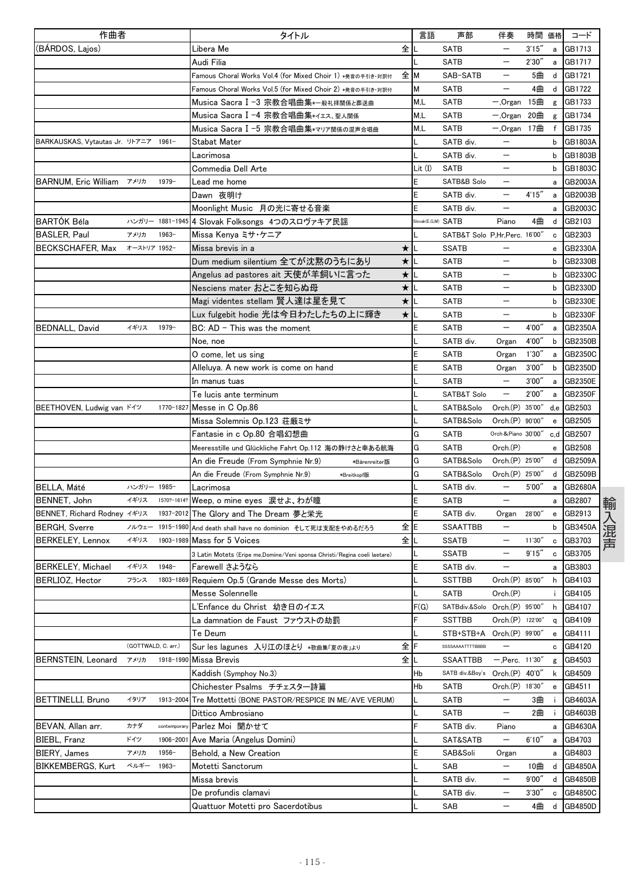| 作曲者 | | | タイトル | | 言語 | 声部 | 伴奏 | 時間 | 価格 | コード |
|---|---|---|---|---|---|---|---|---|---|---|
| (BÁRDOS, Lajos) | | | Libera Me | 全 | L | SATB | ― | 3'15" | a | GB1713 |
| | | | Audi Filia | | L | SATB | ― | 2'30" | a | GB1717 |
| | | | Famous Choral Works Vol.4 (for Mixed Choir 1) *発音の手引き・対訳付 | 全 | M | SAB-SATB | ― | 5曲 | d | GB1721 |
| | | | Famous Choral Works Vol.5 (for Mixed Choir 2) *発音の手引き・対訳付 | | M | SATB | ― | 4曲 | d | GB1722 |
| | | | Musica Sacra I -3 宗教合唱曲集*一般礼拝関係と葬送曲 | | M,L | SATB | ―,Organ | 15曲 | g | GB1733 |
| | | | Musica Sacra I -4 宗教合唱曲集*イエス、聖人関係 | | M,L | SATB | ―,Organ | 20曲 | g | GB1734 |
| | | | Musica Sacra I -5 宗教合唱曲集*マリア関係の混声合唱曲 | | M,L | SATB | ―,Organ | 17曲 | f | GB1735 |
| BARKAUSKAS, Vytautas Jr. | リトアニア | 1961- | Stabat Mater | | L | SATB div. | ― | | b | GB1803A |
| | | | Lacrimosa | | L | SATB div. | ― | | b | GB1803B |
| | | | Commedia Dell Arte | | Lit (I) | SATB | ― | | b | GB1803C |
| BARNUM, Eric William | アメリカ | 1979- | Lead me home | | E | SATB&B Solo | ― | | a | GB2003A |
| | | | Dawn 夜明け | | E | SATB div. | ― | 4'15" | a | GB2003B |
| | | | Moonlight Music 月の光に寄せる音楽 | | E | SATB div. | ― | | a | GB2003C |
| BARTÓK Béla | ハンガリー | 1881-1945 | 4 Slovak Folksongs 4つのスロヴァキア民謡 | | Slovak(E,G,M) | SATB | Piano | 4曲 | d | GB2103 |
| BASLER, Paul | アメリカ | 1963- | Missa Kenya ミサ・ケニア | | L | SATB&T Solo | P,Hr,Perc. | 16'00" | c | GB2303 |
| BECKSCHAFER, Max | オーストリア | 1952- | Missa brevis in a | ★ | L | SSATB | ― | | e | GB2330A |
| | | | Dum medium silentium 全てが沈黙のうちにあり | ★ | L | SATB | ― | | b | GB2330B |
| | | | Angelus ad pastores ait 天使が羊飼いに言った | ★ | L | SATB | ― | | b | GB2330C |
| | | | Nesciens mater おとこを知らぬ母 | ★ | L | SATB | ― | | b | GB2330D |
| | | | Magi videntes stellam 賢人達は星を見て | ★ | L | SATB | ― | | b | GB2330E |
| | | | Lux fulgebit hodie 光は今日わたしたちの上に輝き | ★ | L | SATB | ― | | b | GB2330F |
| BEDNALL, David | イギリス | 1979- | BC: AD - This was the moment | | E | SATB | ― | 4'00" | a | GB2350A |
| | | | Noe, noe | | L | SATB div. | Organ | 4'00" | b | GB2350B |
| | | | O come, let us sing | | E | SATB | Organ | 1'30" | a | GB2350C |
| | | | Alleluya. A new work is come on hand | | E | SATB | Organ | 3'00" | b | GB2350D |
| | | | In manus tuas | | L | SATB | ― | 3'00" | a | GB2350E |
| | | | Te lucis ante terminum | | L | SATB&T Solo | ― | 2'00" | a | GB2350F |
| BEETHOVEN, Ludwig van | ドイツ | 1770-1827 | Messe in C Op.86 | | L | SATB&Solo | Orch.(P) | 35'00" | d,e | GB2503 |
| | | | Missa Solemnis Op.123 荘厳ミサ | | L | SATB&Solo | Orch.(P) | 90'00" | e | GB2505 |
| | | | Fantasie in c Op.80 合唱幻想曲 | | G | SATB | Orch.&Piano | 30'00" | c,d | GB2507 |
| | | | Meeresstille und Glückliche Fahrt Op.112 海の静けさと幸ある航海 | | G | SATB | Orch.(P) | | e | GB2508 |
| | | | An die Freude (From Symphnie Nr.9) *Bärenreiter版 | | G | SATB&Solo | Orch.(P) | 25'00" | d | GB2509A |
| | | | An die Freude (From Symphnie Nr.9) *Breitkopf版 | | G | SATB&Solo | Orch.(P) | 25'00" | d | GB2509B |
| BELLA, Máté | ハンガリー | 1985- | Lacrimosa | | L | SATB div. | ― | 5'00" | a | GB2680A |
| BENNET, John | イギリス | 1570?-1614? | Weep, o mine eyes 涙せよ、わが瞳 | | E | SATB | ― | | a | GB2807 |
| BENNET, Richard Rodney | イギリス | 1937-2012 | The Glory and The Dream 夢と栄光 | | E | SATB div. | Organ | 28'00" | e | GB2913 |
| BERGH, Sverre | ノルウェー | 1915-1980 | And death shall have no dominion そして死は支配をやめるだろう | 全 | E | SSAATTBB | ― | | b | GB3450A |
| BERKELEY, Lennox | イギリス | 1903-1989 | Mass for 5 Voices | 全 | L | SSATB | ― | 11'30" | c | GB3703 |
| | | | 3 Latin Motets (Eripe me,Domine/Veni sponsa Christi/Regina coeli laetare) | | L | SSATB | ― | 9'15" | c | GB3705 |
| BERKELEY, Michael | イギリス | 1948- | Farewell さようなら | | E | SATB div. | ― | | a | GB3803 |
| BERLIOZ, Hector | フランス | 1803-1869 | Requiem Op.5 (Grande Messe des Morts) | | L | SSTTBB | Orch.(P) | 85'00" | h | GB4103 |
| | | | Messe Solennelle | | L | SATB | Orch.(P) | | i | GB4105 |
| | | | L'Enfance du Christ 幼き日のイエス | | F(G) | SATBdiv.&Solo | Orch.(P) | 95'00" | h | GB4107 |
| | | | La damnation de Faust ファウストの劫罰 | | F | SSTTBB | Orch.(P) | 122'00" | q | GB4109 |
| | | | Te Deum | | L | STB+STB+A | Orch.(P) | 99'00" | e | GB4111 |
| | (GOTTWALD, C. arr.) | | Sur les lagunes 入り江のほとり *歌曲集「夏の夜」より | 全 | F | SSSSAAAATTTTBBBB | ― | | c | GB4120 |
| BERNSTEIN, Leonard | アメリカ | 1918-1990 | Missa Brevis | 全 | L | SSAATTBB | ―,Perc. | 11'30" | g | GB4503 |
| | | | Kaddish (Symphoy No.3) | | Hb | SATB div.&Boy's | Orch.(P) | 40'0" | k | GB4509 |
| | | | Chichester Psalms チチェスター詩篇 | | Hb | SATB | Orch.(P) | 18'30" | e | GB4511 |
| BETTINELLI, Bruno | イタリア | 1913-2004 | Tre Mottetti (BONE PASTOR/RESPICE IN ME/AVE VERUM) | | L | SATB | ― | 3曲 | i | GB4603A |
| | | | Dittico Ambrosiano | | L | SATB | ― | 2曲 | i | GB4603B |
| BEVAN, Allan arr. | カナダ | contemporary | Parlez Moi 聞かせて | | F | SATB div. | Piano | | a | GB4630A |
| BIEBL, Franz | ドイツ | 1906-2001 | Ave Maria (Angelus Domini) | | L | SAT&SATB | ― | 6'10" | a | GB4703 |
| BIERY, James | アメリカ | 1956- | Behold, a New Creation | | E | SAB&Soli | Organ | | a | GB4803 |
| BIKKEMBERGS, Kurt | ベルギー | 1963- | Motetti Sanctorum | | L | SAB | ― | 10曲 | d | GB4850A |
| | | | Missa brevis | | L | SATB div. | ― | 9'00" | d | GB4850B |
| | | | De profundis clamavi | | L | SATB div. | ― | 3'30" | c | GB4850C |
| | | | Quattuor Motetti pro Sacerdotibus | | L | SAB | ― | 4曲 | d | GB4850D |

輸入混声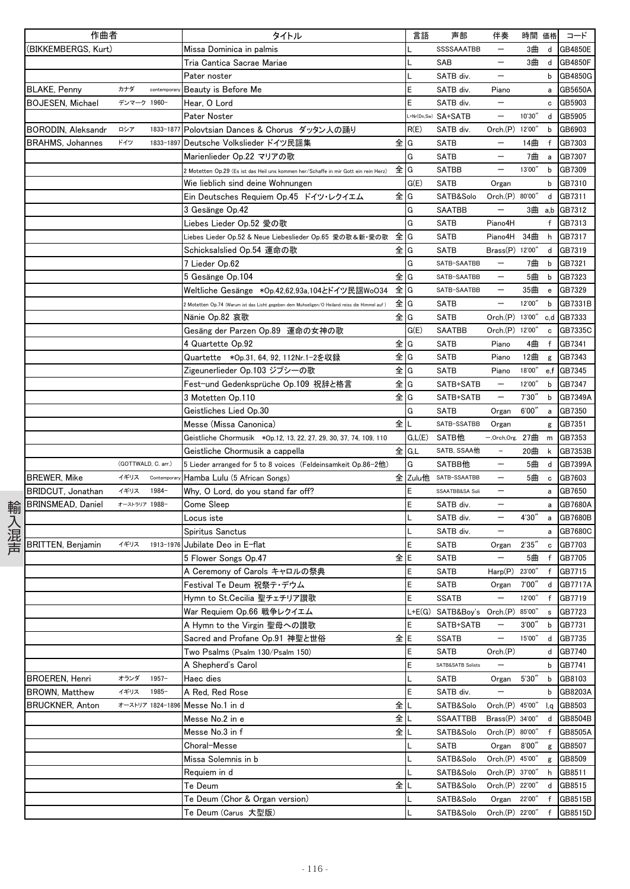| 作曲者 | | | タイトル | | 言語 | 声部 | 伴奏 | 時間 | 価格 | コード |
|---|---|---|---|---|---|---|---|---|---|---|
| (BIKKEMBERGS, Kurt) | | | Missa Dominica in palmis | | L | SSSSAAATBB | ― | 3曲 | d | GB4850E |
| | | | Tria Cantica Sacrae Mariae | | L | SAB | ― | 3曲 | d | GB4850F |
| | | | Pater noster | | L | SATB div. | ― | | b | GB4850G |
| BLAKE, Penny | カナダ | contemporary | Beauty is Before Me | | E | SATB div. | Piano | | a | GB5650A |
| BOJESEN, Michael | デンマーク | 1960- | Hear, O Lord | | E | SATB div. | ― | | c | GB5903 |
| | | | Pater Noster | | L+Nr(Dn,Sw) | SA+SATB | ― | 10'30" | d | GB5905 |
| BORODIN, Aleksandr | ロシア | 1833-1877 | Polovtsian Dances & Chorus ダッタン人の踊り | | R(E) | SATB div. | Orch.(P) | 12'00" | b | GB6903 |
| BRAHMS, Johannes | ドイツ | 1833-1897 | Deutsche Volkslieder ドイツ民謡集 | 全 | G | SATB | ― | 14曲 | f | GB7303 |
| | | | Marienlieder Op.22 マリアの歌 | | G | SATB | ― | 7曲 | a | GB7307 |
| | | | 2 Motetten Op.29 (Es ist das Heil uns kommen her/Schaffe in mir Gott ein rein Herz) | 全 | G | SATBB | ― | 13'00" | b | GB7309 |
| | | | Wie lieblich sind deine Wohnungen | | G(E) | SATB | Organ | | b | GB7310 |
| | | | Ein Deutsches Requiem Op.45 ドイツ・レクイエム | 全 | G | SATB&Solo | Orch.(P) | 80'00" | d | GB7311 |
| | | | 3 Gesänge Op.42 | | G | SAATBB | ― | 3曲 | a,b | GB7312 |
| | | | Liebes Lieder Op.52 愛の歌 | | G | SATB | Piano4H | | f | GB7313 |
| | | | Liebes Lieder Op.52 & Neue Liebeslieder Op.65 愛の歌&新・愛の歌 | 全 | G | SATB | Piano4H | 34曲 | h | GB7317 |
| | | | Schicksalslied Op.54 運命の歌 | 全 | G | SATB | Brass(P) | 12'00" | d | GB7319 |
| | | | 7 Lieder Op.62 | | G | SATB-SAATBB | ― | 7曲 | b | GB7321 |
| | | | 5 Gesänge Op.104 | 全 | G | SATB-SAATBB | ― | 5曲 | b | GB7323 |
| | | | Weltliche Gesänge *Op.42,62,93a,104とドイツ民謡WoO34 | 全 | G | SATB-SAATBB | ― | 35曲 | e | GB7329 |
| | | | 2 Motetten Op.74 (Warum ist das Licht gegeben dem Muhseligen/O Heiland reiss die Himmel auf) | 全 | G | SATB | ― | 12'00" | b | GB7331B |
| | | | Nänie Op.82 哀歌 | 全 | G | SATB | Orch.(P) | 13'00" | c,d | GB7333 |
| | | | Gesäng der Parzen Op.89 運命の女神の歌 | | G(E) | SAATBB | Orch.(P) | 12'00" | c | GB7335C |
| | | | 4 Quartette Op.92 | 全 | G | SATB | Piano | 4曲 | f | GB7341 |
| | | | Quartette *Op.31, 64, 92, 112Nr.1-2を収録 | 全 | G | SATB | Piano | 12曲 | g | GB7343 |
| | | | Zigeunerlieder Op.103 ジプシーの歌 | 全 | G | SATB | Piano | 18'00" | e,f | GB7345 |
| | | | Fest-und Gedenksprüche Op.109 祝辞と格言 | 全 | G | SATB+SATB | ― | 12'00" | b | GB7347 |
| | | | 3 Motetten Op.110 | 全 | G | SATB+SATB | ― | 7'30" | b | GB7349A |
| | | | Geistliches Lied Op.30 | | G | SATB | Organ | 6'00" | a | GB7350 |
| | | | Messe (Missa Canonica) | 全 | L | SATB-SSATBB | Organ | | g | GB7351 |
| | | | Geistliche Chormusik *Op.12, 13, 22, 27, 29, 30, 37, 74, 109, 110 | | G,L(E) | SATB他 | ―,Orch,Org. | 27曲 | m | GB7353 |
| | | | Geistliche Chormusik a cappella | 全 | G,L | SATB, SSAA他 | ― | 20曲 | k | GB7353B |
| | (GOTTWALD, C. arr.) | | 5 Lieder arranged for 5 to 8 voices (Feldeinsamkeit Op.86-2他) | | G | SATBB他 | ― | 5曲 | d | GB7399A |
| BREWER, Mike | イギリス | Contemporary | Hamba Lulu (5 African Songs) | 全 | Zulu他 | SATB-SSAATBB | ― | 5曲 | c | GB7603 |
| BRIDCUT, Jonathan | イギリス | 1984- | Why, O Lord, do you stand far off? | | E | SSAATBB&SA Soli | ― | | a | GB7650 |
| BRINSMEAD, Daniel | オーストラリア | 1988- | Come Sleep | | E | SATB div. | ― | | a | GB7680A |
| | | | Locus iste | | L | SATB div. | ― | 4'30" | a | GB7680B |
| | | | Spiritus Sanctus | | L | SATB div. | ― | | a | GB7680C |
| BRITTEN, Benjamin | イギリス | 1913-1976 | Jubilate Deo in E-flat | | E | SATB | Organ | 2'35" | c | GB7703 |
| | | | 5 Flower Songs Op.47 | 全 | E | SATB | ― | 5曲 | f | GB7705 |
| | | | A Ceremony of Carols キャロルの祭典 | | E | SATB | Harp(P) | 23'00" | f | GB7715 |
| | | | Festival Te Deum 祝祭テ・デウム | | E | SATB | Organ | 7'00" | d | GB7717A |
| | | | Hymn to St.Cecilia 聖チェチリア讃歌 | | E | SSATB | ― | 12'00" | f | GB7719 |
| | | | War Requiem Op.66 戦争レクイエム | | L+E(G) | SATB&Boy's | Orch.(P) | 85'00" | s | GB7723 |
| | | | A Hymn to the Virgin 聖母への讃歌 | | E | SATB+SATB | ― | 3'00" | b | GB7731 |
| | | | Sacred and Profane Op.91 神聖と世俗 | 全 | E | SSATB | ― | 15'00" | d | GB7735 |
| | | | Two Psalms (Psalm 130/Psalm 150) | | E | SATB | Orch.(P) | | d | GB7740 |
| | | | A Shepherd's Carol | | E | SATB&SATB Solists | ― | | b | GB7741 |
| BROEREN, Henri | オランダ | 1957- | Haec dies | | L | SATB | Organ | 5'30" | b | GB8103 |
| BROWN, Matthew | イギリス | 1985- | A Red, Red Rose | | E | SATB div. | ― | | b | GB8203A |
| BRUCKNER, Anton | オーストリア | 1824-1896 | Messe No.1 in d | 全 | L | SATB&Solo | Orch.(P) | 45'00" | l,q | GB8503 |
| | | | Messe No.2 in e | 全 | L | SSAATTBB | Brass(P) | 34'00" | d | GB8504B |
| | | | Messe No.3 in f | 全 | L | SATB&Solo | Orch.(P) | 80'00" | f | GB8505A |
| | | | Choral-Messe | | L | SATB | Organ | 8'00" | g | GB8507 |
| | | | Missa Solemnis in b | | L | SATB&Solo | Orch.(P) | 45'00" | g | GB8509 |
| | | | Requiem in d | | L | SATB&Solo | Orch.(P) | 37'00" | h | GB8511 |
| | | | Te Deum | 全 | L | SATB&Solo | Orch.(P) | 22'00" | d | GB8515 |
| | | | Te Deum (Chor & Organ version) | | L | SATB&Solo | Organ | 22'00" | f | GB8515B |
| | | | Te Deum (Carus 大型版) | | L | SATB&Solo | Orch.(P) | 22'00" | f | GB8515D |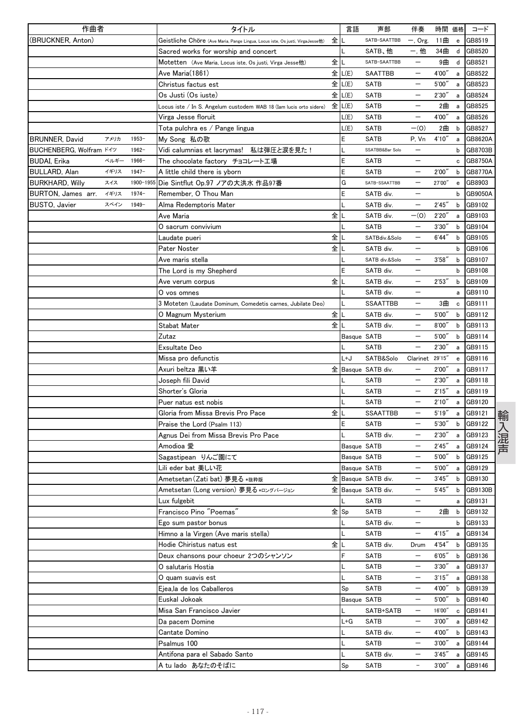| 作曲者 | | | タイトル | | 言語 | 声部 | 伴奏 | 時間 | 価格 | コード |
|---|---|---|---|---|---|---|---|---|---|---|
| (BRUCKNER, Anton) | | | Geistliche Chöre (Ave Maria, Pange Lingua, Locus iste, Os justi, VirgaJesse他) | 全 | L | SATB-SAATTBB | ー, Org. | 11曲 | e | GB8519 |
| | | | Sacred works for worship and concert | | L | SATB、他 | ー, 他 | 34曲 | d | GB8520 |
| | | | Motetten (Ave Maria, Locus iste, Os justi, Virga Jesse他) | 全 | L | SATB-SAATTBB | ー | 9曲 | d | GB8521 |
| | | | Ave Maria(1861) | 全 | L(E) | SAATTBB | ー | 4'00" | a | GB8522 |
| | | | Christus factus est | 全 | L(E) | SATB | ー | 5'00" | a | GB8523 |
| | | | Os Justi (Os iuste) | 全 | L(E) | SATB | ー | 2'30" | a | GB8524 |
| | | | Locus iste / In S. Angelum custodem WAB 18 (Iam lucis orto sidere) | 全 | L(E) | SATB | ー | 2曲 | a | GB8525 |
| | | | Virga Jesse floruit | | L(E) | SATB | ー | 4'00" | a | GB8526 |
| | | | Tota pulchra es / Pange lingua | | L(E) | SATB | ー(O) | 2曲 | b | GB8527 |
| BRUNNER, David | アメリカ | 1953- | My Song 私の歌 | | E | SATB | P, Vn | 4'10" | a | GB8620A |
| BUCHENBERG, Wolfram | ドイツ | 1962- | Vidi calumnias et lacrymas! 私は弾圧と涙を見た！ | | L | SSATBB&Bar Solo | ー | | b | GB8703B |
| BUDAI, Erika | ベルギー | 1966- | The chocolate factory チョコレート工場 | | E | SATB | ー | | c | GB8750A |
| BULLARD, Alan | イギリス | 1947- | A little child there is yborn | | E | SATB | ー | 2'00" | b | GB8770A |
| BURKHARD, Willy | スイス | 1900-1955 | Die Sintflut Op.97 ノアの大洪水 作品97番 | | G | SATB-SSAATTBB | ー | 27'00" | e | GB8903 |
| BURTON, James arr. | イギリス | 1974- | Remember, O Thou Man | | E | SATB div. | ー | | b | GB9050A |
| BUSTO, Javier | スペイン | 1949- | Alma Redemptoris Mater | | L | SATB div. | ー | 2'45" | b | GB9102 |
| | | | Ave Maria | 全 | L | SATB div. | ー(O) | 2'20" | a | GB9103 |
| | | | O sacrum convivium | | L | SATB | ー | 3'30" | b | GB9104 |
| | | | Laudate pueri | 全 | L | SATBdiv.&Solo | ー | 6'44" | b | GB9105 |
| | | | Pater Noster | 全 | L | SATB div. | ー | | b | GB9106 |
| | | | Ave maris stella | | L | SATB div.&Solo | ー | 3'58" | b | GB9107 |
| | | | The Lord is my Shepherd | | E | SATB div. | ー | | b | GB9108 |
| | | | Ave verum corpus | 全 | L | SATB div. | ー | 2'53" | b | GB9109 |
| | | | O vos omnes | | L | SATB div. | ー | | a | GB9110 |
| | | | 3 Moteten (Laudate Dominum, Comedetis carnes, Jubilate Deo) | | L | SSAATTBB | ー | 3曲 | c | GB9111 |
| | | | O Magnum Mysterium | 全 | L | SATB div. | ー | 5'00" | b | GB9112 |
| | | | Stabat Mater | 全 | L | SATB div. | ー | 8'00" | b | GB9113 |
| | | | Zutaz | | Basque | SATB | ー | 5'00" | b | GB9114 |
| | | | Exsultate Deo | | L | SATB | ー | 2'30" | a | GB9115 |
| | | | Missa pro defunctis | | L+J | SATB&Solo | Clarinet | 29'15" | e | GB9116 |
| | | | Axuri beltza 黒い羊 | 全 | Basque | SATB div. | ー | 2'00" | a | GB9117 |
| | | | Joseph fili David | | L | SATB | ー | 2'30" | a | GB9118 |
| | | | Shorter's Gloria | | L | SATB | ー | 2'15" | a | GB9119 |
| | | | Puer natus est nobis | | L | SATB | ー | 2'10" | a | GB9120 |
| | | | Gloria from Missa Brevis Pro Pace | 全 | L | SSAATTBB | ー | 5'19" | a | GB9121 |
| | | | Praise the Lord (Psalm 113) | | E | SATB | ー | 5'30" | b | GB9122 |
| | | | Agnus Dei from Missa Brevis Pro Pace | | L | SATB div. | ー | 2'30" | a | GB9123 |
| | | | Amodioa 愛 | | Basque | SATB | ー | 2'45" | a | GB9124 |
| | | | Sagastipean りんご園にて | | Basque | SATB | ー | 5'00" | b | GB9125 |
| | | | Lili eder bat 美しい花 | | Basque | SATB | ー | 5'00" | a | GB9129 |
| | | | Ametsetan (Zati bat) 夢見る *抜粋版 | 全 | Basque | SATB div. | ー | 3'45" | b | GB9130 |
| | | | Ametsetan (Long version) 夢見る *ロングバージョン | 全 | Basque | SATB div. | ー | 5'45" | b | GB9130B |
| | | | Lux fulgebit | | L | SATB | ー | | a | GB9131 |
| | | | Francisco Pino "Poemas" | 全 | Sp | SATB | ー | 2曲 | b | GB9132 |
| | | | Ego sum pastor bonus | | L | SATB div. | ー | | b | GB9133 |
| | | | Himno a la Virgen (Ave maris stella) | | L | SATB | ー | 4'15" | a | GB9134 |
| | | | Hodie Chiristus natus est | 全 | L | SATB div. | Drum | 4'54" | b | GB9135 |
| | | | Deux chansons pour choeur 2つのシャンソン | | F | SATB | ー | 6'05" | b | GB9136 |
| | | | O salutaris Hostia | | L | SATB | ー | 3'30" | a | GB9137 |
| | | | O quam suavis est | | L | SATB | ー | 3'15" | a | GB9138 |
| | | | Ejea,la de los Caballeros | | Sp | SATB | ー | 4'00" | b | GB9139 |
| | | | Euskal Jokoak | | Basque | SATB | ー | 5'00" | b | GB9140 |
| | | | Misa San Francisco Javier | | L | SATB+SATB | ー | 16'00" | c | GB9141 |
| | | | Da pacem Domine | | L+G | SATB | ー | 3'00" | a | GB9142 |
| | | | Cantate Domino | | L | SATB div. | ー | 4'00" | b | GB9143 |
| | | | Psalmus 100 | | L | SATB | ー | 3'00" | a | GB9144 |
| | | | Antifona para el Sabado Santo | | L | SATB div. | ー | 3'45" | a | GB9145 |
| | | | A tu lado あなたのそばに | | Sp | SATB | ー | 3'00" | a | GB9146 |

輸入混声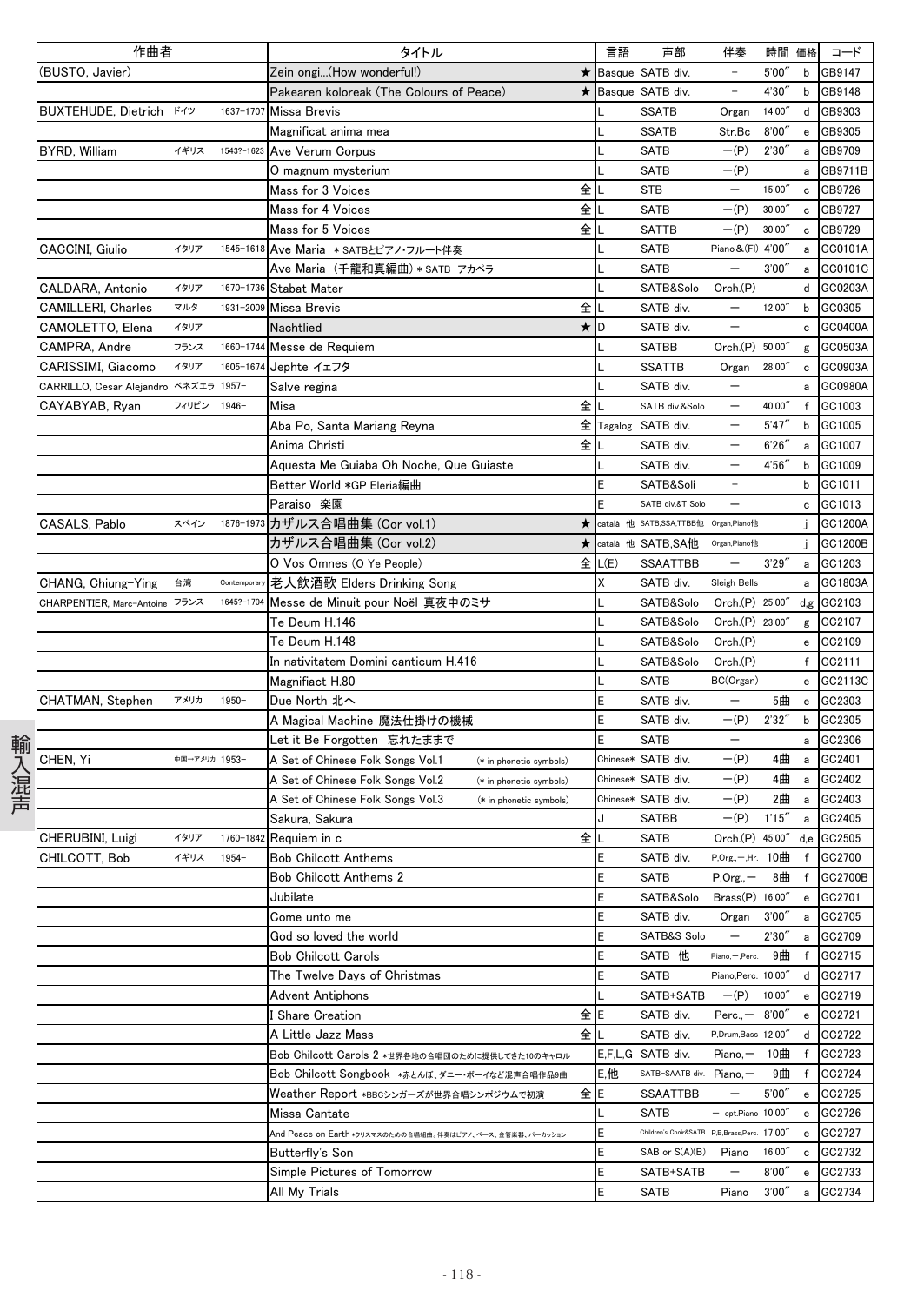| 作曲者 | | | タイトル | | 言語 | 声部 | 伴奏 | 時間 | 価格 | コード |
|---|---|---|---|---|---|---|---|---|---|---|
| (BUSTO, Javier) | | | Zein ongi...(How wonderful!) | ★ | Basque | SATB div. | − | 5'00" | b | GB9147 |
| | | | Pakearen koloreak (The Colours of Peace) | ★ | Basque | SATB div. | − | 4'30" | b | GB9148 |
| BUXTEHUDE, Dietrich | ドイツ | 1637-1707 | Missa Brevis | | L | SSATB | Organ | 14'00" | d | GB9303 |
| | | | Magnificat anima mea | | L | SSATB | Str.Bc | 8'00" | e | GB9305 |
| BYRD, William | イギリス | 1543?-1623 | Ave Verum Corpus | | L | SATB | −(P) | 2'30" | a | GB9709 |
| | | | O magnum mysterium | | L | SATB | −(P) | | a | GB9711B |
| | | | Mass for 3 Voices | 全 | L | STB | − | 15'00" | c | GB9726 |
| | | | Mass for 4 Voices | 全 | L | SATB | −(P) | 30'00" | c | GB9727 |
| | | | Mass for 5 Voices | 全 | L | SATTB | −(P) | 30'00" | c | GB9729 |
| CACCINI, Giulio | イタリア | 1545-1618 | Ave Maria ＊SATBとピアノ・フルート伴奏 | | L | SATB | Piano&(Fl) | 4'00" | a | GC0101A |
| | | | Ave Maria（千龍和真編曲）＊SATB アカペラ | | L | SATB | − | 3'00" | a | GC0101C |
| CALDARA, Antonio | イタリア | 1670-1736 | Stabat Mater | | L | SATB&Solo | Orch.(P) | | d | GC0203A |
| CAMILLERI, Charles | マルタ | 1931-2009 | Missa Brevis | 全 | L | SATB div. | − | 12'00" | b | GC0305 |
| CAMOLETTO, Elena | イタリア | | Nachtlied | ★ | D | SATB div. | − | | c | GC0400A |
| CAMPRA, Andre | フランス | 1660-1744 | Messe de Requiem | | L | SATBB | Orch.(P) | 50'00" | g | GC0503A |
| CARISSIMI, Giacomo | イタリア | 1605-1674 | Jephte イェフタ | | L | SSATTB | Organ | 28'00" | c | GC0903A |
| CARRILLO, Cesar Alejandro | ベネズエラ | 1957- | Salve regina | | L | SATB div. | − | | a | GC0980A |
| CAYABYAB, Ryan | フィリピン | 1946- | Misa | 全 | L | SATB div.&Solo | − | 40'00" | f | GC1003 |
| | | | Aba Po, Santa Mariang Reyna | 全 | Tagalog | SATB div. | − | 5'47" | b | GC1005 |
| | | | Anima Christi | 全 | L | SATB div. | − | 6'26" | a | GC1007 |
| | | | Aquesta Me Guiaba Oh Noche, Que Guiaste | | L | SATB div. | − | 4'56" | b | GC1009 |
| | | | Better World ＊GP Eleria編曲 | | E | SATB&Soli | − | | b | GC1011 |
| | | | Paraiso 楽園 | | E | SATB div.&T Solo | − | | c | GC1013 |
| CASALS, Pablo | スペイン | 1876-1973 | カザルス合唱曲集 (Cor vol.1) | ★ | català 他 | SATB,SSA,TTBB他 | Organ,Piano他 | | j | GC1200A |
| | | | カザルス合唱曲集 (Cor vol.2) | ★ | català 他 | SATB,SA他 | Organ,Piano他 | | j | GC1200B |
| | | | O Vos Omnes (O Ye People) | 全 | L(E) | SSAATTBB | − | 3'29" | a | GC1203 |
| CHANG, Chiung-Ying | 台湾 | Contemporary | 老人飲酒歌 Elders Drinking Song | | X | SATB div. | Sleigh Bells | | a | GC1803A |
| CHARPENTIER, Marc-Antoine | フランス | 1645?-1704 | Messe de Minuit pour Noël 真夜中のミサ | | L | SATB&Solo | Orch.(P) | 25'00" | d,g | GC2103 |
| | | | Te Deum H.146 | | L | SATB&Solo | Orch.(P) | 23'00" | g | GC2107 |
| | | | Te Deum H.148 | | L | SATB&Solo | Orch.(P) | | e | GC2109 |
| | | | In nativitatem Domini canticum H.416 | | L | SATB&Solo | Orch.(P) | | f | GC2111 |
| | | | Magnifiact H.80 | | L | SATB | BC(Organ) | | e | GC2113C |
| CHATMAN, Stephen | アメリカ | 1950- | Due North 北へ | | E | SATB div. | − | 5曲 | e | GC2303 |
| | | | A Magical Machine 魔法仕掛けの機械 | | E | SATB div. | −(P) | 2'32" | b | GC2305 |
| | | | Let it Be Forgotten 忘れたままで | | E | SATB | − | | a | GC2306 |
| CHEN, Yi | 中国→アメリカ | 1953- | A Set of Chinese Folk Songs Vol.1 (＊in phonetic symbols) | | Chinese＊ | SATB div. | −(P) | 4曲 | a | GC2401 |
| | | | A Set of Chinese Folk Songs Vol.2 (＊in phonetic symbols) | | Chinese＊ | SATB div. | −(P) | 4曲 | a | GC2402 |
| | | | A Set of Chinese Folk Songs Vol.3 (＊in phonetic symbols) | | Chinese＊ | SATB div. | −(P) | 2曲 | a | GC2403 |
| | | | Sakura, Sakura | | J | SATBB | −(P) | 1'15" | a | GC2405 |
| CHERUBINI, Luigi | イタリア | 1760-1842 | Requiem in c | 全 | L | SATB | Orch.(P) | 45'00" | d,e | GC2505 |
| CHILCOTT, Bob | イギリス | 1954- | Bob Chilcott Anthems | | E | SATB div. | P,Org.,−,Hr. | 10曲 | f | GC2700 |
| | | | Bob Chilcott Anthems 2 | | E | SATB | P,Org.,− | 8曲 | f | GC2700B |
| | | | Jubilate | | E | SATB&Solo | Brass(P) | 16'00" | e | GC2701 |
| | | | Come unto me | | E | SATB div. | Organ | 3'00" | a | GC2705 |
| | | | God so loved the world | | E | SATB&S Solo | − | 2'30" | a | GC2709 |
| | | | Bob Chilcott Carols | | E | SATB 他 | Piano,−,Perc. | 9曲 | f | GC2715 |
| | | | The Twelve Days of Christmas | | E | SATB | Piano,Perc. | 10'00" | d | GC2717 |
| | | | Advent Antiphons | | L | SATB+SATB | −(P) | 10'00" | e | GC2719 |
| | | | I Share Creation | 全 | E | SATB div. | Perc.,− | 8'00" | e | GC2721 |
| | | | A Little Jazz Mass | 全 | L | SATB div. | P,Drum,Bass | 12'00" | d | GC2722 |
| | | | Bob Chilcott Carols 2 ＊世界各地の合唱団のために提供してきた10のキャロル | | E,F,L,G | SATB div. | Piano,− | 10曲 | f | GC2723 |
| | | | Bob Chilcott Songbook ＊赤とんぼ、ダニー・ボーイなど混声合唱作品9曲 | | E,他 | SATB-SAATB div. | Piano,− | 9曲 | f | GC2724 |
| | | | Weather Report ＊BBCシンガーズが世界合唱シンポジウムで初演 | 全 | E | SSAATTBB | − | 5'00" | e | GC2725 |
| | | | Missa Cantate | | L | SATB | −, opt.Piano | 10'00" | e | GC2726 |
| | | | And Peace on Earth ＊クリスマスのための合唱組曲。伴奏はピアノ、ベース、金管楽器、パーカッション | | E | Children's Choir&SATB | P,B,Brass,Perc. | 17'00" | e | GC2727 |
| | | | Butterfly's Son | | E | SAB or S(A)(B) | Piano | 16'00" | c | GC2732 |
| | | | Simple Pictures of Tomorrow | | E | SATB+SATB | − | 8'00" | e | GC2733 |
| | | | All My Trials | | E | SATB | Piano | 3'00" | a | GC2734 |

輸入混声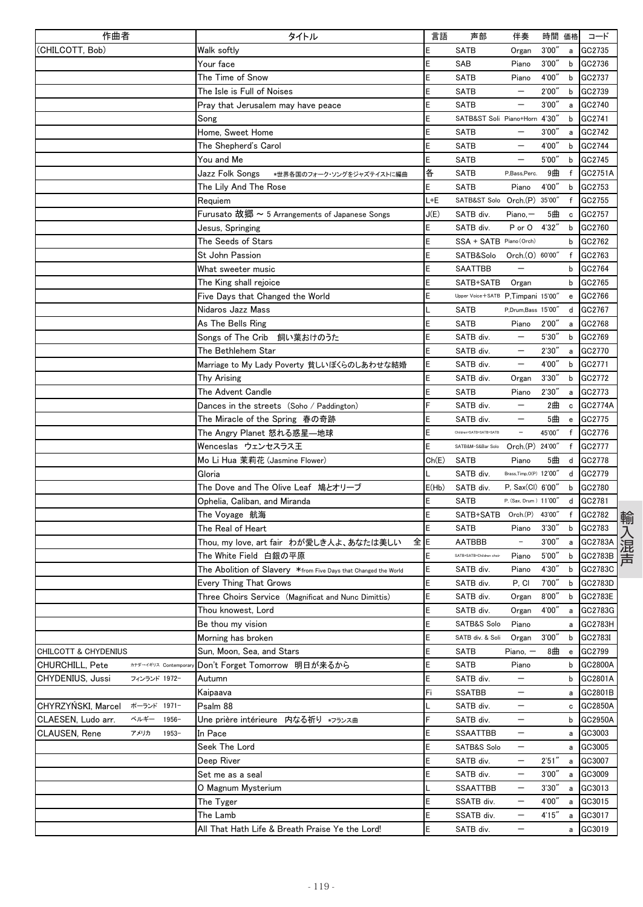| 作曲者 | タイトル | 言語 | 声部 | 伴奏 | 時間 | 価格 | コード |
|---|---|---|---|---|---|---|---|
| (CHILCOTT, Bob) | Walk softly | E | SATB | Organ | 3'00" | a | GC2735 |
| | Your face | E | SAB | Piano | 3'00" | b | GC2736 |
| | The Time of Snow | E | SATB | Piano | 4'00" | b | GC2737 |
| | The Isle is Full of Noises | E | SATB | － | 2'00" | b | GC2739 |
| | Pray that Jerusalem may have peace | E | SATB | － | 3'00" | a | GC2740 |
| | Song | E | SATB&ST Soli | Piano+Horn | 4'30" | b | GC2741 |
| | Home, Sweet Home | E | SATB | － | 3'00" | a | GC2742 |
| | The Shepherd's Carol | E | SATB | － | 4'00" | b | GC2744 |
| | You and Me | E | SATB | － | 5'00" | b | GC2745 |
| | Jazz Folk Songs　*世界各国のフォーク・ソングをジャズテイストに編曲 | 各 | SATB | P,Bass,Perc. | 9曲 | f | GC2751A |
| | The Lily And The Rose | E | SATB | Piano | 4'00" | b | GC2753 |
| | Requiem | L+E | SATB&ST Solo | Orch.(P) | 35'00" | f | GC2755 |
| | Furusato 故郷 ～ 5 Arrangements of Japanese Songs | J(E) | SATB div. | Piano,－ | 5曲 | c | GC2757 |
| | Jesus, Springing | E | SATB div. | P or O | 4'32" | b | GC2760 |
| | The Seeds of Stars | E | SSA + SATB | Piano(Orch) | | b | GC2762 |
| | St John Passion | E | SATB&Solo | Orch.(O) | 60'00" | f | GC2763 |
| | What sweeter music | E | SAATTBB | － | | b | GC2764 |
| | The King shall rejoice | E | SATB+SATB | Organ | | b | GC2765 |
| | Five Days that Changed the World | E | Upper Voice+SATB | P,Timpani | 15'00" | e | GC2766 |
| | Nidaros Jazz Mass | L | SATB | P,Drum,Bass | 15'00" | d | GC2767 |
| | As The Bells Ring | E | SATB | Piano | 2'00" | a | GC2768 |
| | Songs of The Crib　飼い葉おけのうた | E | SATB div. | － | 5'30" | b | GC2769 |
| | The Bethlehem Star | E | SATB div. | － | 2'30" | a | GC2770 |
| | Marriage to My Lady Poverty 貧しいぼくらのしあわせな結婚 | E | SATB div. | － | 4'00" | b | GC2771 |
| | Thy Arising | E | SATB div. | Organ | 3'30" | b | GC2772 |
| | The Advent Candle | E | SATB | Piano | 2'30" | a | GC2773 |
| | Dances in the streets (Soho / Paddington) | F | SATB div. | － | 2曲 | c | GC2774A |
| | The Miracle of the Spring　春の奇跡 | E | SATB div. | － | 5曲 | e | GC2775 |
| | The Angry Planet 怒れる惑星—地球 | E | Children+SATB+SATB+SATB | － | 45'00" | f | GC2776 |
| | Wenceslas　ウェンセスラス王 | E | SATB&M-S&Bar Solo | Orch.(P) | 24'00" | f | GC2777 |
| | Mo Li Hua 茉莉花 (Jasmine Flower) | Ch(E) | SATB | Piano | 5曲 | d | GC2778 |
| | Gloria | L | SATB div. | Brass,Timp,O(P) | 12'00" | d | GC2779 |
| | The Dove and The Olive Leaf　鳩とオリーブ | E(Hb) | SATB div. | P, Sax(Cl) | 6'00" | b | GC2780 |
| | Ophelia, Caliban, and Miranda | E | SATB | P. (Sax, Drum) | 11'00" | d | GC2781 |
| | The Voyage　航海 | E | SATB+SATB | Orch.(P) | 43'00" | f | GC2782 |
| | The Real of Heart | E | SATB | Piano | 3'30" | b | GC2783 |
| | Thou, my love, art fair　わが愛しき人よ、あなたは美しい　全 | E | AATBBB | － | 3'00" | a | GC2783A |
| | The White Field　白銀の平原 | E | SATB+SATB+Children choir | Piano | 5'00" | b | GC2783B |
| | The Abolition of Slavery　*from Five Days that Changed the World | E | SATB div. | Piano | 4'30" | b | GC2783C |
| | Every Thing That Grows | E | SATB div. | P, Cl | 7'00" | b | GC2783D |
| | Three Choirs Service (Magnificat and Nunc Dimittis) | E | SATB div. | Organ | 8'00" | b | GC2783E |
| | Thou knowest, Lord | E | SATB div. | Organ | 4'00" | a | GC2783G |
| | Be thou my vision | E | SATB&S Solo | Piano | | a | GC2783H |
| | Morning has broken | E | SATB div. & Soli | Organ | 3'00" | b | GC2783I |
| CHILCOTT & CHYDENIUS | Sun, Moon, Sea, and Stars | E | SATB | Piano, － | 8曲 | e | GC2799 |
| CHURCHILL, Pete　カナダ-イギリス Contemporary | Don't Forget Tomorrow　明日が来るから | E | SATB | Piano | | b | GC2800A |
| CHYDENIUS, Jussi　フィンランド 1972- | Autumn | E | SATB div. | － | | b | GC2801A |
| | Kaipaava | Fi | SSATBB | － | | a | GC2801B |
| CHYRZYŃSKI, Marcel　ポーランド 1971- | Psalm 88 | L | SATB div. | － | | c | GC2850A |
| CLAESEN, Ludo arr.　ベルギー 1956- | Une prière intérieure　内なる祈り　*フランス曲 | F | SATB div. | － | | b | GC2950A |
| CLAUSEN, Rene　アメリカ 1953- | In Pace | E | SSAATTBB | － | | a | GC3003 |
| | Seek The Lord | E | SATB&S Solo | － | | a | GC3005 |
| | Deep River | E | SATB div. | － | 2'51" | a | GC3007 |
| | Set me as a seal | E | SATB div. | － | 3'00" | a | GC3009 |
| | O Magnum Mysterium | L | SSAATTBB | － | 3'30" | a | GC3013 |
| | The Tyger | E | SSATB div. | － | 4'00" | a | GC3015 |
| | The Lamb | E | SSATB div. | － | 4'15" | a | GC3017 |
| | All That Hath Life & Breath Praise Ye the Lord! | E | SATB div. | － | | a | GC3019 |

輸入混声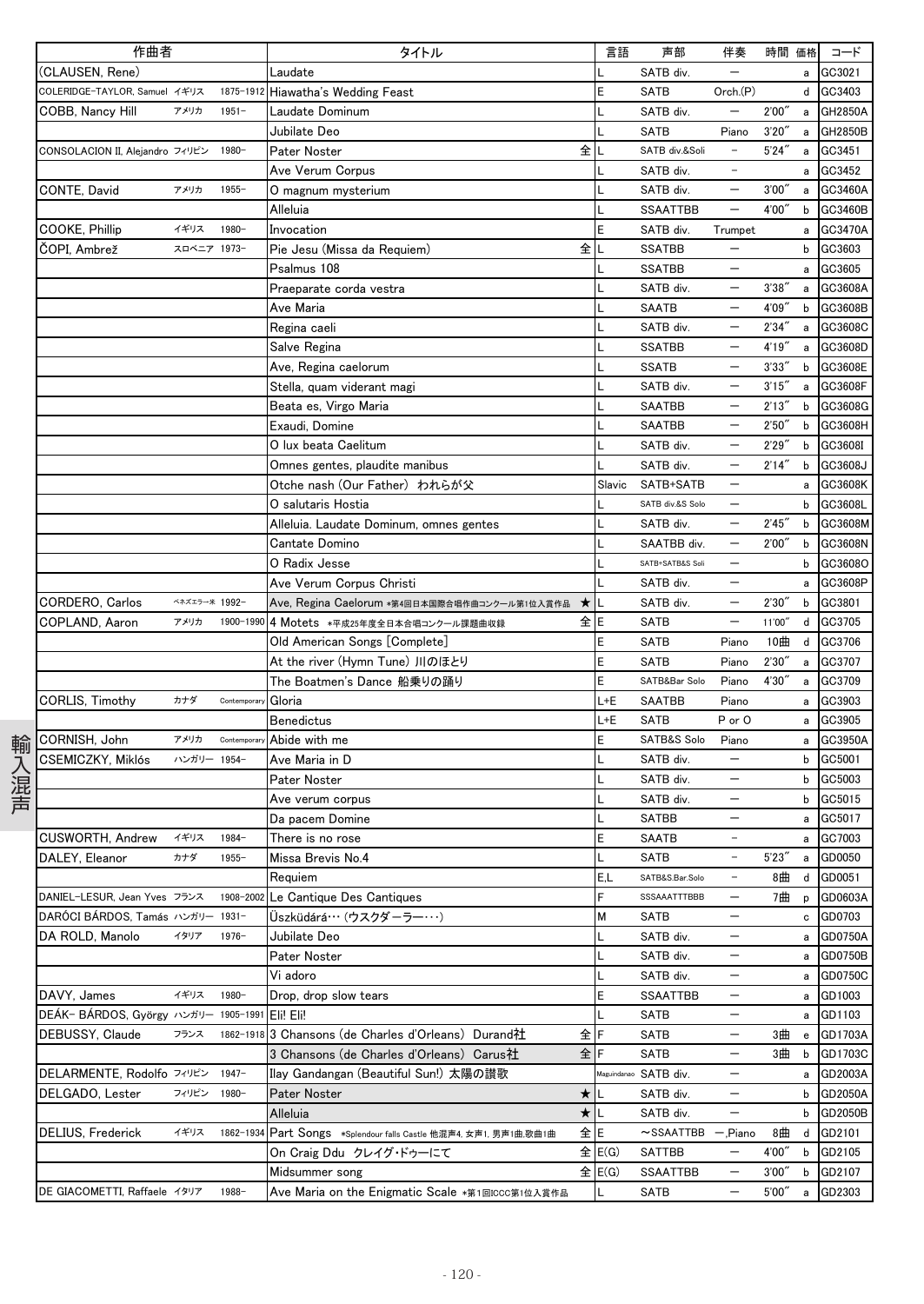| 作曲者 | | | タイトル | | 言語 | 声部 | 伴奏 | 時間 | 価格 | コード |
|---|---|---|---|---|---|---|---|---|---|---|
| (CLAUSEN, Rene) | | | Laudate | | L | SATB div. | — | | a | GC3021 |
| COLERIDGE-TAYLOR, Samuel | イギリス | 1875-1912 | Hiawatha's Wedding Feast | | E | SATB | Orch.(P) | | d | GC3403 |
| COBB, Nancy Hill | アメリカ | 1951- | Laudate Dominum | | L | SATB div. | — | 2'00" | a | GH2850A |
| | | | Jubilate Deo | | L | SATB | Piano | 3'20" | a | GH2850B |
| CONSOLACION II, Alejandro | フィリピン | 1980- | Pater Noster | 全 | L | SATB div.&Soli | – | 5'24" | a | GC3451 |
| | | | Ave Verum Corpus | | L | SATB div. | – | | a | GC3452 |
| CONTE, David | アメリカ | 1955- | O magnum mysterium | | L | SATB div. | — | 3'00" | a | GC3460A |
| | | | Alleluia | | L | SSAATTBB | — | 4'00" | b | GC3460B |
| COOKE, Phillip | イギリス | 1980- | Invocation | | E | SATB div. | Trumpet | | a | GC3470A |
| ČOPI, Ambrež | スロベニア | 1973- | Pie Jesu (Missa da Requiem) | 全 | L | SSATBB | — | | b | GC3603 |
| | | | Psalmus 108 | | L | SSATBB | — | | a | GC3605 |
| | | | Praeparate corda vestra | | L | SATB div. | — | 3'38" | a | GC3608A |
| | | | Ave Maria | | L | SAATB | — | 4'09" | b | GC3608B |
| | | | Regina caeli | | L | SATB div. | — | 2'34" | a | GC3608C |
| | | | Salve Regina | | L | SSATBB | — | 4'19" | a | GC3608D |
| | | | Ave, Regina caelorum | | L | SSATB | — | 3'33" | b | GC3608E |
| | | | Stella, quam viderant magi | | L | SATB div. | — | 3'15" | a | GC3608F |
| | | | Beata es, Virgo Maria | | L | SAATBB | — | 2'13" | b | GC3608G |
| | | | Exaudi, Domine | | L | SAATBB | — | 2'50" | b | GC3608H |
| | | | O lux beata Caelitum | | L | SATB div. | — | 2'29" | b | GC3608I |
| | | | Omnes gentes, plaudite manibus | | L | SATB div. | — | 2'14" | b | GC3608J |
| | | | Otche nash (Our Father) われらが父 | | Slavic | SATB+SATB | — | | a | GC3608K |
| | | | O salutaris Hostia | | L | SATB div.&S Solo | — | | b | GC3608L |
| | | | Alleluia. Laudate Dominum, omnes gentes | | L | SATB div. | — | 2'45" | b | GC3608M |
| | | | Cantate Domino | | L | SAATBB div. | — | 2'00" | b | GC3608N |
| | | | O Radix Jesse | | L | SATB+SATB&S Soli | — | | b | GC3608O |
| | | | Ave Verum Corpus Christi | | L | SATB div. | — | | a | GC3608P |
| CORDERO, Carlos | ベネズエラ-米 | 1992- | Ave, Regina Caelorum *第4回日本国際合唱作曲コンクール第1位入賞作品 | ★ | L | SATB div. | — | 2'30" | b | GC3801 |
| COPLAND, Aaron | アメリカ | 1900-1990 | 4 Motets *平成25年度全日本合唱コンクール課題曲収録 | 全 | E | SATB | — | 11'00" | d | GC3705 |
| | | | Old American Songs [Complete] | | E | SATB | Piano | 10曲 | d | GC3706 |
| | | | At the river (Hymn Tune) 川のほとり | | E | SATB | Piano | 2'30" | a | GC3707 |
| | | | The Boatmen's Dance 船乗りの踊り | | E | SATB&Bar Solo | Piano | 4'30" | a | GC3709 |
| CORLIS, Timothy | カナダ | Contemporary | Gloria | | L+E | SAATBB | Piano | | a | GC3903 |
| | | | Benedictus | | L+E | SATB | P or O | | a | GC3905 |
| CORNISH, John | アメリカ | Contemporary | Abide with me | | E | SATB&S Solo | Piano | | a | GC3950A |
| CSEMICZKY, Miklós | ハンガリー | 1954- | Ave Maria in D | | L | SATB div. | — | | b | GC5001 |
| | | | Pater Noster | | L | SATB div. | — | | b | GC5003 |
| | | | Ave verum corpus | | L | SATB div. | — | | b | GC5015 |
| | | | Da pacem Domine | | L | SATBB | — | | a | GC5017 |
| CUSWORTH, Andrew | イギリス | 1984- | There is no rose | | E | SAATB | – | | a | GC7003 |
| DALEY, Eleanor | カナダ | 1955- | Missa Brevis No.4 | | L | SATB | – | 5'23" | a | GD0050 |
| | | | Requiem | | E,L | SATB&S.Bar.Solo | – | 8曲 | d | GD0051 |
| DANIEL-LESUR, Jean Yves | フランス | 1908-2002 | Le Cantique Des Cantiques | | F | SSSAAATTTBBB | — | 7曲 | p | GD0603A |
| DARÓCI BÁRDOS, Tamás | ハンガリー | 1931- | Üszküdárá… (ウスクダーラー…) | | M | SATB | — | | c | GD0703 |
| DA ROLD, Manolo | イタリア | 1976- | Jubilate Deo | | L | SATB div. | — | | a | GD0750A |
| | | | Pater Noster | | L | SATB div. | — | | a | GD0750B |
| | | | Vi adoro | | L | SATB div. | — | | a | GD0750C |
| DAVY, James | イギリス | 1980- | Drop, drop slow tears | | E | SSAATTBB | — | | a | GD1003 |
| DEÁK- BÁRDOS, György | ハンガリー | 1905-1991 | Eli! Eli! | | L | SATB | — | | a | GD1103 |
| DEBUSSY, Claude | フランス | 1862-1918 | 3 Chansons (de Charles d'Orleans) Durand社 | 全 | F | SATB | — | 3曲 | e | GD1703A |
| | | | 3 Chansons (de Charles d'Orleans) Carus社 | 全 | F | SATB | — | 3曲 | b | GD1703C |
| DELARMENTE, Rodolfo | フィリピン | 1947- | Ilay Gandangan (Beautiful Sun!) 太陽の讃歌 | | Maguindanao | SATB div. | — | | a | GD2003A |
| DELGADO, Lester | フィリピン | 1980- | Pater Noster | ★ | L | SATB div. | — | | b | GD2050A |
| | | | Alleluia | ★ | L | SATB div. | — | | b | GD2050B |
| DELIUS, Frederick | イギリス | 1862-1934 | Part Songs *Splendour falls Castle 他混声4, 女声1, 男声1曲,歌曲1曲 | 全 | E | ~SSAATTBB | —,Piano | 8曲 | d | GD2101 |
| | | | On Craig Ddu クレイグ・ドゥーにて | 全 | E(G) | SATTBB | — | 4'00" | b | GD2105 |
| | | | Midsummer song | 全 | E(G) | SSAATTBB | — | 3'00" | b | GD2107 |
| DE GIACOMETTI, Raffaele | イタリア | 1988- | Ave Maria on the Enigmatic Scale *第1回ICCC第1位入賞作品 | | L | SATB | — | 5'00" | a | GD2303 |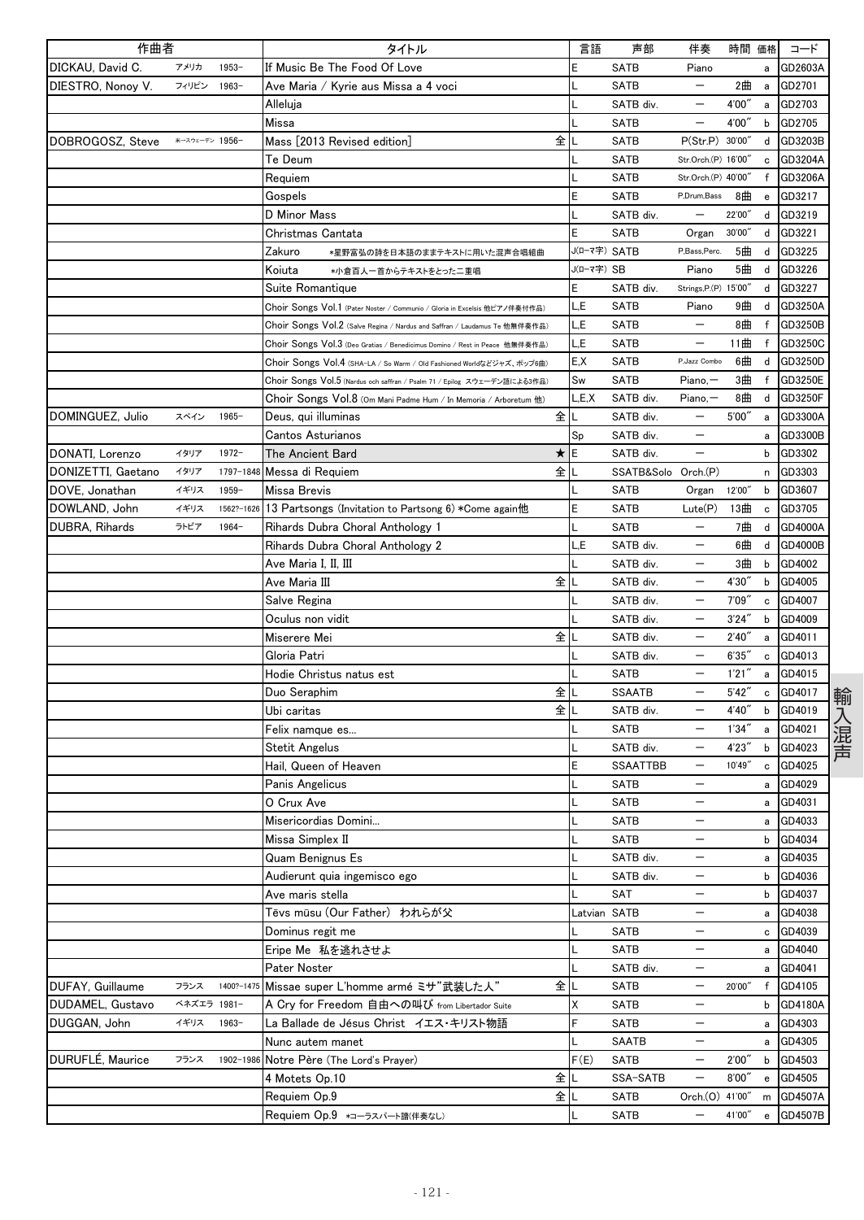| 作曲者 | | | タイトル | | 言語 | 声部 | 伴奏 | 時間 | 価格 | コード |
|---|---|---|---|---|---|---|---|---|---|---|
| DICKAU, David C. | アメリカ | 1953– | If Music Be The Food Of Love | | E | SATB | Piano | | a | GD2603A |
| DIESTRO, Nonoy V. | フィリピン | 1963– | Ave Maria / Kyrie aus Missa a 4 voci | | L | SATB | — | 2曲 | a | GD2701 |
| | | | Alleluja | | L | SATB div. | — | 4'00" | a | GD2703 |
| | | | Missa | | L | SATB | — | 4'00" | b | GD2705 |
| DOBROGOSZ, Steve | *ースウェーデン | 1956– | Mass [2013 Revised edition] | 全 | L | SATB | P(Str.P) | 30'00" | d | GD3203B |
| | | | Te Deum | | L | SATB | Str.Orch.(P) | 16'00" | c | GD3204A |
| | | | Requiem | | L | SATB | Str.Orch.(P) | 40'00" | f | GD3206A |
| | | | Gospels | | E | SATB | P,Drum,Bass | 8曲 | e | GD3217 |
| | | | D Minor Mass | | L | SATB div. | — | 22'00" | d | GD3219 |
| | | | Christmas Cantata | | E | SATB | Organ | 30'00" | d | GD3221 |
| | | | Zakuro ＊星野富弘の詩を日本語のままテキストに用いた混声合唱組曲 | | J(ローマ字) | SATB | P,Bass,Perc. | 5曲 | d | GD3225 |
| | | | Koiuta ＊小倉百人一首からテキストをとった二重唱 | | J(ローマ字) | SB | Piano | 5曲 | d | GD3226 |
| | | | Suite Romantique | | E | SATB div. | Strings,P.(P) | 15'00" | d | GD3227 |
| | | | Choir Songs Vol.1 (Pater Noster / Communio / Gloria in Excelsis 他ピアノ伴奏付作品) | | L,E | SATB | Piano | 9曲 | d | GD3250A |
| | | | Choir Songs Vol.2 (Salve Regina / Nardus and Saffran / Laudamus Te 他無伴奏作品) | | L,E | SATB | — | 8曲 | f | GD3250B |
| | | | Choir Songs Vol.3 (Deo Gratias / Benedicimus Domino / Rest in Peace 他無伴奏作品) | | L,E | SATB | — | 11曲 | f | GD3250C |
| | | | Choir Songs Vol.4 (SHA-LA / So Warm / Old Fashioned Worldなどジャズ、ポップ6曲) | | E,X | SATB | P,Jazz Combo | 6曲 | d | GD3250D |
| | | | Choir Songs Vol.5 (Nardus och saffran / Psalm 71 / Epilog スウェーデン語による3作品) | | Sw | SATB | Piano,— | 3曲 | f | GD3250E |
| | | | Choir Songs Vol.8 (Om Mani Padme Hum / In Memoria / Arboretum 他) | | L,E,X | SATB div. | Piano,— | 8曲 | d | GD3250F |
| DOMINGUEZ, Julio | スペイン | 1965– | Deus, qui illuminas | 全 | L | SATB div. | — | 5'00" | a | GD3300A |
| | | | Cantos Asturianos | | Sp | SATB div. | — | | a | GD3300B |
| DONATI, Lorenzo | イタリア | 1972– | The Ancient Bard | ★ | E | SATB div. | — | | b | GD3302 |
| DONIZETTI, Gaetano | イタリア | 1797–1848 | Messa di Requiem | 全 | L | SSATB&Solo | Orch.(P) | | n | GD3303 |
| DOVE, Jonathan | イギリス | 1959– | Missa Brevis | | L | SATB | Organ | 12'00" | b | GD3607 |
| DOWLAND, John | イギリス | 1562?–1626 | 13 Partsongs (Invitation to Partsong 6) ＊Come again他 | | E | SATB | Lute(P) | 13曲 | c | GD3705 |
| DUBRA, Rihards | ラトビア | 1964– | Rihards Dubra Choral Anthology 1 | | L | SATB | — | 7曲 | d | GD4000A |
| | | | Rihards Dubra Choral Anthology 2 | | L,E | SATB div. | — | 6曲 | d | GD4000B |
| | | | Ave Maria I, II, III | | L | SATB div. | — | 3曲 | b | GD4002 |
| | | | Ave Maria III | 全 | L | SATB div. | — | 4'30" | b | GD4005 |
| | | | Salve Regina | | L | SATB div. | — | 7'09" | c | GD4007 |
| | | | Oculus non vidit | | L | SATB div. | — | 3'24" | b | GD4009 |
| | | | Miserere Mei | 全 | L | SATB div. | — | 2'40" | a | GD4011 |
| | | | Gloria Patri | | L | SATB div. | — | 6'35" | c | GD4013 |
| | | | Hodie Christus natus est | | L | SATB | — | 1'21" | a | GD4015 |
| | | | Duo Seraphim | 全 | L | SSAATB | — | 5'42" | c | GD4017 |
| | | | Ubi caritas | 全 | L | SATB div. | — | 4'40" | b | GD4019 |
| | | | Felix namque es... | | L | SATB | — | 1'34" | a | GD4021 |
| | | | Stetit Angelus | | L | SATB div. | — | 4'23" | b | GD4023 |
| | | | Hail, Queen of Heaven | | E | SSAATTBB | — | 10'49" | c | GD4025 |
| | | | Panis Angelicus | | L | SATB | — | | a | GD4029 |
| | | | O Crux Ave | | L | SATB | — | | a | GD4031 |
| | | | Misericordias Domini... | | L | SATB | — | | a | GD4033 |
| | | | Missa Simplex II | | L | SATB | — | | b | GD4034 |
| | | | Quam Benignus Es | | L | SATB div. | — | | a | GD4035 |
| | | | Audierunt quia ingemisco ego | | L | SATB div. | — | | b | GD4036 |
| | | | Ave maris stella | | L | SAT | — | | b | GD4037 |
| | | | Tēvs mūsu (Our Father) われらが父 | | Latvian | SATB | — | | a | GD4038 |
| | | | Dominus regit me | | L | SATB | — | | c | GD4039 |
| | | | Eripe Me 私を逃れさせよ | | L | SATB | — | | a | GD4040 |
| | | | Pater Noster | | L | SATB div. | — | | a | GD4041 |
| DUFAY, Guillaume | フランス | 1400?–1475 | Missae super L'homme armé ミサ"武装した人" | 全 | L | SATB | — | 20'00" | f | GD4105 |
| DUDAMEL, Gustavo | ベネズエラ | 1981– | A Cry for Freedom 自由への叫び from Libertador Suite | | X | SATB | — | | b | GD4180A |
| DUGGAN, John | イギリス | 1963– | La Ballade de Jésus Christ イエス・キリスト物語 | | F | SATB | — | | a | GD4303 |
| | | | Nunc autem manet | | L | SAATB | — | | a | GD4305 |
| DURUFLÉ, Maurice | フランス | 1902–1986 | Notre Père (The Lord's Prayer) | | F(E) | SATB | — | 2'00" | b | GD4503 |
| | | | 4 Motets Op.10 | 全 | L | SSA-SATB | — | 8'00" | e | GD4505 |
| | | | Requiem Op.9 | 全 | L | SATB | Orch.(O) | 41'00" | m | GD4507A |
| | | | Requiem Op.9 ＊コーラスパート譜(伴奏なし) | | L | SATB | — | 41'00" | e | GD4507B |

輸入混声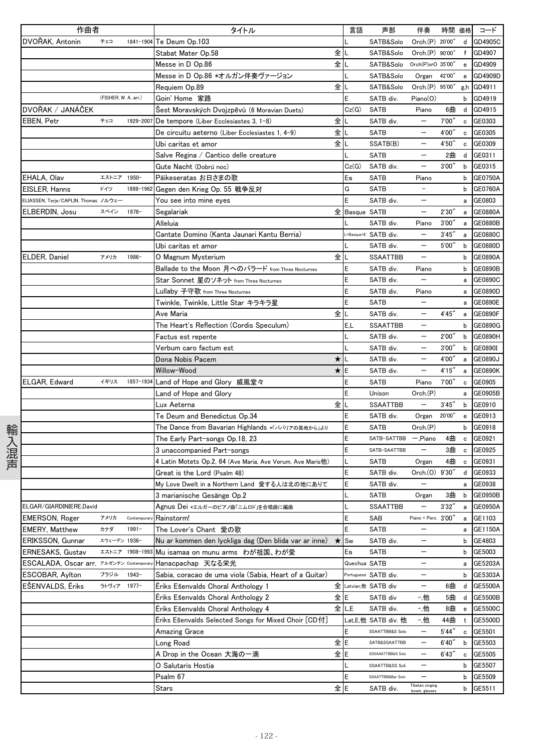| 作曲者 | | | タイトル | | 言語 | 声部 | 伴奏 | 時間 | 価格 | コード |
|---|---|---|---|---|---|---|---|---|---|---|
| DVOŘAK, Antonin | チェコ | 1841-1904 | Te Deum Op.103 | | L | SATB&Solo | Orch.(P) | 20'00" | d | GD4905C |
| | | | Stabat Mater Op.58 | 全 | L | SATB&Solo | Orch.(P) | 90'00" | f | GD4907 |
| | | | Messe in D Op.86 | 全 | L | SATB&Solo | Orch(P)orO | 35'00" | e | GD4909 |
| | | | Messe in D Op.86 *オルガン伴奏ヴァージョン | | L | SATB&Solo | Organ | 42'00" | e | GD4909D |
| | | | Requiem Op.89 | 全 | L | SATB&Solo | Orch.(P) | 95'00" | g,h | GD4911 |
| | (FISHER, W. A. arr.) | | Goin' Home 家路 | | E | SATB div. | Piano(O) | | b | GD4919 |
| DVOŘÁK / JANÁČEK | | | Šest Moravských Dvojzpěvů (6 Moravian Duets) | | Cz(G) | SATB | Piano | 6曲 | d | GD4915 |
| EBEN, Petr | チェコ | 1929-2007 | De tempore (Liber Ecclesiastes 3, 1-8) | 全 | L | SATB div. | ― | 7'00" | c | GE0303 |
| | | | De circuitu aeterno (Liber Ecclesiastes 1, 4-9) | 全 | L | SATB | ― | 4'00" | c | GE0305 |
| | | | Ubi caritas et amor | 全 | L | SSATB(B) | ― | 4'50" | c | GE0309 |
| | | | Salve Regina / Cantico delle creature | | L | SATB | ― | 2曲 | d | GE0311 |
| | | | Gute Nacht (Dobrú noc) | | Cz(G) | SATB div. | ― | 3'00" | b | GE0315 |
| EHALA, Olav | エストニア | 1950- | Päikeseratas お日さまの歌 | | Es | SATB | Piano | | b | GE0750A |
| EISLER, Hanns | ドイツ | 1898-1962 | Gegen den Krieg Op. 55 戦争反対 | | G | SATB | - | | b | GE0760A |
| ELIASSEN, Terje/CAPLIN, Thomas | ノルウェー | | You see into mine eyes | | E | SATB div. | ― | | a | GE0803 |
| ELBERDIN, Josu | スペイン | 1976- | Segalariak | 全 | Basque | SATB | ― | 2'30" | a | GE0880A |
| | | | Alleluia | | L | SATB div. | Piano | 3'00" | a | GE0880B |
| | | | Cantate Domino (Kanta Jaunari Kantu Berria) | | L+Basque+E | SATB div. | ― | 3'45" | a | GE0880C |
| | | | Ubi caritas et amor | | L | SATB div. | ― | 5'00" | b | GE0880D |
| ELDER, Daniel | アメリカ | 1986- | O Magnum Mysterium | 全 | L | SSAATTBB | ― | | b | GE0890A |
| | | | Ballade to the Moon 月へのバラード from Three Nocturnes | | E | SATB div. | Piano | | b | GE0890B |
| | | | Star Sonnet 星のソネット from Three Nocturnes | | E | SATB div. | ― | | a | GE0890C |
| | | | Lullaby 子守歌 from Three Nocturnes | | E | SATB div. | Piano | | a | GE0890D |
| | | | Twinkle, Twinkle, Little Star キラキラ星 | | E | SATB | ― | | a | GE0890E |
| | | | Ave Maria | 全 | L | SATB div. | ― | 4'45" | a | GE0890F |
| | | | The Heart's Reflection (Cordis Speculum) | | E,L | SSAATTBB | ― | | b | GE0890G |
| | | | Factus est repente | | L | SATB div. | ― | 2'00" | b | GE0890H |
| | | | Verbum caro factum est | | L | SATB div. | ― | 3'00" | b | GE0890I |
| | | | Dona Nobis Pacem | ★ | L | SATB div. | ― | 4'00" | a | GE0890J |
| | | | Willow-Wood | ★ | E | SATB div. | ― | 4'15" | a | GE0890K |
| ELGAR, Edward | イギリス | 1857-1934 | Land of Hope and Glory 威風堂々 | | E | SATB | Piano | 7'00" | c | GE0905 |
| | | | Land of Hope and Glory | | E | Unison | Orch.(P) | | a | GE0905B |
| | | | Lux Aeterna | 全 | L | SSAATTBB | ― | 3'45" | b | GE0910 |
| | | | Te Deum and Benedictus Op.34 | | E | SATB div. | Organ | 20'00" | e | GE0913 |
| | | | The Dance from Bavarian Highlands *「バヴァリアの高地から」より | | E | SATB | Orch.(P) | | b | GE0918 |
| | | | The Early Part-songs Op.18, 23 | | E | SATB-SATTBB | ―,Piano | 4曲 | c | GE0921 |
| | | | 3 unaccompanied Part-songs | | E | SATB-SAATTBB | ― | 3曲 | c | GE0925 |
| | | | 4 Latin Motets Op.2, 64 (Ave Maria, Ave Verum, Ave Maris他) | | L | SATB | Organ | 4曲 | c | GE0931 |
| | | | Great is the Lord (Psalm 48) | | E | SATB div. | Orch.(O) | 9'30" | d | GE0933 |
| | | | My Love Dwelt in a Northern Land 愛する人は北の地にありて | | E | SATB div. | ― | | a | GE0938 |
| | | | 3 marianische Gesänge Op.2 | | L | SATB | Organ | 3曲 | b | GE0950B |
| ELGAR/GIARDINIERE,David | | | Agnus Dei *エルガーのピアノ曲「ニムロド」を合唱曲に編曲 | | L | SSAATTBB | ― | 3'32" | a | GE0950A |
| EMERSON, Roger | アメリカ | Contemporary | Rainstorm! | | E | SAB | Piano + Perc. | 3'00" | a | GE1103 |
| EMERY, Matthew | カナダ | 1991- | The Lover's Chant 愛の歌 | | E | SATB | ― | | a | GE1150A |
| ERIKSSON, Gunnar | スウェーデン | 1936- | Nu ar kommen den lyckliga dag (Den blida var ar inne) | ★ | Sw | SATB div. | ― | | b | GE4803 |
| ERNESAKS, Gustav | エストニア | 1908-1993 | Mu isamaa on munu arms わが祖国、わが愛 | | Es | SATB | ― | | b | GE5003 |
| ESCALADA, Oscar arr. | アルゼンチン | Contemporary | Hanacpachap 天なる栄光 | | Quechua | SATB | ― | | a | GE5203A |
| ESCOBAR, Aylton | ブラジル | 1943- | Sabia, coracao de uma viola (Sabia, Heart of a Guitar) | | Portuguese | SATB div. | ― | | b | GE5303A |
| EŠENVALDS, Ēriks | ラトヴィア | 1977- | Ēriks Ešenvalds Choral Anthology 1 | 全 | Latvian,他 | SATB div | ― | 6曲 | d | GE5500A |
| | | | Ēriks Ešenvalds Choral Anthology 2 | 全 | E | SATB div | -,他 | 5曲 | d | GE5500B |
| | | | Ēriks Ešenvalds Choral Anthology 4 | 全 | L,E | SATB div. | -,他 | 8曲 | e | GE5500C |
| | | | Ēriks Ešenvalds Selected Songs for Mixed Choir [CD付] | | Lat,E,他 | SATB div. 他 | -,他 | 44曲 | t | GE5500D |
| | | | Amazing Grace | | E | SSAATTBB&S Solo | ― | 5'44" | c | GE5501 |
| | | | Long Road | 全 | E | SATB&SSAATTBB | ― | 6'40" | b | GE5503 |
| | | | A Drop in the Ocean 大海の一滴 | 全 | E | SSSAAATTBB&S Solo | ― | 6'43" | c | GE5505 |
| | | | O Salutaris Hostia | | L | SSAATTB&SS Soli | ― | | b | GE5507 |
| | | | Psalm 67 | | E | SSAATTBB&Bar Solo | ― | | b | GE5509 |
| | | | Stars | 全 | E | SATB div. | Tibetan singing bowls, glasses | | b | GE5511 |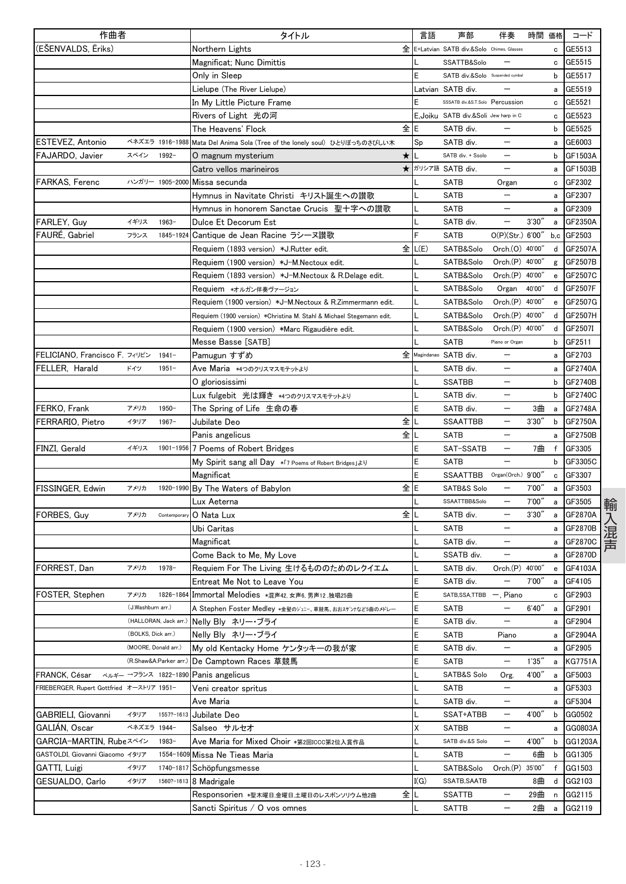| 作曲者 | | | タイトル | | 言語 | 声部 | 伴奏 | 時間 | 価格 | コード |
|---|---|---|---|---|---|---|---|---|---|---|
| (EŠENVALDS, Ēriks) | | | Northern Lights | 全 | E+Latvian | SATB div.&Solo | Chimes, Glasses | | c | GE5513 |
| | | | Magnificat; Nunc Dimittis | | L | SSATTB&Solo | ― | | c | GE5515 |
| | | | Only in Sleep | | E | SATB div.&Solo | Suspended cymbal | | b | GE5517 |
| | | | Lielupe (The River Lielupe) | | Latvian | SATB div. | ― | | a | GE5519 |
| | | | In My Little Picture Frame | | E | SSSATB div.&S.T.Solo | Percussion | | c | GE5521 |
| | | | Rivers of Light 光の河 | | E,Joiku | SATB div.&Soli | Jew harp in C | | c | GE5523 |
| | | | The Heavens' Flock | 全 | E | SATB div. | ― | | b | GE5525 |
| ESTEVEZ, Antonio | ベネズエラ | 1916-1988 | Mata Del Anima Sola (Tree of the lonely soul) ひとりぼっちのさびしい木 | | Sp | SATB div. | ― | | a | GE6003 |
| FAJARDO, Javier | スペイン | 1992- | O magnum mysterium | ★ | L | SATB div. + Ssolo | ― | | b | GF1503A |
| | | | Catro vellos marineiros | ★ | ガリシア語 | SATB div. | ― | | a | GF1503B |
| FARKAS, Ferenc | ハンガリー | 1905-2000 | Missa secunda | | L | SATB | Organ | | c | GF2302 |
| | | | Hymnus in Navitate Christi キリスト誕生への讃歌 | | L | SATB | ― | | a | GF2307 |
| | | | Hymnus in honorem Sanctae Crucis 聖十字への讃歌 | | L | SATB | ― | | a | GF2309 |
| FARLEY, Guy | イギリス | 1963- | Dulce Et Decorum Est | | L | SATB div. | ― | 3'30" | a | GF2350A |
| FAURÉ, Gabriel | フランス | 1845-1924 | Cantique de Jean Racine ラシーヌ讃歌 | | F | SATB | O(P)(Str.) | 6'00" | b,c | GF2503 |
| | | | Requiem (1893 version) *J.Rutter edit. | 全 | L(E) | SATB&Solo | Orch.(O) | 40'00" | d | GF2507A |
| | | | Requiem (1900 version) *J-M.Nectoux edit. | | L | SATB&Solo | Orch.(P) | 40'00" | g | GF2507B |
| | | | Requiem (1893 version) *J-M.Nectoux & R.Delage edit. | | L | SATB&Solo | Orch.(P) | 40'00" | e | GF2507C |
| | | | Requiem *オルガン伴奏ヴァージョン | | L | SATB&Solo | Organ | 40'00" | d | GF2507F |
| | | | Requiem (1900 version) *J-M.Nectoux & R.Zimmermann edit. | | L | SATB&Solo | Orch.(P) | 40'00" | e | GF2507G |
| | | | Requiem (1900 version) *Christina M. Stahl & Michael Stegemann edit. | | L | SATB&Solo | Orch.(P) | 40'00" | d | GF2507H |
| | | | Requiem (1900 version) *Marc Rigaudière edit. | | L | SATB&Solo | Orch.(P) | 40'00" | d | GF2507I |
| | | | Messe Basse [SATB] | | L | SATB | Piano or Organ | | b | GF2511 |
| FELICIANO, Francisco F. | フィリピン | 1941- | Pamugun すずめ | 全 | Magindanao | SATB div. | ― | | a | GF2703 |
| FELLER, Harald | ドイツ | 1951- | Ave Maria *4つのクリスマスモテットより | | L | SATB div. | ― | | a | GF2740A |
| | | | O gloriosissimi | | L | SSATBB | ― | | b | GF2740B |
| | | | Lux fulgebit 光は輝き *4つのクリスマスモテットより | | L | SATB div. | ― | | b | GF2740C |
| FERKO, Frank | アメリカ | 1950- | The Spring of Life 生命の春 | | E | SATB div. | ― | 3曲 | a | GF2748A |
| FERRARIO, Pietro | イタリア | 1967- | Jubilate Deo | 全 | L | SSAATTBB | ― | 3'30" | b | GF2750A |
| | | | Panis angelicus | 全 | L | SATB | ― | | a | GF2750B |
| FINZI, Gerald | イギリス | 1901-1956 | 7 Poems of Robert Bridges | | E | SAT-SSATB | ― | 7曲 | f | GF3305 |
| | | | My Spirit sang all Day *「7 Poems of Robert Bridges」より | | E | SATB | ― | | b | GF3305C |
| | | | Magnificat | | E | SSAATTBB | Organ(Orch.) | 9'00" | c | GF3307 |
| FISSINGER, Edwin | アメリカ | 1920-1990 | By The Waters of Babylon | 全 | E | SATB&S Solo | ― | 7'00" | a | GF3503 |
| | | | Lux Aeterna | | L | SSAATTBB&Solo | ― | 7'00" | a | GF3505 |
| FORBES, Guy | アメリカ | Contemporary | O Nata Lux | 全 | L | SATB div. | ― | 3'30" | a | GF2870A |
| | | | Ubi Caritas | | L | SATB | ― | | a | GF2870B |
| | | | Magnificat | | L | SATB div. | ― | | a | GF2870C |
| | | | Come Back to Me, My Love | | L | SSATB div. | ― | | a | GF2870D |
| FORREST, Dan | アメリカ | 1978- | Requiem For The Living 生けるもののためのレクイエム | | L | SATB div. | Orch.(P) | 40'00" | e | GF4103A |
| | | | Entreat Me Not to Leave You | | E | SATB div. | ― | 7'00" | a | GF4105 |
| FOSTER, Stephen | アメリカ | 1826-1864 | Immortal Melodies *混声42,女声6,男声12,独唱25曲 | | E | SATB,SSA,TTBB | ―, Piano | | c | GF2903 |
| | (J.Washburn arr.) | | A Stephen Foster Medley *金髪のジェニー、草競馬、おおスザンナなど5曲のメドレー | | E | SATB | ― | 6'40" | a | GF2901 |
| | (HALLORAN, Jack arr.) | | Nelly Bly ネリー・ブライ | | E | SATB div. | ― | | a | GF2904 |
| | (BOLKS, Dick arr.) | | Nelly Bly ネリー・ブライ | | E | SATB | Piano | | a | GF2904A |
| | (MOORE, Donald arr.) | | My old Kentucky Home ケンタッキーの我が家 | | E | SATB div. | ― | | a | GF2905 |
| | (R.Shaw&A.Parker arr.) | | De Camptown Races 草競馬 | | E | SATB | ― | 1'35" | a | KG7751A |
| FRANCK, César | ベルギー→フランス | 1822-1890 | Panis angelicus | | L | SATB&S Solo | Org. | 4'00" | a | GF5003 |
| FRIEBERGER, Rupert Gottfried | オーストリア | 1951- | Veni creator spritus | | L | SATB | ― | | a | GF5303 |
| | | | Ave Maria | | L | SATB div. | ― | | a | GF5304 |
| GABRIELI, Giovanni | イタリア | 1557?-1613 | Jubilate Deo | | L | SSAT+ATBB | ― | 4'00" | b | GG0502 |
| GALIÁN, Oscar | ベネズエラ | 1944- | Salseo サルセオ | | X | SATBB | ― | | a | GG0803A |
| GARCIA-MARTIN, Rube | スペイン | 1983- | Ave Maria for Mixed Choir *第2回ICCC第2位入賞作品 | | L | SATB div.&S Solo | ― | 4'00" | b | GG1203A |
| GASTOLDI, Giovanni Giacomo | イタリア | 1554-1609 | Missa Ne Tieas Maria | | L | SATB | ― | 6曲 | b | GG1305 |
| GATTI, Luigi | イタリア | 1740-1817 | Schöpfungsmesse | | L | SATB&Solo | Orch.(P) | 35'00" | f | GG1503 |
| GESUALDO, Carlo | イタリア | 1560?-1613 | 8 Madrigale | | I(G) | SSATB,SAATB | | 8曲 | d | GG2103 |
| | | | Responsorien *聖木曜日,金曜日,土曜日のレスポンソリウム他2曲 | 全 | L | SSATTB | ― | 29曲 | n | GG2115 |
| | | | Sancti Spiritus / O vos omnes | | L | SATTB | ― | 2曲 | a | GG2119 |

輸入混声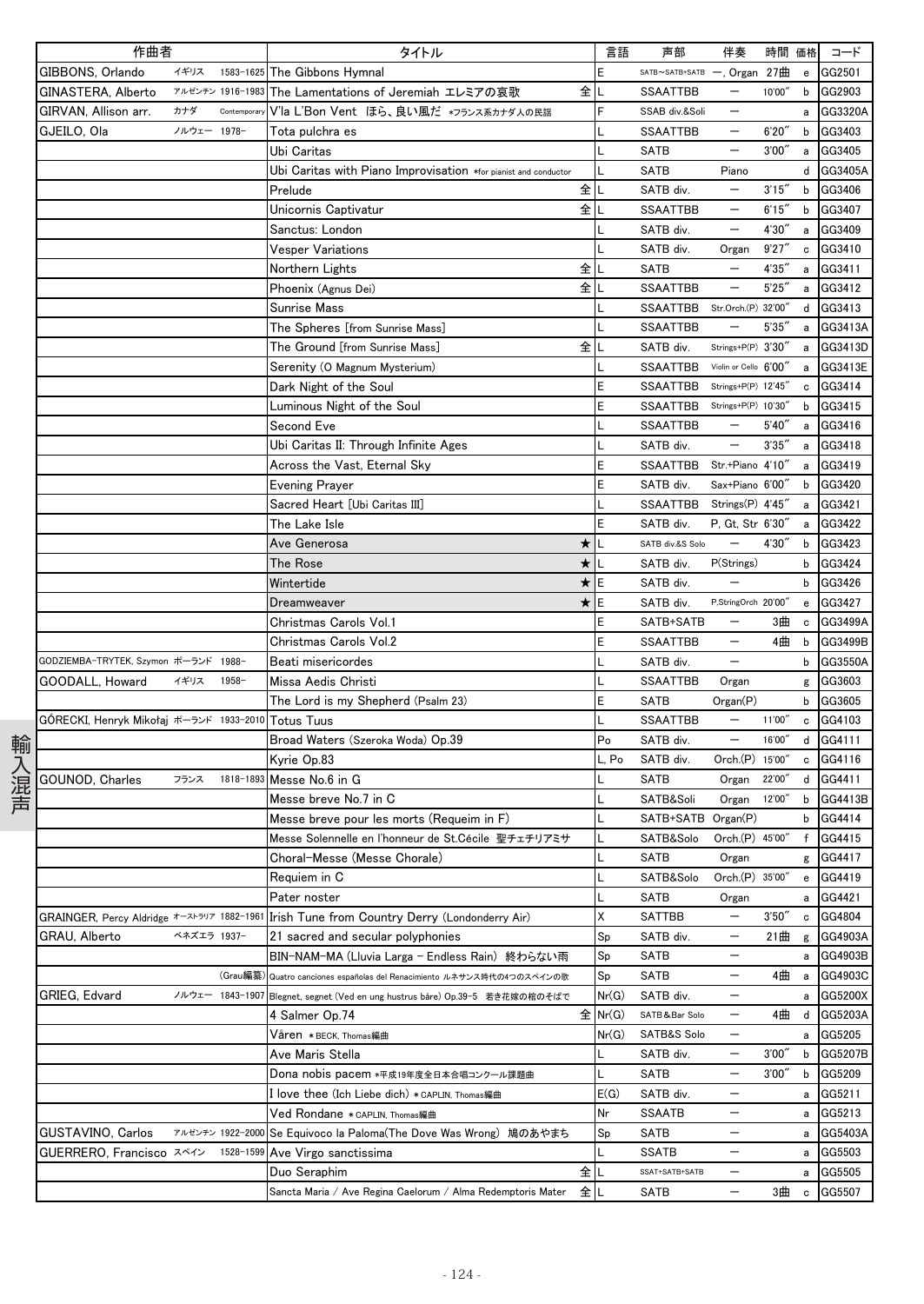| 作曲者 | | | タイトル | | 言語 | 声部 | 伴奏 | 時間 | 価格 | コード |
|---|---|---|---|---|---|---|---|---|---|---|
| GIBBONS, Orlando | イギリス | 1583-1625 | The Gibbons Hymnal | | E | SATB～SATB+SATB | ―, Organ | 27曲 | e | GG2501 |
| GINASTERA, Alberto | アルゼンチン | 1916-1983 | The Lamentations of Jeremiah エレミアの哀歌 | 全 | L | SSAATTBB | ― | 10'00" | b | GG2903 |
| GIRVAN, Allison arr. | カナダ | Contemporary | V'la L'Bon Vent ほら、良い風だ ＊フランス系カナダ人の民謡 | | F | SSAB div.&Soli | ― | | a | GG3320A |
| GJEILO, Ola | ノルウェー | 1978- | Tota pulchra es | | L | SSAATTBB | ― | 6'20" | b | GG3403 |
| | | | Ubi Caritas | | L | SATB | ― | 3'00" | a | GG3405 |
| | | | Ubi Caritas with Piano Improvisation ＊for pianist and conductor | | L | SATB | Piano | | d | GG3405A |
| | | | Prelude | 全 | L | SATB div. | ― | 3'15" | b | GG3406 |
| | | | Unicornis Captivatur | 全 | L | SSAATTBB | ― | 6'15" | b | GG3407 |
| | | | Sanctus: London | | L | SATB div. | ― | 4'30" | a | GG3409 |
| | | | Vesper Variations | | L | SATB div. | Organ | 9'27" | c | GG3410 |
| | | | Northern Lights | 全 | L | SATB | ― | 4'35" | a | GG3411 |
| | | | Phoenix (Agnus Dei) | 全 | L | SSAATTBB | ― | 5'25" | a | GG3412 |
| | | | Sunrise Mass | | L | SSAATTBB | Str.Orch.(P) | 32'00" | d | GG3413 |
| | | | The Spheres [from Sunrise Mass] | | L | SSAATTBB | ― | 5'35" | a | GG3413A |
| | | | The Ground [from Sunrise Mass] | 全 | L | SATB div. | Strings+P(P) | 3'30" | a | GG3413D |
| | | | Serenity (O Magnum Mysterium) | | L | SSAATTBB | Violin or Cello | 6'00" | a | GG3413E |
| | | | Dark Night of the Soul | | E | SSAATTBB | Strings+P(P) | 12'45" | c | GG3414 |
| | | | Luminous Night of the Soul | | E | SSAATTBB | Strings+P(P) | 10'30" | b | GG3415 |
| | | | Second Eve | | L | SSAATTBB | ― | 5'40" | a | GG3416 |
| | | | Ubi Caritas II: Through Infinite Ages | | L | SATB div. | ― | 3'35" | a | GG3418 |
| | | | Across the Vast, Eternal Sky | | E | SSAATTBB | Str.+Piano | 4'10" | a | GG3419 |
| | | | Evening Prayer | | E | SATB div. | Sax+Piano | 6'00" | b | GG3420 |
| | | | Sacred Heart [Ubi Caritas III] | | L | SSAATTBB | Strings(P) | 4'45" | a | GG3421 |
| | | | The Lake Isle | | E | SATB div. | P, Gt, Str | 6'30" | a | GG3422 |
| | | | Ave Generosa | ★ | L | SATB div.&S Solo | ― | 4'30" | b | GG3423 |
| | | | The Rose | ★ | L | SATB div. | P(Strings) | | b | GG3424 |
| | | | Wintertide | ★ | E | SATB div. | ― | | b | GG3426 |
| | | | Dreamweaver | ★ | E | SATB div. | P,StringOrch | 20'00" | e | GG3427 |
| | | | Christmas Carols Vol.1 | | E | SATB+SATB | ― | 3曲 | c | GG3499A |
| | | | Christmas Carols Vol.2 | | E | SSAATTBB | ― | 4曲 | b | GG3499B |
| GODZIEMBA-TRYTEK, Szymon | ポーランド | 1988- | Beati misericordes | | L | SATB div. | ― | | b | GG3550A |
| GOODALL, Howard | イギリス | 1958- | Missa Aedis Christi | | L | SSAATTBB | Organ | | g | GG3603 |
| | | | The Lord is my Shepherd (Psalm 23) | | E | SATB | Organ(P) | | b | GG3605 |
| GÓRECKI, Henryk Mikołaj | ポーランド | 1933-2010 | Totus Tuus | | L | SSAATTBB | ― | 11'00" | c | GG4103 |
| | | | Broad Waters (Szeroka Woda) Op.39 | | Po | SATB div. | ― | 16'00" | d | GG4111 |
| | | | Kyrie Op.83 | | L, Po | SATB div. | Orch.(P) | 15'00" | c | GG4116 |
| GOUNOD, Charles | フランス | 1818-1893 | Messe No.6 in G | | L | SATB | Organ | 22'00" | d | GG4411 |
| | | | Messe breve No.7 in C | | L | SATB&Soli | Organ | 12'00" | b | GG4413B |
| | | | Messe breve pour les morts (Requeim in F) | | L | SATB+SATB | Organ(P) | | b | GG4414 |
| | | | Messe Solennelle en l'honneur de St.Cécile 聖チェチリアミサ | | L | SATB&Solo | Orch.(P) | 45'00" | f | GG4415 |
| | | | Choral-Messe (Messe Chorale) | | L | SATB | Organ | | g | GG4417 |
| | | | Requiem in C | | L | SATB&Solo | Orch.(P) | 35'00" | e | GG4419 |
| | | | Pater noster | | L | SATB | Organ | | a | GG4421 |
| GRAINGER, Percy Aldridge | オーストラリア | 1882-1961 | Irish Tune from Country Derry (Londonderry Air) | | X | SATTBB | ― | 3'50" | c | GG4804 |
| GRAU, Alberto | ベネズエラ | 1937- | 21 sacred and secular polyphonies | | Sp | SATB div. | ― | 21曲 | g | GG4903A |
| | | | BIN-NAM-MA (Lluvia Larga - Endless Rain) 終わらない雨 | | Sp | SATB | ― | | a | GG4903B |
| | | (Grau編纂) | Quatro canciones españolas del Renacimiento ルネサンス時代の4つのスペインの歌 | | Sp | SATB | ― | 4曲 | a | GG4903C |
| GRIEG, Edvard | ノルウェー | 1843-1907 | Blegnet, segnet (Ved en ung hustrus båre) Op.39-5 若き花嫁の棺のそばで | | Nr(G) | SATB div. | ― | | a | GG5200X |
| | | | 4 Salmer Op.74 | 全 | Nr(G) | SATB&Bar Solo | ― | 4曲 | d | GG5203A |
| | | | Våren ＊BECK, Thomas編曲 | | Nr(G) | SATB&S Solo | ― | | a | GG5205 |
| | | | Ave Maris Stella | | L | SATB div. | ― | 3'00" | b | GG5207B |
| | | | Dona nobis pacem ＊平成19年度全日本合唱コンクール課題曲 | | L | SATB | ― | 3'00" | b | GG5209 |
| | | | I love thee (Ich Liebe dich) ＊CAPLIN, Thomas編曲 | | E(G) | SATB div. | ― | | a | GG5211 |
| | | | Ved Rondane ＊CAPLIN, Thomas編曲 | | Nr | SSAATB | ― | | a | GG5213 |
| GUSTAVINO, Carlos | アルゼンチン | 1922-2000 | Se Equivoco la Paloma(The Dove Was Wrong) 鳩のあやまち | | Sp | SATB | ― | | a | GG5403A |
| GUERRERO, Francisco | スペイン | 1528-1599 | Ave Virgo sanctissima | | L | SSATB | ― | | a | GG5503 |
| | | | Duo Seraphim | 全 | L | SSAT+SATB+SATB | ― | | a | GG5505 |
| | | | Sancta Maria / Ave Regina Caelorum / Alma Redemptoris Mater | 全 | L | SATB | ― | 3曲 | c | GG5507 |

輸入混声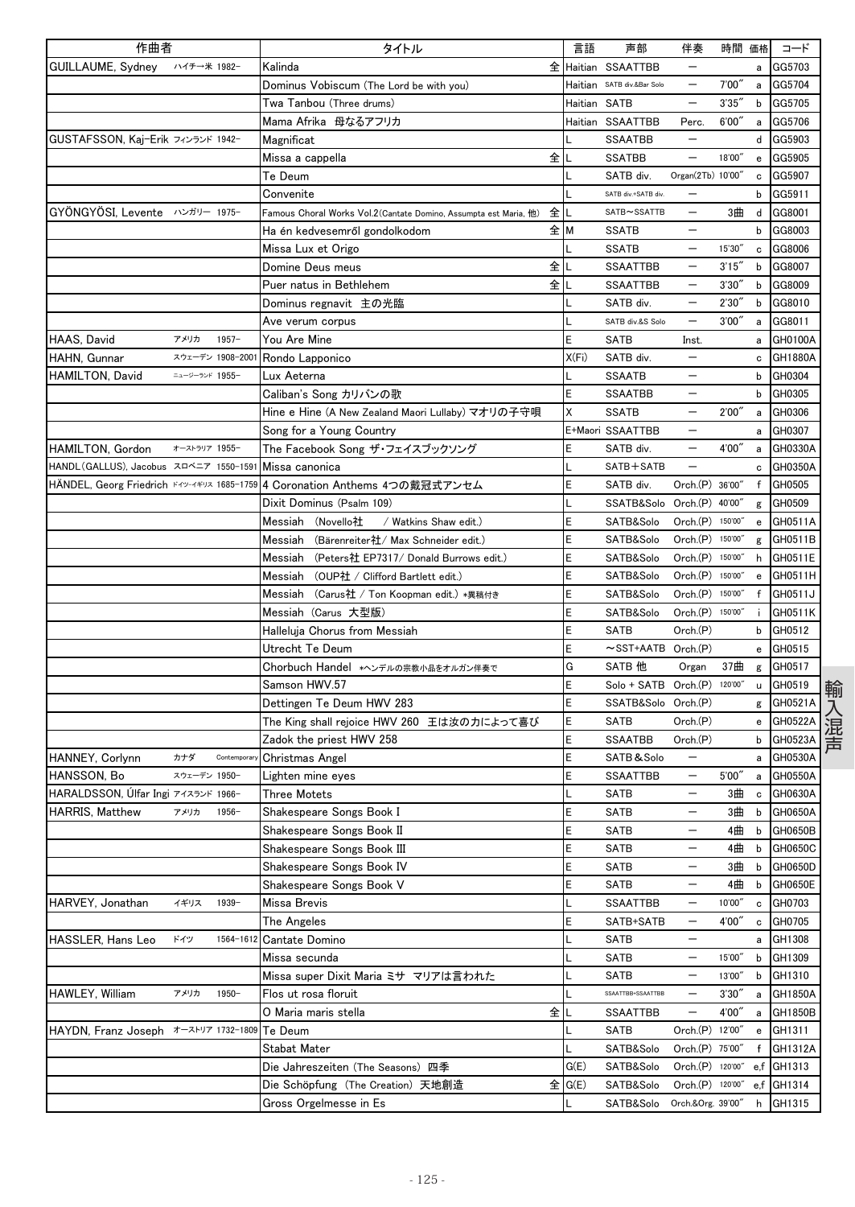| 作曲者 | | タイトル | | 言語 | 声部 | 伴奏 | 時間 | 価格 | コード |
|---|---|---|---|---|---|---|---|---|---|
| GUILLAUME, Sydney | ハイチ→米 1982- | Kalinda | 全 | Haitian | SSAATTBB | ― | | a | GG5703 |
| | | Dominus Vobiscum (The Lord be with you) | | Haitian | SATB div.&Bar Solo | ― | 7'00" | a | GG5704 |
| | | Twa Tanbou (Three drums) | | Haitian | SATB | ― | 3'35" | b | GG5705 |
| | | Mama Afrika 母なるアフリカ | | Haitian | SSAATTBB | Perc. | 6'00" | a | GG5706 |
| GUSTAFSSON, Kaj-Erik | フィンランド 1942- | Magnificat | | L | SSAATBB | ― | | d | GG5903 |
| | | Missa a cappella | 全 | L | SSATBB | ― | 18'00" | e | GG5905 |
| | | Te Deum | | L | SATB div. | Organ(2Tb) | 10'00" | c | GG5907 |
| | | Convenite | | L | SATB div.+SATB div. | ― | | b | GG5911 |
| GYÖNGYÖSI, Levente | ハンガリー 1975- | Famous Choral Works Vol.2(Cantate Domino, Assumpta est Maria, 他) | 全 | L | SATB～SSATTB | ― | 3曲 | d | GG8001 |
| | | Ha én kedvesemről gondolkodom | 全 | M | SSATB | ― | | b | GG8003 |
| | | Missa Lux et Origo | | L | SSATB | ― | 15'30" | c | GG8006 |
| | | Domine Deus meus | 全 | L | SSAATTBB | ― | 3'15" | b | GG8007 |
| | | Puer natus in Bethlehem | 全 | L | SSAATTBB | ― | 3'30" | b | GG8009 |
| | | Dominus regnavit 主の光臨 | | L | SATB div. | ― | 2'30" | b | GG8010 |
| | | Ave verum corpus | | L | SATB div.&S Solo | ― | 3'00" | a | GG8011 |
| HAAS, David | アメリカ 1957- | You Are Mine | | E | SATB | Inst. | | a | GH0100A |
| HAHN, Gunnar | スウェーデン 1908-2001 | Rondo Lapponico | | X(Fi) | SATB div. | ― | | c | GH1880A |
| HAMILTON, David | ニュージーランド 1955- | Lux Aeterna | | L | SSAATB | ― | | b | GH0304 |
| | | Caliban's Song カリバンの歌 | | E | SSAATBB | ― | | b | GH0305 |
| | | Hine e Hine (A New Zealand Maori Lullaby) マオリの子守唄 | | X | SSATB | ― | 2'00" | a | GH0306 |
| | | Song for a Young Country | | E+Maori | SSAATTBB | ― | | a | GH0307 |
| HAMILTON, Gordon | オーストラリア 1955- | The Facebook Song ザ・フェイスブックソング | | E | SATB div. | ― | 4'00" | a | GH0330A |
| HANDL(GALLUS), Jacobus | スロベニア 1550-1591 | Missa canonica | | L | SATB+SATB | ― | | c | GH0350A |
| HÄNDEL, Georg Friedrich | ドイツ-イギリス 1685-1759 | 4 Coronation Anthems 4つの戴冠式アンセム | | E | SATB div. | Orch.(P) | 36'00" | f | GH0505 |
| | | Dixit Dominus (Psalm 109) | | L | SSATB&Solo | Orch.(P) | 40'00" | g | GH0509 |
| | | Messiah (Novello社 / Watkins Shaw edit.) | | E | SATB&Solo | Orch.(P) | 150'00" | e | GH0511A |
| | | Messiah (Bärenreiter社/ Max Schneider edit.) | | E | SATB&Solo | Orch.(P) | 150'00" | g | GH0511B |
| | | Messiah (Peters社 EP7317/ Donald Burrows edit.) | | E | SATB&Solo | Orch.(P) | 150'00" | h | GH0511E |
| | | Messiah (OUP社 / Clifford Bartlett edit.) | | E | SATB&Solo | Orch.(P) | 150'00" | e | GH0511H |
| | | Messiah (Carus社 / Ton Koopman edit.) *異稿付き | | E | SATB&Solo | Orch.(P) | 150'00" | f | GH0511J |
| | | Messiah (Carus 大型版) | | E | SATB&Solo | Orch.(P) | 150'00" | i | GH0511K |
| | | Halleluja Chorus from Messiah | | E | SATB | Orch.(P) | | b | GH0512 |
| | | Utrecht Te Deum | | E | ～SST+AATB | Orch.(P) | | e | GH0515 |
| | | Chorbuch Handel *ヘンデルの宗教小品をオルガン伴奏で | | G | SATB 他 | Organ | 37曲 | g | GH0517 |
| | | Samson HWV.57 | | E | Solo + SATB | Orch.(P) | 120'00" | u | GH0519 |
| | | Dettingen Te Deum HWV 283 | | E | SSATB&Solo | Orch.(P) | | g | GH0521A |
| | | The King shall rejoice HWV 260 王は汝の力によって喜び | | E | SATB | Orch.(P) | | e | GH0522A |
| | | Zadok the priest HWV 258 | | E | SSAATBB | Orch.(P) | | b | GH0523A |
| HANNEY, Corlynn | カナダ Contemporary | Christmas Angel | | E | SATB＆Solo | ― | | a | GH0530A |
| HANSSON, Bo | スウェーデン 1950- | Lighten mine eyes | | E | SSAATTBB | ― | 5'00" | a | GH0550A |
| HARALDSSON, Úlfar Ingi | アイスランド 1966- | Three Motets | | L | SATB | ― | 3曲 | c | GH0630A |
| HARRIS, Matthew | アメリカ 1956- | Shakespeare Songs Book I | | E | SATB | ― | 3曲 | b | GH0650A |
| | | Shakespeare Songs Book II | | E | SATB | ― | 4曲 | b | GH0650B |
| | | Shakespeare Songs Book III | | E | SATB | ― | 4曲 | b | GH0650C |
| | | Shakespeare Songs Book IV | | E | SATB | ― | 3曲 | b | GH0650D |
| | | Shakespeare Songs Book V | | E | SATB | ― | 4曲 | b | GH0650E |
| HARVEY, Jonathan | イギリス 1939- | Missa Brevis | | L | SSAATTBB | ― | 10'00" | c | GH0703 |
| | | The Angeles | | E | SATB+SATB | ― | 4'00" | c | GH0705 |
| HASSLER, Hans Leo | ドイツ 1564-1612 | Cantate Domino | | L | SATB | ― | | a | GH1308 |
| | | Missa secunda | | L | SATB | ― | 15'00" | b | GH1309 |
| | | Missa super Dixit Maria ミサ マリアは言われた | | L | SATB | ― | 13'00" | b | GH1310 |
| HAWLEY, William | アメリカ 1950- | Flos ut rosa floruit | | L | SSATTBB+SSAATTBB | ― | 3'30" | a | GH1850A |
| | | O Maria maris stella | 全 | L | SSAATTBB | ― | 4'00" | a | GH1850B |
| HAYDN, Franz Joseph | オーストリア 1732-1809 | Te Deum | | L | SATB | Orch.(P) | 12'00" | e | GH1311 |
| | | Stabat Mater | | L | SATB&Solo | Orch.(P) | 75'00" | f | GH1312A |
| | | Die Jahreszeiten (The Seasons) 四季 | | G(E) | SATB&Solo | Orch.(P) | 120'00" | e,f | GH1313 |
| | | Die Schöpfung (The Creation) 天地創造 | 全 | G(E) | SATB&Solo | Orch.(P) | 120'00" | e,f | GH1314 |
| | | Gross Orgelmesse in Es | | L | SATB&Solo | Orch.&Org. | 39'00" | h | GH1315 |

輸入混声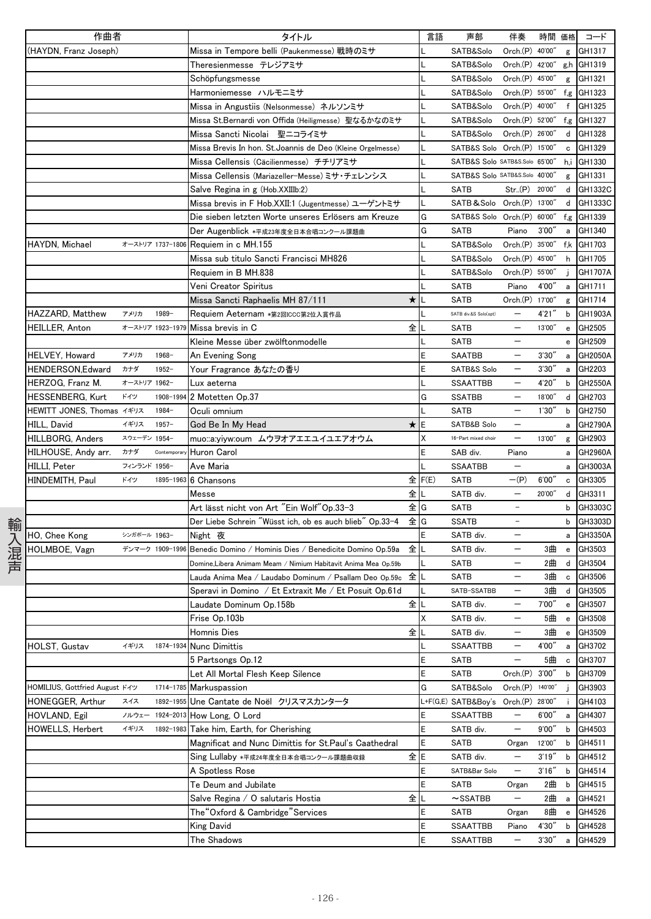| 作曲者 | | | タイトル | | 言語 | 声部 | 伴奏 | 時間 | 価格 | コード |
|---|---|---|---|---|---|---|---|---|---|---|
| (HAYDN, Franz Joseph) | | | Missa in Tempore belli (Paukenmesse) 戦時のミサ | | L | SATB&Solo | Orch.(P) | 40'00" | g | GH1317 |
| | | | Theresienmesse テレジアミサ | | L | SATB&Solo | Orch.(P) | 42'00" | g,h | GH1319 |
| | | | Schöpfungsmesse | | L | SATB&Solo | Orch.(P) | 45'00" | g | GH1321 |
| | | | Harmoniemesse ハルモニミサ | | L | SATB&Solo | Orch.(P) | 55'00" | f,g | GH1323 |
| | | | Missa in Angustiis (Nelsonmesse) ネルソンミサ | | L | SATB&Solo | Orch.(P) | 40'00" | f | GH1325 |
| | | | Missa St.Bernardi von Offida (Heiligmesse) 聖なるかなのミサ | | L | SATB&Solo | Orch.(P) | 52'00" | f,g | GH1327 |
| | | | Missa Sancti Nicolai 聖ニコライミサ | | L | SATB&Solo | Orch.(P) | 26'00" | d | GH1328 |
| | | | Missa Brevis In hon. St.Joannis de Deo (Kleine Orgelmesse) | | L | SATB&S Solo | Orch.(P) | 15'00" | c | GH1329 |
| | | | Missa Cellensis (Cäcilienmesse) チチリアミサ | | L | SATB&S Solo | SATB&S.Solo | 65'00" | h,i | GH1330 |
| | | | Missa Cellensis (Mariazeller-Messe) ミサ・チェレンシス | | L | SATB&S Solo | SATB&S.Solo | 40'00" | g | GH1331 |
| | | | Salve Regina in g (Hob.XXIIIb:2) | | L | SATB | Str..(P) | 20'00" | d | GH1332C |
| | | | Missa brevis in F Hob.XXII:1 (Jugentmesse) ユーゲントミサ | | L | SATB&Solo | Orch.(P) | 13'00" | d | GH1333C |
| | | | Die sieben letzten Worte unseres Erlösers am Kreuze | | G | SATB&S Solo | Orch.(P) | 60'00" | f,g | GH1339 |
| | | | Der Augenblick *平成23年度全日本合唱コンクール課題曲 | | G | SATB | Piano | 3'00" | a | GH1340 |
| HAYDN, Michael | オーストリア | 1737-1806 | Requiem in c MH.155 | | L | SATB&Solo | Orch.(P) | 35'00" | f,k | GH1703 |
| | | | Missa sub titulo Sancti Francisci MH826 | | L | SATB&Solo | Orch.(P) | 45'00" | h | GH1705 |
| | | | Requiem in B MH.838 | | L | SATB&Solo | Orch.(P) | 55'00" | j | GH1707A |
| | | | Veni Creator Spiritus | | L | SATB | Piano | 4'00" | a | GH1711 |
| | | | Missa Sancti Raphaelis MH 87/111 | ★ | L | SATB | Orch.(P) | 17'00" | g | GH1714 |
| HAZZARD, Matthew | アメリカ | 1989- | Requiem Aeternam *第2回ICCC第2位入賞作品 | | L | SATB div.&S Solo(opt) | — | 4'21" | b | GH1903A |
| HEILLER, Anton | オーストリア | 1923-1979 | Missa brevis in C | 全 | L | SATB | — | 13'00" | e | GH2505 |
| | | | Kleine Messe über zwölftonmodelle | | L | SATB | — | | e | GH2509 |
| HELVEY, Howard | アメリカ | 1968- | An Evening Song | | E | SAATBB | — | 3'30" | a | GH2050A |
| HENDERSON,Edward | カナダ | 1952- | Your Fragrance あなたの香り | | E | SATB&S Solo | — | 3'30" | a | GH2203 |
| HERZOG, Franz M. | オーストリア | 1962- | Lux aeterna | | L | SSAATTBB | — | 4'20" | b | GH2550A |
| HESSENBERG, Kurt | ドイツ | 1908-1994 | 2 Motetten Op.37 | | G | SSATBB | — | 18'00" | d | GH2703 |
| HEWITT JONES, Thomas | イギリス | 1984- | Oculi omnium | | L | SATB | — | 1'30" | b | GH2750 |
| HILL, David | イギリス | 1957- | God Be In My Head | ★ | E | SATB&B Solo | — | | a | GH2790A |
| HILLBORG, Anders | スウェーデン | 1954- | muo::a:yiyw:oum ムウヲオアエエユイユエアオウム | | X | 16-Part mixed choir | — | 13'00" | g | GH2903 |
| HILHOUSE, Andy arr. | カナダ | Contemporary | Huron Carol | | E | SAB div. | Piano | | a | GH2960A |
| HILLI, Peter | フィンランド | 1956- | Ave Maria | | L | SSAATTBB | — | | a | GH3003A |
| HINDEMITH, Paul | ドイツ | 1895-1963 | 6 Chansons | 全 | F(E) | SATB | —(P) | 6'00" | c | GH3305 |
| | | | Messe | 全 | L | SATB div. | — | 20'00" | d | GH3311 |
| | | | Art lässt nicht von Art "Ein Wolf"Op.33-3 | 全 | G | SATB | – | | b | GH3303C |
| | | | Der Liebe Schrein "Wüsst ich, ob es auch blieb" Op.33-4 | 全 | G | SSATB | – | | b | GH3303D |
| HO, Chee Kong | シンガポール | 1963- | Night 夜 | | E | SATB div. | — | | a | GH3350A |
| HOLMBOE, Vagn | デンマーク | 1909-1996 | Benedic Domino / Hominis Dies / Benedicite Domino Op.59a | 全 | L | SATB div. | — | 3曲 | e | GH3503 |
| | | | Domine,Libera Animam Meam / Nimium Habitavit Anima Mea Op.59b | | L | SATB | — | 2曲 | d | GH3504 |
| | | | Lauda Anima Mea / Laudabo Dominum / Psallam Deo Op.59c | 全 | L | SATB | — | 3曲 | c | GH3506 |
| | | | Speravi in Domino / Et Extraxit Me / Et Posuit Op.61d | | L | SATB-SSATBB | — | 3曲 | d | GH3505 |
| | | | Laudate Dominum Op.158b | 全 | L | SATB div. | — | 7'00" | e | GH3507 |
| | | | Frise Op.103b | | X | SATB div. | — | 5曲 | e | GH3508 |
| | | | Homnis Dies | 全 | L | SATB div. | — | 3曲 | e | GH3509 |
| HOLST, Gustav | イギリス | 1874-1934 | Nunc Dimittis | | L | SSAATTBB | — | 4'00" | a | GH3702 |
| | | | 5 Partsongs Op.12 | | E | SATB | — | 5曲 | c | GH3707 |
| | | | Let All Mortal Flesh Keep Silence | | E | SATB | Orch.(P) | 3'00" | b | GH3709 |
| HOMILIUS, Gottfried August | ドイツ | 1714-1785 | Markuspassion | | G | SATB&Solo | Orch.(P) | 140'00" | j | GH3903 |
| HONEGGER, Arthur | スイス | 1892-1955 | Une Cantate de Noël クリスマスカンタータ | | L+F(G.E) | SATB&Boy's | Orch.(P) | 28'00" | i | GH4103 |
| HOVLAND, Egil | ノルウェー | 1924-2013 | How Long, O Lord | | E | SSAATTBB | — | 6'00" | a | GH4307 |
| HOWELLS, Herbert | イギリス | 1892-1983 | Take him, Earth, for Cherishing | | E | SATB div. | — | 9'00" | b | GH4503 |
| | | | Magnificat and Nunc Dimittis for St.Paul's Caathedral | | E | SATB | Organ | 12'00" | b | GH4511 |
| | | | Sing Lullaby *平成24年度全日本合唱コンクール課題曲収録 | 全 | E | SATB div. | — | 3'19" | b | GH4512 |
| | | | A Spotless Rose | | E | SATB&Bar Solo | — | 3'16" | b | GH4514 |
| | | | Te Deum and Jubilate | | E | SATB | Organ | 2曲 | b | GH4515 |
| | | | Salve Regina / O salutaris Hostia | 全 | L | ~SSATBB | — | 2曲 | a | GH4521 |
| | | | The"Oxford & Cambridge"Services | | E | SATB | Organ | 8曲 | e | GH4526 |
| | | | King David | | E | SSAATTBB | Piano | 4'30" | b | GH4528 |
| | | | The Shadows | | E | SSAATTBB | — | 3'30" | a | GH4529 |

輸入混声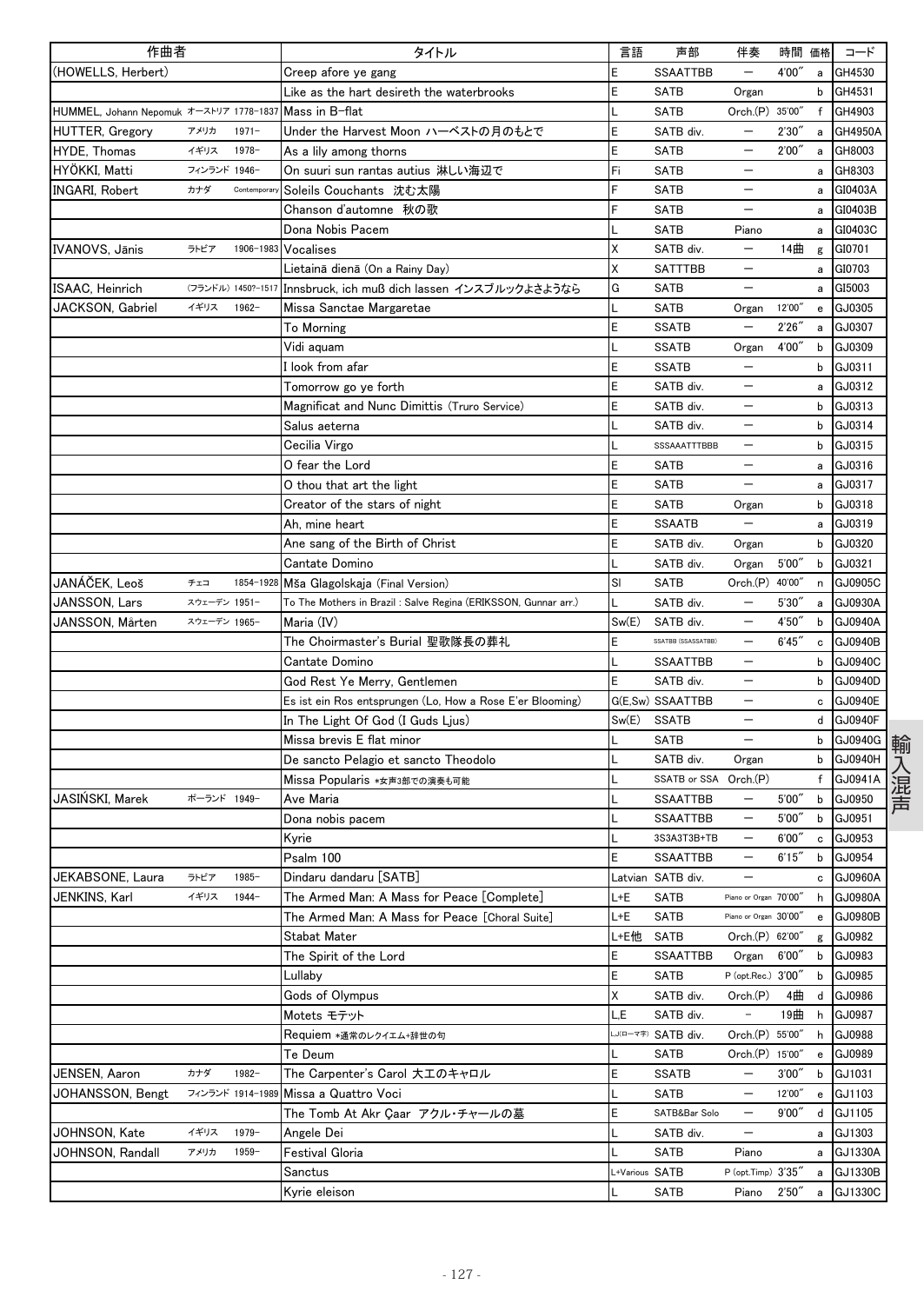| 作曲者 | | | タイトル | 言語 | 声部 | 伴奏 | 時間 | 価格 | コード |
|---|---|---|---|---|---|---|---|---|---|
| (HOWELLS, Herbert) | | | Creep afore ye gang | E | SSAATTBB | ー | 4'00" | a | GH4530 |
| | | | Like as the hart desireth the waterbrooks | E | SATB | Organ | | b | GH4531 |
| HUMMEL, Johann Nepomuk | オーストリア | 1778-1837 | Mass in B-flat | L | SATB | Orch.(P) | 35'00" | f | GH4903 |
| HUTTER, Gregory | アメリカ | 1971- | Under the Harvest Moon ハーベストの月のもとで | E | SATB div. | ー | 2'30" | a | GH4950A |
| HYDE, Thomas | イギリス | 1978- | As a lily among thorns | E | SATB | ー | 2'00" | a | GH8003 |
| HYÖKKI, Matti | フィンランド | 1946- | On suuri sun rantas autius 淋しい海辺で | Fi | SATB | ー | | a | GH8303 |
| INGARI, Robert | カナダ | Contemporary | Soleils Couchants 沈む太陽 | F | SATB | ー | | a | GI0403A |
| | | | Chanson d'automne 秋の歌 | F | SATB | ー | | a | GI0403B |
| | | | Dona Nobis Pacem | L | SATB | Piano | | a | GI0403C |
| IVANOVS, Jānis | ラトビア | 1906-1983 | Vocalises | X | SATB div. | ー | 14曲 | g | GI0701 |
| | | | Lietainā dienā (On a Rainy Day) | X | SATTTBB | ー | | a | GI0703 |
| ISAAC, Heinrich | (フランドル) | 1450?-1517 | Innsbruck, ich muß dich lassen インスブルックよさようなら | G | SATB | ー | | a | GI5003 |
| JACKSON, Gabriel | イギリス | 1962- | Missa Sanctae Margaretae | L | SATB | Organ | 12'00" | e | GJ0305 |
| | | | To Morning | E | SSATB | ー | 2'26" | a | GJ0307 |
| | | | Vidi aquam | L | SSATB | Organ | 4'00" | b | GJ0309 |
| | | | I look from afar | E | SSATB | ー | | b | GJ0311 |
| | | | Tomorrow go ye forth | E | SATB div. | ー | | a | GJ0312 |
| | | | Magnificat and Nunc Dimittis (Truro Service) | E | SATB div. | ー | | b | GJ0313 |
| | | | Salus aeterna | L | SATB div. | ー | | b | GJ0314 |
| | | | Cecilia Virgo | L | SSSAAATTTBBB | ー | | b | GJ0315 |
| | | | O fear the Lord | E | SATB | ー | | a | GJ0316 |
| | | | O thou that art the light | E | SATB | ー | | a | GJ0317 |
| | | | Creator of the stars of night | E | SATB | Organ | | b | GJ0318 |
| | | | Ah, mine heart | E | SSAATB | ー | | a | GJ0319 |
| | | | Ane sang of the Birth of Christ | E | SATB div. | Organ | | b | GJ0320 |
| | | | Cantate Domino | L | SATB div. | Organ | 5'00" | b | GJ0321 |
| JANÁČEK, Leoš | チェコ | 1854-1928 | Mša Glagolskaja (Final Version) | Sl | SATB | Orch.(P) | 40'00" | n | GJ0905C |
| JANSSON, Lars | スウェーデン | 1951- | To The Mothers in Brazil : Salve Regina (ERIKSSON, Gunnar arr.) | L | SATB div. | ー | 5'30" | a | GJ0930A |
| JANSSON, Mårten | スウェーデン | 1965- | Maria (IV) | Sw(E) | SATB div. | ー | 4'50" | b | GJ0940A |
| | | | The Choirmaster's Burial 聖歌隊長の葬礼 | E | SSATBB (SSASSATBB) | ー | 6'45" | c | GJ0940B |
| | | | Cantate Domino | L | SSAATTBB | ー | | b | GJ0940C |
| | | | God Rest Ye Merry, Gentlemen | E | SATB div. | ー | | b | GJ0940D |
| | | | Es ist ein Ros entsprungen (Lo, How a Rose E'er Blooming) | G(E,Sw) | SSAATTBB | ー | | c | GJ0940E |
| | | | In The Light Of God (I Guds Ljus) | Sw(E) | SSATB | ー | | d | GJ0940F |
| | | | Missa brevis E flat minor | L | SATB | ー | | b | GJ0940G |
| | | | De sancto Pelagio et sancto Theodolo | L | SATB div. | Organ | | b | GJ0940H |
| | | | Missa Popularis *女声3部での演奏も可能 | L | SSATB or SSA | Orch.(P) | | f | GJ0941A |
| JASIŃSKI, Marek | ポーランド | 1949- | Ave Maria | L | SSAATTBB | ー | 5'00" | b | GJ0950 |
| | | | Dona nobis pacem | L | SSAATTBB | ー | 5'00" | b | GJ0951 |
| | | | Kyrie | L | 3S3A3T3B+TB | ー | 6'00" | c | GJ0953 |
| | | | Psalm 100 | E | SSAATTBB | ー | 6'15" | b | GJ0954 |
| JEKABSONE, Laura | ラトビア | 1985- | Dindaru dandaru [SATB] | Latvian | SATB div. | ー | | c | GJ0960A |
| JENKINS, Karl | イギリス | 1944- | The Armed Man: A Mass for Peace [Complete] | L+E | SATB | Piano or Organ | 70'00" | h | GJ0980A |
| | | | The Armed Man: A Mass for Peace [Choral Suite] | L+E | SATB | Piano or Organ | 30'00" | e | GJ0980B |
| | | | Stabat Mater | L+E他 | SATB | Orch.(P) | 62'00" | g | GJ0982 |
| | | | The Spirit of the Lord | E | SSAATTBB | Organ | 6'00" | b | GJ0983 |
| | | | Lullaby | E | SATB | P (opt.Rec.) | 3'00" | b | GJ0985 |
| | | | Gods of Olympus | X | SATB div. | Orch.(P) | 4曲 | d | GJ0986 |
| | | | Motets モテット | L,E | SATB div. | - | 19曲 | h | GJ0987 |
| | | | Requiem *通常のレクイエム+辞世の句 | L,J(ローマ字) | SATB div. | Orch.(P) | 55'00" | h | GJ0988 |
| | | | Te Deum | L | SATB | Orch.(P) | 15'00" | e | GJ0989 |
| JENSEN, Aaron | カナダ | 1982- | The Carpenter's Carol 大工のキャロル | E | SSATB | ー | 3'00" | b | GJ1031 |
| JOHANSSON, Bengt | フィンランド | 1914-1989 | Missa a Quattro Voci | L | SATB | ー | 12'00" | e | GJ1103 |
| | | | The Tomb At Akr Çaar アクル・チャールの墓 | E | SATB&Bar Solo | ー | 9'00" | d | GJ1105 |
| JOHNSON, Kate | イギリス | 1979- | Angele Dei | L | SATB div. | ー | | a | GJ1303 |
| JOHNSON, Randall | アメリカ | 1959- | Festival Gloria | L | SATB | Piano | | a | GJ1330A |
| | | | Sanctus | L+Various | SATB | P (opt.Timp) | 3'35" | a | GJ1330B |
| | | | Kyrie eleison | L | SATB | Piano | 2'50" | a | GJ1330C |

輸入混声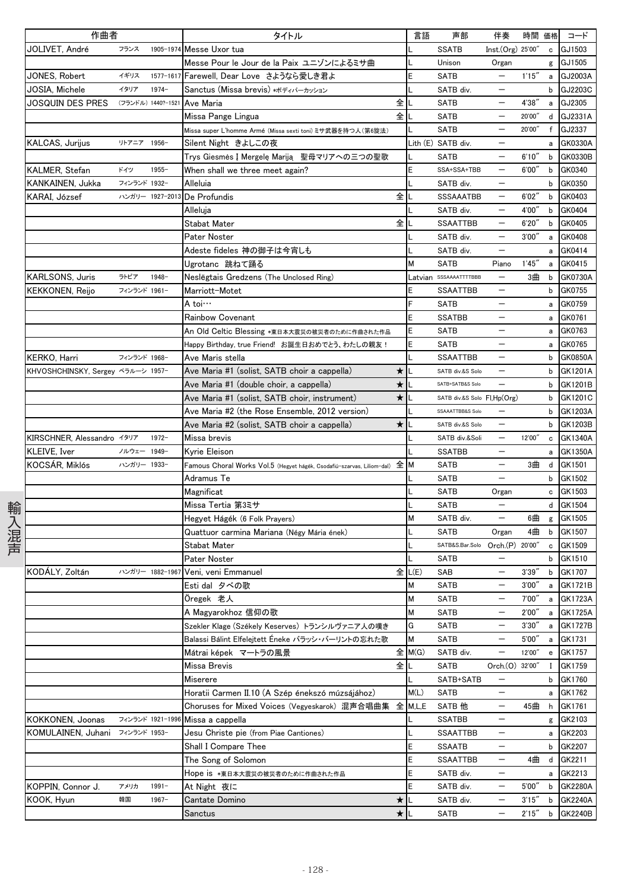| 作曲者 | | | タイトル | | 言語 | 声部 | 伴奏 | 時間 | 価格 | コード |
|---|---|---|---|---|---|---|---|---|---|---|
| JOLIVET, André | フランス | 1905-1974 | Messe Uxor tua | | L | SSATB | Inst.(Org) | 25'00" | c | GJ1503 |
| | | | Messe Pour le Jour de la Paix ユニゾンによるミサ曲 | | L | Unison | Organ | | g | GJ1505 |
| JONES, Robert | イギリス | 1577-1617 | Farewell, Dear Love さよなら愛しき君よ | | E | SATB | ー | 1'15" | a | GJ2003A |
| JOSIA, Michele | イタリア | 1974- | Sanctus (Missa brevis) *ボディパーカッション | | L | SATB div. | ー | | b | GJ2203C |
| JOSQUIN DES PRES | (フランドル) | 1440?-1521 | Ave Maria | 全 | L | SATB | ー | 4'38" | a | GJ2305 |
| | | | Missa Pange Lingua | 全 | L | SATB | ー | 20'00" | d | GJ2331A |
| | | | Missa super L'homme Armé (Missa sexti toni) ミサ武器を持つ人(第6旋法) | | L | SATB | ー | 20'00" | f | GJ2337 |
| KALCAS, Jurijus | リトアニア | 1956- | Silent Night きよしこの夜 | | Lith (E) | SATB div. | ー | | a | GK0330A |
| | | | Trys Giesmės Į Mergelę Mariją 聖母マリアへの三つの聖歌 | | L | SATB | ー | 6'10" | b | GK0330B |
| KALMER, Stefan | ドイツ | 1955- | When shall we three meet again? | | E | SSA+SSA+TBB | ー | 6'00" | b | GK0340 |
| KANKAINEN, Jukka | フィンランド | 1932- | Alleluia | | L | SATB div. | ー | | b | GK0350 |
| KARAI, József | ハンガリー | 1927-2013 | De Profundis | 全 | L | SSSAAATBB | ー | 6'02" | b | GK0403 |
| | | | Alleluja | | L | SATB div. | ー | 4'00" | b | GK0404 |
| | | | Stabat Mater | 全 | L | SSAATTBB | ー | 6'20" | b | GK0405 |
| | | | Pater Noster | | L | SATB div. | ー | 3'00" | a | GK0408 |
| | | | Adeste fideles 神の御子は今宵しも | | L | SATB div. | ー | | a | GK0414 |
| | | | Ugrotanc 跳ねて踊る | | M | SATB | Piano | 1'45" | a | GK0415 |
| KARLSONS, Juris | ラトビア | 1948- | Neslēgtais Gredzens (The Unclosed Ring) | | Latvian | SSSAAAATTTTBBB | ー | 3曲 | b | GK0730A |
| KEKKONEN, Reijo | フィンランド | 1961- | Marriott-Motet | | E | SSAATTBB | ー | | b | GK0755 |
| | | | A toi… | | F | SATB | ー | | a | GK0759 |
| | | | Rainbow Covenant | | E | SSATBB | ー | | a | GK0761 |
| | | | An Old Celtic Blessing *東日本大震災の被災者のために作曲された作品 | | E | SATB | ー | | a | GK0763 |
| | | | Happy Birthday, true Friend! お誕生日おめでとう、わたしの親友! | | E | SATB | ー | | a | GK0765 |
| KERKO, Harri | フィンランド | 1968- | Ave Maris stella | | L | SSAATTBB | ー | | b | GK0850A |
| KHVOSHCHINSKY, Sergey | ベラルーシ | 1957- | Ave Maria #1 (solist, SATB choir a cappella) | ★ | L | SATB div.&S Solo | ー | | b | GK1201A |
| | | | Ave Maria #1 (double choir, a cappella) | ★ | L | SATB+SATB&S Solo | ー | | b | GK1201B |
| | | | Ave Maria #1 (solist, SATB choir, instrument) | ★ | L | SATB div.&S Solo | Fl,Hp(Org) | | b | GK1201C |
| | | | Ave Maria #2 (the Rose Ensemble, 2012 version) | | L | SSAATTBB&S Solo | ー | | b | GK1203A |
| | | | Ave Maria #2 (solist, SATB choir a cappella) | ★ | L | SATB div.&S Solo | ー | | b | GK1203B |
| KIRSCHNER, Alessandro | イタリア | 1972- | Missa brevis | | L | SATB div.&Soli | ー | 12'00" | c | GK1340A |
| KLEIVE, Iver | ノルウェー | 1949- | Kyrie Eleison | | L | SSATBB | ー | | a | GK1350A |
| KOCSÁR, Miklós | ハンガリー | 1933- | Famous Choral Works Vol.5 (Hegyet hágék, Csodafiú-szarvas, Liliom-dal) | 全 | M | SATB | ー | 3曲 | d | GK1501 |
| | | | Adramus Te | | L | SATB | ー | | b | GK1502 |
| | | | Magnificat | | L | SATB | Organ | | c | GK1503 |
| | | | Missa Tertia 第3ミサ | | L | SATB | ー | | d | GK1504 |
| | | | Hegyet Hágék (6 Folk Prayers) | | M | SATB div. | ー | 6曲 | g | GK1505 |
| | | | Quattuor carmina Mariana (Négy Mária ének) | | L | SATB | Organ | 4曲 | b | GK1507 |
| | | | Stabat Mater | | L | SATB&S.Bar.Solo | Orch.(P) | 20'00" | c | GK1509 |
| | | | Pater Noster | | L | SATB | ー | | b | GK1510 |
| KODÁLY, Zoltán | ハンガリー | 1882-1967 | Veni, veni Emmanuel | 全 | L(E) | SAB | ー | 3'39" | b | GK1707 |
| | | | Esti dal 夕べの歌 | | M | SATB | ー | 3'00" | a | GK1721B |
| | | | Öregek 老人 | | M | SATB | ー | 7'00" | a | GK1723A |
| | | | A Magyarokhoz 信仰の歌 | | M | SATB | ー | 2'00" | a | GK1725A |
| | | | Szekler Klage (Székely Keserves) トランシルヴァニア人の嘆き | | G | SATB | ー | 3'30" | a | GK1727B |
| | | | Balassi Bálint Elfelejtett Éneke バラッシ・バーリントの忘れた歌 | | M | SATB | ー | 5'00" | a | GK1731 |
| | | | Mátrai képek マートラの風景 | 全 | M(G) | SATB div. | ー | 12'00" | e | GK1757 |
| | | | Missa Brevis | 全 | L | SATB | Orch.(O) | 32'00" | I | GK1759 |
| | | | Miserere | | L | SATB+SATB | ー | | b | GK1760 |
| | | | Horatii Carmen II.10 (A Szép énekszó múzsájához) | | M(L) | SATB | ー | | a | GK1762 |
| | | | Choruses for Mixed Voices (Vegyeskarok) 混声合唱曲集 | 全 | M,L,E | SATB 他 | ー | 45曲 | h | GK1761 |
| KOKKONEN, Joonas | フィンランド | 1921-1996 | Missa a cappella | | L | SSATBB | ー | | g | GK2103 |
| KOMULAINEN, Juhani | フィンランド | 1953- | Jesu Christe pie (from Piae Cantiones) | | L | SSAATTBB | ー | | a | GK2203 |
| | | | Shall I Compare Thee | | E | SSAATB | ー | | b | GK2207 |
| | | | The Song of Solomon | | E | SSAATTBB | ー | 4曲 | d | GK2211 |
| | | | Hope is *東日本大震災の被災者のために作曲された作品 | | E | SATB div. | ー | | a | GK2213 |
| KOPPIN, Connor J. | アメリカ | 1991- | At Night 夜に | | E | SATB div. | ー | 5'00" | b | GK2280A |
| KOOK, Hyun | 韓国 | 1967- | Cantate Domino | ★ | L | SATB div. | ー | 3'15" | b | GK2240A |
| | | | Sanctus | ★ | L | SATB | ー | 2'15" | b | GK2240B |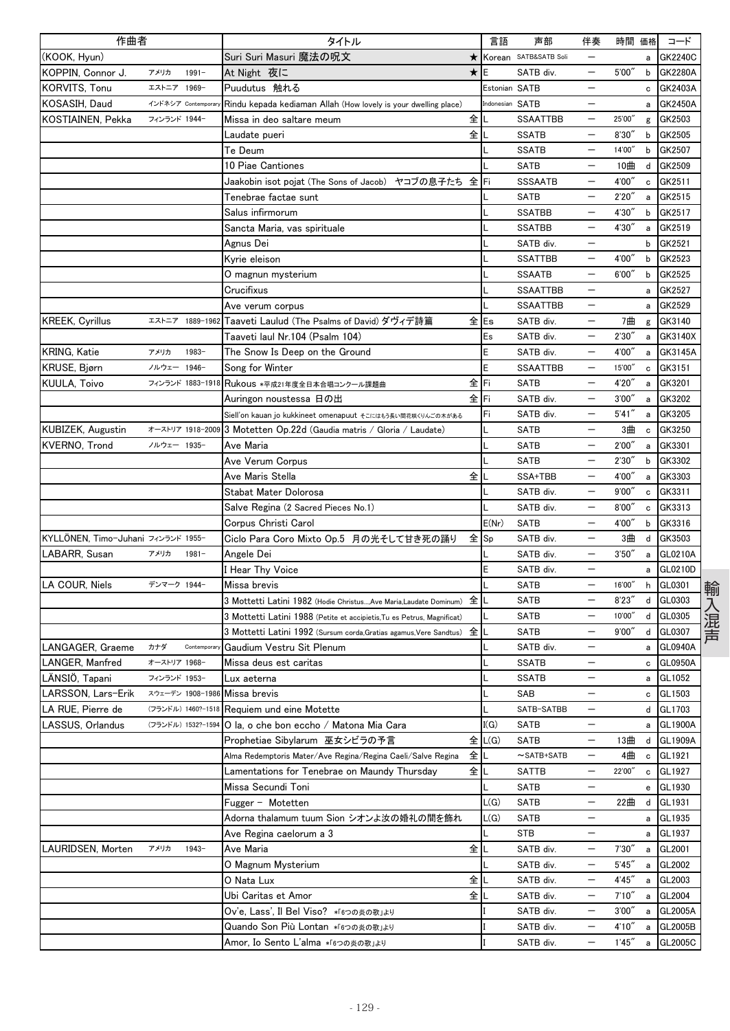| 作曲者 | | | タイトル | | 言語 | 声部 | 伴奏 | 時間 | 価格 | コード |
|---|---|---|---|---|---|---|---|---|---|---|
| (KOOK, Hyun) | | | Suri Suri Masuri 魔法の呪文 | ★ | Korean | SATB&SATB Soli | ー | | a | GK2240C |
| KOPPIN, Connor J. | アメリカ | 1991- | At Night 夜に | ★ | E | SATB div. | ー | 5'00" | b | GK2280A |
| KORVITS, Tonu | エストニア | 1969- | Puudutus 触れる | | Estonian | SATB | ー | | c | GK2403A |
| KOSASIH, Daud | インドネシア | Contemporary | Rindu kepada kediaman Allah (How lovely is your dwelling place) | | Indonesian | SATB | ー | | a | GK2450A |
| KOSTIAINEN, Pekka | フィンランド | 1944- | Missa in deo saltare meum | 全 | L | SSAATTBB | ー | 25'00" | g | GK2503 |
| | | | Laudate pueri | 全 | L | SSATB | ー | 8'30" | b | GK2505 |
| | | | Te Deum | | L | SSATB | ー | 14'00" | b | GK2507 |
| | | | 10 Piae Cantiones | | L | SATB | ー | 10曲 | d | GK2509 |
| | | | Jaakobin isot pojat (The Sons of Jacob) ヤコブの息子たち | 全 | Fi | SSSAATB | ー | 4'00" | c | GK2511 |
| | | | Tenebrae factae sunt | | L | SATB | ー | 2'20" | a | GK2515 |
| | | | Salus infirmorum | | L | SSATBB | ー | 4'30" | b | GK2517 |
| | | | Sancta Maria, vas spirituale | | L | SSATBB | ー | 4'30" | a | GK2519 |
| | | | Agnus Dei | | L | SATB div. | ー | | b | GK2521 |
| | | | Kyrie eleison | | L | SSATTBB | ー | 4'00" | b | GK2523 |
| | | | O magnun mysterium | | L | SSAATB | ー | 6'00" | b | GK2525 |
| | | | Crucifixus | | L | SSAATTBB | ー | | a | GK2527 |
| | | | Ave verum corpus | | L | SSAATTBB | ー | | a | GK2529 |
| KREEK, Cyrillus | エストニア | 1889-1962 | Taaveti Laulud (The Psalms of David) ダヴィデ詩篇 | 全 | Es | SATB div. | ー | 7曲 | g | GK3140 |
| | | | Taaveti laul Nr.104 (Psalm 104) | | Es | SATB div. | ー | 2'30" | a | GK3140X |
| KRING, Katie | アメリカ | 1983- | The Snow Is Deep on the Ground | | E | SATB div. | ー | 4'00" | a | GK3145A |
| KRUSE, Bjørn | ノルウェー | 1946- | Song for Winter | | E | SSAATTBB | ー | 15'00" | c | GK3151 |
| KUULA, Toivo | フィンランド | 1883-1918 | Rukous *平成21年度全日本合唱コンクール課題曲 | 全 | Fi | SATB | ー | 4'20" | a | GK3201 |
| | | | Auringon noustessa 日の出 | 全 | Fi | SATB div. | ー | 3'00" | a | GK3202 |
| | | | Siell'on kauan jo kukkineet omenapuut そこにはもう長い間花咲くりんごの木がある | | Fi | SATB div. | ー | 5'41" | a | GK3205 |
| KUBIZEK, Augustin | オーストリア | 1918-2009 | 3 Motetten Op.22d (Gaudia matris / Gloria / Laudate) | | L | SATB | ー | 3曲 | c | GK3250 |
| KVERNO, Trond | ノルウェー | 1935- | Ave Maria | | L | SATB | ー | 2'00" | a | GK3301 |
| | | | Ave Verum Corpus | | L | SATB | ー | 2'30" | b | GK3302 |
| | | | Ave Maris Stella | 全 | L | SSA+TBB | ー | 4'00" | a | GK3303 |
| | | | Stabat Mater Dolorosa | | L | SATB div. | ー | 9'00" | c | GK3311 |
| | | | Salve Regina (2 Sacred Pieces No.1) | | L | SATB div. | ー | 8'00" | c | GK3313 |
| | | | Corpus Christi Carol | | E(Nr) | SATB | ー | 4'00" | b | GK3316 |
| KYLLÖNEN, Timo-Juhani | フィンランド | 1955- | Ciclo Para Coro Mixto Op.5 月の光そして甘き死の踊り | 全 | Sp | SATB div. | ー | 3曲 | d | GK3503 |
| LABARR, Susan | アメリカ | 1981- | Angele Dei | | L | SATB div. | ー | 3'50" | a | GL0210A |
| | | | I Hear Thy Voice | | E | SATB div. | ー | | a | GL0210D |
| LA COUR, Niels | デンマーク | 1944- | Missa brevis | | L | SATB | ー | 16'00" | h | GL0301 |
| | | | 3 Mottetti Latini 1982 (Hodie Christus...,Ave Maria,Laudate Dominum) | 全 | L | SATB | ー | 8'23" | d | GL0303 |
| | | | 3 Mottetti Latini 1988 (Petite et accipietis,Tu es Petrus, Magnificat) | | L | SATB | ー | 10'00" | d | GL0305 |
| | | | 3 Mottetti Latini 1992 (Sursum corda,Gratias agamus,Vere Sandtus) | 全 | L | SATB | ー | 9'00" | d | GL0307 |
| LANGAGER, Graeme | カナダ | Contemporary | Gaudium Vestru Sit Plenum | | L | SATB div. | ー | | a | GL0940A |
| LANGER, Manfred | オーストリア | 1968- | Missa deus est caritas | | L | SSATB | ー | | c | GL0950A |
| LÄNSIÖ, Tapani | フィンランド | 1953- | Lux aeterna | | L | SSATB | ー | | a | GL1052 |
| LARSSON, Lars-Erik | スウェーデン | 1908-1986 | Missa brevis | | L | SAB | ー | | c | GL1503 |
| LA RUE, Pierre de | (フランドル) | 1460?-1518 | Requiem und eine Motette | | L | SATB-SATBB | ー | | d | GL1703 |
| LASSUS, Orlandus | (フランドル) | 1532?-1594 | O la, o che bon eccho / Matona Mia Cara | | I(G) | SATB | ー | | a | GL1900A |
| | | | Prophetiae Sibylarum 巫女シビラの予言 | 全 | L(G) | SATB | ー | 13曲 | d | GL1909A |
| | | | Alma Redemptoris Mater/Ave Regina/Regina Caeli/Salve Regina | 全 | L | ~SATB+SATB | ー | 4曲 | c | GL1921 |
| | | | Lamentations for Tenebrae on Maundy Thursday | 全 | L | SATTB | ー | 22'00" | c | GL1927 |
| | | | Missa Secundi Toni | | L | SATB | ー | | e | GL1930 |
| | | | Fugger - Motetten | | L(G) | SATB | ー | 22曲 | d | GL1931 |
| | | | Adorna thalamum tuum Sion シオンよ汝の婚礼の間を飾れ | | L(G) | SATB | ー | | a | GL1935 |
| | | | Ave Regina caelorum a 3 | | L | STB | ー | | a | GL1937 |
| LAURIDSEN, Morten | アメリカ | 1943- | Ave Maria | 全 | L | SATB div. | ー | 7'30" | a | GL2001 |
| | | | O Magnum Mysterium | | L | SATB div. | ー | 5'45" | a | GL2002 |
| | | | O Nata Lux | 全 | L | SATB div. | ー | 4'45" | a | GL2003 |
| | | | Ubi Caritas et Amor | 全 | L | SATB div. | ー | 7'10" | a | GL2004 |
| | | | Ov'e, Lass', Il Bel Viso? *「6つの炎の歌」より | | I | SATB div. | ー | 3'00" | a | GL2005A |
| | | | Quando Son Più Lontan *「6つの炎の歌」より | | I | SATB div. | ー | 4'10" | a | GL2005B |
| | | | Amor, Io Sento L'alma *「6つの炎の歌」より | | I | SATB div. | ー | 1'45" | a | GL2005C |

輸入混声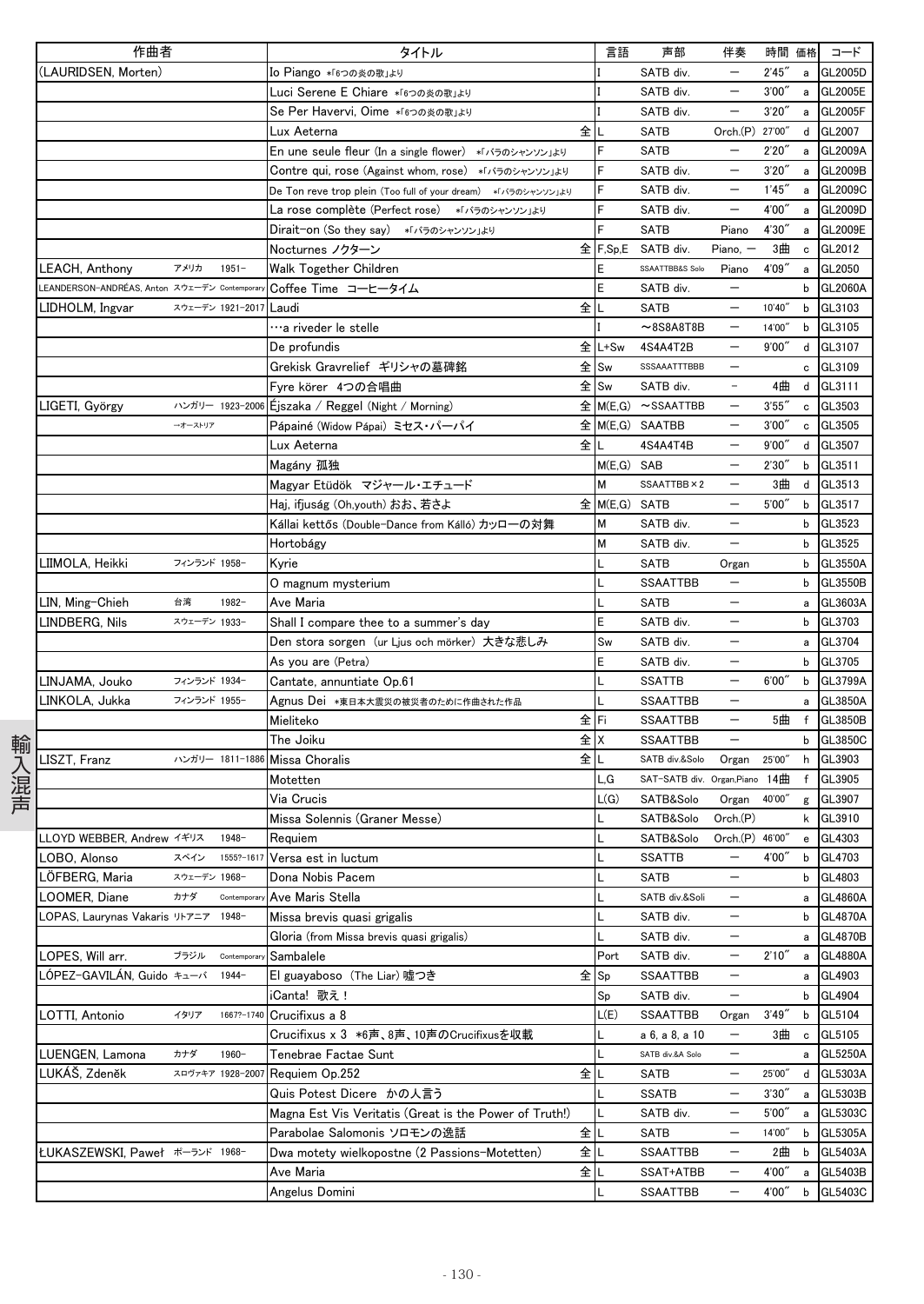| 作曲者 | | | タイトル | | 言語 | 声部 | 伴奏 | 時間 | 価格 | コード |
|---|---|---|---|---|---|---|---|---|---|---|
| (LAURIDSEN, Morten) | | | Io Piango *「6つの炎の歌」より | | I | SATB div. | — | 2'45" | a | GL2005D |
| | | | Luci Serene E Chiare *「6つの炎の歌」より | | I | SATB div. | — | 3'00" | a | GL2005E |
| | | | Se Per Havervi, Oime *「6つの炎の歌」より | | I | SATB div. | — | 3'20" | a | GL2005F |
| | | | Lux Aeterna | 全 | L | SATB | Orch.(P) | 27'00" | d | GL2007 |
| | | | En une seule fleur (In a single flower) *「バラのシャンソン」より | | F | SATB | — | 2'20" | a | GL2009A |
| | | | Contre qui, rose (Against whom, rose) *「バラのシャンソン」より | | F | SATB div. | — | 3'20" | a | GL2009B |
| | | | De Ton reve trop plein (Too full of your dream) *「バラのシャンソン」より | | F | SATB div. | — | 1'45" | a | GL2009C |
| | | | La rose complète (Perfect rose) *「バラのシャンソン」より | | F | SATB div. | — | 4'00" | a | GL2009D |
| | | | Dirait-on (So they say) *「バラのシャンソン」より | | F | SATB | Piano | 4'30" | a | GL2009E |
| | | | Nocturnes ノクターン | 全 | F,Sp,E | SATB div. | Piano, — | 3曲 | c | GL2012 |
| LEACH, Anthony | アメリカ | 1951- | Walk Together Children | | E | SSAATTBB&S Solo | Piano | 4'09" | a | GL2050 |
| LEANDERSON-ANDRÉAS, Anton | スウェーデン | Contemporary | Coffee Time コーヒータイム | | E | SATB div. | — | | b | GL2060A |
| LIDHOLM, Ingvar | スウェーデン | 1921-2017 | Laudi | 全 | L | SATB | — | 10'40" | b | GL3103 |
| | | | …a riveder le stelle | | I | ~8S8A8T8B | — | 14'00" | b | GL3105 |
| | | | De profundis | 全 | L+Sw | 4S4A4T2B | — | 9'00" | d | GL3107 |
| | | | Grekisk Gravrelief ギリシャの墓碑銘 | 全 | Sw | SSSAAATTTBBB | — | | c | GL3109 |
| | | | Fyre körer 4つの合唱曲 | 全 | Sw | SATB div. | - | 4曲 | d | GL3111 |
| LIGETI, György | ハンガリー →オーストリア | 1923-2006 | Éjszaka / Reggel (Night / Morning) | 全 | M(E,G) | ~SSAATTBB | — | 3'55" | c | GL3503 |
| | | | Pápainé (Widow Pápai) ミセス・パーパイ | 全 | M(E,G) | SAATBB | — | 3'00" | c | GL3505 |
| | | | Lux Aeterna | 全 | L | 4S4A4T4B | — | 9'00" | d | GL3507 |
| | | | Magány 孤独 | | M(E,G) | SAB | — | 2'30" | b | GL3511 |
| | | | Magyar Etüdök マジャール・エチュード | | M | SSAATTBB×2 | — | 3曲 | d | GL3513 |
| | | | Haj, ifjuság (Oh,youth) おお、若さよ | 全 | M(E,G) | SATB | — | 5'00" | b | GL3517 |
| | | | Kállai kettős (Double-Dance from Kálló) カッローの対舞 | | M | SATB div. | — | | b | GL3523 |
| | | | Hortobágy | | M | SATB div. | — | | b | GL3525 |
| LIIMOLA, Heikki | フィンランド | 1958- | Kyrie | | L | SATB | Organ | | b | GL3550A |
| | | | O magnum mysterium | | L | SSAATTBB | — | | b | GL3550B |
| LIN, Ming-Chieh | 台湾 | 1982- | Ave Maria | | L | SATB | — | | a | GL3603A |
| LINDBERG, Nils | スウェーデン | 1933- | Shall I compare thee to a summer's day | | E | SATB div. | — | | b | GL3703 |
| | | | Den stora sorgen (ur Ljus och mörker) 大きな悲しみ | | Sw | SATB div. | — | | a | GL3704 |
| | | | As you are (Petra) | | E | SATB div. | — | | b | GL3705 |
| LINJAMA, Jouko | フィンランド | 1934- | Cantate, annuntiate Op.61 | | L | SSATTB | — | 6'00" | b | GL3799A |
| LINKOLA, Jukka | フィンランド | 1955- | Agnus Dei *東日本大震災の被災者のために作曲された作品 | | L | SSAATTBB | — | | a | GL3850A |
| | | | Mieliteko | 全 | Fi | SSAATTBB | — | 5曲 | f | GL3850B |
| | | | The Joiku | 全 | X | SSAATTBB | — | | b | GL3850C |
| LISZT, Franz | ハンガリー | 1811-1886 | Missa Choralis | 全 | L | SATB div.&Solo | Organ | 25'00" | h | GL3903 |
| | | | Motetten | | L,G | SAT-SATB div. | Organ,Piano | 14曲 | f | GL3905 |
| | | | Via Crucis | | L(G) | SATB&Solo | Organ | 40'00" | g | GL3907 |
| | | | Missa Solennis (Graner Messe) | | L | SATB&Solo | Orch.(P) | | k | GL3910 |
| LLOYD WEBBER, Andrew | イギリス | 1948- | Requiem | | L | SATB&Solo | Orch.(P) | 46'00" | e | GL4303 |
| LOBO, Alonso | スペイン | 1555?-1617 | Versa est in luctum | | L | SSATTB | — | 4'00" | b | GL4703 |
| LÖFBERG, Maria | スウェーデン | 1968- | Dona Nobis Pacem | | L | SATB | — | | b | GL4803 |
| LOOMER, Diane | カナダ | Contemporary | Ave Maris Stella | | L | SATB div.&Soli | — | | a | GL4860A |
| LOPAS, Laurynas Vakaris | リトアニア | 1948- | Missa brevis quasi grigalis | | L | SATB div. | — | | b | GL4870A |
| | | | Gloria (from Missa brevis quasi grigalis) | | L | SATB div. | — | | a | GL4870B |
| LOPES, Will arr. | ブラジル | Contemporary | Sambalele | | Port | SATB div. | — | 2'10" | a | GL4880A |
| LÓPEZ-GAVILÁN, Guido | キューバ | 1944- | El guayaboso (The Liar) 嘘つき | 全 | Sp | SSAATTBB | — | | a | GL4903 |
| | | | ¡Canta! 歌え！ | | Sp | SATB div. | — | | b | GL4904 |
| LOTTI, Antonio | イタリア | 1667?-1740 | Crucifixus a 8 | | L(E) | SSAATTBB | Organ | 3'49" | b | GL5104 |
| | | | Crucifixus x 3 *6声、8声、10声のCrucifixusを収載 | | L | a 6, a 8, a 10 | — | 3曲 | c | GL5105 |
| LUENGEN, Lamona | カナダ | 1960- | Tenebrae Factae Sunt | | L | SATB div.&A Solo | — | | a | GL5250A |
| LUKÁŠ, Zdeněk | スロヴァキア | 1928-2007 | Requiem Op.252 | 全 | L | SATB | — | 25'00" | d | GL5303A |
| | | | Quis Potest Dicere かの人言う | | L | SSATB | — | 3'30" | a | GL5303B |
| | | | Magna Est Vis Veritatis (Great is the Power of Truth!) | | L | SATB div. | — | 5'00" | a | GL5303C |
| | | | Parabolae Salomonis ソロモンの逸話 | 全 | L | SATB | — | 14'00" | b | GL5305A |
| ŁUKASZEWSKI, Paweł | ポーランド | 1968- | Dwa motety wielkopostne (2 Passions-Motetten) | 全 | L | SSAATTBB | — | 2曲 | b | GL5403A |
| | | | Ave Maria | 全 | L | SSAT+ATBB | — | 4'00" | a | GL5403B |
| | | | Angelus Domini | | L | SSAATTBB | — | 4'00" | b | GL5403C |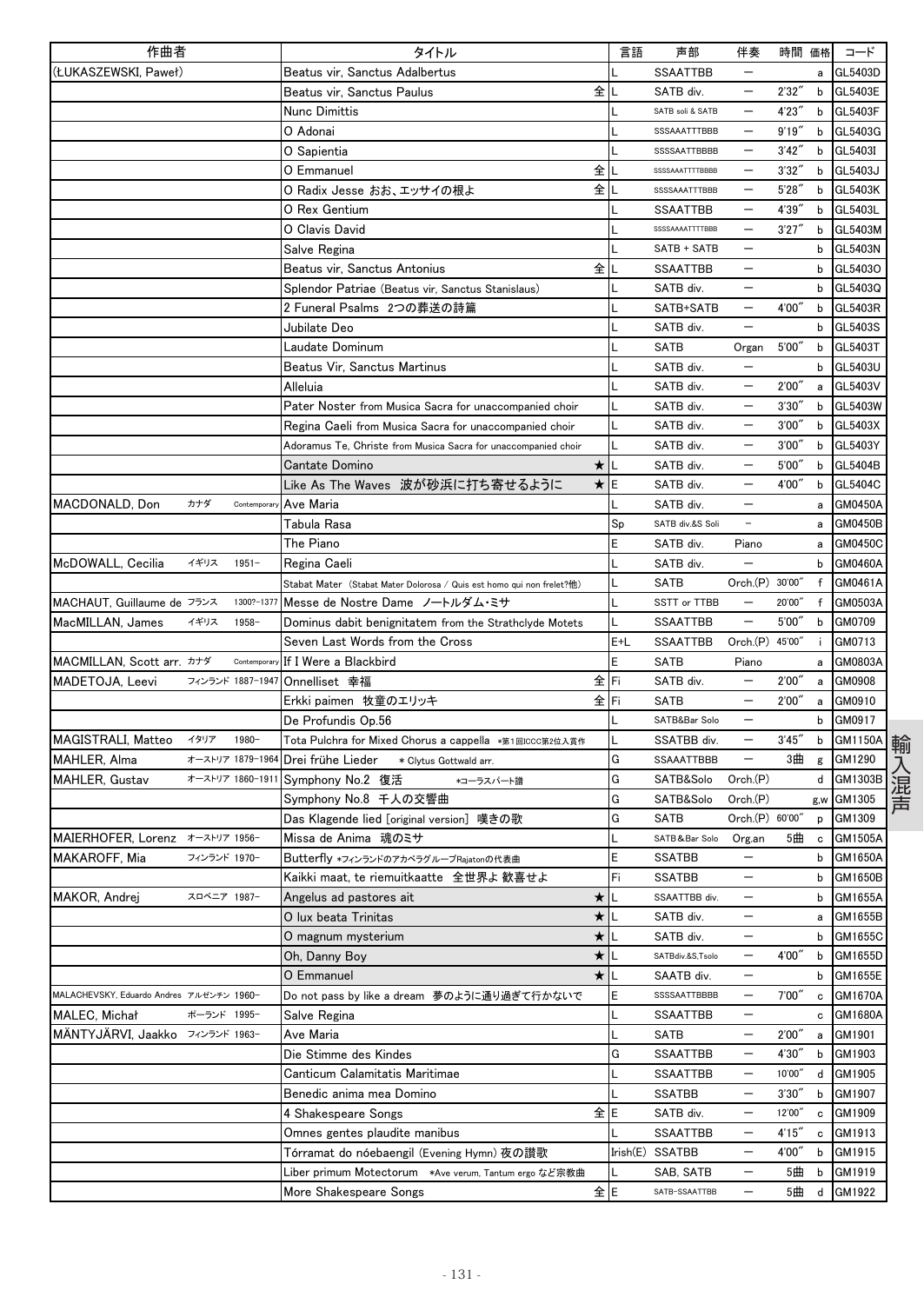| 作曲者 | | | タイトル | | 言語 | 声部 | 伴奏 | 時間 | 価格 | コード |
|---|---|---|---|---|---|---|---|---|---|---|
| (ŁUKASZEWSKI, Paweł) | | | Beatus vir, Sanctus Adalbertus | | L | SSAATTBB | — | | a | GL5403D |
| | | | Beatus vir, Sanctus Paulus | 全 | L | SATB div. | — | 2'32" | b | GL5403E |
| | | | Nunc Dimittis | | L | SATB soli & SATB | — | 4'23" | b | GL5403F |
| | | | O Adonai | | L | SSSAAATTTBBB | — | 9'19" | b | GL5403G |
| | | | O Sapientia | | L | SSSSAATTBBBB | — | 3'42" | b | GL5403I |
| | | | O Emmanuel | 全 | L | SSSSAAATTTTBBBB | — | 3'32" | b | GL5403J |
| | | | O Radix Jesse おお、エッサイの根よ | 全 | L | SSSSAAATTTBBB | — | 5'28" | b | GL5403K |
| | | | O Rex Gentium | | L | SSAATTBB | — | 4'39" | b | GL5403L |
| | | | O Clavis David | | L | SSSSAAAATTTTBBBB | — | 3'27" | b | GL5403M |
| | | | Salve Regina | | L | SATB + SATB | — | | b | GL5403N |
| | | | Beatus vir, Sanctus Antonius | 全 | L | SSAATTBB | — | | b | GL5403O |
| | | | Splendor Patriae (Beatus vir, Sanctus Stanislaus) | | L | SATB div. | — | | b | GL5403Q |
| | | | 2 Funeral Psalms 2つの葬送の詩篇 | | L | SATB+SATB | — | 4'00" | b | GL5403R |
| | | | Jubilate Deo | | L | SATB div. | — | | b | GL5403S |
| | | | Laudate Dominum | | L | SATB | Organ | 5'00" | b | GL5403T |
| | | | Beatus Vir, Sanctus Martinus | | L | SATB div. | — | | b | GL5403U |
| | | | Alleluia | | L | SATB div. | — | 2'00" | a | GL5403V |
| | | | Pater Noster from Musica Sacra for unaccompanied choir | | L | SATB div. | — | 3'30" | b | GL5403W |
| | | | Regina Caeli from Musica Sacra for unaccompanied choir | | L | SATB div. | — | 3'00" | b | GL5403X |
| | | | Adoramus Te, Christe from Musica Sacra for unaccompanied choir | | L | SATB div. | — | 3'00" | b | GL5403Y |
| | | | Cantate Domino | ★ | L | SATB div. | — | 5'00" | b | GL5404B |
| | | | Like As The Waves 波が砂浜に打ち寄せるように | ★ | E | SATB div. | — | 4'00" | b | GL5404C |
| MACDONALD, Don | カナダ | Contemporary | Ave Maria | | L | SATB div. | — | | a | GM0450A |
| | | | Tabula Rasa | | Sp | SATB div.&S Soli | — | | a | GM0450B |
| | | | The Piano | | E | SATB div. | Piano | | a | GM0450C |
| McDOWALL, Cecilia | イギリス | 1951– | Regina Caeli | | L | SATB div. | — | | b | GM0460A |
| | | | Stabat Mater (Stabat Mater Dolorosa / Quis est homo qui non frelet?他) | | L | SATB | Orch.(P) | 30'00" | f | GM0461A |
| MACHAUT, Guillaume de | フランス | 1300?–1377 | Messe de Nostre Dame ノートルダム・ミサ | | L | SSTT or TTBB | — | 20'00" | f | GM0503A |
| MacMILLAN, James | イギリス | 1958– | Dominus dabit benignitatem from the Strathclyde Motets | | L | SSAATTBB | — | 5'00" | b | GM0709 |
| | | | Seven Last Words from the Cross | | E+L | SSAATTBB | Orch.(P) | 45'00" | i | GM0713 |
| MACMILLAN, Scott arr. | カナダ | Contemporary | If I Were a Blackbird | | E | SATB | Piano | | a | GM0803A |
| MADETOJA, Leevi | フィンランド | 1887–1947 | Onnelliset 幸福 | 全 | Fi | SATB div. | — | 2'00" | a | GM0908 |
| | | | Erkki paimen 牧童のエリッキ | 全 | Fi | SATB | — | 2'00" | a | GM0910 |
| | | | De Profundis Op.56 | | L | SATB&Bar Solo | — | | b | GM0917 |
| MAGISTRALI, Matteo | イタリア | 1980– | Tota Pulchra for Mixed Chorus a cappella ＊第1回ICCC第2位入賞作 | | L | SSATBB div. | — | 3'45" | b | GM1150A |
| MAHLER, Alma | オーストリア | 1879–1964 | Drei frühe Lieder ＊Clytus Gottwald arr. | | G | SSAAATTBBB | — | 3曲 | g | GM1290 |
| MAHLER, Gustav | オーストリア | 1860–1911 | Symphony No.2 復活 ＊コーラスパート譜 | | G | SATB&Solo | Orch.(P) | | d | GM1303B |
| | | | Symphony No.8 千人の交響曲 | | G | SATB&Solo | Orch.(P) | | g,w | GM1305 |
| | | | Das Klagende lied [original version] 嘆きの歌 | | G | SATB | Orch.(P) | 60'00" | p | GM1309 |
| MAIERHOFER, Lorenz | オーストリア | 1956– | Missa de Anima 魂のミサ | | L | SATB&Bar Solo | Org.an | 5曲 | c | GM1505A |
| MAKAROFF, Mia | フィンランド | 1970– | Butterfly ＊フィンランドのアカペラグループRajatonの代表曲 | | E | SSATBB | — | | b | GM1650A |
| | | | Kaikki maat, te riemuitkaatte 全世界よ 歓喜せよ | | Fi | SSATBB | — | | b | GM1650B |
| MAKOR, Andrej | スロベニア | 1987– | Angelus ad pastores ait | ★ | L | SSAATTBB div. | — | | b | GM1655A |
| | | | O lux beata Trinitas | ★ | L | SATB div. | — | | a | GM1655B |
| | | | O magnum mysterium | ★ | L | SATB div. | — | | b | GM1655C |
| | | | Oh, Danny Boy | ★ | L | SATBdiv.&S,Tsolo | — | 4'00" | b | GM1655D |
| | | | O Emmanuel | ★ | L | SAATB div. | — | | b | GM1655E |
| MALACHEVSKY, Eduardo Andres | アルゼンチン | 1960– | Do not pass by like a dream 夢のように通り過ぎて行かないで | | E | SSSSAATTBBBB | — | 7'00" | c | GM1670A |
| MALEC, Michał | ポーランド | 1995– | Salve Regina | | L | SSAATTBB | — | | c | GM1680A |
| MÄNTYJÄRVI, Jaakko | フィンランド | 1963– | Ave Maria | | L | SATB | — | 2'00" | a | GM1901 |
| | | | Die Stimme des Kindes | | G | SSAATTBB | — | 4'30" | b | GM1903 |
| | | | Canticum Calamitatis Maritimae | | L | SSAATTBB | — | 10'00" | d | GM1905 |
| | | | Benedic anima mea Domino | | L | SSATBB | — | 3'30" | b | GM1907 |
| | | | 4 Shakespeare Songs | 全 | E | SATB div. | — | 12'00" | c | GM1909 |
| | | | Omnes gentes plaudite manibus | | L | SSAATTBB | — | 4'15" | c | GM1913 |
| | | | Tórramat do nóebaengil (Evening Hymn) 夜の讃歌 | | Irish(E) | SSATBB | — | 4'00" | b | GM1915 |
| | | | Liber primum Motectorum ＊Ave verum, Tantum ergo など宗教曲 | | L | SAB, SATB | — | 5曲 | b | GM1919 |
| | | | More Shakespeare Songs | 全 | E | SATB-SSAATTBB | — | 5曲 | d | GM1922 |

輸入混声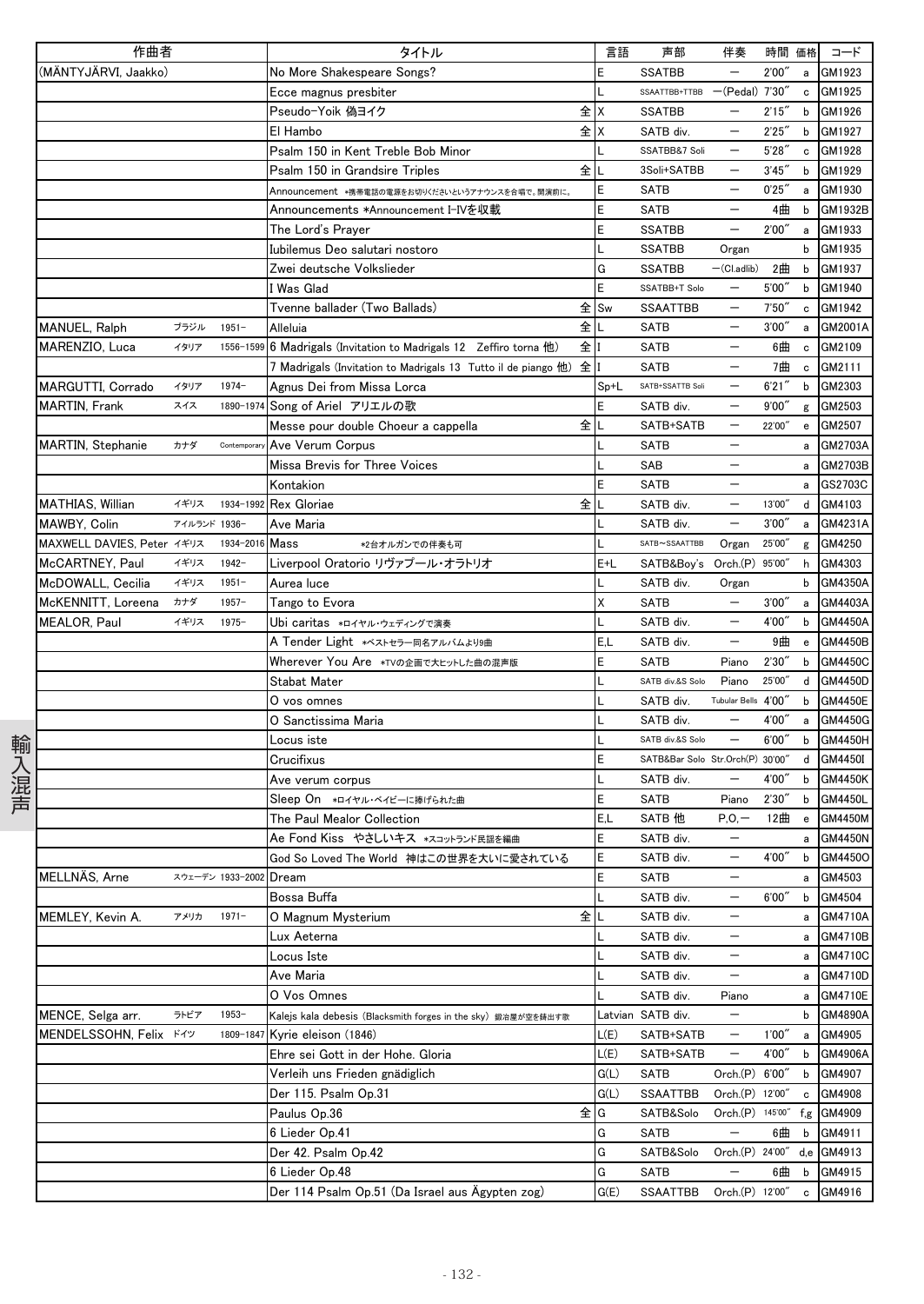| 作曲者 | | | タイトル | | 言語 | 声部 | 伴奏 | 時間 | 価格 | コード |
|---|---|---|---|---|---|---|---|---|---|---|
| (MÄNTYJÄRVI, Jaakko) | | | No More Shakespeare Songs? | | E | SSATBB | ― | 2'00" | a | GM1923 |
| | | | Ecce magnus presbiter | | L | SSAATTBB+TTBB | ―(Pedal) | 7'30" | c | GM1925 |
| | | | Pseudo-Yoik 偽ヨイク | 全 | X | SSATBB | ― | 2'15" | b | GM1926 |
| | | | El Hambo | 全 | X | SATB div. | ― | 2'25" | b | GM1927 |
| | | | Psalm 150 in Kent Treble Bob Minor | | L | SSATBB&7 Soli | ― | 5'28" | c | GM1928 |
| | | | Psalm 150 in Grandsire Triples | 全 | L | 3Soli+SATBB | ― | 3'45" | b | GM1929 |
| | | | Announcement *携帯電話の電源をお切りくださいというアナウンスを合唱で。開演前に。 | | E | SATB | ― | 0'25" | a | GM1930 |
| | | | Announcements *Announcement I-IVを収載 | | E | SATB | ― | 4曲 | b | GM1932B |
| | | | The Lord's Prayer | | E | SSATBB | ― | 2'00" | a | GM1933 |
| | | | Iubilemus Deo salutari nostoro | | L | SSATBB | Organ | | b | GM1935 |
| | | | Zwei deutsche Volkslieder | | G | SSATBB | ―(Cl.adlib) | 2曲 | b | GM1937 |
| | | | I Was Glad | | E | SSATBB+T Solo | ― | 5'00" | b | GM1940 |
| | | | Tvenne ballader (Two Ballads) | 全 | Sw | SSAATTBB | ― | 7'50" | c | GM1942 |
| MANUEL, Ralph | ブラジル | 1951- | Alleluia | 全 | L | SATB | ― | 3'00" | a | GM2001A |
| MARENZIO, Luca | イタリア | 1556-1599 | 6 Madrigals (Invitation to Madrigals 12 Zeffiro torna 他) | 全 | I | SATB | ― | 6曲 | c | GM2109 |
| | | | 7 Madrigals (Invitation to Madrigals 13 Tutto il de piango 他) | 全 | I | SATB | ― | 7曲 | c | GM2111 |
| MARGUTTI, Corrado | イタリア | 1974- | Agnus Dei from Missa Lorca | | Sp+L | SATB+SSATTB Soli | ― | 6'21" | b | GM2303 |
| MARTIN, Frank | スイス | 1890-1974 | Song of Ariel アリエルの歌 | | E | SATB div. | ― | 9'00" | g | GM2503 |
| | | | Messe pour double Choeur a cappella | 全 | L | SATB+SATB | ― | 22'00" | e | GM2507 |
| MARTIN, Stephanie | カナダ | Contemporary | Ave Verum Corpus | | L | SATB | ― | | a | GM2703A |
| | | | Missa Brevis for Three Voices | | L | SAB | ― | | a | GM2703B |
| | | | Kontakion | | E | SATB | ― | | a | GS2703C |
| MATHIAS, Willian | イギリス | 1934-1992 | Rex Gloriae | 全 | L | SATB div. | ― | 13'00" | d | GM4103 |
| MAWBY, Colin | アイルランド | 1936- | Ave Maria | | L | SATB div. | ― | 3'00" | a | GM4231A |
| MAXWELL DAVIES, Peter | イギリス | 1934-2016 | Mass *2台オルガンでの伴奏も可 | | L | SATB～SSAATTBB | Organ | 25'00" | g | GM4250 |
| McCARTNEY, Paul | イギリス | 1942- | Liverpool Oratorio リヴァプール・オラトリオ | | E+L | SATB&Boy's | Orch.(P) | 95'00" | h | GM4303 |
| McDOWALL, Cecilia | イギリス | 1951- | Aurea luce | | L | SATB div. | Organ | | b | GM4350A |
| McKENNITT, Loreena | カナダ | 1957- | Tango to Evora | | X | SATB | ― | 3'00" | a | GM4403A |
| MEALOR, Paul | イギリス | 1975- | Ubi caritas *ロイヤル・ウェディングで演奏 | | L | SATB div. | ― | 4'00" | b | GM4450A |
| | | | A Tender Light *ベストセラー同名アルバムより9曲 | | E,L | SATB div. | ― | 9曲 | e | GM4450B |
| | | | Wherever You Are *TVの企画で大ヒットした曲の混声版 | | E | SATB | Piano | 2'30" | b | GM4450C |
| | | | Stabat Mater | | L | SATB div.&S Solo | Piano | 25'00" | d | GM4450D |
| | | | O vos omnes | | L | SATB div. | Tubular Bells | 4'00" | b | GM4450E |
| | | | O Sanctissima Maria | | L | SATB div. | ― | 4'00" | a | GM4450G |
| | | | Locus iste | | L | SATB div.&S Solo | ― | 6'00" | b | GM4450H |
| | | | Crucifixus | | E | SATB&Bar Solo | Str.Orch(P) | 30'00" | d | GM4450I |
| | | | Ave verum corpus | | L | SATB div. | ― | 4'00" | b | GM4450K |
| | | | Sleep On *ロイヤル・ベイビーに捧げられた曲 | | E | SATB | Piano | 2'30" | b | GM4450L |
| | | | The Paul Mealor Collection | | E,L | SATB 他 | P,O,― | 12曲 | e | GM4450M |
| | | | Ae Fond Kiss やさしいキス *スコットランド民謡を編曲 | | E | SATB div. | ― | | a | GM4450N |
| | | | God So Loved The World 神はこの世界を大いに愛されている | | E | SATB div. | ― | 4'00" | b | GM4450O |
| MELLNÄS, Arne | スウェーデン | 1933-2002 | Dream | | E | SATB | ― | | a | GM4503 |
| | | | Bossa Buffa | | L | SATB div. | ― | 6'00" | b | GM4504 |
| MEMLEY, Kevin A. | アメリカ | 1971- | O Magnum Mysterium | 全 | L | SATB div. | ― | | a | GM4710A |
| | | | Lux Aeterna | | L | SATB div. | ― | | a | GM4710B |
| | | | Locus Iste | | L | SATB div. | ― | | a | GM4710C |
| | | | Ave Maria | | L | SATB div. | ― | | a | GM4710D |
| | | | O Vos Omnes | | L | SATB div. | Piano | | a | GM4710E |
| MENCE, Selga arr. | ラトビア | 1953- | Kalejs kala debesis (Blacksmith forges in the sky) 鍛冶屋が空を鋳出す歌 | | Latvian | SATB div. | ― | | b | GM4890A |
| MENDELSSOHN, Felix | ドイツ | 1809-1847 | Kyrie eleison (1846) | | L(E) | SATB+SATB | ― | 1'00" | a | GM4905 |
| | | | Ehre sei Gott in der Hohe. Gloria | | L(E) | SATB+SATB | ― | 4'00" | b | GM4906A |
| | | | Verleih uns Frieden gnädiglich | | G(L) | SATB | Orch.(P) | 6'00" | b | GM4907 |
| | | | Der 115. Psalm Op.31 | | G(L) | SSAATTBB | Orch.(P) | 12'00" | c | GM4908 |
| | | | Paulus Op.36 | 全 | G | SATB&Solo | Orch.(P) | 145'00" | f,g | GM4909 |
| | | | 6 Lieder Op.41 | | G | SATB | ― | 6曲 | b | GM4911 |
| | | | Der 42. Psalm Op.42 | | G | SATB&Solo | Orch.(P) | 24'00" | d,e | GM4913 |
| | | | 6 Lieder Op.48 | | G | SATB | ― | 6曲 | b | GM4915 |
| | | | Der 114 Psalm Op.51 (Da Israel aus Ägypten zog) | | G(E) | SSAATTBB | Orch.(P) | 12'00" | c | GM4916 |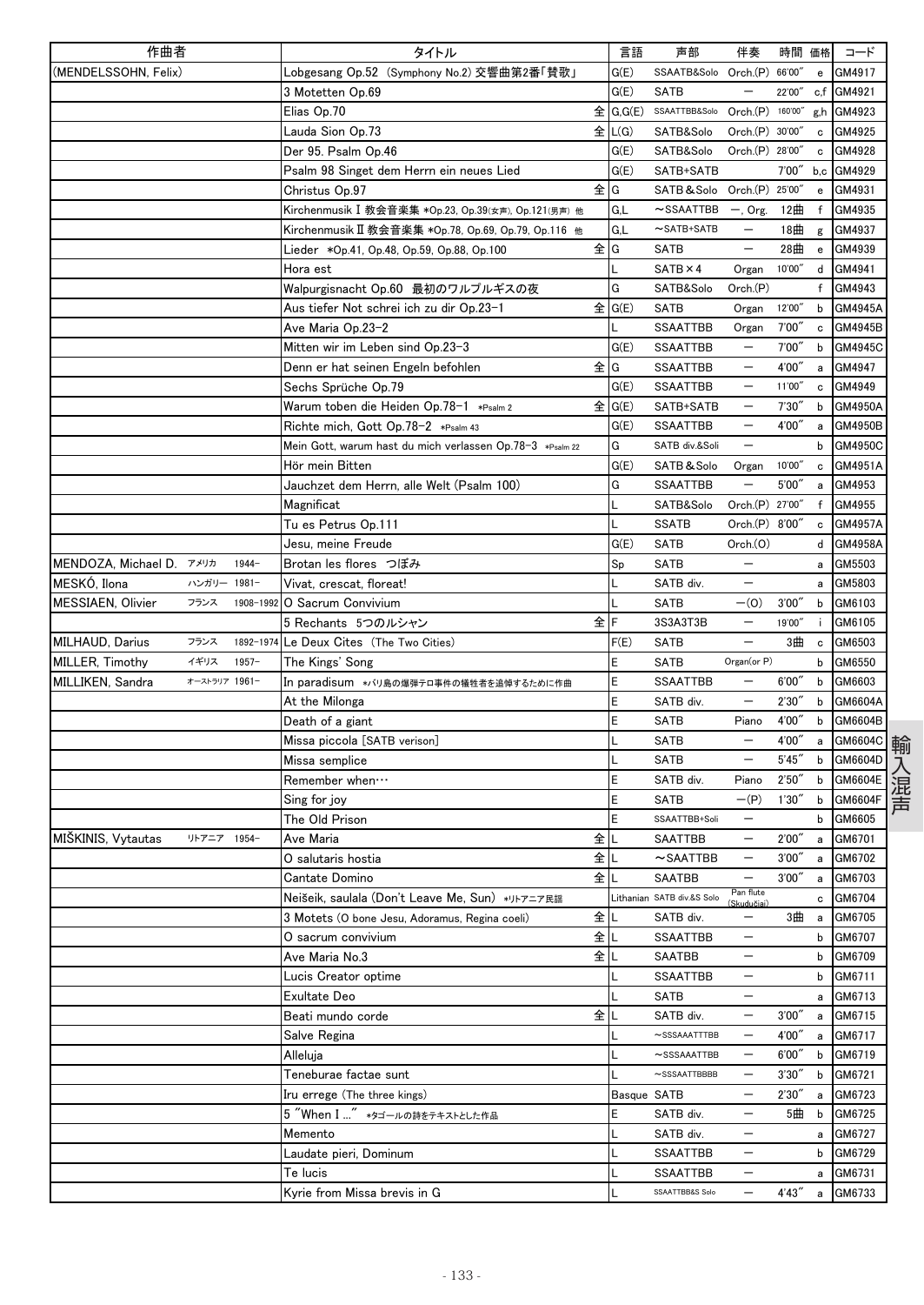| 作曲者 | | | タイトル | | 言語 | 声部 | 伴奏 | 時間 | 価格 | コード |
|---|---|---|---|---|---|---|---|---|---|---|
| (MENDELSSOHN, Felix) | | | Lobgesang Op.52 (Symphony No.2) 交響曲第2番「賛歌」 | | G(E) | SSAATB&Solo | Orch.(P) | 66'00" | e | GM4917 |
| | | | 3 Motetten Op.69 | | G(E) | SATB | ― | 22'00" | c,f | GM4921 |
| | | | Elias Op.70 | 全 | G,G(E) | SSAATTBB&Solo | Orch.(P) | 160'00" | g,h | GM4923 |
| | | | Lauda Sion Op.73 | 全 | L(G) | SATB&Solo | Orch.(P) | 30'00" | c | GM4925 |
| | | | Der 95. Psalm Op.46 | | G(E) | SATB&Solo | Orch.(P) | 28'00" | c | GM4928 |
| | | | Psalm 98 Singet dem Herrn ein neues Lied | | G(E) | SATB+SATB | | 7'00" | b,c | GM4929 |
| | | | Christus Op.97 | 全 | G | SATB&Solo | Orch.(P) | 25'00" | e | GM4931 |
| | | | Kirchenmusik I 教会音楽集 *Op.23, Op.39(女声), Op.121(男声) 他 | | G,L | ～SSAATTBB | ―, Org. | 12曲 | f | GM4935 |
| | | | Kirchenmusik II 教会音楽集 *Op.78, Op.69, Op.79, Op.116 他 | | G,L | ～SATB+SATB | ― | 18曲 | g | GM4937 |
| | | | Lieder *Op.41, Op.48, Op.59, Op.88, Op.100 | 全 | G | SATB | ― | 28曲 | e | GM4939 |
| | | | Hora est | | L | SATB×4 | Organ | 10'00" | d | GM4941 |
| | | | Walpurgisnacht Op.60 最初のワルプルギスの夜 | | G | SATB&Solo | Orch.(P) | | f | GM4943 |
| | | | Aus tiefer Not schrei ich zu dir Op.23-1 | 全 | G(E) | SATB | Organ | 12'00" | b | GM4945A |
| | | | Ave Maria Op.23-2 | | L | SSAATTBB | Organ | 7'00" | c | GM4945B |
| | | | Mitten wir im Leben sind Op.23-3 | | G(E) | SSAATTBB | ― | 7'00" | b | GM4945C |
| | | | Denn er hat seinen Engeln befohlen | 全 | G | SSAATTBB | ― | 4'00" | a | GM4947 |
| | | | Sechs Sprüche Op.79 | | G(E) | SSAATTBB | ― | 11'00" | c | GM4949 |
| | | | Warum toben die Heiden Op.78-1 *Psalm 2 | 全 | G(E) | SATB+SATB | ― | 7'30" | b | GM4950A |
| | | | Richte mich, Gott Op.78-2 *Psalm 43 | | G(E) | SSAATTBB | ― | 4'00" | a | GM4950B |
| | | | Mein Gott, warum hast du mich verlassen Op.78-3 *Psalm 22 | | G | SATB div.&Soli | ― | | b | GM4950C |
| | | | Hör mein Bitten | | G(E) | SATB&Solo | Organ | 10'00" | c | GM4951A |
| | | | Jauchzet dem Herrn, alle Welt (Psalm 100) | | G | SSAATTBB | ― | 5'00" | a | GM4953 |
| | | | Magnificat | | L | SATB&Solo | Orch.(P) | 27'00" | f | GM4955 |
| | | | Tu es Petrus Op.111 | | L | SSATB | Orch.(P) | 8'00" | c | GM4957A |
| | | | Jesu, meine Freude | | G(E) | SATB | Orch.(O) | | d | GM4958A |
| MENDOZA, Michael D. | アメリカ | 1944- | Brotan les flores つぼみ | | Sp | SATB | ― | | a | GM5503 |
| MESKÓ, Ilona | ハンガリー | 1981- | Vivat, crescat, floreat! | | L | SATB div. | ― | | a | GM5803 |
| MESSIAEN, Olivier | フランス | 1908-1992 | O Sacrum Convivium | | L | SATB | ―(O) | 3'00" | b | GM6103 |
| | | | 5 Rechants 5つのルシャン | 全 | F | 3S3A3T3B | ― | 19'00" | i | GM6105 |
| MILHAUD, Darius | フランス | 1892-1974 | Le Deux Cites (The Two Cities) | | F(E) | SATB | ― | 3曲 | c | GM6503 |
| MILLER, Timothy | イギリス | 1957- | The Kings' Song | | E | SATB | Organ(or P) | | b | GM6550 |
| MILLIKEN, Sandra | オーストラリア | 1961- | In paradisum *バリ島の爆弾テロ事件の犠牲者を追悼するために作曲 | | E | SSAATTBB | ― | 6'00" | b | GM6603 |
| | | | At the Milonga | | E | SATB div. | ― | 2'30" | b | GM6604A |
| | | | Death of a giant | | E | SATB | Piano | 4'00" | b | GM6604B |
| | | | Missa piccola [SATB verison] | | L | SATB | ― | 4'00" | a | GM6604C |
| | | | Missa semplice | | L | SATB | ― | 5'45" | b | GM6604D |
| | | | Remember when… | | E | SATB div. | Piano | 2'50" | b | GM6604E |
| | | | Sing for joy | | E | SATB | ―(P) | 1'30" | b | GM6604F |
| | | | The Old Prison | | E | SSAATTBB+Soli | ― | | b | GM6605 |
| MIŠKINIS, Vytautas | リトアニア | 1954- | Ave Maria | 全 | L | SAATTBB | ― | 2'00" | a | GM6701 |
| | | | O salutaris hostia | 全 | L | ～SAATTBB | ― | 3'00" | a | GM6702 |
| | | | Cantate Domino | 全 | L | SAATBB | ― | 3'00" | a | GM6703 |
| | | | Neišeik, saulala (Don't Leave Me, Sun) *リトアニア民謡 | | Lithanian | SATB div.&S Solo | Pan flute (Skudučiai) | | c | GM6704 |
| | | | 3 Motets (O bone Jesu, Adoramus, Regina coeli) | 全 | L | SATB div. | ― | 3曲 | a | GM6705 |
| | | | O sacrum convivium | 全 | L | SSAATTBB | ― | | b | GM6707 |
| | | | Ave Maria No.3 | 全 | L | SAATBB | ― | | b | GM6709 |
| | | | Lucis Creator optime | | L | SSAATTBB | ― | | b | GM6711 |
| | | | Exultate Deo | | L | SATB | ― | | a | GM6713 |
| | | | Beati mundo corde | 全 | L | SATB div. | ― | 3'00" | a | GM6715 |
| | | | Salve Regina | | L | ～SSSAAATTTBB | ― | 4'00" | a | GM6717 |
| | | | Alleluja | | L | ～SSSAAATTBB | ― | 6'00" | b | GM6719 |
| | | | Teneburae factae sunt | | L | ～SSSAATTBBBB | ― | 3'30" | b | GM6721 |
| | | | Iru errege (The three kings) | | Basque | SATB | ― | 2'30" | a | GM6723 |
| | | | 5 "When I …" *タゴールの詩をテキストとした作品 | | E | SATB div. | ― | 5曲 | b | GM6725 |
| | | | Memento | | L | SATB div. | ― | | a | GM6727 |
| | | | Laudate pieri, Dominum | | L | SSAATTBB | ― | | b | GM6729 |
| | | | Te lucis | | L | SSAATTBB | ― | | a | GM6731 |
| | | | Kyrie from Missa brevis in G | | L | SSAATTBB&S Solo | ― | 4'43" | a | GM6733 |

輸入混声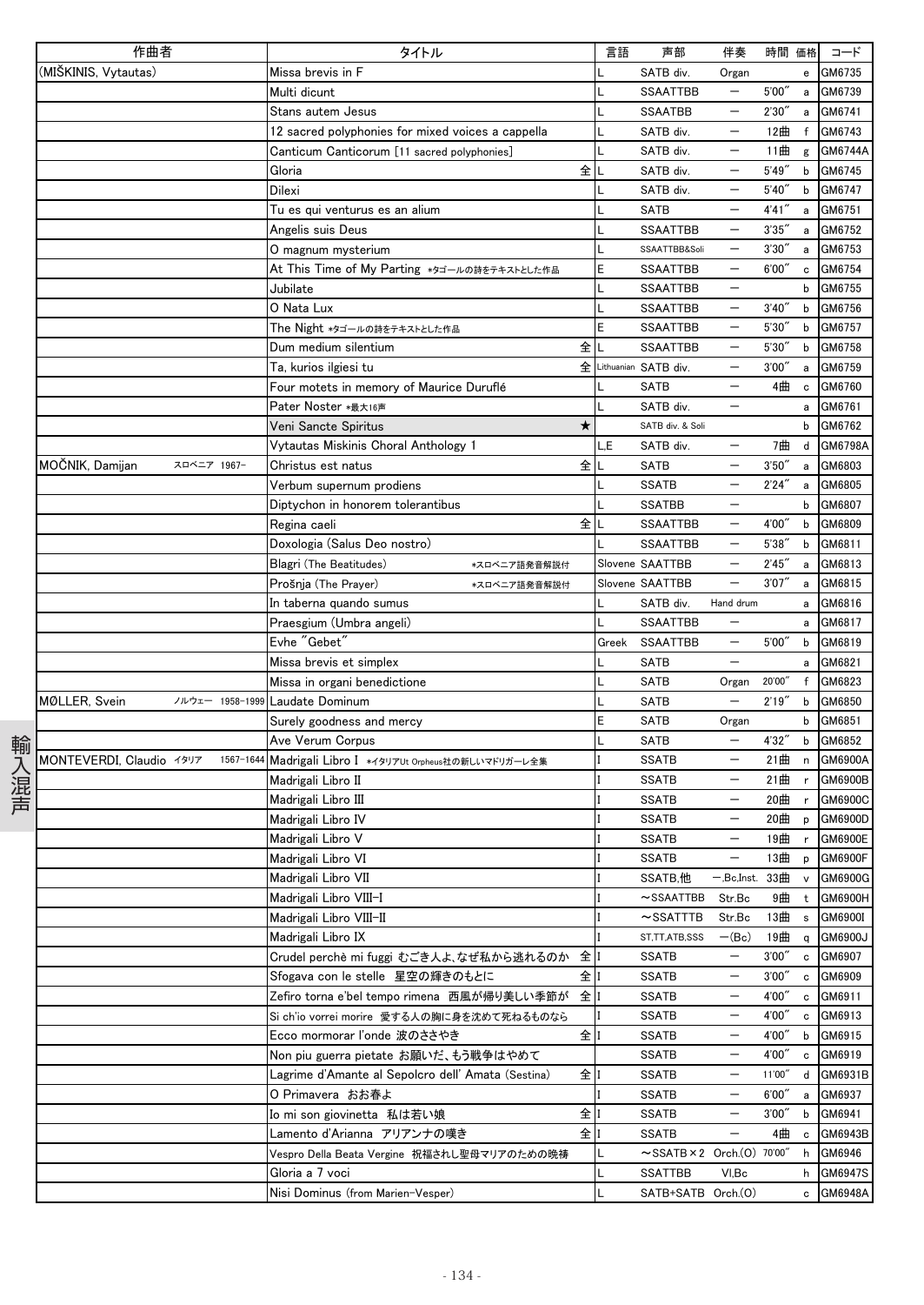| 作曲者 | タイトル | | 言語 | 声部 | 伴奏 | 時間 | 価格 | コード |
|---|---|---|---|---|---|---|---|---|
| (MIŠKINIS, Vytautas) | Missa brevis in F | | L | SATB div. | Organ | | e | GM6735 |
| | Multi dicunt | | L | SSAATTBB | — | 5'00" | a | GM6739 |
| | Stans autem Jesus | | L | SSAATBB | — | 2'30" | a | GM6741 |
| | 12 sacred polyphonies for mixed voices a cappella | | L | SATB div. | — | 12曲 | f | GM6743 |
| | Canticum Canticorum [11 sacred polyphonies] | | L | SATB div. | — | 11曲 | g | GM6744A |
| | Gloria | 全 | L | SATB div. | — | 5'49" | b | GM6745 |
| | Dilexi | | L | SATB div. | — | 5'40" | b | GM6747 |
| | Tu es qui venturus es an alium | | L | SATB | — | 4'41" | a | GM6751 |
| | Angelis suis Deus | | L | SSAATTBB | — | 3'35" | a | GM6752 |
| | O magnum mysterium | | L | SSAATTBB&Soli | — | 3'30" | a | GM6753 |
| | At This Time of My Parting ＊タゴールの詩をテキストとした作品 | | E | SSAATTBB | — | 6'00" | c | GM6754 |
| | Jubilate | | L | SSAATTBB | — | | b | GM6755 |
| | O Nata Lux | | L | SSAATTBB | — | 3'40" | b | GM6756 |
| | The Night ＊タゴールの詩をテキストとした作品 | | E | SSAATTBB | — | 5'30" | b | GM6757 |
| | Dum medium silentium | 全 | L | SSAATTBB | — | 5'30" | b | GM6758 |
| | Ta, kurios ilgiesi tu | 全 | Lithuanian | SATB div. | — | 3'00" | a | GM6759 |
| | Four motets in memory of Maurice Duruflé | | L | SATB | — | 4曲 | c | GM6760 |
| | Pater Noster ＊最大16声 | | L | SATB div. | — | | a | GM6761 |
| | Veni Sancte Spiritus | ★ | | SATB div. & Soli | | | b | GM6762 |
| | Vytautas Miskinis Choral Anthology 1 | | L,E | SATB div. | — | 7曲 | d | GM6798A |
| MOČNIK, Damijan スロベニア 1967- | Christus est natus | 全 | L | SATB | — | 3'50" | a | GM6803 |
| | Verbum supernum prodiens | | L | SSATB | — | 2'24" | a | GM6805 |
| | Diptychon in honorem tolerantibus | | L | SSATBB | — | | b | GM6807 |
| | Regina caeli | 全 | L | SSAATTBB | — | 4'00" | b | GM6809 |
| | Doxologia (Salus Deo nostro) | | L | SSAATTBB | — | 5'38" | b | GM6811 |
| | Blagri (The Beatitudes) ＊スロベニア語発音解説付 | | Slovene | SAATTBB | — | 2'45" | a | GM6813 |
| | Prošnja (The Prayer) ＊スロベニア語発音解説付 | | Slovene | SAATTBB | — | 3'07" | a | GM6815 |
| | In taberna quando sumus | | L | SATB div. | Hand drum | | a | GM6816 |
| | Praesgium (Umbra angeli) | | L | SSAATTBB | — | | a | GM6817 |
| | Evhe "Gebet" | | Greek | SSAATTBB | — | 5'00" | b | GM6819 |
| | Missa brevis et simplex | | L | SATB | — | | a | GM6821 |
| | Missa in organi benedictione | | L | SATB | Organ | 20'00" | f | GM6823 |
| MØLLER, Svein ノルウェー 1958-1999 | Laudate Dominum | | L | SATB | — | 2'19" | b | GM6850 |
| | Surely goodness and mercy | | E | SATB | Organ | | b | GM6851 |
| | Ave Verum Corpus | | L | SATB | — | 4'32" | b | GM6852 |
| MONTEVERDI, Claudio イタリア 1567-1644 | Madrigali Libro I ＊イタリアUt Orpheus社の新しいマドリガーレ全集 | | I | SSATB | — | 21曲 | n | GM6900A |
| | Madrigali Libro II | | I | SSATB | — | 21曲 | r | GM6900B |
| | Madrigali Libro III | | I | SSATB | — | 20曲 | r | GM6900C |
| | Madrigali Libro IV | | I | SSATB | — | 20曲 | p | GM6900D |
| | Madrigali Libro V | | I | SSATB | — | 19曲 | r | GM6900E |
| | Madrigali Libro VI | | I | SSATB | — | 13曲 | p | GM6900F |
| | Madrigali Libro VII | | I | SSATB,他 | —,Bc,Inst. | 33曲 | v | GM6900G |
| | Madrigali Libro VIII-I | | I | ～SSAATTBB | Str.Bc | 9曲 | t | GM6900H |
| | Madrigali Libro VIII-II | | I | ～SSATTTB | Str.Bc | 13曲 | s | GM6900I |
| | Madrigali Libro IX | | I | ST,TT,ATB,SSS | —(Bc) | 19曲 | q | GM6900J |
| | Crudel perchè mi fuggi むごき人よ、なぜ私から逃れるのか | 全 | I | SSATB | — | 3'00" | c | GM6907 |
| | Sfogava con le stelle 星空の輝きのもとに | 全 | I | SSATB | — | 3'00" | c | GM6909 |
| | Zefiro torna e'bel tempo rimena 西風が帰り美しい季節が | 全 | I | SSATB | — | 4'00" | c | GM6911 |
| | Si ch'io vorrei morire 愛する人の胸に身を沈めて死ねるものなら | | I | SSATB | — | 4'00" | c | GM6913 |
| | Ecco mormorar l'onde 波のささやき | 全 | I | SSATB | — | 4'00" | b | GM6915 |
| | Non piu guerra pietate お願いだ、もう戦争はやめて | | | SSATB | — | 4'00" | c | GM6919 |
| | Lagrime d'Amante al Sepolcro dell' Amata (Sestina) | 全 | I | SSATB | — | 11'00" | d | GM6931B |
| | O Primavera おお春よ | | I | SSATB | — | 6'00" | a | GM6937 |
| | Io mi son giovinetta 私は若い娘 | 全 | I | SSATB | — | 3'00" | b | GM6941 |
| | Lamento d'Arianna アリアンナの嘆き | 全 | I | SSATB | — | 4曲 | c | GM6943B |
| | Vespro Della Beata Vergine 祝福されし聖母マリアのための晩祷 | | L | ～SSATB×2 | Orch.(O) | 70'00" | h | GM6946 |
| | Gloria a 7 voci | | L | SSATTBB | Vl,Bc | | h | GM6947S |
| | Nisi Dominus (from Marien-Vesper) | | L | SATB+SATB | Orch.(O) | | c | GM6948A |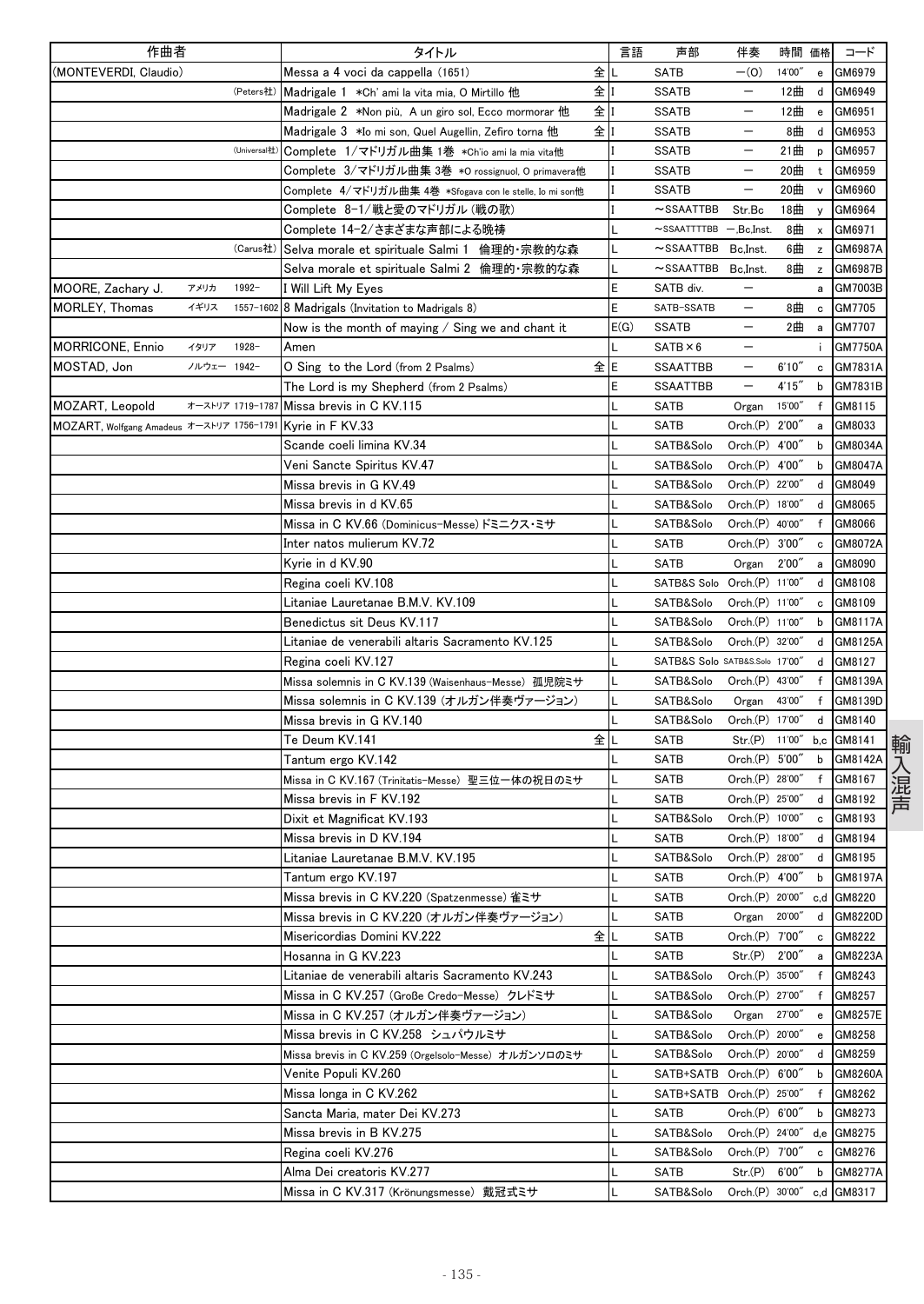| 作曲者 | | | タイトル | | 言語 | 声部 | 伴奏 | 時間 | 価格 | コード |
|---|---|---|---|---|---|---|---|---|---|---|
| (MONTEVERDI, Claudio) | | | Messa a 4 voci da cappella (1651) | 全 | L | SATB | —(O) | 14'00" | e | GM6979 |
| | | (Peters社) | Madrigale 1 ＊Ch' ami la vita mia, O Mirtillo 他 | 全 | I | SSATB | — | 12曲 | d | GM6949 |
| | | | Madrigale 2 ＊Non più, A un giro sol, Ecco mormorar 他 | 全 | I | SSATB | — | 12曲 | e | GM6951 |
| | | | Madrigale 3 ＊Io mi son, Quel Augellin, Zefiro torna 他 | 全 | I | SSATB | — | 8曲 | d | GM6953 |
| | | (Universal社) | Complete 1/マドリガル曲集 1巻 ＊Ch'io ami la mia vita他 | | I | SSATB | — | 21曲 | p | GM6957 |
| | | | Complete 3/マドリガル曲集 3巻 ＊O rossignuol, O primavera他 | | I | SSATB | — | 20曲 | t | GM6959 |
| | | | Complete 4/マドリガル曲集 4巻 ＊Sfogava con le stelle, Io mi son他 | | I | SSATB | — | 20曲 | v | GM6960 |
| | | | Complete 8-1/戦と愛のマドリガル (戦の歌) | | I | ～SSAATTBB | Str.Bc | 18曲 | y | GM6964 |
| | | | Complete 14-2/さまざまな声部による晩祷 | | L | ～SSAATTTTBB | —,Bc,Inst. | 8曲 | x | GM6971 |
| | | (Carus社) | Selva morale et spirituale Salmi 1 倫理的・宗教的な森 | | L | ～SSAATTBB | Bc,Inst. | 6曲 | z | GM6987A |
| | | | Selva morale et spirituale Salmi 2 倫理的・宗教的な森 | | L | ～SSAATTBB | Bc,Inst. | 8曲 | z | GM6987B |
| MOORE, Zachary J. | アメリカ | 1992- | I Will Lift My Eyes | | E | SATB div. | — | | a | GM7003B |
| MORLEY, Thomas | イギリス | 1557-1602 | 8 Madrigals (Invitation to Madrigals 8) | | E | SATB-SSATB | — | 8曲 | c | GM7705 |
| | | | Now is the month of maying / Sing we and chant it | | E(G) | SSATB | — | 2曲 | a | GM7707 |
| MORRICONE, Ennio | イタリア | 1928- | Amen | | L | SATB×6 | — | | i | GM7750A |
| MOSTAD, Jon | ノルウェー | 1942- | O Sing to the Lord (from 2 Psalms) | 全 | E | SSAATTBB | — | 6'10" | c | GM7831A |
| | | | The Lord is my Shepherd (from 2 Psalms) | | E | SSAATTBB | — | 4'15" | b | GM7831B |
| MOZART, Leopold | オーストリア | 1719-1787 | Missa brevis in C KV.115 | | L | SATB | Organ | 15'00" | f | GM8115 |
| MOZART, Wolfgang Amadeus | オーストリア | 1756-1791 | Kyrie in F KV.33 | | L | SATB | Orch.(P) | 2'00" | a | GM8033 |
| | | | Scande coeli limina KV.34 | | L | SATB&Solo | Orch.(P) | 4'00" | b | GM8034A |
| | | | Veni Sancte Spiritus KV.47 | | L | SATB&Solo | Orch.(P) | 4'00" | b | GM8047A |
| | | | Missa brevis in G KV.49 | | L | SATB&Solo | Orch.(P) | 22'00" | d | GM8049 |
| | | | Missa brevis in d KV.65 | | L | SATB&Solo | Orch.(P) | 18'00" | d | GM8065 |
| | | | Missa in C KV.66 (Dominicus-Messe) ドミニクス・ミサ | | L | SATB&Solo | Orch.(P) | 40'00" | f | GM8066 |
| | | | Inter natos mulierum KV.72 | | L | SATB | Orch.(P) | 3'00" | c | GM8072A |
| | | | Kyrie in d KV.90 | | L | SATB | Organ | 2'00" | a | GM8090 |
| | | | Regina coeli KV.108 | | L | SATB&S Solo | Orch.(P) | 11'00" | d | GM8108 |
| | | | Litaniae Lauretanae B.M.V. KV.109 | | L | SATB&Solo | Orch.(P) | 11'00" | c | GM8109 |
| | | | Benedictus sit Deus KV.117 | | L | SATB&Solo | Orch.(P) | 11'00" | b | GM8117A |
| | | | Litaniae de venerabili altaris Sacramento KV.125 | | L | SATB&Solo | Orch.(P) | 32'00" | d | GM8125A |
| | | | Regina coeli KV.127 | | L | SATB&S Solo | SATB&S.Solo | 17'00" | d | GM8127 |
| | | | Missa solemnis in C KV.139 (Waisenhaus-Messe) 孤児院ミサ | | L | SATB&Solo | Orch.(P) | 43'00" | f | GM8139A |
| | | | Missa solemnis in C KV.139 (オルガン伴奏ヴァージョン) | | L | SATB&Solo | Organ | 43'00" | f | GM8139D |
| | | | Missa brevis in G KV.140 | | L | SATB&Solo | Orch.(P) | 17'00" | d | GM8140 |
| | | | Te Deum KV.141 | 全 | L | SATB | Str.(P) | 11'00" | b,c | GM8141 |
| | | | Tantum ergo KV.142 | | L | SATB | Orch.(P) | 5'00" | b | GM8142A |
| | | | Missa in C KV.167 (Trinitatis-Messe) 聖三位一体の祝日のミサ | | L | SATB | Orch.(P) | 28'00" | f | GM8167 |
| | | | Missa brevis in F KV.192 | | L | SATB | Orch.(P) | 25'00" | d | GM8192 |
| | | | Dixit et Magnificat KV.193 | | L | SATB&Solo | Orch.(P) | 10'00" | c | GM8193 |
| | | | Missa brevis in D KV.194 | | L | SATB | Orch.(P) | 18'00" | d | GM8194 |
| | | | Litaniae Lauretanae B.M.V. KV.195 | | L | SATB&Solo | Orch.(P) | 28'00" | d | GM8195 |
| | | | Tantum ergo KV.197 | | L | SATB | Orch.(P) | 4'00" | b | GM8197A |
| | | | Missa brevis in C KV.220 (Spatzenmesse) 雀ミサ | | L | SATB | Orch.(P) | 20'00" | c,d | GM8220 |
| | | | Missa brevis in C KV.220 (オルガン伴奏ヴァージョン) | | L | SATB | Organ | 20'00" | d | GM8220D |
| | | | Misericordias Domini KV.222 | 全 | L | SATB | Orch.(P) | 7'00" | c | GM8222 |
| | | | Hosanna in G KV.223 | | L | SATB | Str.(P) | 2'00" | a | GM8223A |
| | | | Litaniae de venerabili altaris Sacramento KV.243 | | L | SATB&Solo | Orch.(P) | 35'00" | f | GM8243 |
| | | | Missa in C KV.257 (Große Credo-Messe) クレドミサ | | L | SATB&Solo | Orch.(P) | 27'00" | f | GM8257 |
| | | | Missa in C KV.257 (オルガン伴奏ヴァージョン) | | L | SATB&Solo | Organ | 27'00" | e | GM8257E |
| | | | Missa brevis in C KV.258 シュパウルミサ | | L | SATB&Solo | Orch.(P) | 20'00" | e | GM8258 |
| | | | Missa brevis in C KV.259 (Orgelsolo-Messe) オルガンソロのミサ | | L | SATB&Solo | Orch.(P) | 20'00" | d | GM8259 |
| | | | Venite Populi KV.260 | | L | SATB+SATB | Orch.(P) | 6'00" | b | GM8260A |
| | | | Missa longa in C KV.262 | | L | SATB+SATB | Orch.(P) | 25'00" | f | GM8262 |
| | | | Sancta Maria, mater Dei KV.273 | | L | SATB | Orch.(P) | 6'00" | b | GM8273 |
| | | | Missa brevis in B KV.275 | | L | SATB&Solo | Orch.(P) | 24'00" | d,e | GM8275 |
| | | | Regina coeli KV.276 | | L | SATB&Solo | Orch.(P) | 7'00" | c | GM8276 |
| | | | Alma Dei creatoris KV.277 | | L | SATB | Str.(P) | 6'00" | b | GM8277A |
| | | | Missa in C KV.317 (Krönungsmesse) 戴冠式ミサ | | L | SATB&Solo | Orch.(P) | 30'00" | c,d | GM8317 |

輸入混声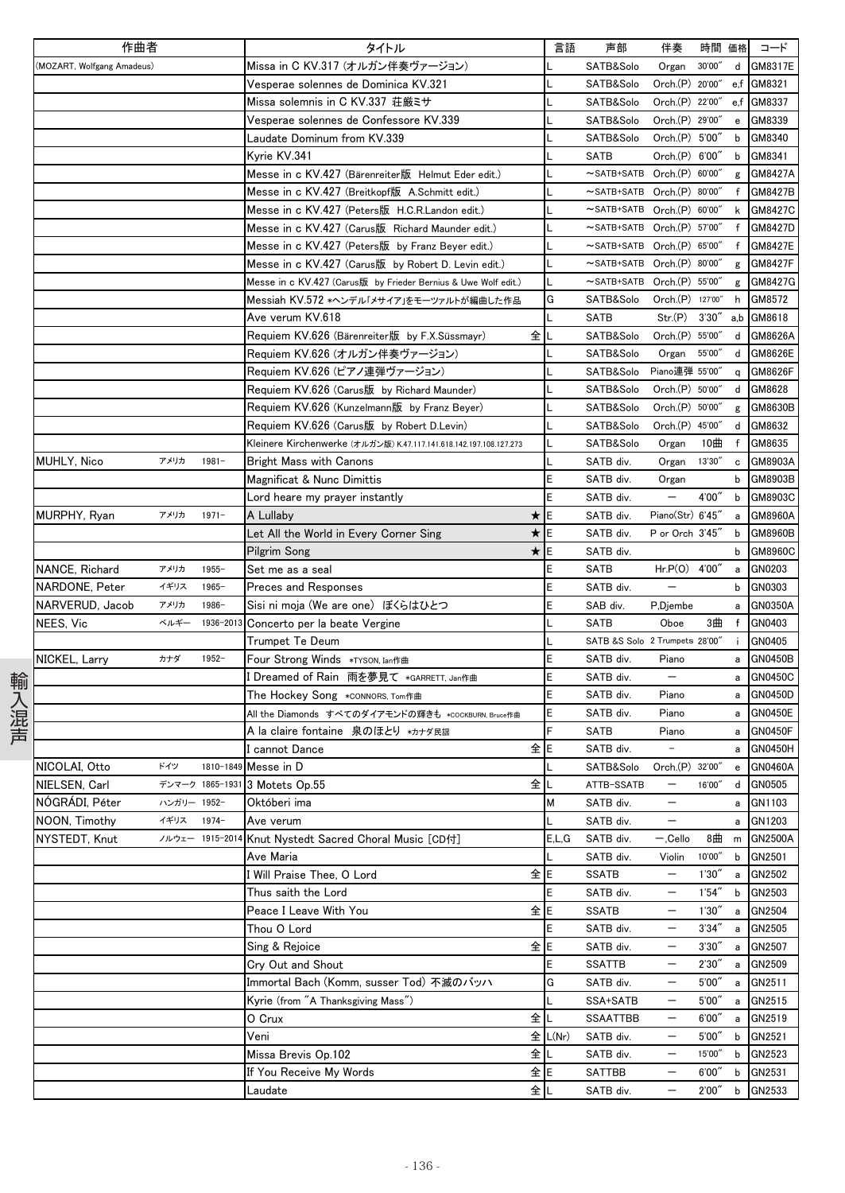| 作曲者 | | | タイトル | 言語 | 声部 | 伴奏 | 時間 | 価格 | コード |
|---|---|---|---|---|---|---|---|---|---|
| (MOZART, Wolfgang Amadeus) | | | Missa in C KV.317 (オルガン伴奏ヴァージョン) | L | SATB&Solo | Organ | 30'00" | d | GM8317E |
| | | | Vesperae solennes de Dominica KV.321 | L | SATB&Solo | Orch.(P) | 20'00" | e,f | GM8321 |
| | | | Missa solemnis in C KV.337 荘厳ミサ | L | SATB&Solo | Orch.(P) | 22'00" | e,f | GM8337 |
| | | | Vesperae solennes de Confessore KV.339 | L | SATB&Solo | Orch.(P) | 29'00" | e | GM8339 |
| | | | Laudate Dominum from KV.339 | L | SATB&Solo | Orch.(P) | 5'00" | b | GM8340 |
| | | | Kyrie KV.341 | L | SATB | Orch.(P) | 6'00" | b | GM8341 |
| | | | Messe in c KV.427 (Bärenreiter版 Helmut Eder edit.) | L | ~SATB+SATB | Orch.(P) | 60'00" | g | GM8427A |
| | | | Messe in c KV.427 (Breitkopf版 A.Schmitt edit.) | L | ~SATB+SATB | Orch.(P) | 80'00" | f | GM8427B |
| | | | Messe in c KV.427 (Peters版 H.C.R.Landon edit.) | L | ~SATB+SATB | Orch.(P) | 60'00" | k | GM8427C |
| | | | Messe in c KV.427 (Carus版 Richard Maunder edit.) | L | ~SATB+SATB | Orch.(P) | 57'00" | f | GM8427D |
| | | | Messe in c KV.427 (Peters版 by Franz Beyer edit.) | L | ~SATB+SATB | Orch.(P) | 65'00" | f | GM8427E |
| | | | Messe in c KV.427 (Carus版 by Robert D. Levin edit.) | L | ~SATB+SATB | Orch.(P) | 80'00" | g | GM8427F |
| | | | Messe in c KV.427 (Carus版 by Frieder Bernius & Uwe Wolf edit.) | L | ~SATB+SATB | Orch.(P) | 55'00" | g | GM8427G |
| | | | Messiah KV.572 *ヘンデル「メサイア」をモーツァルトが編曲した作品 | G | SATB&Solo | Orch.(P) | 127'00" | h | GM8572 |
| | | | Ave verum KV.618 | L | SATB | Str.(P) | 3'30" | a,b | GM8618 |
| | | | Requiem KV.626 (Bärenreiter版 by F.X.Süssmayr) 全 | L | SATB&Solo | Orch.(P) | 55'00" | d | GM8626A |
| | | | Requiem KV.626 (オルガン伴奏ヴァージョン) | L | SATB&Solo | Organ | 55'00" | d | GM8626E |
| | | | Requiem KV.626 (ピアノ連弾ヴァージョン) | L | SATB&Solo | Piano連弾 | 55'00" | q | GM8626F |
| | | | Requiem KV.626 (Carus版 by Richard Maunder) | L | SATB&Solo | Orch.(P) | 50'00" | d | GM8628 |
| | | | Requiem KV.626 (Kunzelmann版 by Franz Beyer) | L | SATB&Solo | Orch.(P) | 50'00" | g | GM8630B |
| | | | Requiem KV.626 (Carus版 by Robert D.Levin) | L | SATB&Solo | Orch.(P) | 45'00" | d | GM8632 |
| | | | Kleinere Kirchenwerke (オルガン版) K.47.117.141.618.142.197.108.127.273 | L | SATB&Solo | Organ | 10曲 | f | GM8635 |
| MUHLY, Nico | アメリカ | 1981- | Bright Mass with Canons | L | SATB div. | Organ | 13'30" | c | GM8903A |
| | | | Magnificat & Nunc Dimittis | E | SATB div. | Organ | | b | GM8903B |
| | | | Lord heare my prayer instantly | E | SATB div. | — | 4'00" | b | GM8903C |
| MURPHY, Ryan | アメリカ | 1971- | A Lullaby ★ | E | SATB div. | Piano(Str) | 6'45" | a | GM8960A |
| | | | Let All the World in Every Corner Sing ★ | E | SATB div. | P or Orch | 3'45" | b | GM8960B |
| | | | Pilgrim Song ★ | E | SATB div. | | | b | GM8960C |
| NANCE, Richard | アメリカ | 1955- | Set me as a seal | E | SATB | Hr.P(O) | 4'00" | a | GN0203 |
| NARDONE, Peter | イギリス | 1965- | Preces and Responses | E | SATB div. | — | | b | GN0303 |
| NARVERUD, Jacob | アメリカ | 1986- | Sisi ni moja (We are one) ぼくらはひとつ | E | SAB div. | P,Djembe | | a | GN0350A |
| NEES, Vic | ベルギー | 1936-2013 | Concerto per la beate Vergine | L | SATB | Oboe | 3曲 | f | GN0403 |
| | | | Trumpet Te Deum | L | SATB &S Solo | 2 Trumpets | 28'00" | i | GN0405 |
| NICKEL, Larry | カナダ | 1952- | Four Strong Winds *TYSON, Ian作曲 | E | SATB div. | Piano | | a | GN0450B |
| | | | I Dreamed of Rain 雨を夢見て *GARRETT, Jan作曲 | E | SATB div. | — | | a | GN0450C |
| | | | The Hockey Song *CONNORS, Tom作曲 | E | SATB div. | Piano | | a | GN0450D |
| | | | All the Diamonds すべてのダイアモンドの輝きも *COCKBURN, Bruce作曲 | E | SATB div. | Piano | | a | GN0450E |
| | | | A la claire fontaine 泉のほとり *カナダ民謡 | F | SATB | Piano | | a | GN0450F |
| | | | I cannot Dance 全 | E | SATB div. | - | | a | GN0450H |
| NICOLAI, Otto | ドイツ | 1810-1849 | Messe in D | L | SATB&Solo | Orch.(P) | 32'00" | e | GN0460A |
| NIELSEN, Carl | デンマーク | 1865-1931 | 3 Motets Op.55 全 | L | ATTB-SSATB | — | 16'00" | d | GN0505 |
| NÓGRÁDI, Péter | ハンガリー | 1952- | Októberi ima | M | SATB div. | — | | a | GN1103 |
| NOON, Timothy | イギリス | 1974- | Ave verum | L | SATB div. | — | | a | GN1203 |
| NYSTEDT, Knut | ノルウェー | 1915-2014 | Knut Nystedt Sacred Choral Music [CD付] | E,L,G | SATB div. | —,Cello | 8曲 | m | GN2500A |
| | | | Ave Maria | L | SATB div. | Violin | 10'00" | b | GN2501 |
| | | | I Will Praise Thee, O Lord 全 | E | SSATB | — | 1'30" | a | GN2502 |
| | | | Thus saith the Lord | E | SATB div. | — | 1'54" | b | GN2503 |
| | | | Peace I Leave With You 全 | E | SSATB | — | 1'30" | a | GN2504 |
| | | | Thou O Lord | E | SATB div. | — | 3'34" | a | GN2505 |
| | | | Sing & Rejoice 全 | E | SATB div. | — | 3'30" | a | GN2507 |
| | | | Cry Out and Shout | E | SSATTB | — | 2'30" | a | GN2509 |
| | | | Immortal Bach (Komm, susser Tod) 不滅のバッハ | G | SATB div. | — | 5'00" | a | GN2511 |
| | | | Kyrie (from "A Thanksgiving Mass") | L | SSA+SATB | — | 5'00" | a | GN2515 |
| | | | O Crux 全 | L | SSAATTBB | — | 6'00" | a | GN2519 |
| | | | Veni 全 | L(Nr) | SATB div. | — | 5'00" | b | GN2521 |
| | | | Missa Brevis Op.102 全 | L | SATB div. | — | 15'00" | b | GN2523 |
| | | | If You Receive My Words 全 | E | SATTBB | — | 6'00" | b | GN2531 |
| | | | Laudate 全 | L | SATB div. | — | 2'00" | b | GN2533 |

輸入混声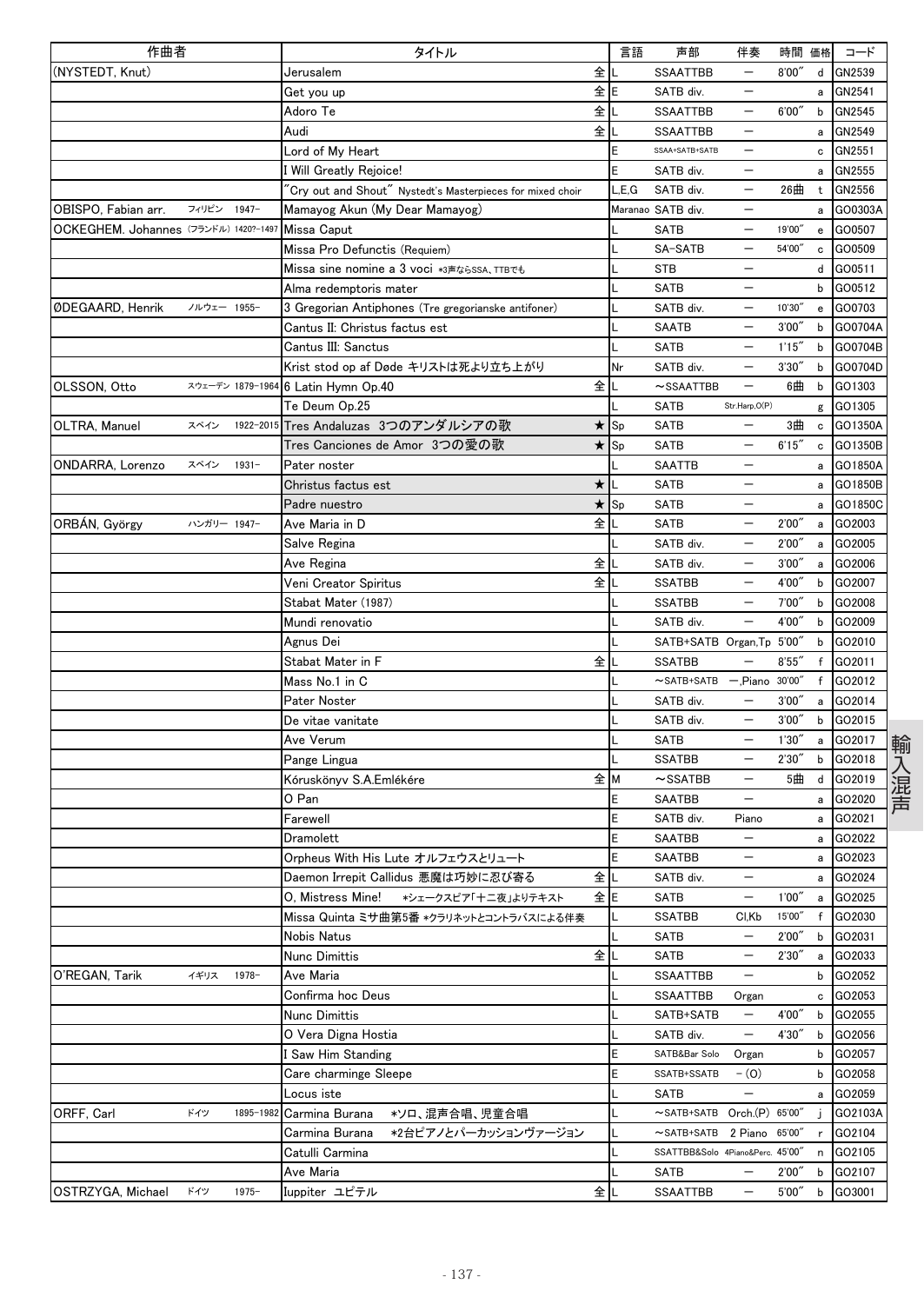| 作曲者 | | | タイトル | | 言語 | 声部 | 伴奏 | 時間 | 価格 | コード |
|---|---|---|---|---|---|---|---|---|---|---|
| (NYSTEDT, Knut) | | | Jerusalem | 全 | L | SSAATTBB | ー | 8'00" | d | GN2539 |
| | | | Get you up | 全 | E | SATB div. | ー | | a | GN2541 |
| | | | Adoro Te | 全 | L | SSAATTBB | ー | 6'00" | b | GN2545 |
| | | | Audi | 全 | L | SSAATTBB | ー | | a | GN2549 |
| | | | Lord of My Heart | | E | SSAA+SATB+SATB | ー | | c | GN2551 |
| | | | I Will Greatly Rejoice! | | E | SATB div. | ー | | a | GN2555 |
| | | | "Cry out and Shout" Nystedt's Masterpieces for mixed choir | | L,E,G | SATB div. | ー | 26曲 | t | GN2556 |
| OBISPO, Fabian arr. | フィリピン | 1947- | Mamayog Akun (My Dear Mamayog) | | Maranao | SATB div. | ー | | a | GO0303A |
| OCKEGHEM, Johannes | (フランドル) | 1420?-1497 | Missa Caput | | L | SATB | ー | 19'00" | e | GO0507 |
| | | | Missa Pro Defunctis (Requiem) | | L | SA-SATB | ー | 54'00" | c | GO0509 |
| | | | Missa sine nomine a 3 voci *3声ならSSA、TTBでも | | L | STB | ー | | d | GO0511 |
| | | | Alma redemptoris mater | | L | SATB | ー | | b | GO0512 |
| ØDEGAARD, Henrik | ノルウェー | 1955- | 3 Gregorian Antiphones (Tre gregorianske antifoner) | | L | SATB div. | ー | 10'30" | e | GO0703 |
| | | | Cantus II: Christus factus est | | L | SAATB | ー | 3'00" | b | GO0704A |
| | | | Cantus III: Sanctus | | L | SATB | ー | 1'15" | b | GO0704B |
| | | | Krist stod op af Døde キリストは死より立ち上がり | | Nr | SATB div. | ー | 3'30" | b | GO0704D |
| OLSSON, Otto | スウェーデン | 1879-1964 | 6 Latin Hymn Op.40 | 全 | L | ～SSAATTBB | ー | 6曲 | b | GO1303 |
| | | | Te Deum Op.25 | | L | SATB | Str.Harp,O(P) | | g | GO1305 |
| OLTRA, Manuel | スペイン | 1922-2015 | Tres Andaluzas 3つのアンダルシアの歌 | ★ | Sp | SATB | ー | 3曲 | c | GO1350A |
| | | | Tres Canciones de Amor 3つの愛の歌 | ★ | Sp | SATB | ー | 6'15" | c | GO1350B |
| ONDARRA, Lorenzo | スペイン | 1931- | Pater noster | | L | SAATTB | ー | | a | GO1850A |
| | | | Christus factus est | ★ | L | SATB | ー | | a | GO1850B |
| | | | Padre nuestro | ★ | Sp | SATB | ー | | a | GO1850C |
| ORBÁN, György | ハンガリー | 1947- | Ave Maria in D | 全 | L | SATB | ー | 2'00" | a | GO2003 |
| | | | Salve Regina | | L | SATB div. | ー | 2'00" | a | GO2005 |
| | | | Ave Regina | 全 | L | SATB div. | ー | 3'00" | a | GO2006 |
| | | | Veni Creator Spiritus | 全 | L | SSATBB | ー | 4'00" | b | GO2007 |
| | | | Stabat Mater (1987) | | L | SSATBB | ー | 7'00" | b | GO2008 |
| | | | Mundi renovatio | | L | SATB div. | ー | 4'00" | b | GO2009 |
| | | | Agnus Dei | | L | SATB+SATB | Organ,Tp | 5'00" | b | GO2010 |
| | | | Stabat Mater in F | 全 | L | SSATBB | ー | 8'55" | f | GO2011 |
| | | | Mass No.1 in C | | L | ～SATB+SATB | ー,Piano | 30'00" | f | GO2012 |
| | | | Pater Noster | | L | SATB div. | ー | 3'00" | a | GO2014 |
| | | | De vitae vanitate | | L | SATB div. | ー | 3'00" | b | GO2015 |
| | | | Ave Verum | | L | SATB | ー | 1'30" | a | GO2017 |
| | | | Pange Lingua | | L | SSATBB | ー | 2'30" | b | GO2018 |
| | | | Kóruskönyv S.A.Emlékére | 全 | M | ～SSATBB | ー | 5曲 | d | GO2019 |
| | | | O Pan | | E | SAATBB | ー | | a | GO2020 |
| | | | Farewell | | E | SATB div. | Piano | | a | GO2021 |
| | | | Dramolett | | E | SAATBB | ー | | a | GO2022 |
| | | | Orpheus With His Lute オルフェウスとリュート | | E | SAATBB | ー | | a | GO2023 |
| | | | Daemon Irrepit Callidus 悪魔は巧妙に忍び寄る | 全 | L | SATB div. | ー | | a | GO2024 |
| | | | O, Mistress Mine! *シェークスピア「十二夜」よりテキスト | 全 | E | SATB | ー | 1'00" | a | GO2025 |
| | | | Missa Quinta ミサ曲第5番 *クラリネットとコントラバスによる伴奏 | | L | SSATBB | Cl,Kb | 15'00" | f | GO2030 |
| | | | Nobis Natus | | L | SATB | ー | 2'00" | b | GO2031 |
| | | | Nunc Dimittis | 全 | L | SATB | ー | 2'30" | a | GO2033 |
| O'REGAN, Tarik | イギリス | 1978- | Ave Maria | | L | SSAATTBB | ー | | b | GO2052 |
| | | | Confirma hoc Deus | | L | SSAATTBB | Organ | | c | GO2053 |
| | | | Nunc Dimittis | | L | SATB+SATB | ー | 4'00" | b | GO2055 |
| | | | O Vera Digna Hostia | | L | SATB div. | ー | 4'30" | b | GO2056 |
| | | | I Saw Him Standing | | E | SATB&Bar Solo | Organ | | b | GO2057 |
| | | | Care charminge Sleepe | | E | SSATB+SSATB | -(O) | | b | GO2058 |
| | | | Locus iste | | L | SATB | ー | | a | GO2059 |
| ORFF, Carl | ドイツ | 1895-1982 | Carmina Burana *ソロ、混声合唱、児童合唱 | | L | ～SATB+SATB | Orch.(P) | 65'00" | j | GO2103A |
| | | | Carmina Burana *2台ピアノとパーカッションヴァージョン | | L | ～SATB+SATB | 2 Piano | 65'00" | r | GO2104 |
| | | | Catulli Carmina | | L | SSATTBB&Solo | 4Piano&Perc. | 45'00" | n | GO2105 |
| | | | Ave Maria | | L | SATB | ー | 2'00" | b | GO2107 |
| OSTRZYGA, Michael | ドイツ | 1975- | Iuppiter ユピテル | 全 | L | SSAATTBB | ー | 5'00" | b | GO3001 |

輸入混声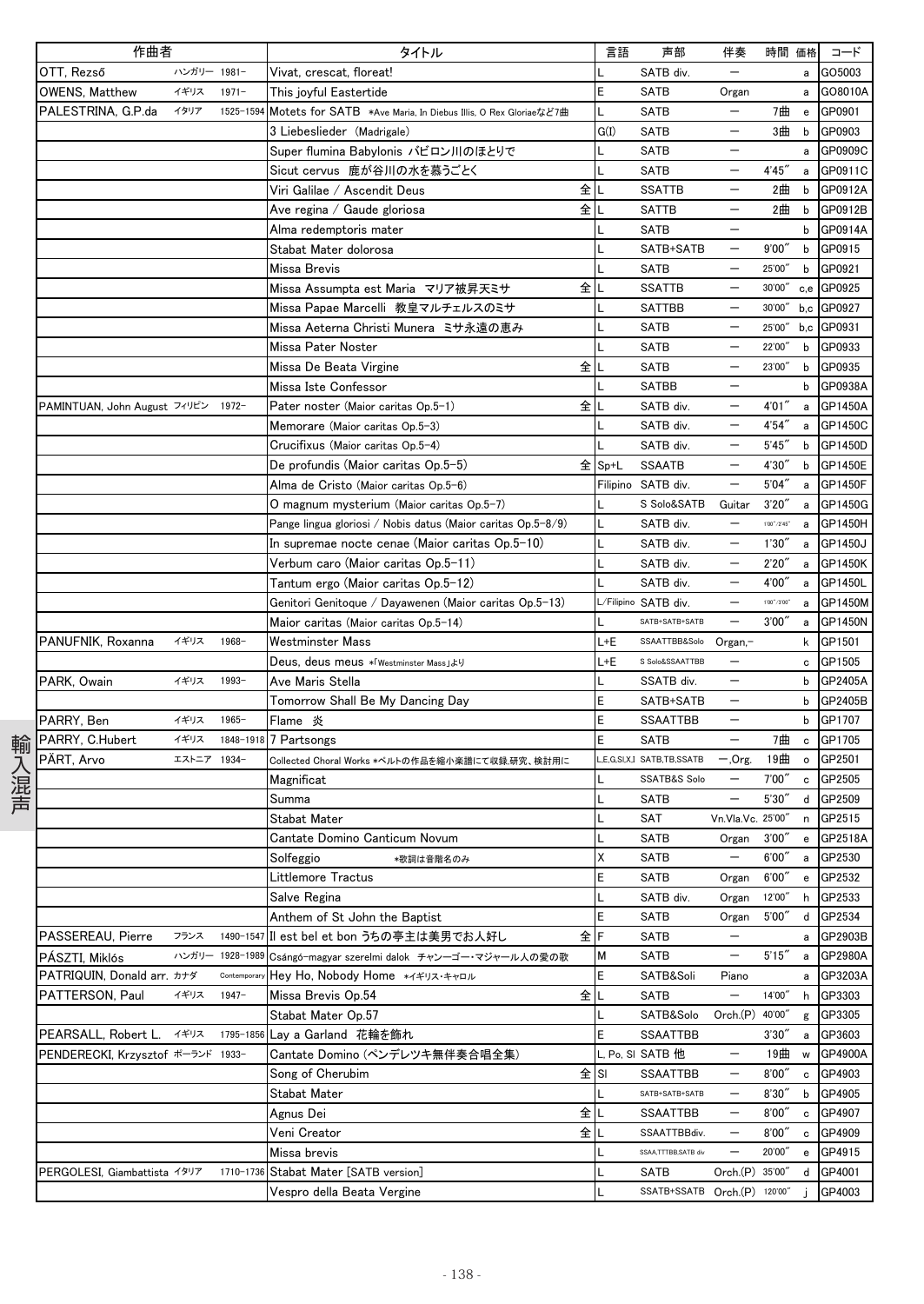| 作曲者 | | | タイトル | | 言語 | 声部 | 伴奏 | 時間 | 価格 | コード |
|---|---|---|---|---|---|---|---|---|---|---|
| OTT, Rezső | ハンガリー | 1981– | Vivat, crescat, floreat! | | L | SATB div. | — | | a | GO5003 |
| OWENS, Matthew | イギリス | 1971– | This joyful Eastertide | | E | SATB | Organ | | a | GO8010A |
| PALESTRINA, G.P.da | イタリア | 1525–1594 | Motets for SATB ＊Ave Maria, In Diebus Illis, O Rex Gloriaeなど7曲 | | L | SATB | — | 7曲 | e | GP0901 |
| | | | 3 Liebeslieder (Madrigale) | | G(I) | SATB | — | 3曲 | b | GP0903 |
| | | | Super flumina Babylonis バビロン川のほとりで | | L | SATB | — | | a | GP0909C |
| | | | Sicut cervus 鹿が谷川の水を慕うごとく | | L | SATB | — | 4'45" | a | GP0911C |
| | | | Viri Galilae / Ascendit Deus | 全 | L | SSATTB | — | 2曲 | b | GP0912A |
| | | | Ave regina / Gaude gloriosa | 全 | L | SATTB | — | 2曲 | b | GP0912B |
| | | | Alma redemptoris mater | | L | SATB | — | | b | GP0914A |
| | | | Stabat Mater dolorosa | | L | SATB+SATB | — | 9'00" | b | GP0915 |
| | | | Missa Brevis | | L | SATB | — | 25'00" | b | GP0921 |
| | | | Missa Assumpta est Maria マリア被昇天ミサ | 全 | L | SSATTB | — | 30'00" | c,e | GP0925 |
| | | | Missa Papae Marcelli 教皇マルチェルスのミサ | | L | SATTBB | — | 30'00" | b,c | GP0927 |
| | | | Missa Aeterna Christi Munera ミサ永遠の恵み | | L | SATB | — | 25'00" | b,c | GP0931 |
| | | | Missa Pater Noster | | L | SATB | — | 22'00" | b | GP0933 |
| | | | Missa De Beata Virgine | 全 | L | SATB | — | 23'00" | b | GP0935 |
| | | | Missa Iste Confessor | | L | SATBB | — | | b | GP0938A |
| PAMINTUAN, John August | フィリピン | 1972– | Pater noster (Maior caritas Op.5-1) | 全 | L | SATB div. | — | 4'01" | a | GP1450A |
| | | | Memorare (Maior caritas Op.5-3) | | L | SATB div. | — | 4'54" | a | GP1450C |
| | | | Crucifixus (Maior caritas Op.5-4) | | L | SATB div. | — | 5'45" | b | GP1450D |
| | | | De profundis (Maior caritas Op.5-5) | 全 | Sp+L | SSAATB | — | 4'30" | b | GP1450E |
| | | | Alma de Cristo (Maior caritas Op.5-6) | | Filipino | SATB div. | — | 5'04" | a | GP1450F |
| | | | O magnum mysterium (Maior caritas Op.5-7) | | L | S Solo&SATB | Guitar | 3'20" | a | GP1450G |
| | | | Pange lingua gloriosi / Nobis datus (Maior caritas Op.5-8/9) | | L | SATB div. | — | 1'00"/2'45" | a | GP1450H |
| | | | In supremae nocte cenae (Maior caritas Op.5-10) | | L | SATB div. | — | 1'30" | a | GP1450J |
| | | | Verbum caro (Maior caritas Op.5-11) | | L | SATB div. | — | 2'20" | a | GP1450K |
| | | | Tantum ergo (Maior caritas Op.5-12) | | L | SATB div. | — | 4'00" | a | GP1450L |
| | | | Genitori Genitoque / Dayawenen (Maior caritas Op.5-13) | | L/Filipino | SATB div. | — | 1'00"/3'00" | a | GP1450M |
| | | | Maior caritas (Maior caritas Op.5-14) | | L | SATB+SATB+SATB | — | 3'00" | a | GP1450N |
| PANUFNIK, Roxanna | イギリス | 1968– | Westminster Mass | | L+E | SSAATTBB&Solo | Organ,– | | k | GP1501 |
| | | | Deus, deus meus ＊「Westminster Mass」より | | L+E | S Solo&SSAATTBB | — | | c | GP1505 |
| PARK, Owain | イギリス | 1993– | Ave Maris Stella | | L | SSATB div. | — | | b | GP2405A |
| | | | Tomorrow Shall Be My Dancing Day | | E | SATB+SATB | — | | b | GP2405B |
| PARRY, Ben | イギリス | 1965– | Flame 炎 | | E | SSAATTBB | — | | b | GP1707 |
| PARRY, C.Hubert | イギリス | 1848–1918 | 7 Partsongs | | E | SATB | — | 7曲 | c | GP1705 |
| PÄRT, Arvo | エストニア | 1934– | Collected Choral Works ＊ペルトの作品を縮小楽譜にて収録.研究、検討用に | | L,E,G,Sl,X,I | SATB,TB,SSATB | –,Org. | 19曲 | o | GP2501 |
| | | | Magnificat | | L | SSATB&S Solo | — | 7'00" | c | GP2505 |
| | | | Summa | | L | SATB | — | 5'30" | d | GP2509 |
| | | | Stabat Mater | | L | SAT | Vn.Vla.Vc. | 25'00" | n | GP2515 |
| | | | Cantate Domino Canticum Novum | | L | SATB | Organ | 3'00" | e | GP2518A |
| | | | Solfeggio ＊歌詞は音階名のみ | | X | SATB | — | 6'00" | a | GP2530 |
| | | | Littlemore Tractus | | E | SATB | Organ | 6'00" | e | GP2532 |
| | | | Salve Regina | | L | SATB div. | Organ | 12'00" | h | GP2533 |
| | | | Anthem of St John the Baptist | | E | SATB | Organ | 5'00" | d | GP2534 |
| PASSEREAU, Pierre | フランス | 1490–1547 | Il est bel et bon うちの亭主は美男でお人好し | 全 | F | SATB | — | | a | GP2903B |
| PÁSZTI, Miklós | ハンガリー | 1928–1989 | Csángó-magyar szerelmi dalok チャンゴー・マジャール人の愛の歌 | | M | SATB | — | 5'15" | a | GP2980A |
| PATRIQUIN, Donald arr. | カナダ | Contemporary | Hey Ho, Nobody Home ＊イギリス・キャロル | | E | SATB&Soli | Piano | | a | GP3203A |
| PATTERSON, Paul | イギリス | 1947– | Missa Brevis Op.54 | 全 | L | SATB | — | 14'00" | h | GP3303 |
| | | | Stabat Mater Op.57 | | L | SATB&Solo | Orch.(P) | 40'00" | g | GP3305 |
| PEARSALL, Robert L. | イギリス | 1795–1856 | Lay a Garland 花輪を飾れ | | E | SSAATTBB | | 3'30" | a | GP3603 |
| PENDERECKI, Krzysztof | ポーランド | 1933– | Cantate Domino (ペンデレツキ無伴奏合唱全集) | | L, Po, Sl | SATB 他 | — | 19曲 | w | GP4900A |
| | | | Song of Cherubim | 全 | Sl | SSAATTBB | — | 8'00" | c | GP4903 |
| | | | Stabat Mater | | L | SATB+SATB+SATB | — | 8'30" | b | GP4905 |
| | | | Agnus Dei | 全 | L | SSAATTBB | — | 8'00" | c | GP4907 |
| | | | Veni Creator | 全 | L | SSAATTBBdiv. | — | 8'00" | c | GP4909 |
| | | | Missa brevis | | L | SSAA,TTTBB,SATB div | — | 20'00" | e | GP4915 |
| PERGOLESI, Giambattista | イタリア | 1710–1736 | Stabat Mater [SATB version] | | L | SATB | Orch.(P) | 35'00" | d | GP4001 |
| | | | Vespro della Beata Vergine | | L | SSATB+SSATB | Orch.(P) | 120'00" | j | GP4003 |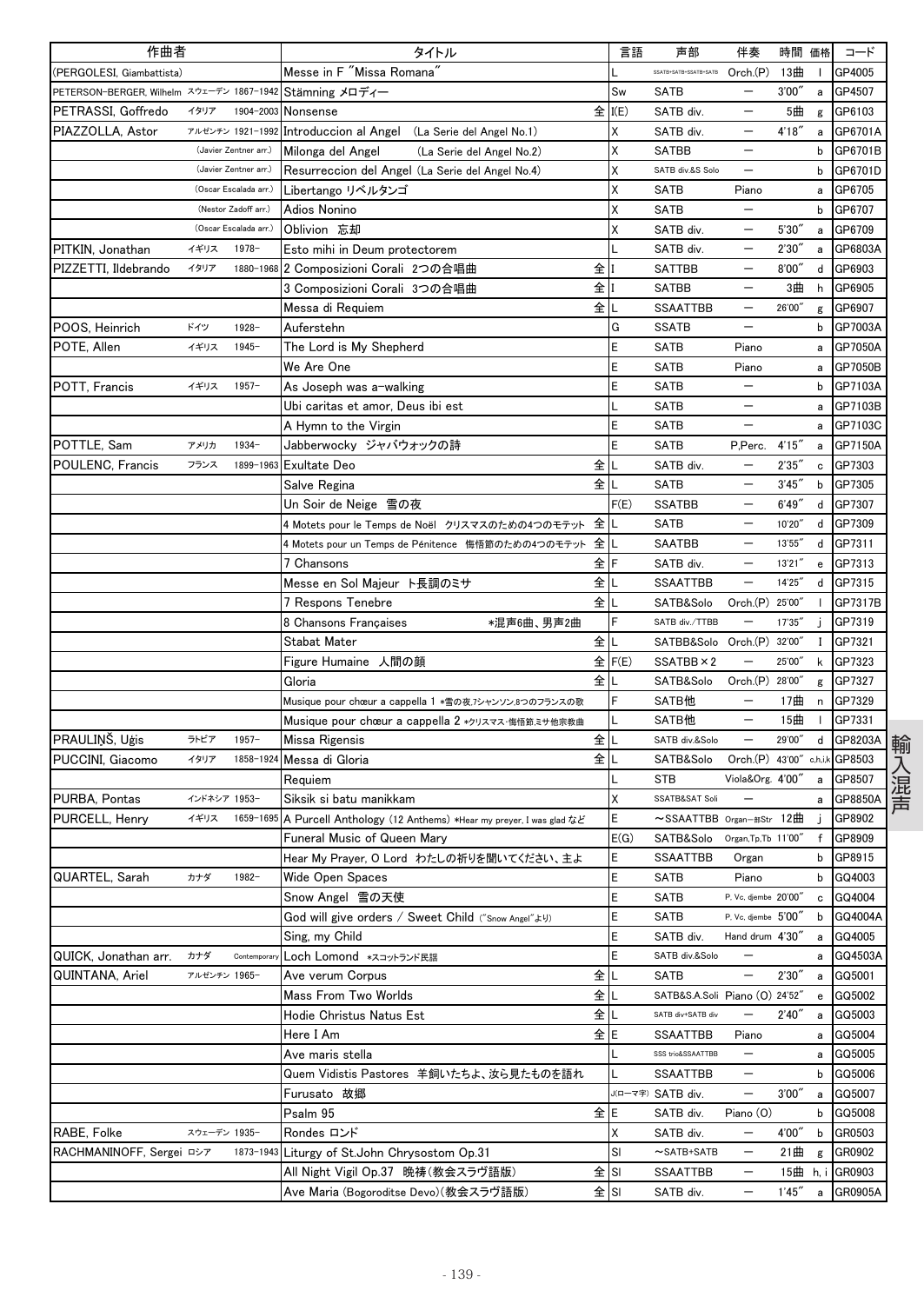| 作曲者 | | | タイトル | | 言語 | 声部 | 伴奏 | 時間 | 価格 | コード |
|---|---|---|---|---|---|---|---|---|---|---|
| (PERGOLESI, Giambattista) | | | Messe in F "Missa Romana" | | L | SSATB+SATB+SSATB+SATB | Orch.(P) | 13曲 | l | GP4005 |
| PETERSON-BERGER, Wilhelm | スウェーデン | 1867-1942 | Stämning メロディー | | Sw | SATB | — | 3'00" | a | GP4507 |
| PETRASSI, Goffredo | イタリア | 1904-2003 | Nonsense | 全 | I(E) | SATB div. | — | 5曲 | g | GP6103 |
| PIAZZOLLA, Astor | アルゼンチン | 1921-1992 | Introduccion al Angel (La Serie del Angel No.1) | | X | SATB div. | — | 4'18" | a | GP6701A |
| | (Javier Zentner arr.) | | Milonga del Angel (La Serie del Angel No.2) | | X | SATBB | — | | b | GP6701B |
| | (Javier Zentner arr.) | | Resurreccion del Angel (La Serie del Angel No.4) | | X | SATB div.&S Solo | — | | b | GP6701D |
| | (Oscar Escalada arr.) | | Libertango リベルタンゴ | | X | SATB | Piano | | a | GP6705 |
| | (Nestor Zadoff arr.) | | Adios Nonino | | X | SATB | — | | b | GP6707 |
| | (Oscar Escalada arr.) | | Oblivion 忘却 | | X | SATB div. | — | 5'30" | a | GP6709 |
| PITKIN, Jonathan | イギリス | 1978- | Esto mihi in Deum protectorem | | L | SATB div. | — | 2'30" | a | GP6803A |
| PIZZETTI, Ildebrando | イタリア | 1880-1968 | 2 Composizioni Corali 2つの合唱曲 | 全 | I | SATTBB | — | 8'00" | d | GP6903 |
| | | | 3 Composizioni Corali 3つの合唱曲 | 全 | I | SATBB | — | 3曲 | h | GP6905 |
| | | | Messa di Requiem | 全 | L | SSAATTBB | — | 26'00" | g | GP6907 |
| POOS, Heinrich | ドイツ | 1928- | Auferstehn | | G | SSATB | — | | b | GP7003A |
| POTE, Allen | イギリス | 1945- | The Lord is My Shepherd | | E | SATB | Piano | | a | GP7050A |
| | | | We Are One | | E | SATB | Piano | | a | GP7050B |
| POTT, Francis | イギリス | 1957- | As Joseph was a-walking | | E | SATB | — | | b | GP7103A |
| | | | Ubi caritas et amor, Deus ibi est | | L | SATB | — | | a | GP7103B |
| | | | A Hymn to the Virgin | | E | SATB | — | | a | GP7103C |
| POTTLE, Sam | アメリカ | 1934- | Jabberwocky ジャバウォックの詩 | | E | SATB | P,Perc. | 4'15" | a | GP7150A |
| POULENC, Francis | フランス | 1899-1963 | Exultate Deo | 全 | L | SATB div. | — | 2'35" | c | GP7303 |
| | | | Salve Regina | 全 | L | SATB | — | 3'45" | b | GP7305 |
| | | | Un Soir de Neige 雪の夜 | | F(E) | SSATBB | — | 6'49" | d | GP7307 |
| | | | 4 Motets pour le Temps de Noël クリスマスのための4つのモテット | 全 | L | SATB | — | 10'20" | d | GP7309 |
| | | | 4 Motets pour un Temps de Pénitence 悔悟節のための4つのモテット | 全 | L | SAATBB | — | 13'55" | d | GP7311 |
| | | | 7 Chansons | 全 | F | SATB div. | — | 13'21" | e | GP7313 |
| | | | Messe en Sol Majeur ト長調のミサ | 全 | L | SSAATTBB | — | 14'25" | d | GP7315 |
| | | | 7 Respons Tenebre | 全 | L | SATB&Solo | Orch.(P) | 25'00" | l | GP7317B |
| | | | 8 Chansons Françaises *混声6曲、男声2曲 | | F | SATB div./TTBB | — | 17'35" | j | GP7319 |
| | | | Stabat Mater | 全 | L | SATBB&Solo | Orch.(P) | 32'00" | I | GP7321 |
| | | | Figure Humaine 人間の顔 | 全 | F(E) | SSATBB×2 | — | 25'00" | k | GP7323 |
| | | | Gloria | 全 | L | SATB&Solo | Orch.(P) | 28'00" | g | GP7327 |
| | | | Musique pour chœur a cappella 1 *雪の夜,7シャンソン,8つのフランスの歌 | | F | SATB他 | — | 17曲 | n | GP7329 |
| | | | Musique pour chœur a cappella 2 *クリスマス・悔悟節,ミサ他宗教曲 | | L | SATB他 | — | 15曲 | l | GP7331 |
| PRAULIŅŠ, Uģis | ラトビア | 1957- | Missa Rigensis | 全 | L | SATB div.&Solo | — | 29'00" | d | GP8203A |
| PUCCINI, Giacomo | イタリア | 1858-1924 | Messa di Gloria | 全 | L | SATB&Solo | Orch.(P) | 43'00" | c,h,i,k | GP8503 |
| | | | Requiem | | L | STB | Viola&Org. | 4'00" | a | GP8507 |
| PURBA, Pontas | インドネシア | 1953- | Siksik si batu manikkam | | X | SSATB&SAT Soli | — | | a | GP8850A |
| PURCELL, Henry | イギリス | 1659-1695 | A Purcell Anthology (12 Anthems) *Hear my preyer, I was glad など | | E | ~SSAATTBB | Organ-部Str | 12曲 | j | GP8902 |
| | | | Funeral Music of Queen Mary | | E(G) | SATB&Solo | Organ,Tp,Tb | 11'00" | f | GP8909 |
| | | | Hear My Prayer, O Lord わたしの祈りを聞いてください、主よ | | E | SSAATTBB | Organ | | b | GP8915 |
| QUARTEL, Sarah | カナダ | 1982- | Wide Open Spaces | | E | SATB | Piano | | b | GQ4003 |
| | | | Snow Angel 雪の天使 | | E | SATB | P. Vc. djembe | 20'00" | c | GQ4004 |
| | | | God will give orders / Sweet Child ("Snow Angel"より) | | E | SATB | P. Vc. djembe | 5'00" | b | GQ4004A |
| | | | Sing, my Child | | E | SATB div. | Hand drum | 4'30" | a | GQ4005 |
| QUICK, Jonathan arr. | カナダ | Contemporary | Loch Lomond *スコットランド民謡 | | E | SATB div.&Solo | — | | a | GQ4503A |
| QUINTANA, Ariel | アルゼンチン | 1965- | Ave verum Corpus | 全 | L | SATB | — | 2'30" | a | GQ5001 |
| | | | Mass From Two Worlds | 全 | L | SATB&S.A.Soli | Piano (O) | 24'52" | e | GQ5002 |
| | | | Hodie Christus Natus Est | 全 | L | SATB div+SATB div | — | 2'40" | a | GQ5003 |
| | | | Here I Am | 全 | E | SSAATTBB | Piano | | a | GQ5004 |
| | | | Ave maris stella | | L | SSS trio&SSAATTBB | — | | a | GQ5005 |
| | | | Quem Vidistis Pastores 羊飼いたちよ、汝ら見たものを語れ | | L | SSAATTBB | — | | b | GQ5006 |
| | | | Furusato 故郷 | | J(ローマ字) | SATB div. | — | 3'00" | a | GQ5007 |
| | | | Psalm 95 | 全 | E | SATB div. | Piano (O) | | b | GQ5008 |
| RABE, Folke | スウェーデン | 1935- | Rondes ロンド | | X | SATB div. | — | 4'00" | b | GR0503 |
| RACHMANINOFF, Sergei | ロシア | 1873-1943 | Liturgy of St.John Chrysostom Op.31 | | Sl | ~SATB+SATB | — | 21曲 | g | GR0902 |
| | | | All Night Vigil Op.37 晩祷(教会スラヴ語版) | 全 | Sl | SSAATTBB | — | 15曲 | h, i | GR0903 |
| | | | Ave Maria (Bogoroditse Devo)(教会スラヴ語版) | 全 | Sl | SATB div. | — | 1'45" | a | GR0905A |

輸入混声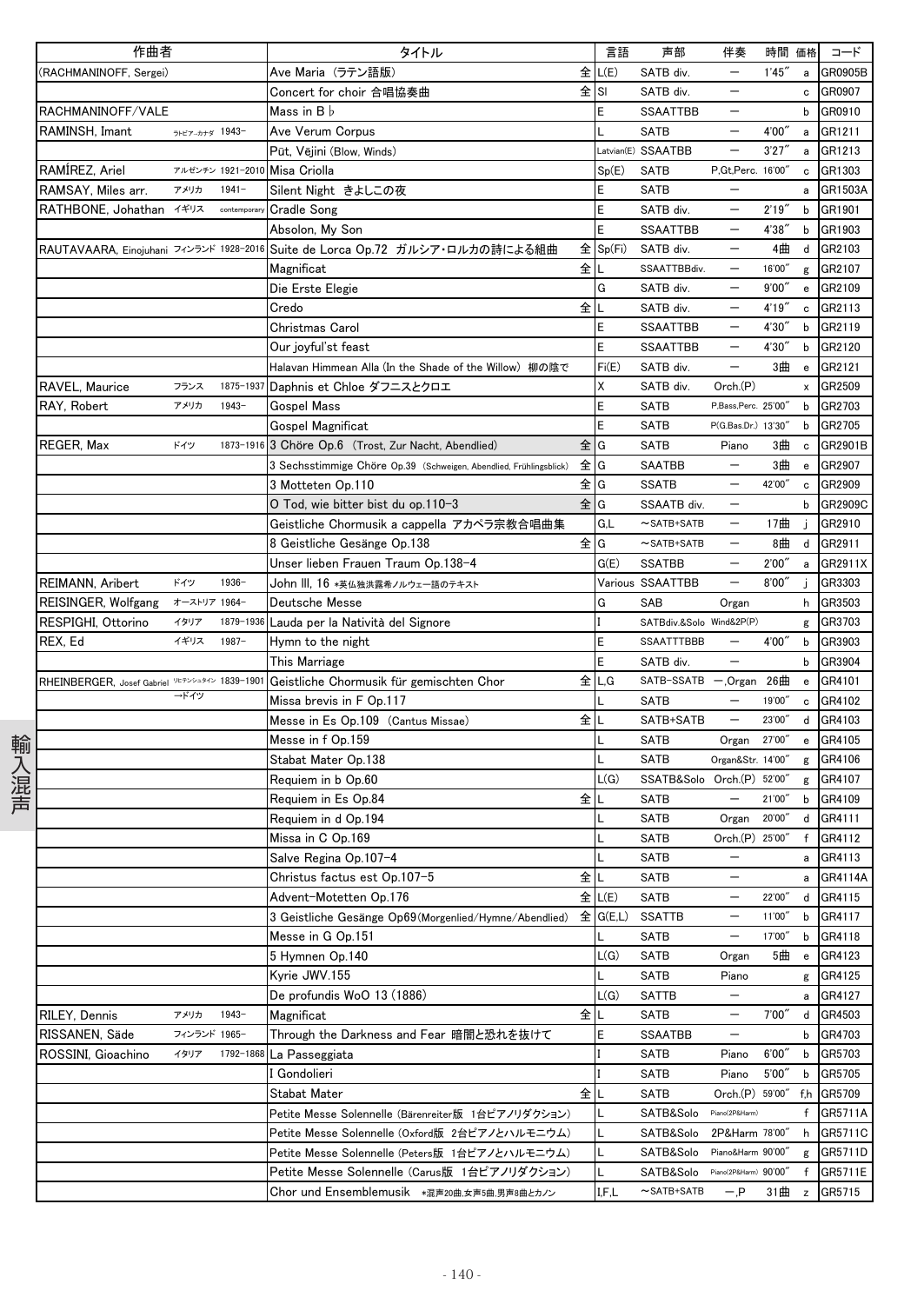| 作曲者 | | | タイトル | | 言語 | 声部 | 伴奏 | 時間 | 価格 | コード |
|---|---|---|---|---|---|---|---|---|---|---|
| (RACHMANINOFF, Sergei) | | | Ave Maria（ラテン語版） | 全 | L(E) | SATB div. | ー | 1'45" | a | GR0905B |
| | | | Concert for choir 合唱協奏曲 | 全 | Sl | SATB div. | ー | | c | GR0907 |
| RACHMANINOFF/VALE | | | Mass in B♭ | | E | SSAATTBB | ー | | b | GR0910 |
| RAMINSH, Imant | ラトビア→カナダ | 1943- | Ave Verum Corpus | | L | SATB | ー | 4'00" | a | GR1211 |
| | | | Pūt, Vējini (Blow, Winds) | | Latvian(E) | SSAATBB | ー | 3'27" | a | GR1213 |
| RAMÍREZ, Ariel | アルゼンチン | 1921-2010 | Misa Criolla | | Sp(E) | SATB | P,Gt,Perc. | 16'00" | c | GR1303 |
| RAMSAY, Miles arr. | アメリカ | 1941- | Silent Night きよしこの夜 | | E | SATB | ー | | a | GR1503A |
| RATHBONE, Johathan | イギリス | contemporary | Cradle Song | | E | SATB div. | ー | 2'19" | b | GR1901 |
| | | | Absolon, My Son | | E | SSAATTBB | ー | 4'38" | b | GR1903 |
| RAUTAVAARA, Einojuhani | フィンランド | 1928-2016 | Suite de Lorca Op.72 ガルシア・ロルカの詩による組曲 | 全 | Sp(Fi) | SATB div. | ー | 4曲 | d | GR2103 |
| | | | Magnificat | 全 | L | SSAATTBBdiv. | ー | 16'00" | g | GR2107 |
| | | | Die Erste Elegie | | G | SATB div. | ー | 9'00" | e | GR2109 |
| | | | Credo | 全 | L | SATB div. | ー | 4'19" | c | GR2113 |
| | | | Christmas Carol | | E | SSAATTBB | ー | 4'30" | b | GR2119 |
| | | | Our joyful'st feast | | E | SSAATTBB | ー | 4'30" | b | GR2120 |
| | | | Halavan Himmean Alla (In the Shade of the Willow) 柳の陰で | | Fi(E) | SATB div. | ー | 3曲 | e | GR2121 |
| RAVEL, Maurice | フランス | 1875-1937 | Daphnis et Chloe ダフニスとクロエ | | X | SATB div. | Orch.(P) | | x | GR2509 |
| RAY, Robert | アメリカ | 1943- | Gospel Mass | | E | SATB | P,Bass,Perc. | 25'00" | b | GR2703 |
| | | | Gospel Magnificat | | E | SATB | P(G.Bas.Dr.) | 13'30" | b | GR2705 |
| REGER, Max | ドイツ | 1873-1916 | 3 Chöre Op.6（Trost, Zur Nacht, Abendlied） | 全 | G | SATB | Piano | 3曲 | c | GR2901B |
| | | | 3 Sechsstimmige Chöre Op.39 (Schweigen, Abendlied, Frühlingsblick) | 全 | G | SAATBB | ー | 3曲 | e | GR2907 |
| | | | 3 Motteten Op.110 | 全 | G | SSATB | ー | 42'00" | c | GR2909 |
| | | | O Tod, wie bitter bist du op.110-3 | 全 | G | SSAATB div. | ー | | b | GR2909C |
| | | | Geistliche Chormusik a cappella アカペラ宗教合唱曲集 | | G,L | ～SATB+SATB | ー | 17曲 | j | GR2910 |
| | | | 8 Geistliche Gesänge Op.138 | 全 | G | ～SATB+SATB | ー | 8曲 | d | GR2911 |
| | | | Unser lieben Frauen Traum Op.138-4 | | G(E) | SSATBB | ー | 2'00" | a | GR2911X |
| REIMANN, Aribert | ドイツ | 1936- | John III, 16 *英仏独洪露希ノルウェー語のテキスト | | Various | SSAATTBB | ー | 8'00" | j | GR3303 |
| REISINGER, Wolfgang | オーストリア | 1964- | Deutsche Messe | | G | SAB | Organ | | h | GR3503 |
| RESPIGHI, Ottorino | イタリア | 1879-1936 | Lauda per la Natività del Signore | | I | SATBdiv.&Solo | Wind&2P(P) | | g | GR3703 |
| REX, Ed | イギリス | 1987- | Hymn to the night | | E | SSAATTTBBB | ー | 4'00" | b | GR3903 |
| | | | This Marriage | | E | SATB div. | ー | | b | GR3904 |
| RHEINBERGER, Josef Gabriel | リヒテンシュタイン→ドイツ | 1839-1901 | Geistliche Chormusik für gemischten Chor | 全 | L,G | SATB-SSATB | ー,Organ | 26曲 | e | GR4101 |
| | | | Missa brevis in F Op.117 | | L | SATB | ー | 19'00" | c | GR4102 |
| | | | Messe in Es Op.109（Cantus Missae） | 全 | L | SATB+SATB | ー | 23'00" | d | GR4103 |
| | | | Messe in f Op.159 | | L | SATB | Organ | 27'00" | e | GR4105 |
| | | | Stabat Mater Op.138 | | L | SATB | Organ&Str. | 14'00" | g | GR4106 |
| | | | Requiem in b Op.60 | | L(G) | SSATB&Solo | Orch.(P) | 52'00" | g | GR4107 |
| | | | Requiem in Es Op.84 | 全 | L | SATB | ー | 21'00" | b | GR4109 |
| | | | Requiem in d Op.194 | | L | SATB | Organ | 20'00" | d | GR4111 |
| | | | Missa in C Op.169 | | L | SATB | Orch.(P) | 25'00" | f | GR4112 |
| | | | Salve Regina Op.107-4 | | L | SATB | ー | | a | GR4113 |
| | | | Christus factus est Op.107-5 | 全 | L | SATB | ー | | a | GR4114A |
| | | | Advent-Motetten Op.176 | 全 | L(E) | SATB | ー | 22'00" | d | GR4115 |
| | | | 3 Geistliche Gesänge Op69(Morgenlied/Hymne/Abendlied) | 全 | G(E,L) | SSATTB | ー | 11'00" | b | GR4117 |
| | | | Messe in G Op.151 | | L | SATB | ー | 17'00" | b | GR4118 |
| | | | 5 Hymnen Op.140 | | L(G) | SATB | Organ | 5曲 | e | GR4123 |
| | | | Kyrie JWV.155 | | L | SATB | Piano | | g | GR4125 |
| | | | De profundis WoO 13 (1886) | | L(G) | SATTB | ー | | a | GR4127 |
| RILEY, Dennis | アメリカ | 1943- | Magnificat | 全 | L | SATB | ー | 7'00" | d | GR4503 |
| RISSANEN, Säde | フィンランド | 1965- | Through the Darkness and Fear 暗闇と恐れを抜けて | | E | SSAATBB | ー | | b | GR4703 |
| ROSSINI, Gioachino | イタリア | 1792-1868 | La Passeggiata | | I | SATB | Piano | 6'00" | b | GR5703 |
| | | | I Gondolieri | | I | SATB | Piano | 5'00" | b | GR5705 |
| | | | Stabat Mater | 全 | L | SATB | Orch.(P) | 59'00" | f,h | GR5709 |
| | | | Petite Messe Solennelle (Bärenreiter版 1台ピアノリダクション) | | L | SATB&Solo | Piano(2P&Harm) | | f | GR5711A |
| | | | Petite Messe Solennelle (Oxford版 2台ピアノとハルモニウム) | | L | SATB&Solo | 2P&Harm | 78'00" | h | GR5711C |
| | | | Petite Messe Solennelle (Peters版 1台ピアノとハルモニウム) | | L | SATB&Solo | Piano&Harm | 90'00" | g | GR5711D |
| | | | Petite Messe Solennelle (Carus版 1台ピアノリダクション) | | L | SATB&Solo | Piano(2P&Harm) | 90'00" | f | GR5711E |
| | | | Chor und Ensemblemusik *混声20曲,女声5曲,男声8曲とカノン | | I,F,L | ～SATB+SATB | ー,P | 31曲 | z | GR5715 |

輸入混声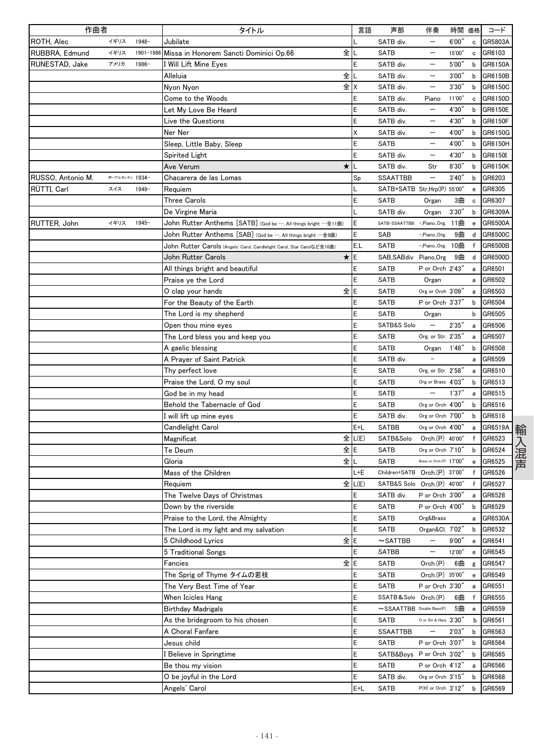| 作曲者 | | | タイトル | | 言語 | 声部 | 伴奏 | 時間 | 価格 | コード |
|---|---|---|---|---|---|---|---|---|---|---|
| ROTH, Alec | イギリス | 1948– | Jubilate | | L | SATB div. | – | 6'00" | c | GR5803A |
| RUBBRA, Edmund | イギリス | 1901–1986 | Missa in Honorem Sancti Dominici Op.66 | 全 | L | SATB | – | 15'00" | c | GR6103 |
| RUNESTAD, Jake | アメリカ | 1986– | I Will Lift Mine Eyes | | E | SATB div. | – | 5'00" | b | GR6150A |
| | | | Alleluia | 全 | L | SATB div. | – | 3'00" | b | GR6150B |
| | | | Nyon Nyon | 全 | X | SATB div. | – | 3'30" | b | GR6150C |
| | | | Come to the Woods | | E | SATB div. | Piano | 11'00" | c | GR6150D |
| | | | Let My Love Be Heard | | E | SATB div. | – | 4'30" | b | GR6150E |
| | | | Live the Questions | | E | SATB div. | – | 4'30" | b | GR6150F |
| | | | Ner Ner | | X | SATB div. | – | 4'00" | b | GR6150G |
| | | | Sleep, Little Baby, Sleep | | E | SATB | – | 4'00" | b | GR6150H |
| | | | Spirited Light | | E | SATB div. | – | 4'30" | b | GR6150I |
| | | | Ave Verum | ★ | L | SATB div. | Str | 8'30" | b | GR6150K |
| RUSSO, Antonio M. | 伊–アルゼンチン | 1934– | Chacarera de las Lomas | | Sp | SSAATTBB | – | 3'40" | b | GR6203 |
| RÜTTI, Carl | スイス | 1949– | Requiem | | L | SATB+SATB | Str,Hrp(P) | 55'00" | e | GR6305 |
| | | | Three Carols | | E | SATB | Organ | 3曲 | c | GR6307 |
| | | | De Virgine Maria | | L | SATB div. | Organ | 3'30" | b | GR6309A |
| RUTTER, John | イギリス | 1945– | John Rutter Anthems [SATB] (God be …, All things bright …全11曲) | | E | SATB–SSATTBB | –,Piano,.Org. | 11曲 | e | GR6500A |
| | | | John Rutter Anthems [SAB] (God be …, All things bright …全9曲) | | E | SAB | –,Piano,.Org. | 9曲 | d | GR6500C |
| | | | John Rutter Carols (Angels' Carol, Candlelight Carol, Star Carolなど全10曲) | | E,L | SATB | –,Piano,.Org. | 10曲 | f | GR6500B |
| | | | John Rutter Carols | ★ | E | SAB,SABdiv | Piano,Org | 9曲 | d | GR6500D |
| | | | All things bright and beautiful | | E | SATB | P or Orch | 2'43" | a | GR6501 |
| | | | Praise ye the Lord | | E | SATB | Organ | | a | GR6502 |
| | | | O clap your hands | 全 | E | SATB | Org or Orch | 3'09" | a | GR6503 |
| | | | For the Beauty of the Earth | | E | SATB | P or Orch | 3'37" | b | GR6504 |
| | | | The Lord is my shepherd | | E | SATB | Organ | | b | GR6505 |
| | | | Open thou mine eyes | | E | SATB&S Solo | – | 2'35" | a | GR6506 |
| | | | The Lord bless you and keep you | | E | SATB | Org. or Str. | 2'35" | a | GR6507 |
| | | | A gaelic blessing | | E | SATB | Organ | 1'48" | b | GR6508 |
| | | | A Prayer of Saint Patrick | | E | SATB div. | – | | a | GR6509 |
| | | | Thy perfect love | | E | SATB | Org. or Str. | 2'58" | a | GR6510 |
| | | | Praise the Lord, O my soul | | E | SATB | Org or Brass | 4'03" | b | GR6513 |
| | | | God be in my head | | E | SATB | – | 1'37" | a | GR6515 |
| | | | Behold the Tabernacle of God | | E | SATB | Org or Orch | 4'00" | b | GR6516 |
| | | | I will lift up mine eyes | | E | SATB div. | Org or Orch | 7'00" | b | GR6518 |
| | | | Candlelight Carol | | E+L | SATBB | Org or Orch | 4'00" | a | GR6519A |
| | | | Magnificat | 全 | L(E) | SATB&Solo | Orch.(P) | 40'00" | f | GR6523 |
| | | | Te Deum | 全 | E | SATB | Org or Orch | 7'10" | b | GR6524 |
| | | | Gloria | 全 | L | SATB | Brass or Orch.(P) | 17'00" | e | GR6525 |
| | | | Mass of the Children | | L+E | Children+SATB | Orch.(P) | 37'00" | f | GR6526 |
| | | | Requiem | 全 | L(E) | SATB&S Solo | Orch.(P) | 40'00" | f | GR6527 |
| | | | The Twelve Days of Christmas | | E | SATB div. | P or Orch | 3'00" | a | GR6528 |
| | | | Down by the riverside | | E | SATB | P or Orch | 4'00" | b | GR6529 |
| | | | Praise to the Lord, the Almighty | | E | SATB | Org&Brass | | a | GR6530A |
| | | | The Lord is my light and my salvation | | E | SATB | Organ&Cl. | 7'02" | b | GR6532 |
| | | | 5 Childhood Lyrics | 全 | E | ～SATTBB | – | 9'00" | e | GR6541 |
| | | | 5 Traditional Songs | | E | SATBB | – | 12'00" | e | GR6545 |
| | | | Fancies | 全 | E | SATB | Orch.(P) | 6曲 | g | GR6547 |
| | | | The Sprig of Thyme タイムの若枝 | | E | SATB | Orch.(P) | 35'00" | e | GR6549 |
| | | | The Very Best Time of Year | | E | SATB | P or Orch | 3'30" | a | GR6551 |
| | | | When Icicles Hang | | E | SSATB&Solo | Orch.(P) | 6曲 | f | GR6555 |
| | | | Birthday Madrigals | | E | ～SSAATTBB | Double Bass(P) | 5曲 | e | GR6559 |
| | | | As the bridegroom to his chosen | | E | SATB | O or Str & Harp | 3'30" | b | GR6561 |
| | | | A Choral Fanfare | | E | SSAATTBB | – | 2'03" | b | GR6563 |
| | | | Jesus child | | E | SATB | P or Orch | 3'07" | b | GR6564 |
| | | | I Believe in Springtime | | E | SATB&Boys | P or Orch | 3'02" | b | GR6565 |
| | | | Be thou my vision | | E | SATB | P or Orch | 4'12" | a | GR6566 |
| | | | O be joyful in the Lord | | E | SATB div. | Org or Orch | 3'15" | b | GR6568 |
| | | | Angels' Carol | | E+L | SATB | P(H) or Orch | 3'12" | b | GR6569 |

輸入混声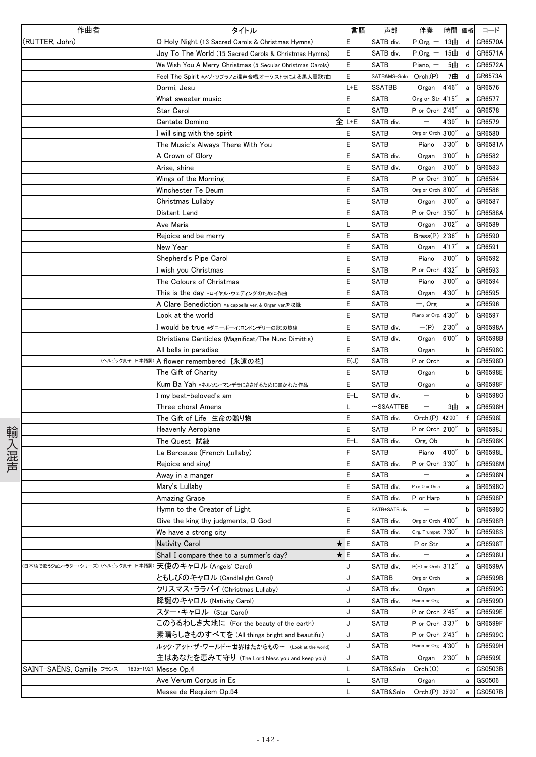| 作曲者 | タイトル | 言語 | 声部 | 伴奏 | 時間 | 価格 | コード |
|---|---|---|---|---|---|---|---|
| (RUTTER, John) | O Holy Night (13 Sacred Carols & Christmas Hymns) | E | SATB div. | P,Org, − | 13曲 | d | GR6570A |
| | Joy To The World (15 Sacred Carols & Christmas Hymns) | E | SATB div. | P,Org, − | 15曲 | d | GR6571A |
| | We Wish You A Merry Christmas (5 Secular Christmas Carols) | E | SATB | Piano, − | 5曲 | c | GR6572A |
| | Feel The Spirit *メゾ・ソプラノと混声合唱,オーケストラによる黒人霊歌7曲 | E | SATB&MS-Solo | Orch.(P) | 7曲 | d | GR6573A |
| | Dormi, Jesu | L+E | SSATBB | Organ | 4'46" | a | GR6576 |
| | What sweeter music | E | SATB | Org or Str | 4'15" | a | GR6577 |
| | Star Carol | E | SATB | P or Orch | 2'45" | a | GR6578 |
| | Cantate Domino 全 | L+E | SATB div. | − | 4'39" | b | GR6579 |
| | I will sing with the spirit | E | SATB | Org or Orch | 3'00" | a | GR6580 |
| | The Music's Always There With You | E | SATB | Piano | 3'30" | b | GR6581A |
| | A Crown of Glory | E | SATB div. | Organ | 3'00" | b | GR6582 |
| | Arise, shine | E | SATB div. | Organ | 3'00" | b | GR6583 |
| | Wings of the Morning | E | SATB | P or Orch | 3'00" | b | GR6584 |
| | Winchester Te Deum | E | SATB | Org or Orch | 8'00" | d | GR6586 |
| | Christmas Lullaby | E | SATB | Organ | 3'00" | a | GR6587 |
| | Distant Land | E | SATB | P or Orch | 3'50" | b | GR6588A |
| | Ave Maria | L | SATB | Organ | 3'02" | a | GR6589 |
| | Rejoice and be merry | E | SATB | Brass(P) | 2'36" | b | GR6590 |
| | New Year | E | SATB | Organ | 4'17" | a | GR6591 |
| | Shepherd's Pipe Carol | E | SATB | Piano | 3'00" | b | GR6592 |
| | I wish you Christmas | E | SATB | P or Orch | 4'32" | b | GR6593 |
| | The Colours of Christmas | E | SATB | Piano | 3'00" | a | GR6594 |
| | This is the day *ロイヤル・ウェディングのために作曲 | E | SATB | Organ | 4'30" | b | GR6595 |
| | A Clare Benediction *a cappella ver. & Organ ver.を収録 | E | SATB | −, Org | | a | GR6596 |
| | Look at the world | E | SATB | Piano or Org. | 4'30" | b | GR6597 |
| | I would be true *ダニーボーイ(ロンドンデリーの歌)の旋律 | E | SATB div. | −(P) | 2'30" | a | GR6598A |
| | Christiana Canticles (Magnificat/The Nunc Dimittis) | E | SATB div. | Organ | 6'00" | b | GR6598B |
| | All bells in paradise | E | SATB | Organ | | b | GR6598C |
| (ヘルビック貴子 日本語詞) | A flower remembered [永遠の花] | E(J) | SATB | P or Orch | | a | GR6598D |
| | The Gift of Charity | E | SATB | Organ | | b | GR6598E |
| | Kum Ba Yah *ネルソン・マンデラにささげるために書かれた作品 | E | SATB | Organ | | a | GR6598F |
| | I my best-beloved's am | E+L | SATB div. | − | | b | GR6598G |
| | Three choral Amens | L | ~SSAATTBB | − | 3曲 | a | GR6598H |
| | The Gift of Life 生命の贈り物 | E | SATB div. | Orch.(P) | 42'00" | f | GR6598I |
| | Heavenly Aeroplane | E | SATB | P or Orch | 2'00" | b | GR6598J |
| | The Quest 試練 | E+L | SATB div. | Org, Ob | | b | GR6598K |
| | La Berceuse (French Lullaby) | F | SATB | Piano | 4'00" | b | GR6598L |
| | Rejoice and sing! | E | SATB div. | P or Orch | 3'30" | b | GR6598M |
| | Away in a manger | E | SATB | − | | a | GR6598N |
| | Mary's Lullaby | E | SATB div. | P or O or Orch | | a | GR6598O |
| | Amazing Grace | E | SATB div. | P or Harp | | b | GR6598P |
| | Hymn to the Creator of Light | E | SATB+SATB div. | − | | b | GR6598Q |
| | Give the king thy judgments, O God | E | SATB div. | Org or Orch | 4'00" | b | GR6598R |
| | We have a strong city | E | SATB div. | Org, Trumpet | 7'30" | b | GR6598S |
| | Nativity Carol ★ | E | SATB | P or Str | | a | GR6598T |
| | Shall I compare thee to a summer's day? ★ | E | SATB div. | − | | a | GR6598U |
| (日本語で歌うジョン・ラター・シリーズ) (ヘルビック貴子 日本語詞) | 天使のキャロル (Angels' Carol) | J | SATB div. | P(H) or Orch | 3'12" | a | GR6599A |
| | ともしびのキャロル (Candlelight Carol) | J | SATBB | Org or Orch | | a | GR6599B |
| | クリスマス・ララバイ (Christmas Lullaby) | J | SATB div. | Organ | | a | GR6599C |
| | 降誕のキャロル (Nativity Carol) | J | SATB div. | Piano or Org. | | a | GR6599D |
| | スター・キャロル (Star Carol) | J | SATB | P or Orch | 2'45" | a | GR6599E |
| | このうるわしき大地に (For the beauty of the earth) | J | SATB | P or Orch | 3'37" | b | GR6599F |
| | 素晴らしきものすべてを (All things bright and beautiful) | J | SATB | P or Orch | 2'43" | b | GR6599G |
| | ルック・アット・ザ・ワールド〜世界はたからもの〜 (Look at the world) | J | SATB | Piano or Org. | 4'30" | b | GR6599H |
| | 主はあなたを恵みて守り (The Lord bless you and keep you) | J | SATB | Organ | 2'30" | b | GR6599I |
| SAINT-SAËNS, Camille フランス 1835-1921 | Messe Op.4 | L | SATB&Solo | Orch.(O) | | c | GS0503B |
| | Ave Verum Corpus in Es | L | SATB | Organ | | a | GS0506 |
| | Messe de Requiem Op.54 | L | SATB&Solo | Orch.(P) | 35'00" | e | GS0507B |

輸入混声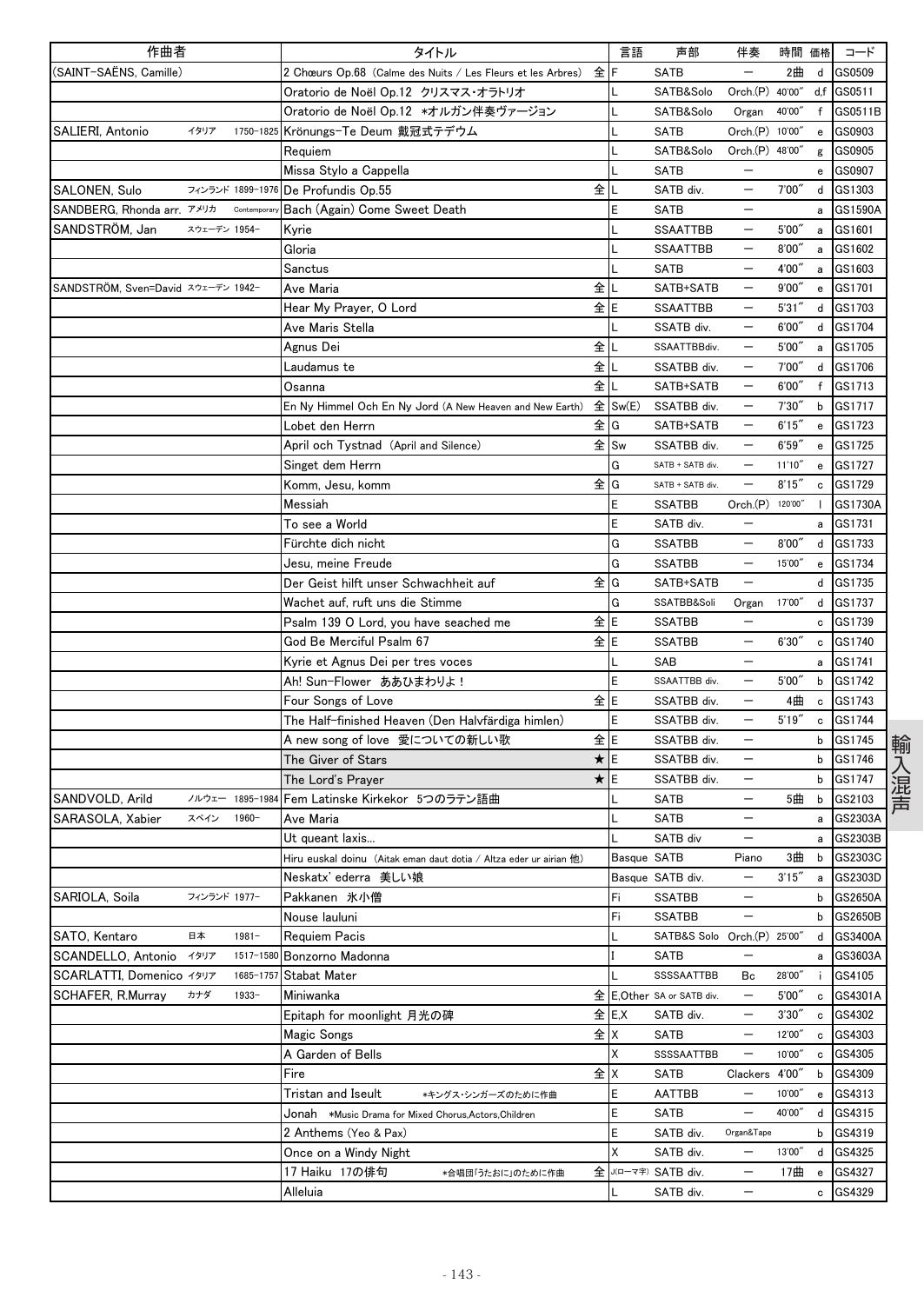| 作曲者 | | | タイトル | | 言語 | 声部 | 伴奏 | 時間 | 価格 | コード |
|---|---|---|---|---|---|---|---|---|---|---|
| (SAINT-SAËNS, Camille) | | | 2 Chœurs Op.68 (Calme des Nuits / Les Fleurs et les Arbres) | 全 | F | SATB | ー | 2曲 | d | GS0509 |
| | | | Oratorio de Noël Op.12 クリスマス・オラトリオ | | L | SATB&Solo | Orch.(P) | 40'00" | d,f | GS0511 |
| | | | Oratorio de Noël Op.12 *オルガン伴奏ヴァージョン | | L | SATB&Solo | Organ | 40'00" | f | GS0511B |
| SALIERI, Antonio | イタリア | 1750-1825 | Krönungs-Te Deum 戴冠式テデウム | | L | SATB | Orch.(P) | 10'00" | e | GS0903 |
| | | | Requiem | | L | SATB&Solo | Orch.(P) | 48'00" | g | GS0905 |
| | | | Missa Stylo a Cappella | | L | SATB | ー | | e | GS0907 |
| SALONEN, Sulo | フィンランド | 1899-1976 | De Profundis Op.55 | 全 | L | SATB div. | ー | 7'00" | d | GS1303 |
| SANDBERG, Rhonda arr. | アメリカ | Contemporary | Bach (Again) Come Sweet Death | | E | SATB | ー | | a | GS1590A |
| SANDSTRÖM, Jan | スウェーデン | 1954- | Kyrie | | L | SSAATTBB | ー | 5'00" | a | GS1601 |
| | | | Gloria | | L | SSAATTBB | ー | 8'00" | a | GS1602 |
| | | | Sanctus | | L | SATB | ー | 4'00" | a | GS1603 |
| SANDSTRÖM, Sven=David | スウェーデン | 1942- | Ave Maria | 全 | L | SATB+SATB | ー | 9'00" | e | GS1701 |
| | | | Hear My Prayer, O Lord | 全 | E | SSAATTBB | ー | 5'31" | d | GS1703 |
| | | | Ave Maris Stella | | L | SSATB div. | ー | 6'00" | d | GS1704 |
| | | | Agnus Dei | 全 | L | SSAATTBBdiv. | ー | 5'00" | a | GS1705 |
| | | | Laudamus te | 全 | L | SSATBB div. | ー | 7'00" | d | GS1706 |
| | | | Osanna | 全 | L | SATB+SATB | ー | 6'00" | f | GS1713 |
| | | | En Ny Himmel Och En Ny Jord (A New Heaven and New Earth) | 全 | Sw(E) | SSATBB div. | ー | 7'30" | b | GS1717 |
| | | | Lobet den Herrn | 全 | G | SATB+SATB | ー | 6'15" | e | GS1723 |
| | | | April och Tystnad (April and Silence) | 全 | Sw | SSATBB div. | ー | 6'59" | e | GS1725 |
| | | | Singet dem Herrn | | G | SATB + SATB div. | ー | 11'10" | e | GS1727 |
| | | | Komm, Jesu, komm | 全 | G | SATB + SATB div. | ー | 8'15" | c | GS1729 |
| | | | Messiah | | E | SSATBB | Orch.(P) | 120'00" | l | GS1730A |
| | | | To see a World | | E | SATB div. | ー | | a | GS1731 |
| | | | Fürchte dich nicht | | G | SSATBB | ー | 8'00" | d | GS1733 |
| | | | Jesu, meine Freude | | G | SSATBB | ー | 15'00" | e | GS1734 |
| | | | Der Geist hilft unser Schwachheit auf | 全 | G | SATB+SATB | ー | | d | GS1735 |
| | | | Wachet auf, ruft uns die Stimme | | G | SSATBB&Soli | Organ | 17'00" | d | GS1737 |
| | | | Psalm 139 O Lord, you have seached me | 全 | E | SSATBB | ー | | c | GS1739 |
| | | | God Be Merciful Psalm 67 | 全 | E | SSATBB | ー | 6'30" | c | GS1740 |
| | | | Kyrie et Agnus Dei per tres voces | | L | SAB | ー | | a | GS1741 |
| | | | Ah! Sun-Flower ああひまわりよ！ | | E | SSAATTBB div. | ー | 5'00" | b | GS1742 |
| | | | Four Songs of Love | 全 | E | SSATBB div. | ー | 4曲 | c | GS1743 |
| | | | The Half-finished Heaven (Den Halvfärdiga himlen) | | E | SSATBB div. | ー | 5'19" | c | GS1744 |
| | | | A new song of love 愛についての新しい歌 | 全 | E | SSATBB div. | ー | | b | GS1745 |
| | | | The Giver of Stars | ★ | E | SSATBB div. | ー | | b | GS1746 |
| | | | The Lord's Prayer | ★ | E | SSATBB div. | ー | | b | GS1747 |
| SANDVOLD, Arild | ノルウェー | 1895-1984 | Fem Latinske Kirkekor 5つのラテン語曲 | | L | SATB | ー | 5曲 | b | GS2103 |
| SARASOLA, Xabier | スペイン | 1960- | Ave Maria | | L | SATB | ー | | a | GS2303A |
| | | | Ut queant laxis... | | L | SATB div | ー | | a | GS2303B |
| | | | Hiru euskal doinu (Aitak eman daut dotia / Altza eder ur airian 他) | | Basque | SATB | Piano | 3曲 | b | GS2303C |
| | | | Neskatx' ederra 美しい娘 | | Basque | SATB div. | ー | 3'15" | a | GS2303D |
| SARIOLA, Soila | フィンランド | 1977- | Pakkanen 氷小僧 | | Fi | SSATBB | ー | | b | GS2650A |
| | | | Nouse lauluni | | Fi | SSATBB | ー | | b | GS2650B |
| SATO, Kentaro | 日本 | 1981- | Requiem Pacis | | L | SATB&S Solo | Orch.(P) | 25'00" | d | GS3400A |
| SCANDELLO, Antonio | イタリア | 1517-1580 | Bonzorno Madonna | | I | SATB | ー | | a | GS3603A |
| SCARLATTI, Domenico | イタリア | 1685-1757 | Stabat Mater | | L | SSSSAATTBB | Bc | 28'00" | i | GS4105 |
| SCHAFER, R.Murray | カナダ | 1933- | Miniwanka | 全 | E,Other | SA or SATB div. | ー | 5'00" | c | GS4301A |
| | | | Epitaph for moonlight 月光の碑 | 全 | E,X | SATB div. | ー | 3'30" | c | GS4302 |
| | | | Magic Songs | 全 | X | SATB | ー | 12'00" | c | GS4303 |
| | | | A Garden of Bells | | X | SSSSAATTBB | ー | 10'00" | c | GS4305 |
| | | | Fire | 全 | X | SATB | Clackers | 4'00" | b | GS4309 |
| | | | Tristan and Iseult *キングス・シンガーズのために作曲 | | E | AATTBB | ー | 10'00" | e | GS4313 |
| | | | Jonah *Music Drama for Mixed Chorus,Actors,Children | | E | SATB | ー | 40'00" | d | GS4315 |
| | | | 2 Anthems (Yeo & Pax) | | E | SATB div. | Organ&Tape | | b | GS4319 |
| | | | Once on a Windy Night | | X | SATB div. | ー | 13'00" | d | GS4325 |
| | | | 17 Haiku 17の俳句 *合唱団「うたおに」のために作曲 | 全 | J(ローマ字) | SATB div. | ー | 17曲 | e | GS4327 |
| | | | Alleluia | | L | SATB div. | ー | | c | GS4329 |

輸入混声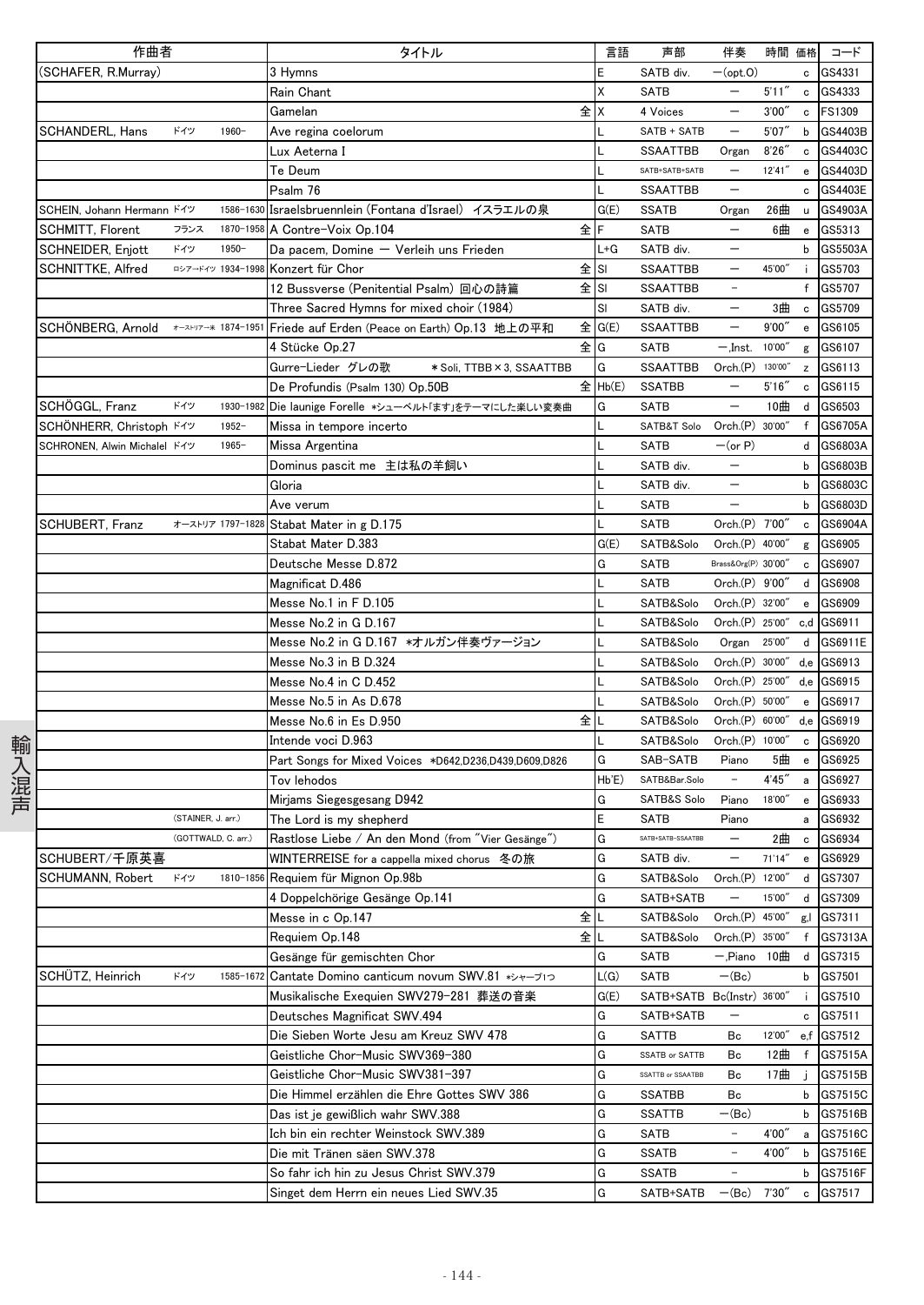| 作曲者 | | | タイトル | | 言語 | 声部 | 伴奏 | 時間 | 価格 | コード |
|---|---|---|---|---|---|---|---|---|---|---|
| (SCHAFER, R.Murray) | | | 3 Hymns | | E | SATB div. | ー(opt.O) | | c | GS4331 |
| | | | Rain Chant | | X | SATB | ー | 5'11" | c | GS4333 |
| | | | Gamelan | 全 | X | 4 Voices | ー | 3'00" | c | FS1309 |
| SCHANDERL, Hans | ドイツ | 1960- | Ave regina coelorum | | L | SATB + SATB | ー | 5'07" | b | GS4403B |
| | | | Lux Aeterna I | | L | SSAATTBB | Organ | 8'26" | c | GS4403C |
| | | | Te Deum | | L | SATB+SATB+SATB | ー | 12'41" | e | GS4403D |
| | | | Psalm 76 | | L | SSAATTBB | ー | | c | GS4403E |
| SCHEIN, Johann Hermann | ドイツ | 1586-1630 | Israelsbruennlein (Fontana d'Israel) イスラエルの泉 | | G(E) | SSATB | Organ | 26曲 | u | GS4903A |
| SCHMITT, Florent | フランス | 1870-1958 | A Contre-Voix Op.104 | 全 | F | SATB | ー | 6曲 | e | GS5313 |
| SCHNEIDER, Enjott | ドイツ | 1950- | Da pacem, Domine ー Verleih uns Frieden | | L+G | SATB div. | ー | | b | GS5503A |
| SCHNITTKE, Alfred | ロシア→ドイツ | 1934-1998 | Konzert für Chor | 全 | Sl | SSAATTBB | ー | 45'00" | i | GS5703 |
| | | | 12 Bussverse (Penitential Psalm) 回心の詩篇 | 全 | Sl | SSAATTBB | ー | | f | GS5707 |
| | | | Three Sacred Hymns for mixed choir (1984) | | Sl | SATB div. | ー | 3曲 | c | GS5709 |
| SCHÖNBERG, Arnold | オーストリア→米 | 1874-1951 | Friede auf Erden (Peace on Earth) Op.13 地上の平和 | 全 | G(E) | SSAATTBB | ー | 9'00" | e | GS6105 |
| | | | 4 Stücke Op.27 | 全 | G | SATB | ー,Inst. | 10'00" | g | GS6107 |
| | | | Gurre-Lieder グレの歌　＊Soli, TTBB×3, SSAATTBB | | G | SSAATTBB | Orch.(P) | 130'00" | z | GS6113 |
| | | | De Profundis (Psalm 130) Op.50B | 全 | Hb(E) | SSATBB | ー | 5'16" | c | GS6115 |
| SCHÖGGL, Franz | ドイツ | 1930-1982 | Die launige Forelle ＊シューベルト「ます」をテーマにした楽しい変奏曲 | | G | SATB | ー | 10曲 | d | GS6503 |
| SCHÖNHERR, Christoph | ドイツ | 1952- | Missa in tempore incerto | | L | SATB&T Solo | Orch.(P) | 30'00" | f | GS6705A |
| SCHRONEN, Alwin Michalel | ドイツ | 1965- | Missa Argentina | | L | SATB | ー(or P) | | d | GS6803A |
| | | | Dominus pascit me 主は私の羊飼い | | L | SATB div. | ー | | b | GS6803B |
| | | | Gloria | | L | SATB div. | ー | | b | GS6803C |
| | | | Ave verum | | L | SATB | ー | | b | GS6803D |
| SCHUBERT, Franz | オーストリア | 1797-1828 | Stabat Mater in g D.175 | | L | SATB | Orch.(P) | 7'00" | c | GS6904A |
| | | | Stabat Mater D.383 | | G(E) | SATB&Solo | Orch.(P) | 40'00" | g | GS6905 |
| | | | Deutsche Messe D.872 | | G | SATB | Brass&Org(P) | 30'00" | c | GS6907 |
| | | | Magnificat D.486 | | L | SATB | Orch.(P) | 9'00" | d | GS6908 |
| | | | Messe No.1 in F D.105 | | L | SATB&Solo | Orch.(P) | 32'00" | e | GS6909 |
| | | | Messe No.2 in G D.167 | | L | SATB&Solo | Orch.(P) | 25'00" | c,d | GS6911 |
| | | | Messe No.2 in G D.167 ＊オルガン伴奏ヴァージョン | | L | SATB&Solo | Organ | 25'00" | d | GS6911E |
| | | | Messe No.3 in B D.324 | | L | SATB&Solo | Orch.(P) | 30'00" | d,e | GS6913 |
| | | | Messe No.4 in C D.452 | | L | SATB&Solo | Orch.(P) | 25'00" | d,e | GS6915 |
| | | | Messe No.5 in As D.678 | | L | SATB&Solo | Orch.(P) | 50'00" | e | GS6917 |
| | | | Messe No.6 in Es D.950 | 全 | L | SATB&Solo | Orch.(P) | 60'00" | d,e | GS6919 |
| | | | Intende voci D.963 | | L | SATB&Solo | Orch.(P) | 10'00" | c | GS6920 |
| | | | Part Songs for Mixed Voices ＊D642,D236,D439,D609,D826 | | G | SAB-SATB | Piano | 5曲 | e | GS6925 |
| | | | Tov lehodos | | Hb'E) | SATB&Bar.Solo | ー | 4'45" | a | GS6927 |
| | | | Mirjams Siegesgesang D942 | | G | SATB&S Solo | Piano | 18'00" | e | GS6933 |
| | (STAINER, J. arr.) | | The Lord is my shepherd | | E | SATB | Piano | | a | GS6932 |
| | (GOTTWALD, C. arr.) | | Rastlose Liebe / An den Mond (from "Vier Gesänge") | | G | SATB+SATB-SSAATBB | ー | 2曲 | c | GS6934 |
| SCHUBERT/千原英喜 | | | WINTERREISE for a cappella mixed chorus 冬の旅 | | G | SATB div. | ー | 71'14" | e | GS6929 |
| SCHUMANN, Robert | ドイツ | 1810-1856 | Requiem für Mignon Op.98b | | G | SATB&Solo | Orch.(P) | 12'00" | d | GS7307 |
| | | | 4 Doppelchörige Gesänge Op.141 | | G | SATB+SATB | ー | 15'00" | d | GS7309 |
| | | | Messe in c Op.147 | 全 | L | SATB&Solo | Orch.(P) | 45'00" | g,l | GS7311 |
| | | | Requiem Op.148 | 全 | L | SATB&Solo | Orch.(P) | 35'00" | f | GS7313A |
| | | | Gesänge für gemischten Chor | | G | SATB | ー,Piano | 10曲 | d | GS7315 |
| SCHÜTZ, Heinrich | ドイツ | 1585-1672 | Cantate Domino canticum novum SWV.81 ＊シャープ1つ | | L(G) | SATB | ー(Bc) | | b | GS7501 |
| | | | Musikalische Exequien SWV279-281 葬送の音楽 | | G(E) | SATB+SATB | Bc(Instr) | 36'00" | i | GS7510 |
| | | | Deutsches Magnificat SWV.494 | | G | SATB+SATB | ー | | c | GS7511 |
| | | | Die Sieben Worte Jesu am Kreuz SWV 478 | | G | SATTB | Bc | 12'00" | e,f | GS7512 |
| | | | Geistliche Chor-Music SWV369-380 | | G | SSATB or SATTB | Bc | 12曲 | f | GS7515A |
| | | | Geistliche Chor-Music SWV381-397 | | G | SSATTB or SSAATBB | Bc | 17曲 | j | GS7515B |
| | | | Die Himmel erzählen die Ehre Gottes SWV 386 | | G | SSATBB | Bc | | b | GS7515C |
| | | | Das ist je gewißlich wahr SWV.388 | | G | SSATTB | ー(Bc) | | b | GS7516B |
| | | | Ich bin ein rechter Weinstock SWV.389 | | G | SATB | ー | 4'00" | a | GS7516C |
| | | | Die mit Tränen säen SWV.378 | | G | SSATB | ー | 4'00" | b | GS7516E |
| | | | So fahr ich hin zu Jesus Christ SWV.379 | | G | SSATB | ー | | b | GS7516F |
| | | | Singet dem Herrn ein neues Lied SWV.35 | | G | SATB+SATB | ー(Bc) | 7'30" | c | GS7517 |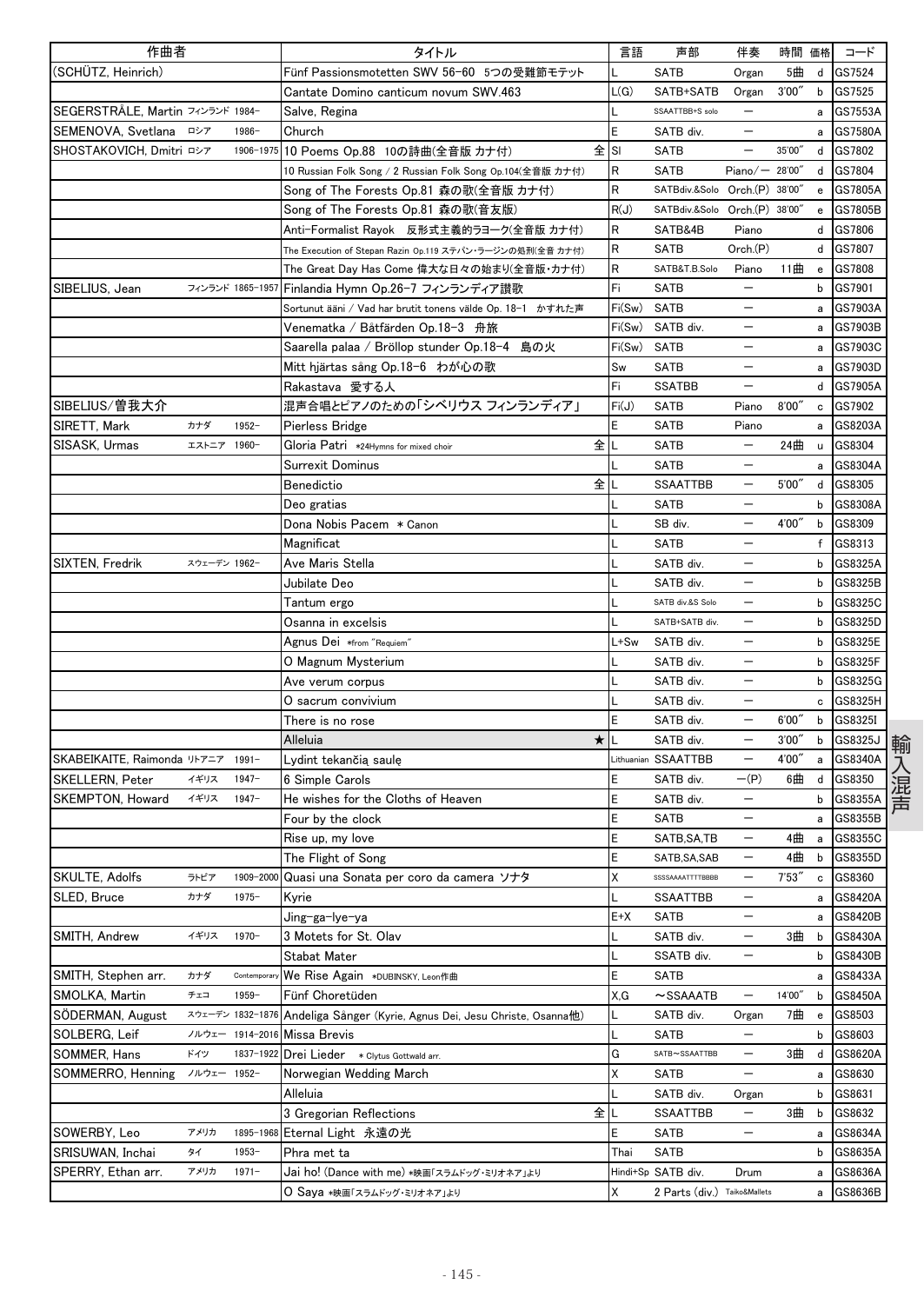| 作曲者 | | | タイトル | 言語 | 声部 | 伴奏 | 時間 | 価格 | コード |
|---|---|---|---|---|---|---|---|---|---|
| (SCHÜTZ, Heinrich) | | | Fünf Passionsmotetten SWV 56-60 5つの受難節モテット | L | SATB | Organ | 5曲 | d | GS7524 |
| | | | Cantate Domino canticum novum SWV.463 | L(G) | SATB+SATB | Organ | 3'00" | b | GS7525 |
| SEGERSTRÅLE, Martin | フィンランド | 1984- | Salve, Regina | L | SSAATTBB+S solo | — | | a | GS7553A |
| SEMENOVA, Svetlana | ロシア | 1986- | Church | E | SATB div. | — | | a | GS7580A |
| SHOSTAKOVICH, Dmitri | ロシア | 1906-1975 | 10 Poems Op.88 10の詩曲(全音版 カナ付) 全 | Sl | SATB | — | 35'00" | d | GS7802 |
| | | | 10 Russian Folk Song / 2 Russian Folk Song Op.104(全音版 カナ付) | R | SATB | Piano/— | 28'00" | d | GS7804 |
| | | | Song of The Forests Op.81 森の歌(全音版 カナ付) | R | SATBdiv.&Solo | Orch.(P) | 38'00" | e | GS7805A |
| | | | Song of The Forests Op.81 森の歌(音友版) | R(J) | SATBdiv.&Solo | Orch.(P) | 38'00" | e | GS7805B |
| | | | Anti-Formalist Rayok 反形式主義的ラヨーク(全音版 カナ付) | R | SATB&4B | Piano | | d | GS7806 |
| | | | The Execution of Stepan Razin Op.119 ステパン・ラージンの処刑(全音 カナ付) | R | SATB | Orch.(P) | | d | GS7807 |
| | | | The Great Day Has Come 偉大な日々の始まり(全音版・カナ付) | R | SATB&T.B.Solo | Piano | 11曲 | e | GS7808 |
| SIBELIUS, Jean | フィンランド | 1865-1957 | Finlandia Hymn Op.26-7 フィンランディア讃歌 | Fi | SATB | — | | b | GS7901 |
| | | | Sortunut ääni / Vad har brutit tonens välde Op. 18-1 かすれた声 | Fi(Sw) | SATB | — | | a | GS7903A |
| | | | Venematka / Båtfärden Op.18-3 舟旅 | Fi(Sw) | SATB div. | — | | a | GS7903B |
| | | | Saarella palaa / Bröllop stunder Op.18-4 島の火 | Fi(Sw) | SATB | — | | a | GS7903C |
| | | | Mitt hjärtas sång Op.18-6 わが心の歌 | Sw | SATB | — | | a | GS7903D |
| | | | Rakastava 愛する人 | Fi | SSATBB | — | | d | GS7905A |
| SIBELIUS/曽我大介 | | | 混声合唱とピアノのための「シベリウス フィンランディア」 | Fi(J) | SATB | Piano | 8'00" | c | GS7902 |
| SIRETT, Mark | カナダ | 1952- | Pierless Bridge | E | SATB | Piano | | a | GS8203A |
| SISASK, Urmas | エストニア | 1960- | Gloria Patri *24Hymns for mixed choir 全 | L | SATB | — | 24曲 | u | GS8304 |
| | | | Surrexit Dominus | L | SATB | — | | a | GS8304A |
| | | | Benedictio 全 | L | SSAATTBB | — | 5'00" | d | GS8305 |
| | | | Deo gratias | L | SATB | — | | b | GS8308A |
| | | | Dona Nobis Pacem *Canon | L | SB div. | — | 4'00" | b | GS8309 |
| | | | Magnificat | L | SATB | — | | f | GS8313 |
| SIXTEN, Fredrik | スウェーデン | 1962- | Ave Maris Stella | L | SATB div. | — | | b | GS8325A |
| | | | Jubilate Deo | L | SATB div. | — | | b | GS8325B |
| | | | Tantum ergo | L | SATB div.&S Solo | — | | b | GS8325C |
| | | | Osanna in excelsis | L | SATB+SATB div. | — | | b | GS8325D |
| | | | Agnus Dei *from "Requiem" | L+Sw | SATB div. | — | | b | GS8325E |
| | | | O Magnum Mysterium | L | SATB div. | — | | b | GS8325F |
| | | | Ave verum corpus | L | SATB div. | — | | b | GS8325G |
| | | | O sacrum convivium | L | SATB div. | — | | c | GS8325H |
| | | | There is no rose | E | SATB div. | — | 6'00" | b | GS8325I |
| | | | Alleluia ★ | L | SATB div. | — | 3'00" | b | GS8325J |
| SKABEIKAITE, Raimonda | リトアニア | 1991- | Lydint tekančią saulę | Lithuanian | SSAATTBB | — | 4'00" | a | GS8340A |
| SKELLERN, Peter | イギリス | 1947- | 6 Simple Carols | E | SATB div. | —(P) | 6曲 | d | GS8350 |
| SKEMPTON, Howard | イギリス | 1947- | He wishes for the Cloths of Heaven | E | SATB div. | — | | b | GS8355A |
| | | | Four by the clock | E | SATB | — | | a | GS8355B |
| | | | Rise up, my love | E | SATB,SA,TB | — | 4曲 | a | GS8355C |
| | | | The Flight of Song | E | SATB,SA,SAB | — | 4曲 | b | GS8355D |
| SKULTE, Adolfs | ラトビア | 1909-2000 | Quasi una Sonata per coro da camera ソナタ | X | SSSSAAAATTTTBBBB | — | 7'53" | c | GS8360 |
| SLED, Bruce | カナダ | 1975- | Kyrie | L | SSAATTBB | — | | a | GS8420A |
| | | | Jing-ga-lye-ya | E+X | SATB | — | | a | GS8420B |
| SMITH, Andrew | イギリス | 1970- | 3 Motets for St. Olav | L | SATB div. | — | 3曲 | b | GS8430A |
| | | | Stabat Mater | L | SSATB div. | — | | b | GS8430B |
| SMITH, Stephen arr. | カナダ | Contemporary | We Rise Again *DUBINSKY, Leon作曲 | E | SATB | | | a | GS8433A |
| SMOLKA, Martin | チェコ | 1959- | Fünf Choretüden | X,G | ～SSAATB | — | 14'00" | b | GS8450A |
| SÖDERMAN, August | スウェーデン | 1832-1876 | Andeliga Sånger (Kyrie, Agnus Dei, Jesu Christe, Osanna他) | L | SATB div. | Organ | 7曲 | e | GS8503 |
| SOLBERG, Leif | ノルウェー | 1914-2016 | Missa Brevis | L | SATB | — | | b | GS8603 |
| SOMMER, Hans | ドイツ | 1837-1922 | Drei Lieder *Clytus Gottwald arr. | G | SATB～SSAATTBB | — | 3曲 | d | GS8620A |
| SOMMERRO, Henning | ノルウェー | 1952- | Norwegian Wedding March | X | SATB | — | | a | GS8630 |
| | | | Alleluia | L | SATB div. | Organ | | b | GS8631 |
| | | | 3 Gregorian Reflections 全 | L | SSAATTBB | — | 3曲 | b | GS8632 |
| SOWERBY, Leo | アメリカ | 1895-1968 | Eternal Light 永遠の光 | E | SATB | — | | a | GS8634A |
| SRISUWAN, Inchai | タイ | 1953- | Phra met ta | Thai | SATB | | | b | GS8635A |
| SPERRY, Ethan arr. | アメリカ | 1971- | Jai ho! (Dance with me) *映画「スラムドッグ・ミリオネア」より | Hindi+Sp | SATB div. | Drum | | a | GS8636A |
| | | | O Saya *映画「スラムドッグ・ミリオネア」より | X | 2 Parts (div.) | Taiko&Mallets | | a | GS8636B |

輸入混声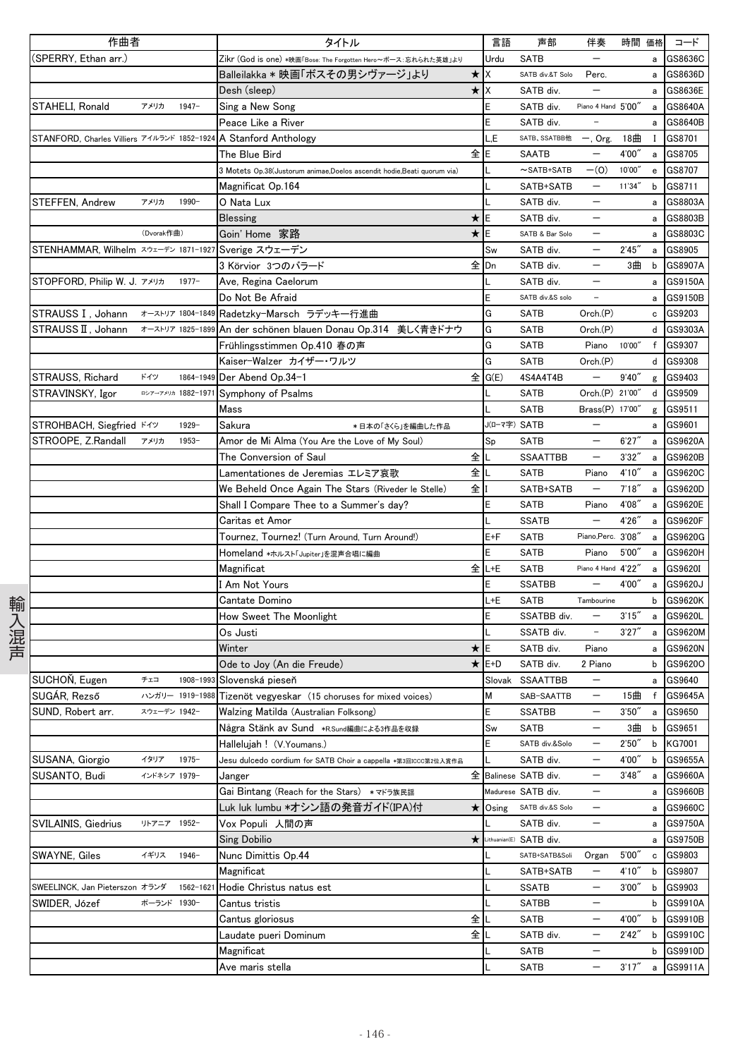| 作曲者 | | | タイトル | | 言語 | 声部 | 伴奏 | 時間 | 価格 | コード |
|---|---|---|---|---|---|---|---|---|---|---|
| (SPERRY, Ethan arr.) | | | Zikr (God is one) *映画「Bose: The Forgotten Hero～ボース：忘れられた英雄」より | | Urdu | SATB | — | | a | GS8636C |
| | | | Balleilakka * 映画「ボスその男シヴァージ」より | ★ | X | SATB div.&T Solo | Perc. | | a | GS8636D |
| | | | Desh (sleep) | ★ | X | SATB div. | — | | a | GS8636E |
| STAHELI, Ronald | アメリカ | 1947– | Sing a New Song | | E | SATB div. | Piano 4 Hand | 5'00" | a | GS8640A |
| | | | Peace Like a River | | E | SATB div. | – | | a | GS8640B |
| STANFORD, Charles Villiers | アイルランド | 1852-1924 | A Stanford Anthology | | L,E | SATB、SSATBB他 | —, Org. | 18曲 | I | GS8701 |
| | | | The Blue Bird | 全 | E | SAATB | — | 4'00" | a | GS8705 |
| | | | 3 Motets Op.38(Justorum animae,Doelos ascendit hodie,Beati quorum via) | | L | ～SATB+SATB | —(O) | 10'00" | e | GS8707 |
| | | | Magnificat Op.164 | | L | SATB+SATB | — | 11'34" | b | GS8711 |
| STEFFEN, Andrew | アメリカ | 1990– | O Nata Lux | | L | SATB div. | — | | a | GS8803A |
| | | | Blessing | ★ | E | SATB div. | — | | a | GS8803B |
| | (Dvorak作曲) | | Goin' Home 家路 | ★ | E | SATB & Bar Solo | — | | a | GS8803C |
| STENHAMMAR, Wilhelm | スウェーデン | 1871-1927 | Sverige スウェーデン | | Sw | SATB div. | — | 2'45" | a | GS8905 |
| | | | 3 Körvior 3つのバラード | 全 | Dn | SATB div. | — | 3曲 | b | GS8907A |
| STOPFORD, Philip W. J. | アメリカ | 1977– | Ave, Regina Caelorum | | L | SATB div. | — | | a | GS9150A |
| | | | Do Not Be Afraid | | E | SATB div.&S solo | – | | a | GS9150B |
| STRAUSS Ⅰ, Johann | オーストリア | 1804-1849 | Radetzky-Marsch ラデッキー行進曲 | | G | SATB | Orch.(P) | | c | GS9203 |
| STRAUSS Ⅱ, Johann | オーストリア | 1825-1899 | An der schönen blauen Donau Op.314 美しく青きドナウ | | G | SATB | Orch.(P) | | d | GS9303A |
| | | | Frühlingsstimmen Op.410 春の声 | | G | SATB | Piano | 10'00" | f | GS9307 |
| | | | Kaiser-Walzer カイザー・ワルツ | | G | SATB | Orch.(P) | | d | GS9308 |
| STRAUSS, Richard | ドイツ | 1864-1949 | Der Abend Op.34-1 | 全 | G(E) | 4S4A4T4B | — | 9'40" | g | GS9403 |
| STRAVINSKY, Igor | ロシア→アメリカ | 1882-1971 | Symphony of Psalms | | L | SATB | Orch.(P) | 21'00" | d | GS9509 |
| | | | Mass | | L | SATB | Brass(P) | 17'00" | g | GS9511 |
| STROHBACH, Siegfried | ドイツ | 1929– | Sakura ＊日本の「さくら」を編曲した作品 | | J(ローマ字) | SATB | — | | a | GS9601 |
| STROOPE, Z.Randall | アメリカ | 1953– | Amor de Mi Alma (You Are the Love of My Soul) | | Sp | SATB | — | 6'27" | a | GS9620A |
| | | | The Conversion of Saul | 全 | L | SSAATTBB | — | 3'32" | a | GS9620B |
| | | | Lamentationes de Jeremias エレミア哀歌 | 全 | L | SATB | Piano | 4'10" | a | GS9620C |
| | | | We Beheld Once Again The Stars (Riveder le Stelle) | 全 | I | SATB+SATB | — | 7'18" | a | GS9620D |
| | | | Shall I Compare Thee to a Summer's day? | | E | SATB | Piano | 4'08" | a | GS9620E |
| | | | Caritas et Amor | | L | SSATB | — | 4'26" | a | GS9620F |
| | | | Tournez, Tournez! (Turn Around, Turn Around!) | | E+F | SATB | Piano,Perc. | 3'08" | a | GS9620G |
| | | | Homeland *ホルスト「Jupiter」を混声合唱に編曲 | | E | SATB | Piano | 5'00" | a | GS9620H |
| | | | Magnificat | 全 | L+E | SATB | Piano 4 Hand | 4'22" | a | GS9620I |
| | | | I Am Not Yours | | E | SSATBB | — | 4'00" | a | GS9620J |
| | | | Cantate Domino | | L+E | SATB | Tambourine | | b | GS9620K |
| | | | How Sweet The Moonlight | | E | SSATBB div. | — | 3'15" | a | GS9620L |
| | | | Os Justi | | L | SSATB div. | – | 3'27" | a | GS9620M |
| | | | Winter | ★ | E | SATB div. | Piano | | a | GS9620N |
| | | | Ode to Joy (An die Freude) | ★ | E+D | SATB div. | 2 Piano | | b | GS9620O |
| SUCHOŇ, Eugen | チェコ | 1908-1993 | Slovenská pieseň | | Slovak | SSAATTBB | — | | a | GS9640 |
| SUGÁR, Rezső | ハンガリー | 1919-1988 | Tizenöt vegyeskar (15 choruses for mixed voices) | | M | SAB-SAATTB | — | 15曲 | f | GS9645A |
| SUND, Robert arr. | スウェーデン | 1942– | Walzing Matilda (Australian Folksong) | | E | SSATBB | — | 3'50" | a | GS9650 |
| | | | Några Stänk av Sund *R.Sund編曲による3作品を収録 | | Sw | SATB | — | 3曲 | b | GS9651 |
| | | | Hallelujah ! (V.Youmans.) | | E | SATB div.&Solo | — | 2'50" | b | KG7001 |
| SUSANA, Giorgio | イタリア | 1975– | Jesu dulcedo cordium for SATB Choir a cappella *第3回ICCC第2位入賞作品 | | L | SATB div. | — | 4'00" | b | GS9655A |
| SUSANTO, Budi | インドネシア | 1979– | Janger | 全 | Balinese | SATB div. | — | 3'48" | a | GS9660A |
| | | | Gai Bintang (Reach for the Stars) *マドラ族民謡 | | Madurese | SATB div. | — | | a | GS9660B |
| | | | Luk luk lumbu *オシン語の発音ガイド(IPA)付 | ★ | Osing | SATB div.&S Solo | — | | a | GS9660C |
| SVILAINIS, Giedrius | リトアニア | 1952– | Vox Populi 人間の声 | | L | SATB div. | — | | a | GS9750A |
| | | | Sing Dobilio | ★ | Lithuanian(E) | SATB div. | | | a | GS9750B |
| SWAYNE, Giles | イギリス | 1946– | Nunc Dimittis Op.44 | | L | SATB+SATB&Soli | Organ | 5'00" | c | GS9803 |
| | | | Magnificat | | L | SATB+SATB | — | 4'10" | b | GS9807 |
| SWEELINCK, Jan Pieterszon | オランダ | 1562-1621 | Hodie Christus natus est | | L | SSATB | — | 3'00" | b | GS9903 |
| SWIDER, Józef | ポーランド | 1930– | Cantus tristis | | L | SATBB | — | | b | GS9910A |
| | | | Cantus gloriosus | 全 | L | SATB | — | 4'00" | b | GS9910B |
| | | | Laudate pueri Dominum | 全 | L | SATB div. | — | 2'42" | b | GS9910C |
| | | | Magnificat | | L | SATB | — | | b | GS9910D |
| | | | Ave maris stella | | L | SATB | — | 3'17" | a | GS9911A |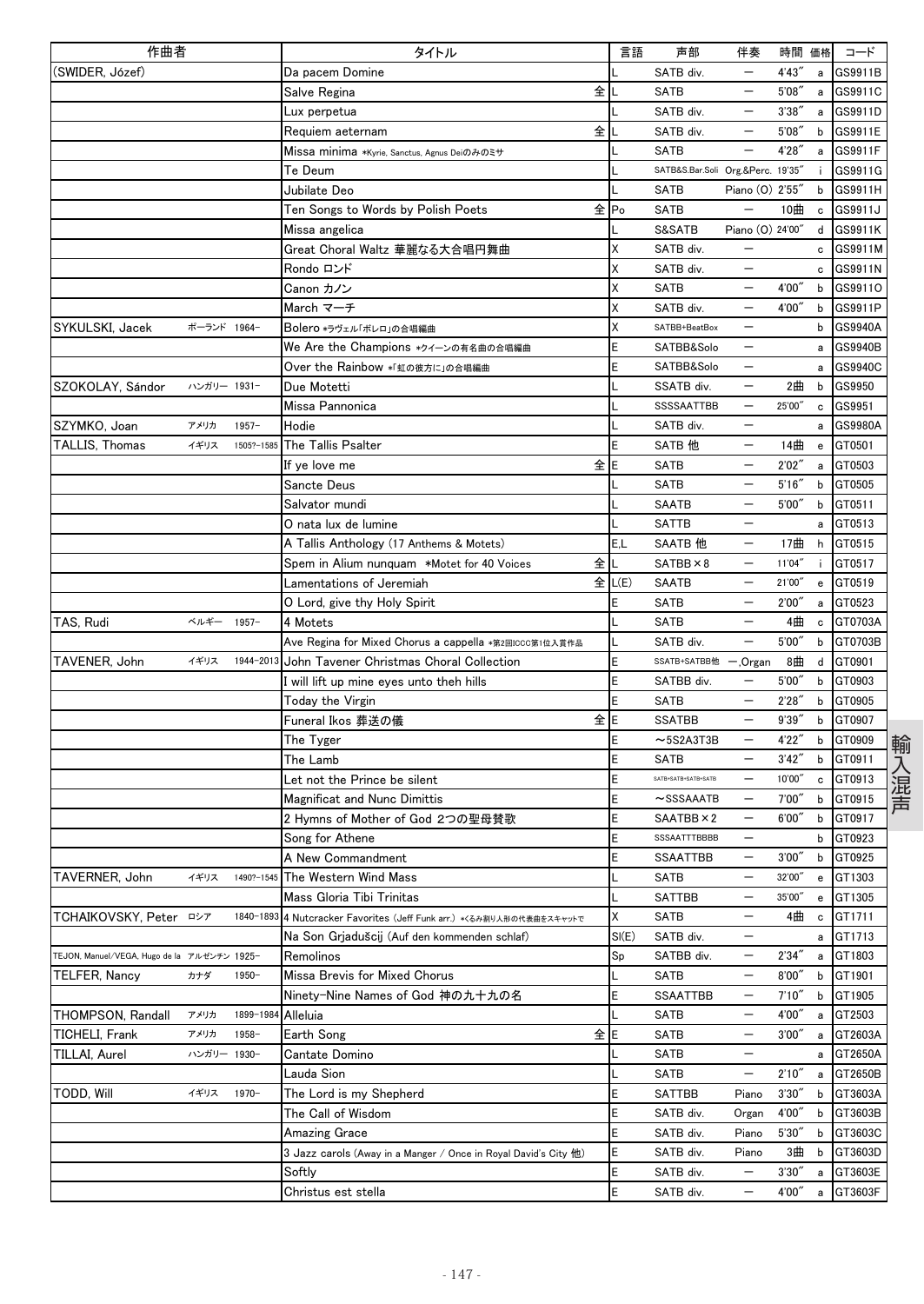| 作曲者 | | | タイトル | | 言語 | 声部 | 伴奏 | 時間 | 価格 | コード |
|---|---|---|---|---|---|---|---|---|---|---|
| (SWIDER, Józef) | | | Da pacem Domine | | L | SATB div. | | 4'43" | a | GS9911B |
| | | | Salve Regina | 全 | L | SATB | ー | 5'08" | a | GS9911C |
| | | | Lux perpetua | | L | SATB div. | ー | 3'38" | a | GS9911D |
| | | | Requiem aeternam | 全 | L | SATB div. | ー | 5'08" | b | GS9911E |
| | | | Missa minima *Kyrie, Sanctus, Agnus Deiのみのミサ | | L | SATB | ー | 4'28" | a | GS9911F |
| | | | Te Deum | | L | SATB&S.Bar.Soli | Org.&Perc. | 19'35" | i | GS9911G |
| | | | Jubilate Deo | | L | SATB | Piano (O) | 2'55" | b | GS9911H |
| | | | Ten Songs to Words by Polish Poets | 全 | Po | SATB | ー | 10曲 | c | GS9911J |
| | | | Missa angelica | | L | S&SATB | Piano (O) | 24'00" | d | GS9911K |
| | | | Great Choral Waltz 華麗なる大合唱円舞曲 | | X | SATB div. | ー | | c | GS9911M |
| | | | Rondo ロンド | | X | SATB div. | ー | | c | GS9911N |
| | | | Canon カノン | | X | SATB | ー | 4'00" | b | GS9911O |
| | | | March マーチ | | X | SATB div. | ー | 4'00" | b | GS9911P |
| SYKULSKI, Jacek | ポーランド | 1964- | Bolero *ラヴェル「ボレロ」の合唱編曲 | | X | SATBB+BeatBox | ー | | b | GS9940A |
| | | | We Are the Champions *クイーンの有名曲の合唱編曲 | | E | SATBB&Solo | ー | | a | GS9940B |
| | | | Over the Rainbow *「虹の彼方に」の合唱編曲 | | E | SATBB&Solo | ー | | a | GS9940C |
| SZOKOLAY, Sándor | ハンガリー | 1931- | Due Motetti | | L | SSATB div. | ー | 2曲 | b | GS9950 |
| | | | Missa Pannonica | | L | SSSSAATTBB | ー | 25'00" | c | GS9951 |
| SZYMKO, Joan | アメリカ | 1957- | Hodie | | L | SATB div. | ー | | a | GS9980A |
| TALLIS, Thomas | イギリス | 1505?-1585 | The Tallis Psalter | | E | SATB 他 | ー | 14曲 | e | GT0501 |
| | | | If ye love me | 全 | E | SATB | ー | 2'02" | a | GT0503 |
| | | | Sancte Deus | | L | SATB | ー | 5'16" | b | GT0505 |
| | | | Salvator mundi | | L | SAATB | ー | 5'00" | b | GT0511 |
| | | | O nata lux de lumine | | L | SATTB | ー | | a | GT0513 |
| | | | A Tallis Anthology (17 Anthems & Motets) | | E,L | SAATB 他 | ー | 17曲 | h | GT0515 |
| | | | Spem in Alium nunquam *Motet for 40 Voices | 全 | L | SATBB×8 | ー | 11'04" | i | GT0517 |
| | | | Lamentations of Jeremiah | 全 | L(E) | SAATB | ー | 21'00" | e | GT0519 |
| | | | O Lord, give thy Holy Spirit | | E | SATB | ー | 2'00" | a | GT0523 |
| TAS, Rudi | ベルギー | 1957- | 4 Motets | | L | SATB | ー | 4曲 | c | GT0703A |
| | | | Ave Regina for Mixed Chorus a cappella *第2回ICCC第1位入賞作品 | | L | SATB div. | ー | 5'00" | b | GT0703B |
| TAVENER, John | イギリス | 1944-2013 | John Tavener Christmas Choral Collection | | E | SSATB+SATBB他 | ー,Organ | 8曲 | d | GT0901 |
| | | | I will lift up mine eyes unto theh hills | | E | SATBB div. | ー | 5'00" | b | GT0903 |
| | | | Today the Virgin | | E | SATB | ー | 2'28" | b | GT0905 |
| | | | Funeral Ikos 葬送の儀 | 全 | E | SSATBB | ー | 9'39" | b | GT0907 |
| | | | The Tyger | | E | ～5S2A3T3B | ー | 4'22" | b | GT0909 |
| | | | The Lamb | | E | SATB | ー | 3'42" | b | GT0911 |
| | | | Let not the Prince be silent | | E | SATB+SATB+SATB+SATB | ー | 10'00" | c | GT0913 |
| | | | Magnificat and Nunc Dimittis | | E | ～SSSAAATB | ー | 7'00" | b | GT0915 |
| | | | 2 Hymns of Mother of God 2つの聖母賛歌 | | E | SAATBB×2 | ー | 6'00" | b | GT0917 |
| | | | Song for Athene | | E | SSSAAATTTBBBB | ー | | b | GT0923 |
| | | | A New Commandment | | E | SSAATTBB | ー | 3'00" | b | GT0925 |
| TAVERNER, John | イギリス | 1490?-1545 | The Western Wind Mass | | L | SATB | ー | 32'00" | e | GT1303 |
| | | | Mass Gloria Tibi Trinitas | | L | SATTBB | ー | 35'00" | e | GT1305 |
| TCHAIKOVSKY, Peter | ロシア | 1840-1893 | 4 Nutcracker Favorites (Jeff Funk arr.) *くるみ割り人形の代表曲をスキャットで | | X | SATB | ー | 4曲 | c | GT1711 |
| | | | Na Son Grjadušcij (Auf den kommenden schlaf) | | Sl(E) | SATB div. | ー | | a | GT1713 |
| TEJON, Manuel/VEGA, Hugo de la | アルゼンチン | 1925- | Remolinos | | Sp | SATBB div. | ー | 2'34" | a | GT1803 |
| TELFER, Nancy | カナダ | 1950- | Missa Brevis for Mixed Chorus | | L | SATB | ー | 8'00" | b | GT1901 |
| | | | Ninety-Nine Names of God 神の九十九の名 | | E | SSAATTBB | ー | 7'10" | b | GT1905 |
| THOMPSON, Randall | アメリカ | 1899-1984 | Alleluia | | L | SATB | ー | 4'00" | a | GT2503 |
| TICHELI, Frank | アメリカ | 1958- | Earth Song | 全 | E | SATB | ー | 3'00" | a | GT2603A |
| TILLAI, Aurel | ハンガリー | 1930- | Cantate Domino | | L | SATB | ー | | a | GT2650A |
| | | | Lauda Sion | | L | SATB | ー | 2'10" | a | GT2650B |
| TODD, Will | イギリス | 1970- | The Lord is my Shepherd | | E | SATTBB | Piano | 3'30" | b | GT3603A |
| | | | The Call of Wisdom | | E | SATB div. | Organ | 4'00" | b | GT3603B |
| | | | Amazing Grace | | E | SATB div. | Piano | 5'30" | b | GT3603C |
| | | | 3 Jazz carols (Away in a Manger / Once in Royal David's City 他) | | E | SATB div. | Piano | 3曲 | b | GT3603D |
| | | | Softly | | E | SATB div. | ー | 3'30" | a | GT3603E |
| | | | Christus est stella | | E | SATB div. | ー | 4'00" | a | GT3603F |

輸入混声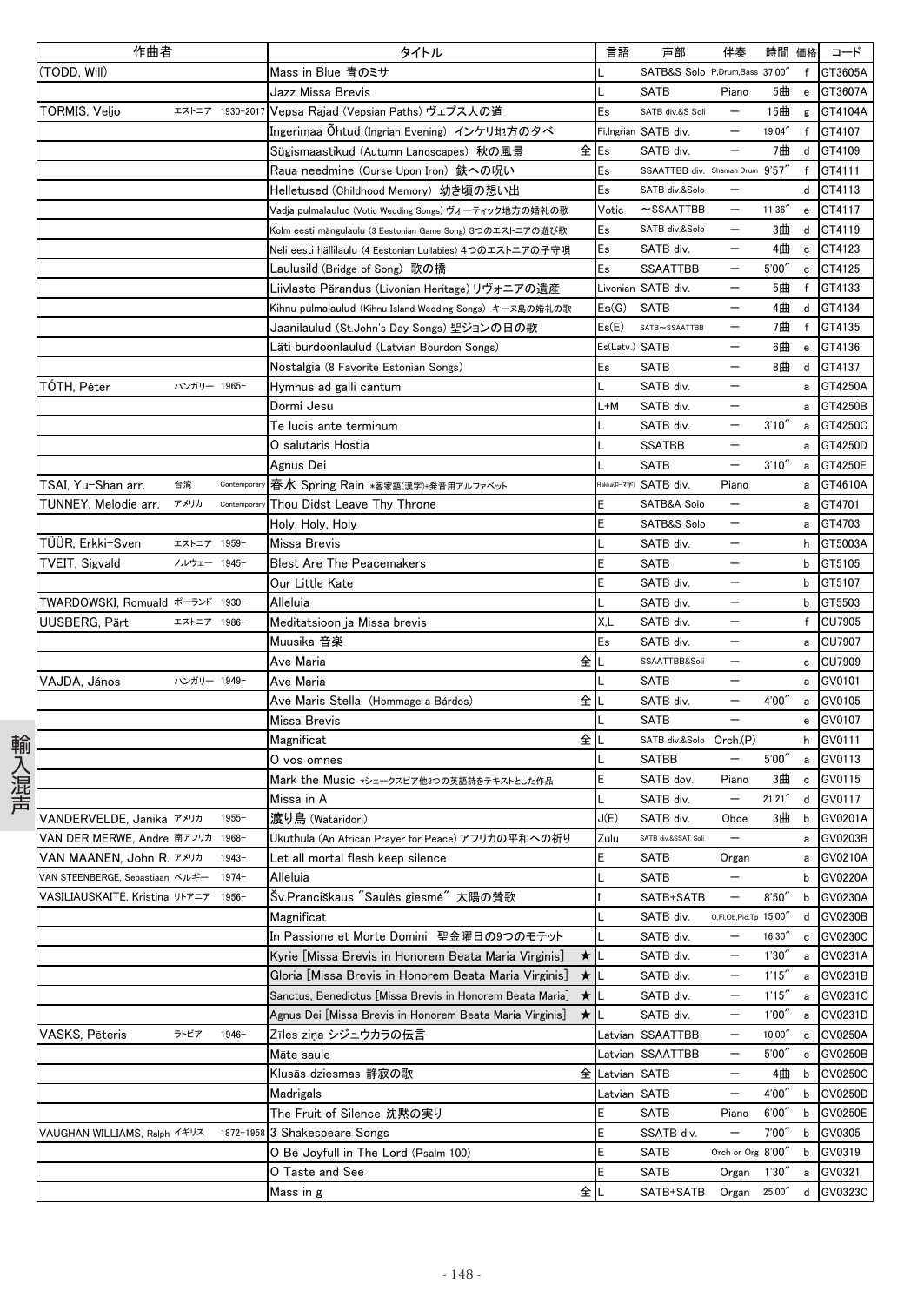| 作曲者 | | | タイトル | | 言語 | 声部 | 伴奏 | 時間 | 価格 | コード |
|---|---|---|---|---|---|---|---|---|---|---|
| (TODD, Will) | | | Mass in Blue 青のミサ | | L | SATB&S Solo | P,Drum,Bass | 37'00" | f | GT3605A |
| | | | Jazz Missa Brevis | | L | SATB | Piano | 5曲 | e | GT3607A |
| TORMIS, Veljo | エストニア | 1930-2017 | Vepsa Rajad (Vepsian Paths) ヴェプス人の道 | | Es | SATB div.&S Soli | ― | 15曲 | g | GT4104A |
| | | | Ingerimaa Õhtud (Ingrian Evening) インケリ地方の夕べ | | Fi,Ingrian | SATB div. | ― | 19'04" | f | GT4107 |
| | | | Sügismaastikud (Autumn Landscapes) 秋の風景 | 全 | Es | SATB div. | ― | 7曲 | d | GT4109 |
| | | | Raua needmine (Curse Upon Iron) 鉄への呪い | | Es | SSAATTBB div. | Shaman Drum | 9'57" | f | GT4111 |
| | | | Helletused (Childhood Memory) 幼き頃の想い出 | | Es | SATB div.&Solo | ― | | d | GT4113 |
| | | | Vadja pulmalaulud (Votic Wedding Songs) ヴォーティック地方の婚礼の歌 | | Votic | ～SSAATTBB | ― | 11'36" | e | GT4117 |
| | | | Kolm eesti mängulaulu (3 Eestonian Game Song) 3つのエストニアの遊び歌 | | Es | SATB div.&Solo | ― | 3曲 | d | GT4119 |
| | | | Neli eesti hällilaulu (4 Eestonian Lullabies) 4つのエストニアの子守唄 | | Es | SATB div. | ― | 4曲 | c | GT4123 |
| | | | Laulusild (Bridge of Song) 歌の橋 | | Es | SSAATTBB | ― | 5'00" | c | GT4125 |
| | | | Liivlaste Pärandus (Livonian Heritage) リヴォニアの遺産 | | Livonian | SATB div. | ― | 5曲 | f | GT4133 |
| | | | Kihnu pulmalaulud (Kihnu Island Wedding Songs) キーヌ島の婚礼の歌 | | Es(G) | SATB | ― | 4曲 | d | GT4134 |
| | | | Jaanilaulud (St.John's Day Songs) 聖ジョンの日の歌 | | Es(E) | SATB～SSAATTBB | ― | 7曲 | f | GT4135 |
| | | | Läti burdoonlaulud (Latvian Bourdon Songs) | | Es(Latv.) | SATB | ― | 6曲 | e | GT4136 |
| | | | Nostalgia (8 Favorite Estonian Songs) | | Es | SATB | ― | 8曲 | d | GT4137 |
| TÓTH, Péter | ハンガリー | 1965- | Hymnus ad galli cantum | | L | SATB div. | ― | | a | GT4250A |
| | | | Dormi Jesu | | L+M | SATB div. | ― | | a | GT4250B |
| | | | Te lucis ante terminum | | L | SATB div. | ― | 3'10" | a | GT4250C |
| | | | O salutaris Hostia | | L | SSATBB | ― | | a | GT4250D |
| | | | Agnus Dei | | L | SATB | ― | 3'10" | a | GT4250E |
| TSAI, Yu-Shan arr. | 台湾 | Contemporary | 春水 Spring Rain *客家語(漢字)+発音用アルファベット | | Hakka(ローマ字) | SATB div. | Piano | | a | GT4610A |
| TUNNEY, Melodie arr. | アメリカ | Contemporary | Thou Didst Leave Thy Throne | | E | SATB&A Solo | ― | | a | GT4701 |
| | | | Holy, Holy, Holy | | E | SATB&S Solo | ― | | a | GT4703 |
| TÜÜR, Erkki-Sven | エストニア | 1959- | Missa Brevis | | L | SATB div. | ― | | h | GT5003A |
| TVEIT, Sigvald | ノルウェー | 1945- | Blest Are The Peacemakers | | E | SATB | ― | | b | GT5105 |
| | | | Our Little Kate | | E | SATB div. | ― | | b | GT5107 |
| TWARDOWSKI, Romuald | ポーランド | 1930- | Alleluia | | L | SATB div. | ― | | b | GT5503 |
| UUSBERG, Pärt | エストニア | 1986- | Meditatsioon ja Missa brevis | | X,L | SATB div. | ― | | f | GU7905 |
| | | | Muusika 音楽 | | Es | SATB div. | ― | | a | GU7907 |
| | | | Ave Maria | 全 | L | SSAATTBB&Soli | ― | | c | GU7909 |
| VAJDA, János | ハンガリー | 1949- | Ave Maria | | L | SATB | ― | | a | GV0101 |
| | | | Ave Maris Stella (Hommage a Bárdos) | 全 | L | SATB div. | ― | 4'00" | a | GV0105 |
| | | | Missa Brevis | | L | SATB | ― | | e | GV0107 |
| | | | Magnificat | 全 | L | SATB div.&Solo | Orch.(P) | | h | GV0111 |
| | | | O vos omnes | | L | SATBB | ― | 5'00" | a | GV0113 |
| | | | Mark the Music *シェークスピア他3つの英語詩をテキストとした作品 | | E | SATB dov. | Piano | 3曲 | c | GV0115 |
| | | | Missa in A | | L | SATB div. | ― | 21'21" | d | GV0117 |
| VANDERVELDE, Janika | アメリカ | 1955- | 渡り鳥 (Wataridori) | | J(E) | SATB div. | Oboe | 3曲 | b | GV0201A |
| VAN DER MERWE, Andre | 南アフリカ | 1968- | Ukuthula (An African Prayer for Peace) アフリカの平和への祈り | | Zulu | SATB div.&SSAT Soli | ― | | a | GV0203B |
| VAN MAANEN, John R. | アメリカ | 1943- | Let all mortal flesh keep silence | | E | SATB | Organ | | a | GV0210A |
| VAN STEENBERGE, Sebastiaan | ベルギー | 1974- | Alleluia | | L | SATB | ― | | b | GV0220A |
| VASILIAUSKAITĖ, Kristina | リトアニア | 1956- | Šv.Pranciškaus "Saulės giesmė" 太陽の賛歌 | | I | SATB+SATB | ― | 8'50" | b | GV0230A |
| | | | Magnificat | | L | SATB div. | O,Fl,Ob,Pic,Tp | 15'00" | d | GV0230B |
| | | | In Passione et Morte Domini 聖金曜日の9つのモテット | | L | SATB div. | ― | 16'30" | c | GV0230C |
| | | | Kyrie [Missa Brevis in Honorem Beata Maria Virginis] | ★ | L | SATB div. | ― | 1'30" | a | GV0231A |
| | | | Gloria [Missa Brevis in Honorem Beata Maria Virginis] | ★ | L | SATB div. | ― | 1'15" | a | GV0231B |
| | | | Sanctus, Benedictus [Missa Brevis in Honorem Beata Maria] | ★ | L | SATB div. | ― | 1'15" | a | GV0231C |
| | | | Agnus Dei [Missa Brevis in Honorem Beata Maria Virginis] | ★ | L | SATB div. | ― | 1'00" | a | GV0231D |
| VASKS, Pēteris | ラトビア | 1946- | Zīles ziņa シジュウカラの伝言 | | Latvian | SSAATTBB | ― | 10'00" | c | GV0250A |
| | | | Māte saule | | Latvian | SSAATTBB | ― | 5'00" | c | GV0250B |
| | | | Klusās dziesmas 静寂の歌 | 全 | Latvian | SATB | ― | 4曲 | b | GV0250C |
| | | | Madrigals | | Latvian | SATB | ― | 4'00" | b | GV0250D |
| | | | The Fruit of Silence 沈黙の実り | | E | SATB | Piano | 6'00" | b | GV0250E |
| VAUGHAN WILLIAMS, Ralph | イギリス | 1872-1958 | 3 Shakespeare Songs | | E | SSATB div. | ― | 7'00" | b | GV0305 |
| | | | O Be Joyfull in The Lord (Psalm 100) | | E | SATB | Orch or Org | 8'00" | b | GV0319 |
| | | | O Taste and See | | E | SATB | Organ | 1'30" | a | GV0321 |
| | | | Mass in g | 全 | L | SATB+SATB | Organ | 25'00" | d | GV0323C |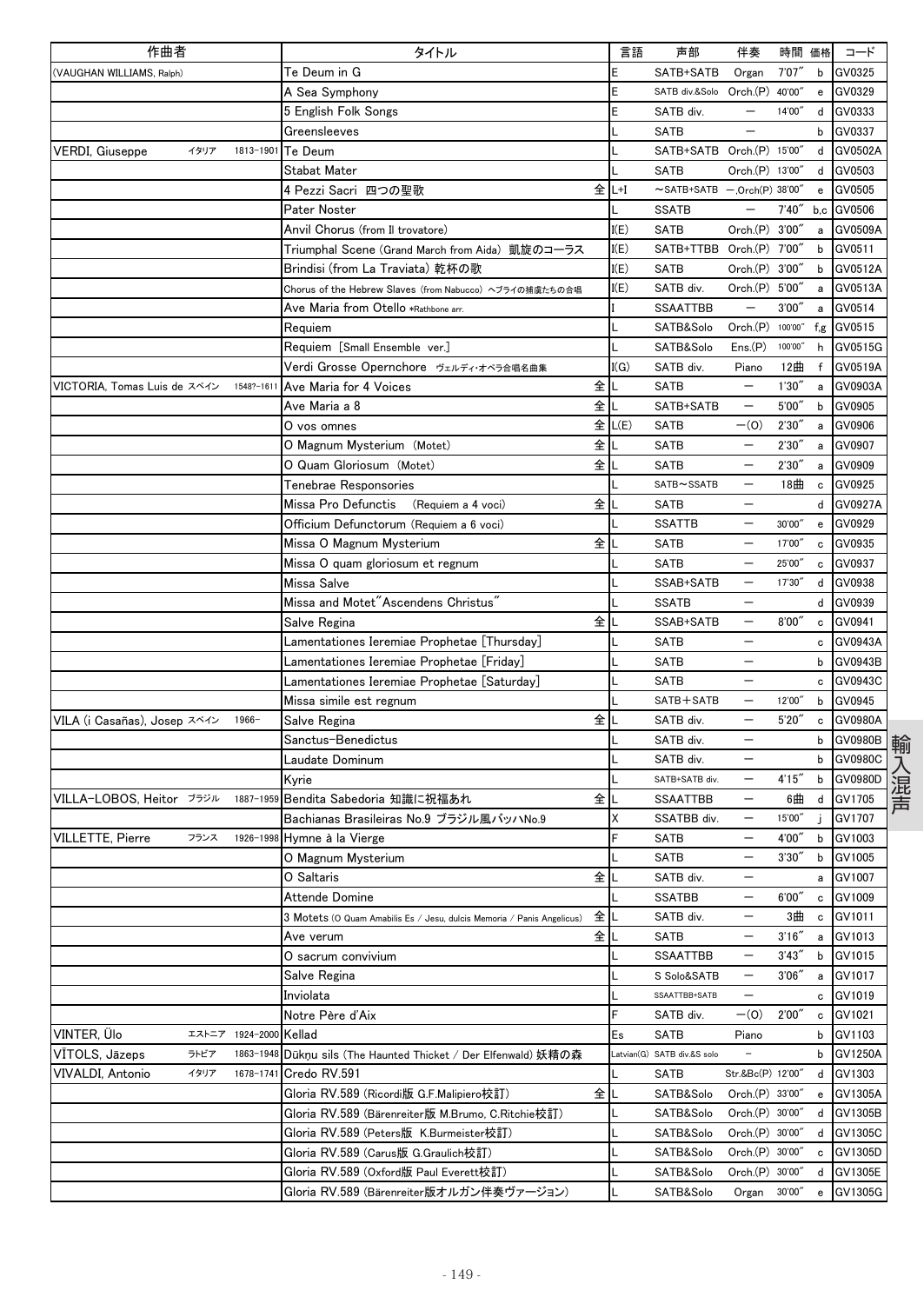| 作曲者 | | | タイトル | | 言語 | 声部 | 伴奏 | 時間 | 価格 | コード |
|---|---|---|---|---|---|---|---|---|---|---|
| (VAUGHAN WILLIAMS, Ralph) | | | Te Deum in G | | E | SATB+SATB | Organ | 7'07″ | b | GV0325 |
| | | | A Sea Symphony | | E | SATB div.&Solo | Orch.(P) | 40'00″ | e | GV0329 |
| | | | 5 English Folk Songs | | E | SATB div. | ― | 14'00″ | d | GV0333 |
| | | | Greensleeves | | L | SATB | ― | | b | GV0337 |
| VERDI, Giuseppe | イタリア | 1813-1901 | Te Deum | | L | SATB+SATB | Orch.(P) | 15'00″ | d | GV0502A |
| | | | Stabat Mater | | L | SATB | Orch.(P) | 13'00″ | d | GV0503 |
| | | | 4 Pezzi Sacri 四つの聖歌 | 全 | L+I | ~SATB+SATB | ―,Orch(P) | 38'00″ | e | GV0505 |
| | | | Pater Noster | | L | SSATB | ― | 7'40″ | b,c | GV0506 |
| | | | Anvil Chorus (from Il trovatore) | | I(E) | SATB | Orch.(P) | 3'00″ | a | GV0509A |
| | | | Triumphal Scene (Grand March from Aida) 凱旋のコーラス | | I(E) | SATB+TTBB | Orch.(P) | 7'00″ | b | GV0511 |
| | | | Brindisi (from La Traviata) 乾杯の歌 | | I(E) | SATB | Orch.(P) | 3'00″ | b | GV0512A |
| | | | Chorus of the Hebrew Slaves (from Nabucco) ヘブライの捕虜たちの合唱 | | I(E) | SATB div. | Orch.(P) | 5'00″ | a | GV0513A |
| | | | Ave Maria from Otello *Rathbone arr. | | I | SSAATTBB | ― | 3'00″ | a | GV0514 |
| | | | Requiem | | L | SATB&Solo | Orch.(P) | 100'00″ | f,g | GV0515 |
| | | | Requiem [Small Ensemble ver.] | | L | SATB&Solo | Ens.(P) | 100'00″ | h | GV0515G |
| | | | Verdi Grosse Opernchore ヴェルディ・オペラ合唱名曲集 | | I(G) | SATB div. | Piano | 12曲 | f | GV0519A |
| VICTORIA, Tomas Luis de | スペイン | 1548?-1611 | Ave Maria for 4 Voices | 全 | L | SATB | ― | 1'30″ | a | GV0903A |
| | | | Ave Maria a 8 | 全 | L | SATB+SATB | ― | 5'00″ | b | GV0905 |
| | | | O vos omnes | 全 | L(E) | SATB | ―(O) | 2'30″ | a | GV0906 |
| | | | O Magnum Mysterium (Motet) | 全 | L | SATB | ― | 2'30″ | a | GV0907 |
| | | | O Quam Gloriosum (Motet) | 全 | L | SATB | ― | 2'30″ | a | GV0909 |
| | | | Tenebrae Responsories | | L | SATB~SSATB | ― | 18曲 | c | GV0925 |
| | | | Missa Pro Defunctis (Requiem a 4 voci) | 全 | L | SATB | ― | | d | GV0927A |
| | | | Officium Defunctorum (Requiem a 6 voci) | | L | SSATTB | ― | 30'00″ | e | GV0929 |
| | | | Missa O Magnum Mysterium | 全 | L | SATB | ― | 17'00″ | c | GV0935 |
| | | | Missa O quam gloriosum et regnum | | L | SATB | ― | 25'00″ | c | GV0937 |
| | | | Missa Salve | | L | SSAB+SATB | ― | 17'30″ | d | GV0938 |
| | | | Missa and Motet"Ascendens Christus" | | L | SSATB | ― | | d | GV0939 |
| | | | Salve Regina | 全 | L | SSAB+SATB | ― | 8'00″ | c | GV0941 |
| | | | Lamentationes Ieremiae Prophetae [Thursday] | | L | SATB | ― | | c | GV0943A |
| | | | Lamentationes Ieremiae Prophetae [Friday] | | L | SATB | ― | | b | GV0943B |
| | | | Lamentationes Ieremiae Prophetae [Saturday] | | L | SATB | ― | | c | GV0943C |
| | | | Missa simile est regnum | | L | SATB+SATB | ― | 12'00″ | b | GV0945 |
| VILA (i Casañas), Josep | スペイン | 1966- | Salve Regina | 全 | L | SATB div. | ― | 5'20″ | c | GV0980A |
| | | | Sanctus-Benedictus | | L | SATB div. | ― | | b | GV0980B |
| | | | Laudate Dominum | | L | SATB div. | ― | | b | GV0980C |
| | | | Kyrie | | L | SATB+SATB div. | ― | 4'15″ | b | GV0980D |
| VILLA-LOBOS, Heitor | ブラジル | 1887-1959 | Bendita Sabedoria 知識に祝福あれ | 全 | L | SSAATTBB | ― | 6曲 | d | GV1705 |
| | | | Bachianas Brasileiras No.9 ブラジル風バッハNo.9 | | X | SSATBB div. | ― | 15'00″ | j | GV1707 |
| VILLETTE, Pierre | フランス | 1926-1998 | Hymne à la Vierge | | F | SATB | ― | 4'00″ | b | GV1003 |
| | | | O Magnum Mysterium | | L | SATB | ― | 3'30″ | b | GV1005 |
| | | | O Saltaris | 全 | L | SATB div. | ― | | a | GV1007 |
| | | | Attende Domine | | L | SSATBB | ― | 6'00″ | c | GV1009 |
| | | | 3 Motets (O Quam Amabilis Es / Jesu, dulcis Memoria / Panis Angelicus) | 全 | L | SATB div. | ― | 3曲 | c | GV1011 |
| | | | Ave verum | 全 | L | SATB | ― | 3'16″ | a | GV1013 |
| | | | O sacrum convivium | | L | SSAATTBB | ― | 3'43″ | b | GV1015 |
| | | | Salve Regina | | L | S Solo&SATB | ― | 3'06″ | a | GV1017 |
| | | | Inviolata | | L | SSAATTBB+SATB | ― | | c | GV1019 |
| | | | Notre Père d'Aix | | F | SATB div. | ―(O) | 2'00″ | c | GV1021 |
| VINTER, Ülo | エストニア | 1924-2000 | Kellad | | Es | SATB | Piano | | b | GV1103 |
| VĪTOLS, Jāzeps | ラトビア | 1863-1948 | Dūkņu sils (The Haunted Thicket / Der Elfenwald) 妖精の森 | | Latvian(G) | SATB div.&S solo | ― | | b | GV1250A |
| VIVALDI, Antonio | イタリア | 1678-1741 | Credo RV.591 | | L | SATB | Str.&Bc(P) | 12'00″ | d | GV1303 |
| | | | Gloria RV.589 (Ricordi版 G.F.Malipiero校訂) | 全 | L | SATB&Solo | Orch.(P) | 33'00″ | e | GV1305A |
| | | | Gloria RV.589 (Bärenreiter版 M.Brumo, C.Ritchie校訂) | | L | SATB&Solo | Orch.(P) | 30'00″ | d | GV1305B |
| | | | Gloria RV.589 (Peters版 K.Burmeister校訂) | | L | SATB&Solo | Orch.(P) | 30'00″ | d | GV1305C |
| | | | Gloria RV.589 (Carus版 G.Graulich校訂) | | L | SATB&Solo | Orch.(P) | 30'00″ | c | GV1305D |
| | | | Gloria RV.589 (Oxford版 Paul Everett校訂) | | L | SATB&Solo | Orch.(P) | 30'00″ | d | GV1305E |
| | | | Gloria RV.589 (Bärenreiter版オルガン伴奏ヴァージョン) | | L | SATB&Solo | Organ | 30'00″ | e | GV1305G |

輸入混声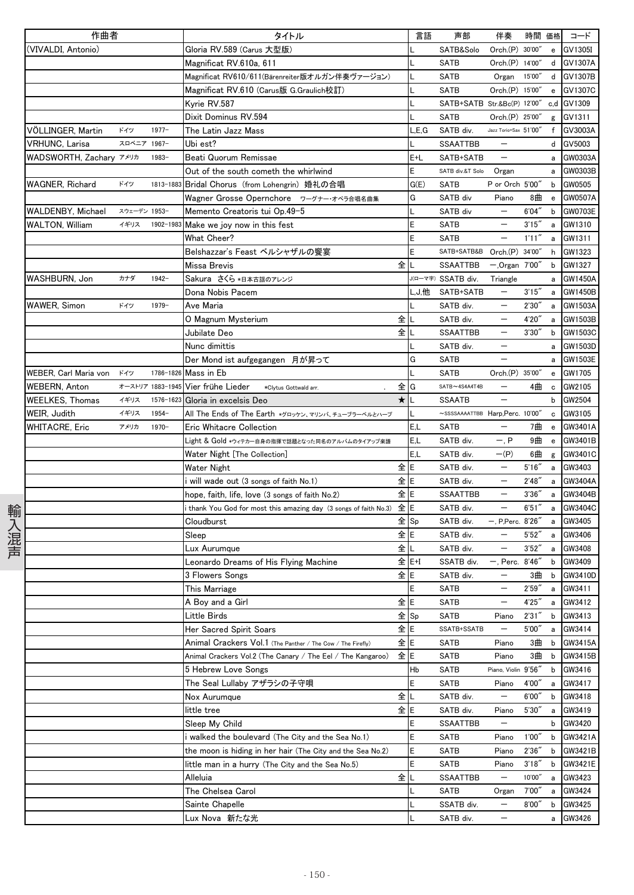| 作曲者 | | | タイトル | | 言語 | 声部 | 伴奏 | 時間 | 価格 | コード |
|---|---|---|---|---|---|---|---|---|---|---|
| (VIVALDI, Antonio) | | | Gloria RV.589 (Carus 大型版) | | L | SATB&Solo | Orch.(P) | 30'00" | e | GV1305I |
| | | | Magnificat RV.610a, 611 | | L | SATB | Orch.(P) | 14'00" | d | GV1307A |
| | | | Magnificat RV610/611(Bärenreiter版オルガン伴奏ヴァージョン) | | L | SATB | Organ | 15'00" | d | GV1307B |
| | | | Magnificat RV.610 (Carus版 G.Graulich校訂) | | L | SATB | Orch.(P) | 15'00" | e | GV1307C |
| | | | Kyrie RV.587 | | L | SATB+SATB | Str.&Bc(P) | 12'00" | c,d | GV1309 |
| | | | Dixit Dominus RV.594 | | L | SATB | Orch.(P) | 25'00" | g | GV1311 |
| VÖLLINGER, Martin | ドイツ | 1977– | The Latin Jazz Mass | | L,E,G | SATB div. | Jazz Torio+Sax | 51'00" | f | GV3003A |
| VRHUNC, Larisa | スロベニア | 1967– | Ubi est? | | L | SSAATTBB | — | | d | GV5003 |
| WADSWORTH, Zachary | アメリカ | 1983– | Beati Quorum Remissae | | E+L | SATB+SATB | — | | a | GW0303A |
| | | | Out of the south cometh the whirlwind | | E | SATB div.&T Solo | Organ | | a | GW0303B |
| WAGNER, Richard | ドイツ | 1813–1883 | Bridal Chorus (from Lohengrin) 婚礼の合唱 | | G(E) | SATB | P or Orch | 5'00" | b | GW0505 |
| | | | Wagner Grosse Opernchore ワーグナー・オペラ合唱名曲集 | | G | SATB div | Piano | 8曲 | e | GW0507A |
| WALDENBY, Michael | スウェーデン | 1953– | Memento Creatoris tui Op.49-5 | | L | SATB div | — | 6'04" | b | GW0703E |
| WALTON, William | イギリス | 1902–1983 | Make we joy now in this fest | | E | SATB | — | 3'15" | a | GW1310 |
| | | | What Cheer? | | E | SATB | — | 1'11" | a | GW1311 |
| | | | Belshazzar's Feast ベルシャザルの饗宴 | | E | SATB+SATB&B | Orch.(P) | 34'00" | h | GW1323 |
| | | | Missa Brevis | 全 | L | SSAATTBB | —,Organ | 7'00" | b | GW1327 |
| WASHBURN, Jon | カナダ | 1942– | Sakura さくら *日本古謡のアレンジ | | J(ローマ字) | SSATB div. | Triangle | | a | GW1450A |
| | | | Dona Nobis Pacem | | L,J,他 | SATB+SATB | — | 3'15" | a | GW1450B |
| WAWER, Simon | ドイツ | 1979– | Ave Maria | | L | SATB div. | — | 2'30" | a | GW1503A |
| | | | O Magnum Mysterium | 全 | L | SATB div. | — | 4'20" | a | GW1503B |
| | | | Jubilate Deo | 全 | L | SSAATTBB | — | 3'30" | b | GW1503C |
| | | | Nunc dimittis | | L | SATB div. | — | | a | GW1503D |
| | | | Der Mond ist aufgegangen 月が昇って | | G | SATB | — | | a | GW1503E |
| WEBER, Carl Maria von | ドイツ | 1786–1826 | Mass in Eb | | L | SATB | Orch.(P) | 35'00" | e | GW1705 |
| WEBERN, Anton | オーストリア | 1883–1945 | Vier frühe Lieder *Clytus Gottwald arr. | 全 | G | SATB~4S4A4T4B | — | 4曲 | c | GW2105 |
| WEELKES, Thomas | イギリス | 1576–1623 | Gloria in excelsis Deo | ★ | L | SSAATB | — | | b | GW2504 |
| WEIR, Judith | イギリス | 1954– | All The Ends of The Earth *グロッケン、マリンバ、チューブラーベルとハープ | | L | ~SSSSAAAATTBB | Harp,Perc. | 10'00" | c | GW3105 |
| WHITACRE, Eric | アメリカ | 1970– | Eric Whitacre Collection | | E,L | SATB | — | 7曲 | e | GW3401A |
| | | | Light & Gold *ウィテカー自身の指揮で話題となった同名のアルバムのタイアップ楽譜 | | E,L | SATB div. | —, P | 9曲 | e | GW3401B |
| | | | Water Night [The Collection] | | E,L | SATB div. | —(P) | 6曲 | g | GW3401C |
| | | | Water Night | 全 | E | SATB div. | — | 5'16" | a | GW3403 |
| | | | i will wade out (3 songs of faith No.1) | 全 | E | SATB div. | — | 2'48" | a | GW3404A |
| | | | hope, faith, life, love (3 songs of faith No.2) | 全 | E | SSAATTBB | — | 3'36" | a | GW3404B |
| | | | i thank You God for most this amazing day (3 songs of faith No.3) | 全 | E | SATB div. | — | 6'51" | a | GW3404C |
| | | | Cloudburst | 全 | Sp | SATB div. | —, P,Perc. | 8'26" | a | GW3405 |
| | | | Sleep | 全 | E | SATB div. | — | 5'52" | a | GW3406 |
| | | | Lux Aurumque | 全 | L | SATB div. | — | 3'52" | a | GW3408 |
| | | | Leonardo Dreams of His Flying Machine | 全 | E+I | SSATB div. | —, Perc. | 8'46" | b | GW3409 |
| | | | 3 Flowers Songs | 全 | E | SATB div. | — | 3曲 | b | GW3410D |
| | | | This Marriage | | E | SATB | — | 2'59" | a | GW3411 |
| | | | A Boy and a Girl | 全 | E | SATB | — | 4'25" | a | GW3412 |
| | | | Little Birds | 全 | Sp | SATB | Piano | 2'31" | b | GW3413 |
| | | | Her Sacred Spirit Soars | 全 | E | SSATB+SSATB | — | 5'00" | a | GW3414 |
| | | | Animal Crackers Vol.1 (The Panther / The Cow / The Firefly) | 全 | E | SATB | Piano | 3曲 | b | GW3415A |
| | | | Animal Crackers Vol.2 (The Canary / The Eel / The Kangaroo) | 全 | E | SATB | Piano | 3曲 | b | GW3415B |
| | | | 5 Hebrew Love Songs | | Hb | SATB | Piano, Violin | 9'56" | b | GW3416 |
| | | | The Seal Lullaby アザラシの子守唄 | | E | SATB | Piano | 4'00" | a | GW3417 |
| | | | Nox Aurumque | 全 | L | SATB div. | — | 6'00" | b | GW3418 |
| | | | little tree | 全 | E | SATB div. | Piano | 5'30" | a | GW3419 |
| | | | Sleep My Child | | E | SSAATTBB | — | | b | GW3420 |
| | | | i walked the boulevard (The City and the Sea No.1) | | E | SATB | Piano | 1'00" | b | GW3421A |
| | | | the moon is hiding in her hair (The City and the Sea No.2) | | E | SATB | Piano | 2'36" | b | GW3421B |
| | | | little man in a hurry (The City and the Sea No.5) | | E | SATB | Piano | 3'18" | b | GW3421E |
| | | | Alleluia | 全 | L | SSAATTBB | — | 10'00" | a | GW3423 |
| | | | The Chelsea Carol | | L | SATB | Organ | 7'00" | a | GW3424 |
| | | | Sainte Chapelle | | L | SSATB div. | — | 8'00" | b | GW3425 |
| | | | Lux Nova 新たな光 | | L | SATB div. | — | | a | GW3426 |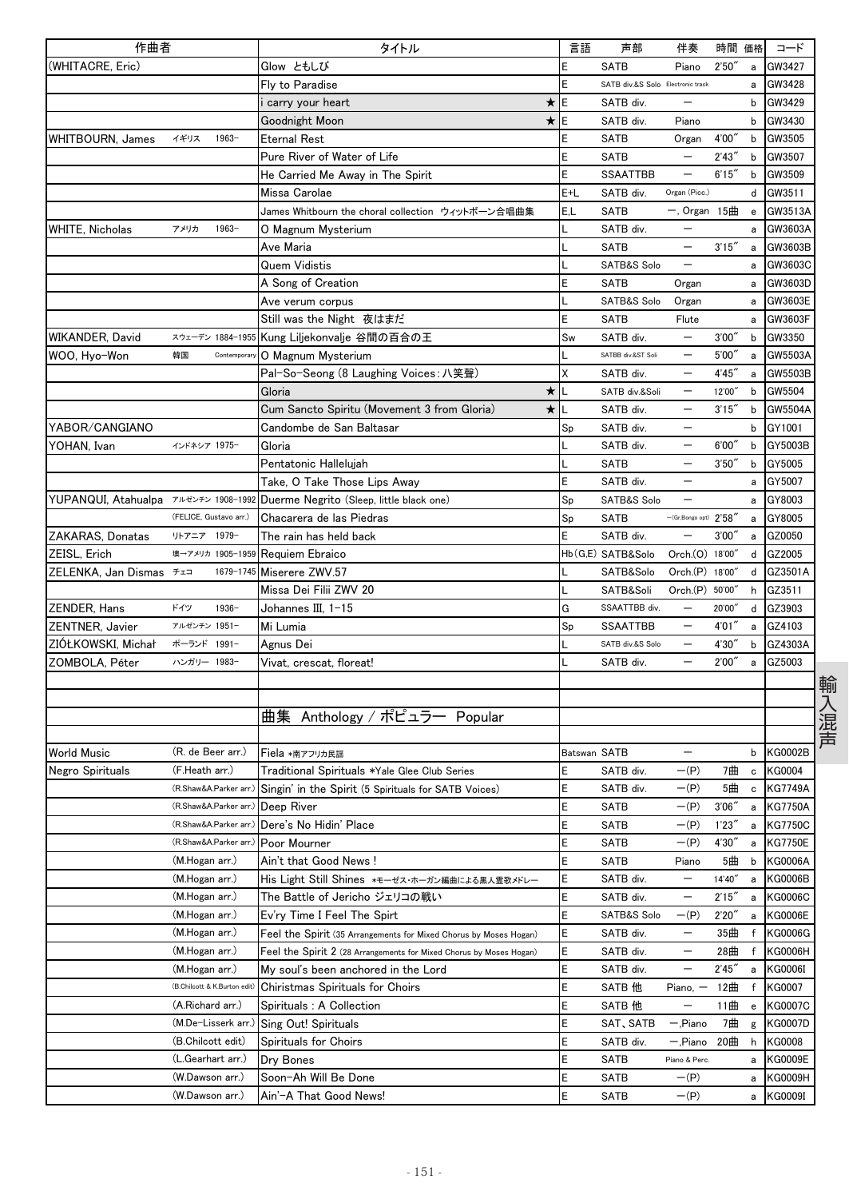| 作曲者 | | タイトル | 言語 | 声部 | 伴奏 | 時間 | 価格 | コード |
|---|---|---|---|---|---|---|---|---|
| (WHITACRE, Eric) | | Glow ともしび | E | SATB | Piano | 2'50" | a | GW3427 |
| | | Fly to Paradise | E | SATB div.&S Solo | Electronic track | | a | GW3428 |
| | | i carry your heart ★ | E | SATB div. | ― | | b | GW3429 |
| | | Goodnight Moon ★ | E | SATB div. | Piano | | b | GW3430 |
| WHITBOURN, James | イギリス 1963- | Eternal Rest | E | SATB | Organ | 4'00" | b | GW3505 |
| | | Pure River of Water of Life | E | SATB | ― | 2'43" | b | GW3507 |
| | | He Carried Me Away in The Spirit | E | SSAATTBB | ― | 6'15" | b | GW3509 |
| | | Missa Carolae | E+L | SATB div. | Organ (Picc.) | | d | GW3511 |
| | | James Whitbourn the choral collection ウィットボーン合唱曲集 | E,L | SATB | ―, Organ | 15曲 | e | GW3513A |
| WHITE, Nicholas | アメリカ 1963- | O Magnum Mysterium | L | SATB div. | ― | | a | GW3603A |
| | | Ave Maria | L | SATB | ― | 3'15" | a | GW3603B |
| | | Quem Vidistis | L | SATB&S Solo | ― | | a | GW3603C |
| | | A Song of Creation | E | SATB | Organ | | a | GW3603D |
| | | Ave verum corpus | L | SATB&S Solo | Organ | | a | GW3603E |
| | | Still was the Night 夜はまだ | E | SATB | Flute | | a | GW3603F |
| WIKANDER, David | スウェーデン 1884-1955 | Kung Liljekonvalje 谷間の百合の王 | Sw | SATB div. | ― | 3'00" | b | GW3350 |
| WOO, Hyo-Won | 韓国 Contemporary | O Magnum Mysterium | L | SATBB div.&ST Soli | ― | 5'00" | a | GW5503A |
| | | Pal-So-Seong (8 Laughing Voices：八笑聲) | X | SATB div. | ― | 4'45" | a | GW5503B |
| | | Gloria ★ | L | SATB div.&Soli | ― | 12'00" | b | GW5504 |
| | | Cum Sancto Spiritu (Movement 3 from Gloria) ★ | L | SATB div. | ― | 3'15" | b | GW5504A |
| YABOR/CANGIANO | | Candombe de San Baltasar | Sp | SATB div. | ― | | b | GY1001 |
| YOHAN, Ivan | インドネシア 1975- | Gloria | L | SATB div. | ― | 6'00" | b | GY5003B |
| | | Pentatonic Hallelujah | L | SATB | ― | 3'50" | b | GY5005 |
| | | Take, O Take Those Lips Away | E | SATB div. | ― | | a | GY5007 |
| YUPANQUI, Atahualpa | アルゼンチン 1908-1992 | Duerme Negrito (Sleep, little black one) | Sp | SATB&S Solo | ― | | a | GY8003 |
| | (FELICE, Gustavo arr.) | Chacarera de las Piedras | Sp | SATB | ―(Gr,Bongo opt) | 2'58" | a | GY8005 |
| ZAKARAS, Donatas | リトアニア 1979- | The rain has held back | E | SATB div. | ― | 3'00" | a | GZ0050 |
| ZEISL, Erich | 墺→アメリカ 1905-1959 | Requiem Ebraico | Hb(G,E) | SATB&Solo | Orch.(O) | 18'00" | d | GZ2005 |
| ZELENKA, Jan Dismas | チェコ 1679-1745 | Miserere ZWV.57 | L | SATB&Solo | Orch.(P) | 18'00" | d | GZ3501A |
| | | Missa Dei Filii ZWV 20 | L | SATB&Soli | Orch.(P) | 50'00" | h | GZ3511 |
| ZENDER, Hans | ドイツ 1936- | Johannes III, 1-15 | G | SSAATTBB div. | ― | 20'00" | d | GZ3903 |
| ZENTNER, Javier | アルゼンチン 1951- | Mi Lumia | Sp | SSAATTBB | ― | 4'01" | a | GZ4103 |
| ZIÓŁKOWSKI, Michał | ポーランド 1991- | Agnus Dei | L | SATB div.&S Solo | ― | 4'30" | b | GZ4303A |
| ZOMBOLA, Péter | ハンガリー 1983- | Vivat, crescat, floreat! | L | SATB div. | ― | 2'00" | a | GZ5003 |

## 曲集 Anthology / ポピュラー Popular

| 作曲者 | | タイトル | 言語 | 声部 | 伴奏 | 時間 | 価格 | コード |
|---|---|---|---|---|---|---|---|---|
| World Music | (R. de Beer arr.) | Fiela *南アフリカ民謡 | Batswan | SATB | ― | | b | KG0002B |
| Negro Spirituals | (F.Heath arr.) | Traditional Spirituals *Yale Glee Club Series | E | SATB div. | ―(P) | 7曲 | c | KG0004 |
| | (R.Shaw&A.Parker arr.) | Singin' in the Spirit (5 Spirituals for SATB Voices) | E | SATB div. | ―(P) | 5曲 | c | KG7749A |
| | (R.Shaw&A.Parker arr.) | Deep River | E | SATB | ―(P) | 3'06" | a | KG7750A |
| | (R.Shaw&A.Parker arr.) | Dere's No Hidin' Place | E | SATB | ―(P) | 1'23" | a | KG7750C |
| | (R.Shaw&A.Parker arr.) | Poor Mourner | E | SATB | ―(P) | 4'30" | a | KG7750E |
| | (M.Hogan arr.) | Ain't that Good News ! | E | SATB | Piano | 5曲 | b | KG0006A |
| | (M.Hogan arr.) | His Light Still Shines *モーゼス・ホーガン編曲による黒人霊歌メドレー | E | SATB div. | ― | 14'40" | a | KG0006B |
| | (M.Hogan arr.) | The Battle of Jericho ジェリコの戦い | E | SATB div. | ― | 2'15" | a | KG0006C |
| | (M.Hogan arr.) | Ev'ry Time I Feel The Spirt | E | SATB&S Solo | ―(P) | 2'20" | a | KG0006E |
| | (M.Hogan arr.) | Feel the Spirit (35 Arrangements for Mixed Chorus by Moses Hogan) | E | SATB div. | ― | 35曲 | f | KG0006G |
| | (M.Hogan arr.) | Feel the Spirit 2 (28 Arrangements for Mixed Chorus by Moses Hogan) | E | SATB div. | ― | 28曲 | f | KG0006H |
| | (M.Hogan arr.) | My soul's been anchored in the Lord | E | SATB div. | ― | 2'45" | a | KG0006I |
| | (B.Chilcott & K.Burton edit) | Chiristmas Spirituals for Choirs | E | SATB 他 | Piano, ― | 12曲 | f | KG0007 |
| | (A.Richard arr.) | Spirituals : A Collection | E | SATB 他 | ― | 11曲 | e | KG0007C |
| | (M.De-Lisserk arr.) | Sing Out! Spirituals | E | SAT、SATB | ―,Piano | 7曲 | g | KG0007D |
| | (B.Chilcott edit) | Spirituals for Choirs | E | SATB div. | ―,Piano | 20曲 | h | KG0008 |
| | (L.Gearhart arr.) | Dry Bones | E | SATB | Piano & Perc. | | a | KG0009E |
| | (W.Dawson arr.) | Soon-Ah Will Be Done | E | SATB | ―(P) | | a | KG0009H |
| | (W.Dawson arr.) | Ain'-A That Good News! | E | SATB | ―(P) | | a | KG0009I |

輸入混声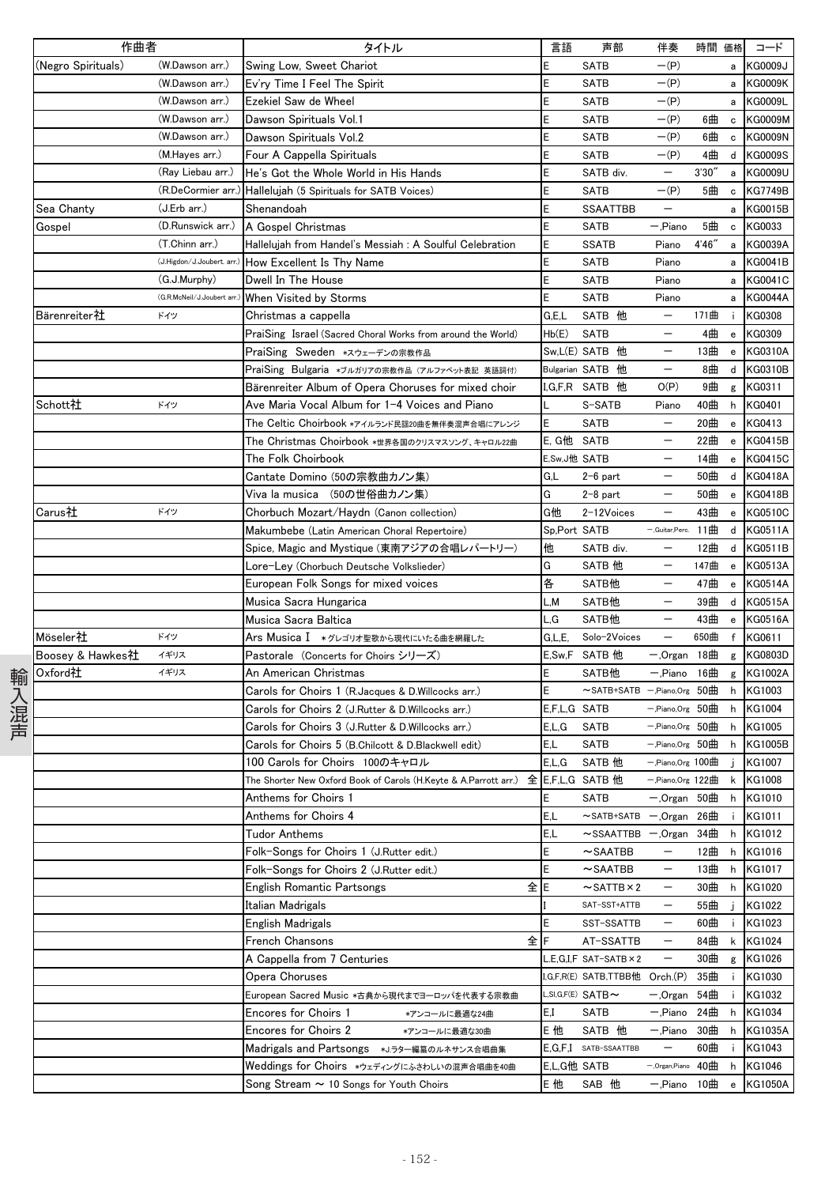| 作曲者 | | タイトル | 言語 | 声部 | 伴奏 | 時間 | 価格 | コード |
|---|---|---|---|---|---|---|---|---|
| (Negro Spirituals) | (W.Dawson arr.) | Swing Low, Sweet Chariot | E | SATB | ー(P) | | a | KG0009J |
| | (W.Dawson arr.) | Ev'ry Time I Feel The Spirit | E | SATB | ー(P) | | a | KG0009K |
| | (W.Dawson arr.) | Ezekiel Saw de Wheel | E | SATB | ー(P) | | a | KG0009L |
| | (W.Dawson arr.) | Dawson Spirituals Vol.1 | E | SATB | ー(P) | 6曲 | c | KG0009M |
| | (W.Dawson arr.) | Dawson Spirituals Vol.2 | E | SATB | ー(P) | 6曲 | c | KG0009N |
| | (M.Hayes arr.) | Four A Cappella Spirituals | E | SATB | ー(P) | 4曲 | d | KG0009S |
| | (Ray Liebau arr.) | He's Got the Whole World in His Hands | E | SATB div. | ー | 3'30" | a | KG0009U |
| | (R.DeCormier arr.) | Hallelujah (5 Spirituals for SATB Voices) | E | SATB | ー(P) | 5曲 | c | KG7749B |
| Sea Chanty | (J.Erb arr.) | Shenandoah | E | SSAATTBB | ー | | a | KG0015B |
| Gospel | (D.Runswick arr.) | A Gospel Christmas | E | SATB | ー,Piano | 5曲 | c | KG0033 |
| | (T.Chinn arr.) | Hallelujah from Handel's Messiah : A Soulful Celebration | E | SSATB | Piano | 4'46" | a | KG0039A |
| | (J.Higdon/J.Joubert. arr.) | How Excellent Is Thy Name | E | SATB | Piano | | a | KG0041B |
| | (G.J.Murphy) | Dwell In The House | E | SATB | Piano | | a | KG0041C |
| | (G.R.McNeil/J.Joubert. arr.) | When Visited by Storms | E | SATB | Piano | | a | KG0044A |
| Bärenreiter社 | ドイツ | Christmas a cappella | G,E,L | SATB 他 | ー | 171曲 | i | KG0308 |
| | | PraiSing Israel (Sacred Choral Works from around the World) | Hb(E) | SATB | ー | 4曲 | e | KG0309 |
| | | PraiSing Sweden *スウェーデンの宗教作品 | Sw,L(E) | SATB 他 | ー | 13曲 | e | KG0310A |
| | | PraiSing Bulgaria *ブルガリアの宗教作品（アルファベット表記 英語詞付） | Bulgarian | SATB 他 | ー | 8曲 | d | KG0310B |
| | | Bärenreiter Album of Opera Choruses for mixed choir | I,G,F,R | SATB 他 | O(P) | 9曲 | g | KG0311 |
| Schott社 | ドイツ | Ave Maria Vocal Album for 1-4 Voices and Piano | L | S-SATB | Piano | 40曲 | h | KG0401 |
| | | The Celtic Choirbook *アイルランド民謡20曲を無伴奏混声合唱にアレンジ | E | SATB | ー | 20曲 | e | KG0413 |
| | | The Christmas Choirbook *世界各国のクリスマスソング、キャロル22曲 | E, G他 | SATB | ー | 22曲 | e | KG0415B |
| | | The Folk Choirbook | E,Sw,J他 | SATB | ー | 14曲 | e | KG0415C |
| | | Cantate Domino (50の宗教曲カノン集) | G,L | 2-6 part | ー | 50曲 | d | KG0418A |
| | | Viva la musica (50の世俗曲カノン集) | G | 2-8 part | ー | 50曲 | e | KG0418B |
| Carus社 | ドイツ | Chorbuch Mozart/Haydn (Canon collection) | G他 | 2-12Voices | ー | 43曲 | e | KG0510C |
| | | Makumbebe (Latin American Choral Repertoire) | Sp,Port | SATB | ー,Guitar,Perc. | 11曲 | d | KG0511A |
| | | Spice, Magic and Mystique (東南アジアの合唱レパートリー) | 他 | SATB div. | ー | 12曲 | d | KG0511B |
| | | Lore-Ley (Chorbuch Deutsche Volkslieder) | G | SATB 他 | ー | 147曲 | e | KG0513A |
| | | European Folk Songs for mixed voices | 各 | SATB他 | ー | 47曲 | e | KG0514A |
| | | Musica Sacra Hungarica | L,M | SATB他 | ー | 39曲 | d | KG0515A |
| | | Musica Sacra Baltica | L,G | SATB他 | ー | 43曲 | e | KG0516A |
| Möseler社 | ドイツ | Ars Musica Ⅰ *グレゴリオ聖歌から現代にいたる曲を網羅した | G,L,E, | Solo-2Voices | ー | 650曲 | f | KG0611 |
| Boosey & Hawkes社 | イギリス | Pastorale (Concerts for Choirs シリーズ) | E,Sw,F | SATB 他 | ー,Organ | 18曲 | g | KG0803D |
| Oxford社 | イギリス | An American Christmas | E | SATB他 | ー,Piano | 16曲 | g | KG1002A |
| | | Carols for Choirs 1 (R.Jacques & D.Willcocks arr.) | E | ～SATB+SATB | ー,Piano,Org | 50曲 | h | KG1003 |
| | | Carols for Choirs 2 (J.Rutter & D.Willcocks arr.) | E,F,L,G | SATB | ー,Piano,Org | 50曲 | h | KG1004 |
| | | Carols for Choirs 3 (J.Rutter & D.Willcocks arr.) | E,L,G | SATB | ー,Piano,Org | 50曲 | h | KG1005 |
| | | Carols for Choirs 5 (B.Chilcott & D.Blackwell edit) | E,L | SATB | ー,Piano,Org | 50曲 | h | KG1005B |
| | | 100 Carols for Choirs 100のキャロル | E,L,G | SATB 他 | ー,Piano,Org | 100曲 | j | KG1007 |
| | | The Shorter New Oxford Book of Carols (H.Keyte & A.Parrott arr.) 全 | E,F,L,G | SATB 他 | ー,Piano,Org | 122曲 | k | KG1008 |
| | | Anthems for Choirs 1 | E | SATB | ー,Organ | 50曲 | h | KG1010 |
| | | Anthems for Choirs 4 | E,L | ～SATB+SATB | ー,Organ | 26曲 | i | KG1011 |
| | | Tudor Anthems | E,L | ～SSAATTBB | ー,Organ | 34曲 | h | KG1012 |
| | | Folk-Songs for Choirs 1 (J.Rutter edit.) | E | ～SAATBB | ー | 12曲 | h | KG1016 |
| | | Folk-Songs for Choirs 2 (J.Rutter edit.) | E | ～SAATBB | ー | 13曲 | h | KG1017 |
| | | English Romantic Partsongs 全 | E | ～SATTB×2 | ー | 30曲 | h | KG1020 |
| | | Italian Madrigals | I | SAT-SST+ATTB | ー | 55曲 | j | KG1022 |
| | | English Madrigals | E | SST-SSATTB | ー | 60曲 | i | KG1023 |
| | | French Chansons 全 | F | AT-SSATTB | ー | 84曲 | k | KG1024 |
| | | A Cappella from 7 Centuries | L,E,G,I,F | SAT-SATB×2 | ー | 30曲 | g | KG1026 |
| | | Opera Choruses | I,G,F,R(E) | SATB,TTBB他 | Orch.(P) | 35曲 | i | KG1030 |
| | | European Sacred Music *古典から現代までヨーロッパを代表する宗教曲 | L,Sl,G,F(E) | SATB～ | ー,Organ | 54曲 | i | KG1032 |
| | | Encores for Choirs 1 *アンコールに最適な24曲 | E,I | SATB | ー,Piano | 24曲 | h | KG1034 |
| | | Encores for Choirs 2 *アンコールに最適な30曲 | E 他 | SATB 他 | ー,Piano | 30曲 | h | KG1035A |
| | | Madrigals and Partsongs *J.ラター編纂のルネサンス合唱曲集 | E,G,F,I | SATB-SSAATTBB | ー | 60曲 | i | KG1043 |
| | | Weddings for Choirs *ウェディングにふさわしいの混声合唱曲を40曲 | E,L,G他 | SATB | ー,Organ,Piano | 40曲 | h | KG1046 |
| | | Song Stream ～ 10 Songs for Youth Choirs | E 他 | SAB 他 | ー,Piano | 10曲 | e | KG1050A |

輸入混声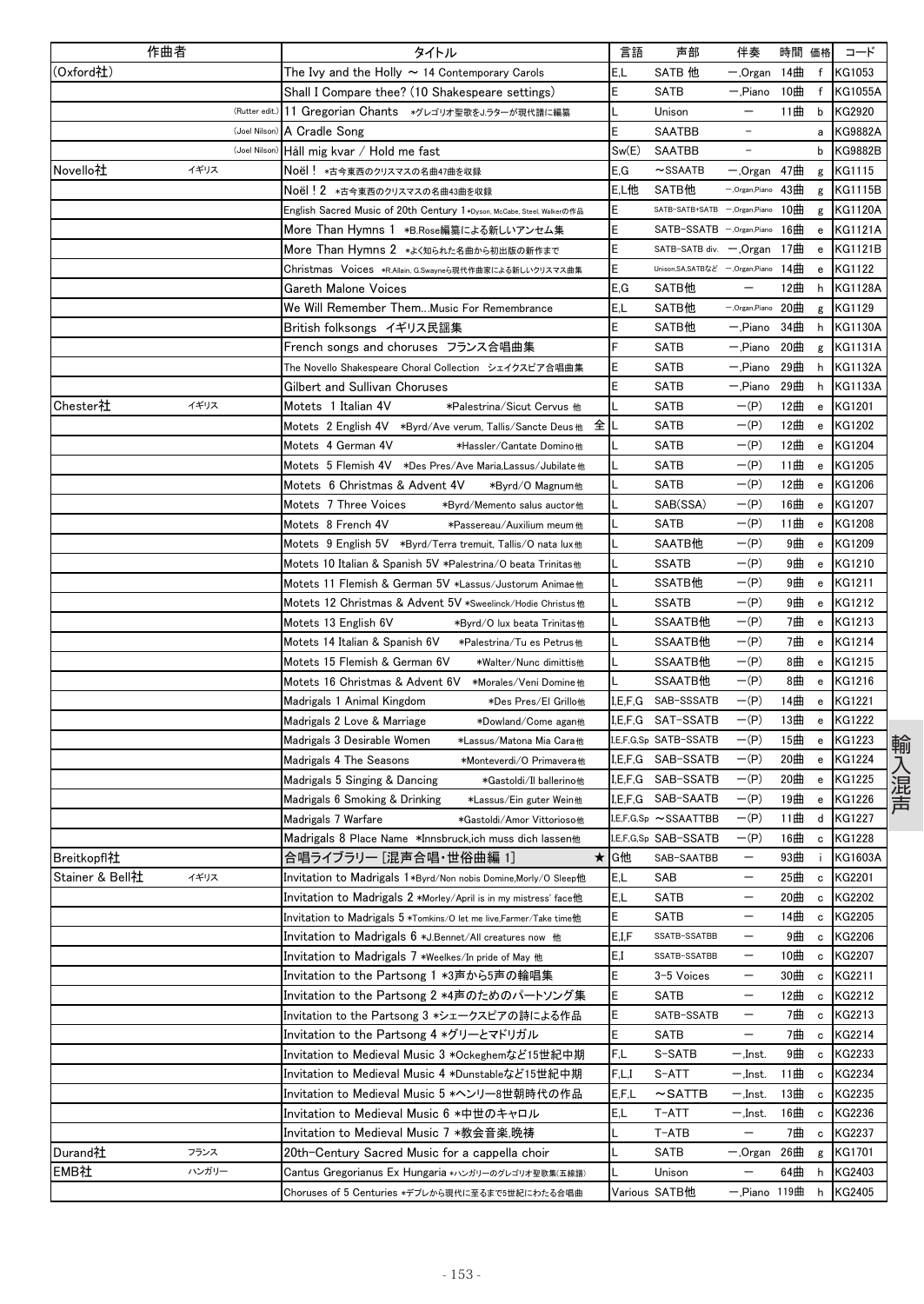| 作曲者 | | タイトル | 言語 | 声部 | 伴奏 | 時間 | 価格 | コード |
|---|---|---|---|---|---|---|---|---|
| (Oxford社) | | The Ivy and the Holly ～ 14 Contemporary Carols | E,L | SATB 他 | ―,Organ | 14曲 | f | KG1053 |
| | | Shall I Compare thee? (10 Shakespeare settings) | E | SATB | ―,Piano | 10曲 | f | KG1055A |
| | (Rutter edit.) | 11 Gregorian Chants *グレゴリオ聖歌をJ.ラターが現代譜に編纂 | L | Unison | ― | 11曲 | b | KG2920 |
| | (Joel Nilson) | A Cradle Song | E | SAATBB | ― | | a | KG9882A |
| | (Joel Nilson) | Håll mig kvar / Hold me fast | Sw(E) | SAATBB | ― | | b | KG9882B |
| Novello社 | イギリス | Noël ! *古今東西のクリスマスの名曲47曲を収録 | E,G | ～SSAATB | ―,Organ | 47曲 | g | KG1115 |
| | | Noël ! 2 *古今東西のクリスマスの名曲43曲を収録 | E,L他 | SATB他 | ―,Organ,Piano | 43曲 | g | KG1115B |
| | | English Sacred Music of 20th Century 1 *Dyson, McCabe, Steel, Walkerの作品 | E | SATB-SATB+SATB | ―,Organ,Piano | 10曲 | g | KG1120A |
| | | More Than Hymns 1 *B.Rose編纂による新しいアンセム集 | E | SATB-SSATB | ―,Organ,Piano | 16曲 | e | KG1121A |
| | | More Than Hymns 2 *よく知られた名曲から初出版の新作まで | E | SATB-SATB div. | ―,Organ | 17曲 | e | KG1121B |
| | | Christmas Voices *R.Allain, G.Swayneら現代作曲家による新しいクリスマス曲集 | E | Unison,SA,SATBなど | ―,Organ,Piano | 14曲 | e | KG1122 |
| | | Gareth Malone Voices | E,G | SATB他 | ― | 12曲 | h | KG1128A |
| | | We Will Remember Them...Music For Remembrance | E,L | SATB他 | ―,Organ,Piano | 20曲 | g | KG1129 |
| | | British folksongs イギリス民謡集 | E | SATB他 | ―,Piano | 34曲 | h | KG1130A |
| | | French songs and choruses フランス合唱曲集 | F | SATB | ―,Piano | 20曲 | g | KG1131A |
| | | The Novello Shakespeare Choral Collection シェイクスピア合唱曲集 | E | SATB | ―,Piano | 29曲 | h | KG1132A |
| | | Gilbert and Sullivan Choruses | E | SATB | ―,Piano | 29曲 | h | KG1133A |
| Chester社 | イギリス | Motets 1 Italian 4V *Palestrina/Sicut Cervus 他 | L | SATB | ―(P) | 12曲 | e | KG1201 |
| | | Motets 2 English 4V *Byrd/Ave verum, Tallis/Sancte Deus 他 全 | L | SATB | ―(P) | 12曲 | e | KG1202 |
| | | Motets 4 German 4V *Hassler/Cantate Domino他 | L | SATB | ―(P) | 12曲 | e | KG1204 |
| | | Motets 5 Flemish 4V *Des Pres/Ave Maria,Lassus/Jubilate他 | L | SATB | ―(P) | 11曲 | e | KG1205 |
| | | Motets 6 Christmas & Advent 4V *Byrd/O Magnum他 | L | SATB | ―(P) | 12曲 | e | KG1206 |
| | | Motets 7 Three Voices *Byrd/Memento salus auctor他 | L | SAB(SSA) | ―(P) | 16曲 | e | KG1207 |
| | | Motets 8 French 4V *Passereau/Auxilium meum他 | L | SATB | ―(P) | 11曲 | e | KG1208 |
| | | Motets 9 English 5V *Byrd/Terra tremuit, Tallis/O nata lux他 | L | SAATB他 | ―(P) | 9曲 | e | KG1209 |
| | | Motets 10 Italian & Spanish 5V *Palestrina/O beata Trinitas他 | L | SSATB | ―(P) | 9曲 | e | KG1210 |
| | | Motets 11 Flemish & German 5V *Lassus/Justorum Animae他 | L | SSATB他 | ―(P) | 9曲 | e | KG1211 |
| | | Motets 12 Christmas & Advent 5V *Sweelinck/Hodie Christus他 | L | SSATB | ―(P) | 9曲 | e | KG1212 |
| | | Motets 13 English 6V *Byrd/O lux beata Trinitas他 | L | SSAATB他 | ―(P) | 7曲 | e | KG1213 |
| | | Motets 14 Italian & Spanish 6V *Palestrina/Tu es Petrus他 | L | SSAATB他 | ―(P) | 7曲 | e | KG1214 |
| | | Motets 15 Flemish & German 6V *Walter/Nunc dimittis他 | L | SSAATB他 | ―(P) | 8曲 | e | KG1215 |
| | | Motets 16 Christmas & Advent 6V *Morales/Veni Domine他 | L | SSAATB他 | ―(P) | 8曲 | e | KG1216 |
| | | Madrigals 1 Animal Kingdom *Des Pres/El Grillo他 | I,E,F,G | SAB-SSSATB | ―(P) | 14曲 | e | KG1221 |
| | | Madrigals 2 Love & Marriage *Dowland/Come agan他 | I,E,F,G | SAT-SSATB | ―(P) | 13曲 | e | KG1222 |
| | | Madrigals 3 Desirable Women *Lassus/Matona Mia Cara他 | I,E,F,G,Sp | SATB-SSATB | ―(P) | 15曲 | e | KG1223 |
| | | Madrigals 4 The Seasons *Monteverdi/O Primavera他 | I,E,F,G | SAB-SSATB | ―(P) | 20曲 | e | KG1224 |
| | | Madrigals 5 Singing & Dancing *Gastoldi/Il ballerino他 | I,E,F,G | SAB-SSATB | ―(P) | 20曲 | e | KG1225 |
| | | Madrigals 6 Smoking & Drinking *Lassus/Ein guter Wein他 | I,E,F,G | SAB-SAATB | ―(P) | 19曲 | e | KG1226 |
| | | Madrigals 7 Warfare *Gastoldi/Amor Vittorioso他 | I,E,F,G,Sp | ～SSAATTBB | ―(P) | 11曲 | d | KG1227 |
| | | Madrigals 8 Place Name *Innsbruck,ich muss dich lassen他 | I,E,F,G,Sp | SAB-SSATB | ―(P) | 16曲 | c | KG1228 |
| Breitkopf社 | | 合唱ライブラリー [混声合唱・世俗曲編 1] ★ | G他 | SAB-SAATBB | ― | 93曲 | i | KG1603A |
| Stainer & Bell社 | イギリス | Invitation to Madrigals 1 *Byrd/Non nobis Domine,Morly/O Sleep他 | E,L | SAB | ― | 25曲 | c | KG2201 |
| | | Invitation to Madrigals 2 *Morley/April is in my mistress' face他 | E,L | SATB | ― | 20曲 | c | KG2202 |
| | | Invitation to Madrigals 5 *Tomkins/O let me live,Farmer/Take time他 | E | SATB | ― | 14曲 | c | KG2205 |
| | | Invitation to Madrigals 6 *J.Bennet/All creatures now 他 | E,I,F | SSATB-SSATBB | ― | 9曲 | c | KG2206 |
| | | Invitation to Madrigals 7 *Weelkes/In pride of May 他 | E,I | SSATB-SSATBB | ― | 10曲 | c | KG2207 |
| | | Invitation to the Partsong 1 *3声から5声の輪唱集 | E | 3-5 Voices | ― | 30曲 | c | KG2211 |
| | | Invitation to the Partsong 2 *4声のためのパートソング集 | E | SATB | ― | 12曲 | c | KG2212 |
| | | Invitation to the Partsong 3 *シェークスピアの詩による作品 | E | SATB-SSATB | ― | 7曲 | c | KG2213 |
| | | Invitation to the Partsong 4 *グリーとマドリガル | E | SATB | ― | 7曲 | c | KG2214 |
| | | Invitation to Medieval Music 3 *Ockeghemなど15世紀中期 | F,L | S-SATB | ―,Inst. | 9曲 | c | KG2233 |
| | | Invitation to Medieval Music 4 *Dunstableなど15世紀中期 | F,L,I | S-ATT | ―,Inst. | 11曲 | c | KG2234 |
| | | Invitation to Medieval Music 5 *ヘンリー8世朝時代の作品 | E,F,L | ～SATTB | ―,Inst. | 13曲 | c | KG2235 |
| | | Invitation to Medieval Music 6 *中世のキャロル | E,L | T-ATT | ―,Inst. | 16曲 | c | KG2236 |
| | | Invitation to Medieval Music 7 *教会音楽,晩祷 | L | T-ATB | ― | 7曲 | c | KG2237 |
| Durand社 | フランス | 20th-Century Sacred Music for a cappella choir | L | SATB | ―,Organ | 26曲 | g | KG1701 |
| EMB社 | ハンガリー | Cantus Gregorianus Ex Hungaria *ハンガリーのグレゴリオ聖歌集(五線譜) | L | Unison | ― | 64曲 | h | KG2403 |
| | | Choruses of 5 Centuries *デプレから現代に至るまで5世紀にわたる合唱曲 | Various | SATB他 | ―,Piano | 119曲 | h | KG2405 |

輸入混声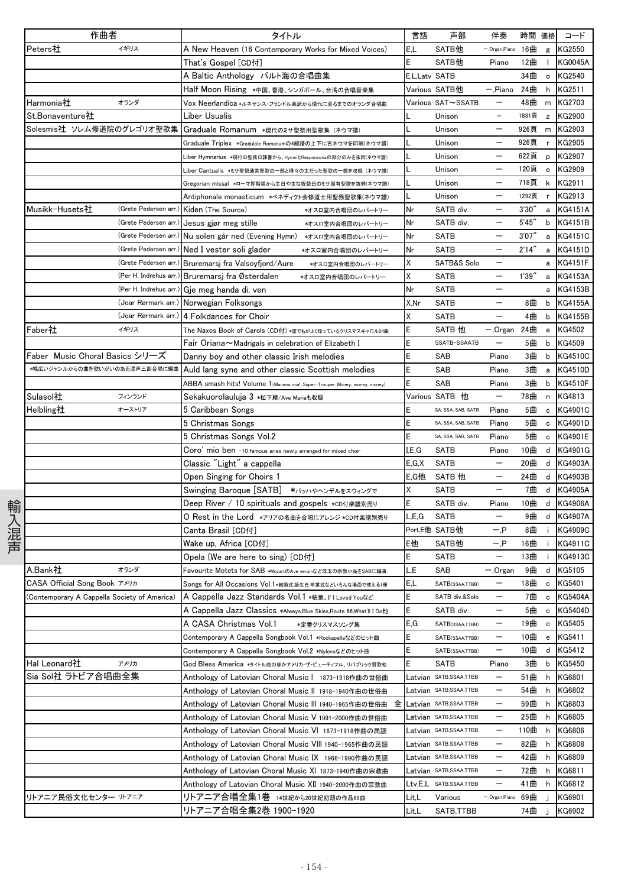| 作曲者 | | タイトル | 言語 | 声部 | 伴奏 | 時間 | 価格 | コード |
|---|---|---|---|---|---|---|---|---|
| Peters社 | イギリス | A New Heaven (16 Contemporary Works for Mixed Voices) | E,L | SATB他 | —,Organ,Piano | 16曲 | g | KG2550 |
| | | That's Gospel [CD付] | E | SATB他 | Piano | 12曲 | l | KG0045A |
| | | A Baltic Anthology バルト海の合唱曲集 | E,L,Latv | SATB | | 34曲 | o | KG2540 |
| | | Half Moon Rising *中国、香港、シンガポール、台湾の合唱音楽集 | Various | SATB他 | —,Piano | 24曲 | h | KG2511 |
| Harmonia社 | オランダ | Vox Neerlandica *ルネサンス・フランドル楽派から現代に至るまでのオランダ合唱曲 | Various | SAT〜SSATB | — | 48曲 | m | KG2703 |
| St.Bonaventure社 | | Liber Usualis | L | Unison | — | 1881頁 | z | KG2900 |
| Solesmis社 ソレム修道院のグレゴリオ聖歌集 | | Graduale Romanum *現代のミサ聖祭用聖歌集（ネウマ譜） | L | Unison | — | 926頁 | m | KG2903 |
| | | Graduale Triplex *Gradulale Romanumの4線譜の上下に古ネウマを印刷(ネウマ譜) | L | Unison | — | 926頁 | r | KG2905 |
| | | Liber Hymnarius *現行の聖務日課書から、HymniとResponsoriaの部分のみを抜粋(ネウマ譜) | L | Unison | — | 622頁 | p | KG2907 |
| | | Liber Cantualis *ミサ聖祭通常聖歌の一部と種々の主だった聖歌の一部を収録（ネウマ譜） | L | Unison | — | 120頁 | e | KG2909 |
| | | Gregorian missal *ローマ昇階唱から主日や主な祝祭日のミサ固有聖歌を抜粋(ネウマ譜) | L | Unison | — | 718頁 | k | KG2911 |
| | | Antiphonale monasticum *ベネディクト会修道士用聖務聖歌集(ネウマ譜) | L | Unison | — | 1292頁 | r | KG2913 |
| Musikk-Husets社 | (Grete Pedersen arr.) | Kiden (The Source) *オスロ室内合唱団のレパートリー | Nr | SATB div. | — | 3'30" | a | KG4151A |
| | (Grete Pedersen arr.) | Jesus gjør meg stille *オスロ室内合唱団のレパートリー | Nr | SATB div. | — | 5'45" | b | KG4151B |
| | (Grete Pedersen arr.) | Nu solen går ned (Evening Hymn) *オスロ室内合唱団のレパートリー | Nr | SATB | — | 3'07" | a | KG4151C |
| | (Grete Pedersen arr.) | Ned I vester soli glader *オスロ室内合唱団のレパートリー | Nr | SATB | — | 2'14" | a | KG4151D |
| | (Grete Pedersen arr.) | Bruremarsj fra Valsoyfjord/Aure *オスロ室内合唱団のレパートリー | X | SATB&S Solo | — | | a | KG4151F |
| | (Per H. Indrehus arr.) | Bruremarsj fra Østerdalen *オスロ室内合唱団のレパートリー | X | SATB | — | 1'39" | a | KG4153A |
| | (Per H. Indrehus arr.) | Gje meg handa di, ven | Nr | SATB | — | | a | KG4153B |
| | (Joar Rørmark arr.) | Norwegian Folksongs | X,Nr | SATB | — | 8曲 | b | KG4155A |
| | (Joar Rørmark arr.) | 4 Folkdances for Choir | X | SATB | — | 4曲 | b | KG4155B |
| Faber社 | イギリス | The Naxos Book of Carols (CD付) *誰でもがよく知っているクリスマスキャロル24曲 | E | SATB 他 | —,Organ | 24曲 | e | KG4502 |
| | | Fair Oriana〜Madrigals in celebration of Elizabeth I | E | SSATB-SSAATB | — | 5曲 | b | KG4509 |
| Faber Music Choral Basics シリーズ | | Danny boy and other classic Irish melodies | E | SAB | Piano | 3曲 | b | KG4510C |
| *幅広いジャンルからの曲を歌いがいのある混声三部合唱に編曲 | | Auld lang syne and other classic Scottish melodies | E | SAB | Piano | 3曲 | a | KG4510D |
| | | ABBA smash hits! Volume 1(Mamma mia!: Super-Trouper: Money, money, money) | E | SAB | Piano | 3曲 | b | KG4510F |
| Sulasol社 | フィンランド | Sekakuorolauluja 3 *松下耕/Ave Mariaも収録 | Various | SATB 他 | — | 78曲 | n | KG4813 |
| Helbling社 | オーストリア | 5 Caribbean Songs | E | SA, SSA, SAB, SATB | Piano | 5曲 | c | KG4901C |
| | | 5 Christmas Songs | E | SA, SSA, SAB, SATB | Piano | 5曲 | c | KG4901D |
| | | 5 Christmas Songs Vol.2 | E | SA, SSA, SAB, SATB | Piano | 5曲 | c | KG4901E |
| | | Coro' mio ben -10 famous arias newly arranged for mixed choir | I,E,G | SATB | Piano | 10曲 | d | KG4901G |
| | | Classic "Light" a cappella | E,G,X | SATB | — | 20曲 | d | KG4903A |
| | | Open Singing for Choirs 1 | E,G他 | SATB 他 | — | 24曲 | d | KG4903B |
| | | Swinging Baroque [SATB] *バッハやヘンデルをスウィングで | X | SATB | — | 7曲 | d | KG4905A |
| | | Deep River / 10 spirituals and gospels *CD付楽譜別売り | E | SATB div. | Piano | 10曲 | d | KG4906A |
| | | O Rest in the Lord *アリアの名曲を合唱にアレンジ *CD付楽譜別売り | L,E,G | SATB | — | 9曲 | d | KG4907A |
| | | Canta Brasil [CD付] | Port,E他 | SATB他 | —,P | 8曲 | i | KG4909C |
| | | Wake up, Africa [CD付] | E他 | SATB他 | —,P | 16曲 | i | KG4911C |
| | | Opela (We are here to sing) [CD付] | E | SATB | — | 13曲 | i | KG4913C |
| A.Bank社 | オランダ | Favourite Motets for SAB *MozartのAve verumなど珠玉の宗教小品をSABに編曲 | L,E | SAB | —,Organ | 9曲 | d | KG5105 |
| CASA Official Song Book アメリカ | | Songs for All Occasions Vol.1*結婚式,誕生日,卒業式などいろんな場面で使える1冊 | E,L | SATB(SSAA,TTBB) | — | 18曲 | c | KG5401 |
| (Contemporary A Cappella Society of America) | | A Cappella Jazz Standards Vol.1 *枯葉、If I Loved Youなど | E | SATB div.&Solo | — | 7曲 | c | KG5404A |
| | | A Cappella Jazz Classics *Always,Blue Skies,Route 66,What'll I Do他 | E | SATB div. | — | 5曲 | c | KG5404D |
| | | A CASA Christmas Vol.1 *定番クリスマスソング集 | E,G | SATB(SSAA,TTBB) | — | 19曲 | c | KG5405 |
| | | Contemporary A Cappella Songbook Vol.1 *Rockapellaなどのヒット曲 | E | SATB(SSAA,TTBB) | — | 10曲 | e | KG5411 |
| | | Contemporary A Cappella Songbook Vol.2 *Nylonsなどのヒット曲 | E | SATB(SSAA,TTBB) | — | 10曲 | d | KG5412 |
| Hal Leonard社 | アメリカ | God Bless America *タイトル曲のほかアメリカ・ザ・ビューティフル、リパブリック賛歌他 | E | SATB | Piano | 3曲 | b | KG5450 |
| Sia Sol社 ラトビア合唱曲全集 | | Anthology of Latovian Choral Music I 1873-1918作曲の世俗曲 | Latvian | SATB,SSAA,TTBB | — | 51曲 | h | KG6801 |
| | | Anthology of Latovian Choral Music II 1918-1940作曲の世俗曲 | Latvian | SATB,SSAA,TTBB | — | 54曲 | h | KG6802 |
| | | Anthology of Latovian Choral Music III 1940-1965作曲の世俗曲 全 | Latvian | SATB,SSAA,TTBB | — | 59曲 | h | KG6803 |
| | | Anthology of Latovian Choral Music V 1991-2000作曲の世俗曲 | Latvian | SATB,SSAA,TTBB | — | 25曲 | h | KG6805 |
| | | Anthology of Latovian Choral Music VI 1873-1918作曲の民謡 | Latvian | SATB,SSAA,TTBB | — | 110曲 | h | KG6806 |
| | | Anthology of Latovian Choral Music VIII 1940-1965作曲の民謡 | Latvian | SATB,SSAA,TTBB | — | 82曲 | h | KG6808 |
| | | Anthology of Latovian Choral Music IX 1966-1990作曲の民謡 | Latvian | SATB,SSAA,TTBB | — | 42曲 | h | KG6809 |
| | | Anthology of Latovian Choral Music XI 1873-1940作曲の宗教曲 | Latvian | SATB,SSAA,TTBB | — | 72曲 | h | KG6811 |
| | | Anthology of Latovian Choral Music XII 1940-2000作曲の宗教曲 | Ltv,E,L | SATB,SSAA,TTBB | — | 41曲 | h | KG6812 |
| リトアニア民俗文化センター リトアニア | | リトアニア合唱全集1巻 14世紀から20世紀初頭の作品69曲 | Lit,L | Various | —,Organ,Piano | 69曲 | j | KG6901 |
| | | リトアニア合唱全集2巻 1900-1920 | Lit,L | SATB,TTBB | | 74曲 | j | KG6902 |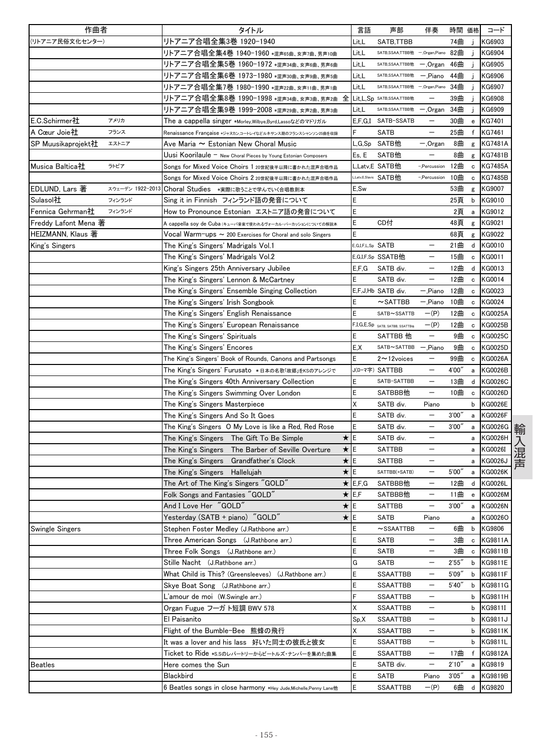| 作曲者 | | タイトル | 言語 | 声部 | 伴奏 | 時間 | 価格 | コード |
|---|---|---|---|---|---|---|---|---|
| (リトアニア民俗文化センター) | | リトアニア合唱全集3巻 1920-1940 | Lit,L | SATB,TTBB | | 74曲 | j | KG6903 |
| | | リトアニア合唱全集4巻 1940-1960 *混声65曲、女声7曲、男声10曲 | Lit,L | SATB,SSAA,TTBB他 | ー,Organ,Piano | 82曲 | j | KG6904 |
| | | リトアニア合唱全集5巻 1960-1972 *混声34曲、女声6曲、男声6曲 | Lit,L | SATB,SSAA,TTBB他 | ー,Organ | 46曲 | j | KG6905 |
| | | リトアニア合唱全集6巻 1973-1980 *混声30曲、女声9曲、男声5曲 | Lit,L | SATB,SSAA,TTBB他 | ー,Piano | 44曲 | j | KG6906 |
| | | リトアニア合唱全集7巻 1980-1990 *混声22曲、女声11曲、男声1曲 | Lit,L | SATB,SSAA,TTBB他 | ー,Organ,Piano | 34曲 | j | KG6907 |
| | | リトアニア合唱全集8巻 1990-1998 *混声34曲、女声3曲、男声2曲 全 | Lit,L,Sp | SATB,SSAA,TTBB他 | ー | 39曲 | j | KG6908 |
| | | リトアニア合唱全集9巻 1999-2008 *混声29曲、女声2曲、男声3曲 | Lit,L | SATB,SSAA,TTBB他 | ー,Organ | 34曲 | j | KG6909 |
| E.C.Schirmer社 | アメリカ | The a cappella singer *Morley,Wilbye,Byrd,Lassoなどのマドリガル | E,F,G,I | SATB-SSATB | ー | 30曲 | e | KG7401 |
| A Cœur Joie社 | フランス | Renaissance Française *ジャヌカン,コートレイなどルネサンス期のフランスシャンソン25曲を収録 | F | SATB | ー | 25曲 | f | KG7461 |
| SP Muusikaprojekt社 | エストニア | Ave Maria ～ Estonian New Choral Music | L,G,Sp | SATB他 | ー,Organ | 8曲 | g | KG7481A |
| | | Uusi Koorilaule – New Choral Pieces by Young Estonian Composers | Es, E | SATB他 | ー | 8曲 | g | KG7481B |
| Musica Baltica社 | ラトビア | Songs for Mixed Voice Choirs 1 20世紀後半以降に書かれた混声合唱作品 | L,Latv,E | SATB他 | -,Percussion | 12曲 | c | KG7485A |
| | | Songs for Mixed Voice Choirs 2 20世紀後半以降に書かれた混声合唱作品 | L,Latv,E,Slavic | SATB他 | -,Percussion | 10曲 | c | KG7485B |
| EDLUND, Lars 著 | スウェーデン 1922-2013 | Choral Studies *実際に歌うことで学んでいく合唱教則本 | E,Sw | | | 53曲 | g | KG9007 |
| Sulasol社 | フィンランド | Sing it in Finnish フィンランド語の発音について | E | | | 25頁 | b | KG9010 |
| Fennica Gehrman社 | フィンランド | How to Pronounce Estonian エストニア語の発音について | E | | | 2頁 | a | KG9012 |
| Freddy Lafont Mena 著 | | A cappella soy de Cuba (キューバ音楽で使われるヴォーカル・パーカッションについての解説本 | E | CD付 | | 48頁 | g | KG9021 |
| HEIZMANN, Klaus 著 | | Vocal Warm-ups ～ 200 Exercises for Choral and solo Singers | E | | | 68頁 | g | KG9022 |
| King's Singers | | The King's Singers' Madrigals Vol.1 | E,G,I,F,L,Sp | SATB | ー | 21曲 | d | KG0010 |
| | | The King's Singers' Madrigals Vol.2 | E,G,I,F,Sp | SSATB他 | ー | 15曲 | c | KG0011 |
| | | King's Singers 25th Anniversary Jubilee | E,F,G | SATB div. | ー | 12曲 | d | KG0013 |
| | | The King's Singers' Lennon & McCartney | E | SATB div. | ー | 12曲 | c | KG0014 |
| | | The King's Singers' Ensemble Singing Collection | E,F,J,Hb | SATB div. | ー,Piano | 12曲 | c | KG0023 |
| | | The King's Singers' Irish Songbook | E | ～SATTBB | ー,Piano | 10曲 | c | KG0024 |
| | | The King's Singers' English Renaissance | E | SATB～SSATTB | ー(P) | 12曲 | c | KG0025A |
| | | The King's Singers' European Renaissance | F,I,G,E,Sp | SATB, SATBB, SSATTB他 | ー(P) | 12曲 | c | KG0025B |
| | | The King's Singers' Spirituals | E | SATTBB 他 | ー | 9曲 | c | KG0025C |
| | | The King's Singers' Encores | E,X | SATB～SATTBB | ー,Piano | 9曲 | c | KG0025D |
| | | The King's Singers' Book of Rounds, Canons and Partsongs | E | 2～12voices | ー | 99曲 | c | KG0026A |
| | | The King's Singers' Furusato *日本の名歌「故郷」をKSのアレンジで | J(ローマ字) | SATTBB | ー | 4'00" | a | KG0026B |
| | | The King's Singers 40th Anniversary Collection | E | SATB-SATTBB | ー | 13曲 | d | KG0026C |
| | | The King's Singers Swimming Over London | E | SATBBB他 | ー | 10曲 | c | KG0026D |
| | | The King's Singers Masterpiece | X | SATB div. | Piano | | b | KG0026E |
| | | The King's Singers And So It Goes | E | SATB div. | ー | 3'00" | a | KG0026F |
| | | The King's Singers O My Love is like a Red, Red Rose | E | SATB div. | ー | 3'00" | a | KG0026G |
| | | The King's Singers The Gift To Be Simple ★ | E | SATB div. | ー | | a | KG0026H |
| | | The King's Singers The Barber of Seville Overture ★ | E | SATTBB | ー | | a | KG0026I |
| | | The King's Singers Grandfather's Clock ★ | E | SATTBB | ー | | a | KG0026J |
| | | The King's Singers Hallelujah ★ | E | SATTBB(+SATB) | ー | 5'00" | a | KG0026K |
| | | The Art of The King's Singers "GOLD" ★ | E,F,G | SATBBB他 | ー | 12曲 | d | KG0026L |
| | | Folk Songs and Fantasies "GOLD" ★ | E,F | SATBBB他 | ー | 11曲 | e | KG0026M |
| | | And I Love Her "GOLD" ★ | E | SATTBB | ー | 3'00" | a | KG0026N |
| | | Yesterday (SATB + piano) "GOLD" ★ | E | SATB | Piano | | a | KG0026O |
| Swingle Singers | | Stephen Foster Medley (J.Rathbone arr.) | E | ～SSAATTBB | ー | 6曲 | b | KG9806 |
| | | Three American Songs (J.Rathbone arr.) | E | SATB | ー | 3曲 | c | KG9811A |
| | | Three Folk Songs (J.Rathbone arr.) | E | SATB | ー | 3曲 | c | KG9811B |
| | | Stille Nacht (J.Rathbone arr.) | G | SATB | ー | 2'55" | b | KG9811E |
| | | What Child is This? (Greensleeves) (J.Rathbone arr.) | E | SSAATTBB | ー | 5'09" | b | KG9811F |
| | | Skye Boat Song (J.Rathbone arr.) | E | SSAATTBB | ー | 5'40" | b | KG9811G |
| | | L'amour de moi (W.Swingle arr.) | F | SSAATTBB | ー | | b | KG9811H |
| | | Organ Fugue フーガ ト短調 BWV 578 | X | SSAATTBB | ー | | b | KG9811I |
| | | El Paisanito | Sp,X | SSAATTBB | ー | | b | KG9811J |
| | | Flight of the Bumble-Bee 熊蜂の飛行 | X | SSAATTBB | ー | | b | KG9811K |
| | | It was a lover and his lass 好いた同士の彼氏と彼女 | E | SSAATTBB | ー | | b | KG9811L |
| | | Ticket to Ride *S.Sのレパートリーからビートルズ・ナンバーを集めた曲集 | E | SSAATTBB | ー | 17曲 | f | KG9812A |
| Beatles | | Here comes the Sun | E | SATB div. | ー | 2'10" | a | KG9819 |
| | | Blackbird | E | SATB | Piano | 3'05" | a | KG9819B |
| | | 6 Beatles songs in close harmony *Hey Jude,Michelle,Penny Lane他 | E | SSAATTBB | ー(P) | 6曲 | d | KG9820 |

輸入混声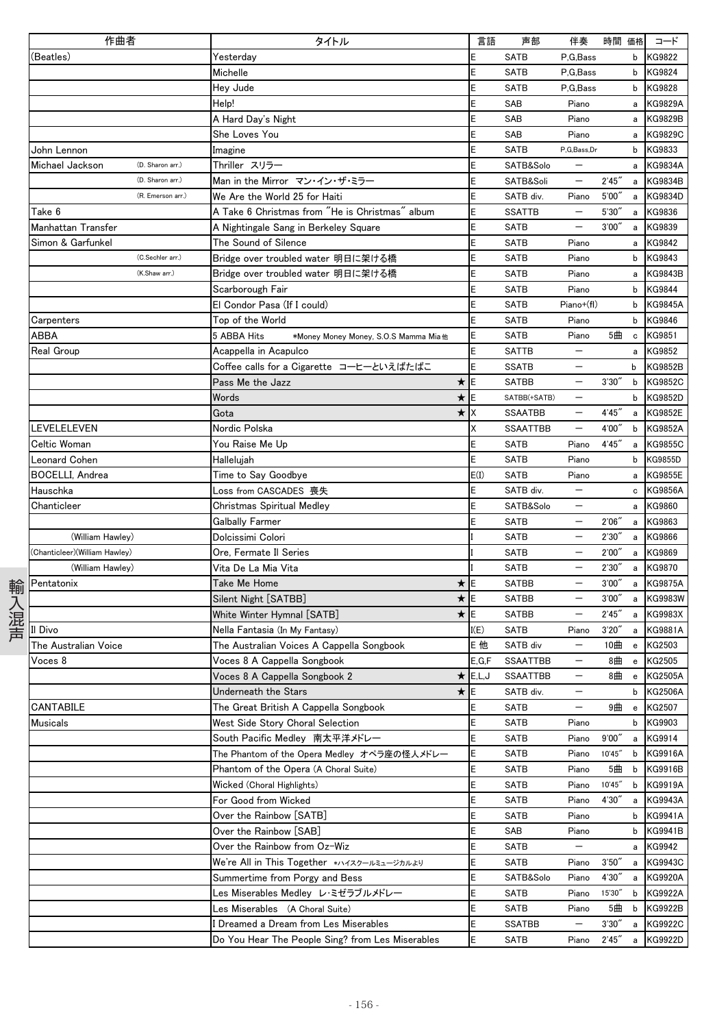| 作曲者 | | タイトル | 言語 | 声部 | 伴奏 | 時間 | 価格 | コード |
|---|---|---|---|---|---|---|---|---|
| (Beatles) | | Yesterday | E | SATB | P,G,Bass | | b | KG9822 |
| | | Michelle | E | SATB | P,G,Bass | | b | KG9824 |
| | | Hey Jude | E | SATB | P,G,Bass | | b | KG9828 |
| | | Help! | E | SAB | Piano | | a | KG9829A |
| | | A Hard Day's Night | E | SAB | Piano | | a | KG9829B |
| | | She Loves You | E | SAB | Piano | | a | KG9829C |
| John Lennon | | Imagine | E | SATB | P,G,Bass,Dr | | b | KG9833 |
| Michael Jackson | (D. Sharon arr.) | Thriller スリラー | E | SATB&Solo | — | | a | KG9834A |
| | (D. Sharon arr.) | Man in the Mirror マン・イン・ザ・ミラー | E | SATB&Soli | — | 2'45" | a | KG9834B |
| | (R. Emerson arr.) | We Are the World 25 for Haiti | E | SATB div. | Piano | 5'00" | a | KG9834D |
| Take 6 | | A Take 6 Christmas from "He is Christmas" album | E | SSATTB | — | 5'30" | a | KG9836 |
| Manhattan Transfer | | A Nightingale Sang in Berkeley Square | E | SATB | — | 3'00" | a | KG9839 |
| Simon & Garfunkel | | The Sound of Silence | E | SATB | Piano | | a | KG9842 |
| | (C.Sechler arr.) | Bridge over troubled water 明日に架ける橋 | E | SATB | Piano | | b | KG9843 |
| | (K.Shaw arr.) | Bridge over troubled water 明日に架ける橋 | E | SATB | Piano | | a | KG9843B |
| | | Scarborough Fair | E | SATB | Piano | | b | KG9844 |
| | | El Condor Pasa (If I could) | E | SATB | Piano+(fl) | | b | KG9845A |
| Carpenters | | Top of the World | E | SATB | Piano | | b | KG9846 |
| ABBA | | 5 ABBA Hits *Money Money Money, S.O.S Mamma Mia他 | E | SATB | Piano | 5曲 | c | KG9851 |
| Real Group | | Acappella in Acapulco | E | SATTB | — | | a | KG9852 |
| | | Coffee calls for a Cigarette コーヒーといえばたばこ | E | SSATB | — | | b | KG9852B |
| | | Pass Me the Jazz ★ | E | SATBB | — | 3'30" | b | KG9852C |
| | | Words ★ | E | SATBB(+SATB) | — | | b | KG9852D |
| | | Gota ★ | X | SSAATBB | — | 4'45" | a | KG9852E |
| LEVELELEVEN | | Nordic Polska | X | SSAATTBB | — | 4'00" | b | KG9852A |
| Celtic Woman | | You Raise Me Up | E | SATB | Piano | 4'45" | a | KG9855C |
| Leonard Cohen | | Hallelujah | E | SATB | Piano | | b | KG9855D |
| BOCELLI, Andrea | | Time to Say Goodbye | E(I) | SATB | Piano | | a | KG9855E |
| Hauschka | | Loss from CASCADES 喪失 | E | SATB div. | — | | c | KG9856A |
| Chanticleer | | Christmas Spiritual Medley | E | SATB&Solo | — | | a | KG9860 |
| | | Galbally Farmer | E | SATB | — | 2'06" | a | KG9863 |
| (William Hawley) | | Dolcissimi Colori | I | SATB | — | 2'30" | a | KG9866 |
| (Chanticleer)(William Hawley) | | Ore, Fermate Il Series | I | SATB | — | 2'00" | a | KG9869 |
| (William Hawley) | | Vita De La Mia Vita | I | SATB | — | 2'30" | a | KG9870 |
| Pentatonix | | Take Me Home ★ | E | SATBB | — | 3'00" | a | KG9875A |
| | | Silent Night [SATBB] ★ | E | SATBB | — | 3'00" | a | KG9983W |
| | | White Winter Hymnal [SATB] ★ | E | SATBB | — | 2'45" | a | KG9983X |
| Il Divo | | Nella Fantasia (In My Fantasy) | I(E) | SATB | Piano | 3'20" | a | KG9881A |
| The Australian Voice | | The Australian Voices A Cappella Songbook | E 他 | SATB div | — | 10曲 | e | KG2503 |
| Voces 8 | | Voces 8 A Cappella Songbook | E,G,F | SSAATTBB | — | 8曲 | e | KG2505 |
| | | Voces 8 A Cappella Songbook 2 ★ | E,L,J | SSAATTBB | — | 8曲 | e | KG2505A |
| | | Underneath the Stars ★ | E | SATB div. | — | | b | KG2506A |
| CANTABILE | | The Great British A Cappella Songbook | E | SATB | — | 9曲 | e | KG2507 |
| Musicals | | West Side Story Choral Selection | E | SATB | Piano | | b | KG9903 |
| | | South Pacific Medley 南太平洋メドレー | E | SATB | Piano | 9'00" | a | KG9914 |
| | | The Phantom of the Opera Medley オペラ座の怪人メドレー | E | SATB | Piano | 10'45" | b | KG9916A |
| | | Phantom of the Opera (A Choral Suite) | E | SATB | Piano | 5曲 | b | KG9916B |
| | | Wicked (Choral Highlights) | E | SATB | Piano | 10'45" | b | KG9919A |
| | | For Good from Wicked | E | SATB | Piano | 4'30" | a | KG9943A |
| | | Over the Rainbow [SATB] | E | SATB | Piano | | b | KG9941A |
| | | Over the Rainbow [SAB] | E | SAB | Piano | | b | KG9941B |
| | | Over the Rainbow from Oz-Wiz | E | SATB | — | | a | KG9942 |
| | | We're All in This Together *ハイスクールミュージカルより | E | SATB | Piano | 3'50" | a | KG9943C |
| | | Summertime from Porgy and Bess | E | SATB&Solo | Piano | 4'30" | a | KG9920A |
| | | Les Miserables Medley レ・ミゼラブルメドレー | E | SATB | Piano | 15'30" | b | KG9922A |
| | | Les Miserables (A Choral Suite) | E | SATB | Piano | 5曲 | b | KG9922B |
| | | I Dreamed a Dream from Les Miserables | E | SSATBB | — | 3'30" | a | KG9922C |
| | | Do You Hear The People Sing? from Les Miserables | E | SATB | Piano | 2'45" | a | KG9922D |

輸入混声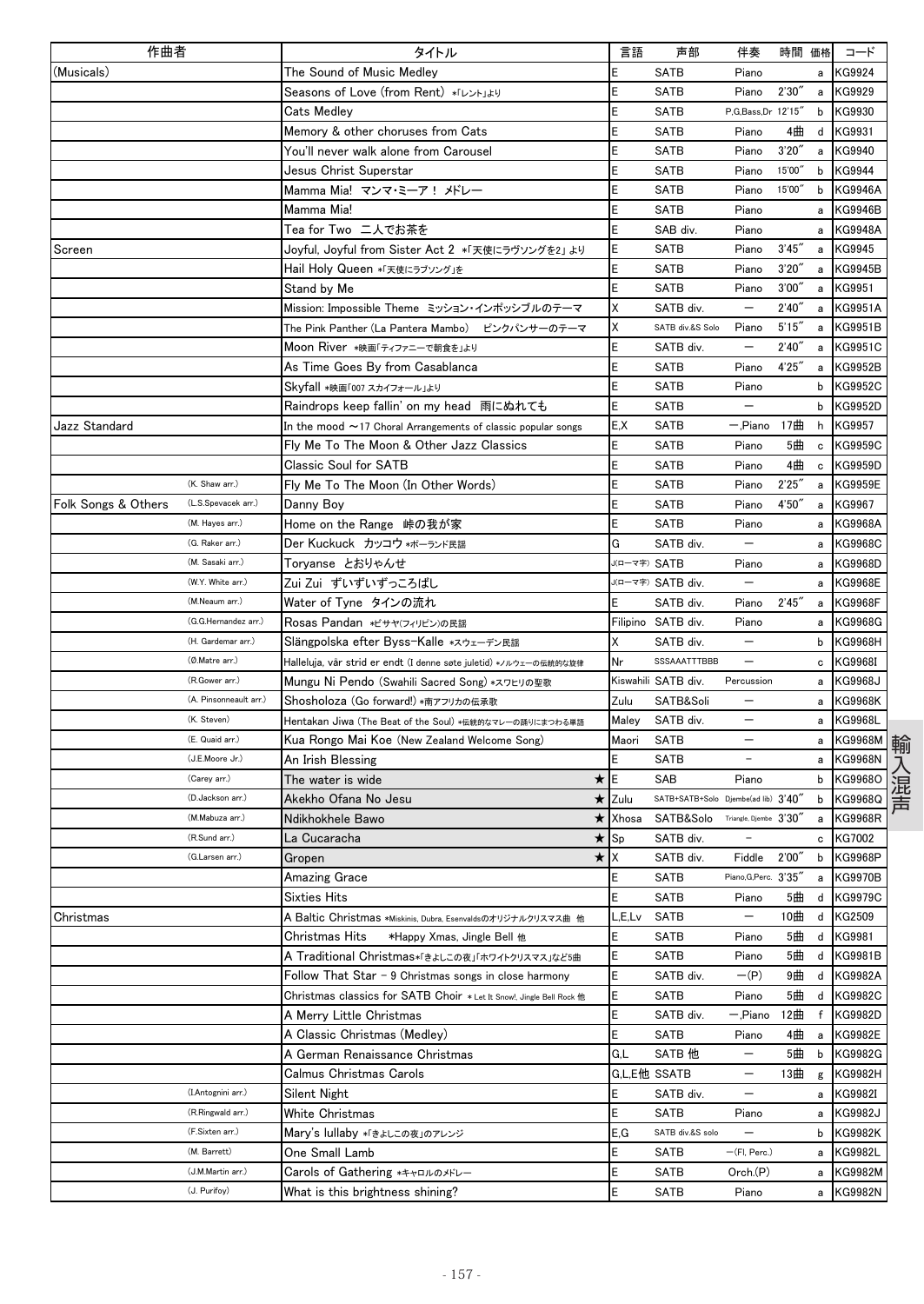| 作曲者 | | タイトル | 言語 | 声部 | 伴奏 | 時間 | 価格 | コード |
|---|---|---|---|---|---|---|---|---|
| (Musicals) | | The Sound of Music Medley | E | SATB | Piano | | a | KG9924 |
| | | Seasons of Love (from Rent) *「レント」より | E | SATB | Piano | 2'30" | a | KG9929 |
| | | Cats Medley | E | SATB | P,G,Bass,Dr | 12'15" | b | KG9930 |
| | | Memory & other choruses from Cats | E | SATB | Piano | 4曲 | d | KG9931 |
| | | You'll never walk alone from Carousel | E | SATB | Piano | 3'20" | a | KG9940 |
| | | Jesus Christ Superstar | E | SATB | Piano | 15'00" | b | KG9944 |
| | | Mamma Mia! マンマ・ミーア！ メドレー | E | SATB | Piano | 15'00" | b | KG9946A |
| | | Mamma Mia! | E | SATB | Piano | | a | KG9946B |
| | | Tea for Two 二人でお茶を | E | SAB div. | Piano | | a | KG9948A |
| Screen | | Joyful, Joyful from Sister Act 2 *「天使にラヴソングを2」より | E | SATB | Piano | 3'45" | a | KG9945 |
| | | Hail Holy Queen *「天使にラブソング」を | E | SATB | Piano | 3'20" | a | KG9945B |
| | | Stand by Me | E | SATB | Piano | 3'00" | a | KG9951 |
| | | Mission: Impossible Theme ミッション・インポッシブルのテーマ | X | SATB div. | ― | 2'40" | a | KG9951A |
| | | The Pink Panther (La Pantera Mambo) ピンクパンサーのテーマ | X | SATB div.&S Solo | Piano | 5'15" | a | KG9951B |
| | | Moon River *映画「ティファニーで朝食を」より | E | SATB div. | ― | 2'40" | a | KG9951C |
| | | As Time Goes By from Casablanca | E | SATB | Piano | 4'25" | a | KG9952B |
| | | Skyfall *映画「007 スカイフォール」より | E | SATB | Piano | | b | KG9952C |
| | | Raindrops keep fallin' on my head 雨にぬれても | E | SATB | ― | | b | KG9952D |
| Jazz Standard | | In the mood ～17 Choral Arrangements of classic popular songs | E,X | SATB | ―,Piano | 17曲 | h | KG9957 |
| | | Fly Me To The Moon & Other Jazz Classics | E | SATB | Piano | 5曲 | c | KG9959C |
| | | Classic Soul for SATB | E | SATB | Piano | 4曲 | c | KG9959D |
| | (K. Shaw arr.) | Fly Me To The Moon (In Other Words) | E | SATB | Piano | 2'25" | a | KG9959E |
| Folk Songs & Others | (L.S.Spevacek arr.) | Danny Boy | E | SATB | Piano | 4'50" | a | KG9967 |
| | (M. Hayes arr.) | Home on the Range 峠の我が家 | E | SATB | Piano | | a | KG9968A |
| | (G. Raker arr.) | Der Kuckuck カッコウ *ポーランド民謡 | G | SATB div. | ― | | a | KG9968C |
| | (M. Sasaki arr.) | Toryanse とおりゃんせ | J(ローマ字) | SATB | Piano | | a | KG9968D |
| | (W.Y. White arr.) | Zui Zui ずいずいずっころばし | J(ローマ字) | SATB div. | ― | | a | KG9968E |
| | (M.Neaum arr.) | Water of Tyne タインの流れ | E | SATB div. | Piano | 2'45" | a | KG9968F |
| | (G.G.Hernandez arr.) | Rosas Pandan *ビサヤ(フィリピン)の民謡 | Filipino | SATB div. | Piano | | a | KG9968G |
| | (H. Gardemar arr.) | Slängpolska efter Byss-Kalle *スウェーデン民謡 | X | SATB div. | ― | | b | KG9968H |
| | (Ø.Matre arr.) | Halleluja, vår strid er endt (I denne søte juletid) *ノルウェーの伝統的な旋律 | Nr | SSSAAATTTBBB | ― | | c | KG9968I |
| | (R.Gower arr.) | Mungu Ni Pendo (Swahili Sacred Song) *スワヒリの聖歌 | Kiswahili | SATB div. | Percussion | | a | KG9968J |
| | (A. Pinsonneault arr.) | Shosholoza (Go forward!) *南アフリカの伝承歌 | Zulu | SATB&Soli | ― | | a | KG9968K |
| | (K. Steven) | Hentakan Jiwa (The Beat of the Soul) *伝統的なマレーの踊りにまつわる単語 | Maley | SATB div. | ― | | a | KG9968L |
| | (E. Quaid arr.) | Kua Rongo Mai Koe (New Zealand Welcome Song) | Maori | SATB | ― | | a | KG9968M |
| | (J.E.Moore Jr.) | An Irish Blessing | E | SATB | ― | | a | KG9968N |
| | (Carey arr.) | The water is wide ★ | E | SAB | Piano | | b | KG9968O |
| | (D.Jackson arr.) | Akekho Ofana No Jesu ★ | Zulu | SATB+SATB+Solo | Djembe(ad lib) | 3'40" | b | KG9968Q |
| | (M.Mabuza arr.) | Ndikhokhele Bawo ★ | Xhosa | SATB&Solo | Triangle, Djembe | 3'30" | a | KG9968R |
| | (R.Sund arr.) | La Cucaracha ★ | Sp | SATB div. | ― | | c | KG7002 |
| | (G.Larsen arr.) | Gropen ★ | X | SATB div. | Fiddle | 2'00" | b | KG9968P |
| | | Amazing Grace | E | SATB | Piano,G,Perc. | 3'35" | a | KG9970B |
| | | Sixties Hits | E | SATB | Piano | 5曲 | d | KG9979C |
| Christmas | | A Baltic Christmas *Miskinis, Dubra, Esenvaldsのオリジナルクリスマス曲 他 | L,E,Lv | SATB | ― | 10曲 | d | KG2509 |
| | | Christmas Hits *Happy Xmas, Jingle Bell 他 | E | SATB | Piano | 5曲 | d | KG9981 |
| | | A Traditional Christmas*「きよしこの夜」「ホワイトクリスマス」など5曲 | E | SATB | Piano | 5曲 | d | KG9981B |
| | | Follow That Star - 9 Christmas songs in close harmony | E | SATB div. | ―(P) | 9曲 | d | KG9982A |
| | | Christmas classics for SATB Choir *Let It Snow!, Jingle Bell Rock 他 | E | SATB | Piano | 5曲 | d | KG9982C |
| | | A Merry Little Christmas | E | SATB div. | ―,Piano | 12曲 | f | KG9982D |
| | | A Classic Christmas (Medley) | E | SATB | Piano | 4曲 | a | KG9982E |
| | | A German Renaissance Christmas | G,L | SATB 他 | ― | 5曲 | b | KG9982G |
| | | Calmus Christmas Carols | G,L,E他 | SSATB | ― | 13曲 | g | KG9982H |
| | (I.Antognini arr.) | Silent Night | E | SATB div. | ― | | a | KG9982I |
| | (R.Ringwald arr.) | White Christmas | E | SATB | Piano | | a | KG9982J |
| | (F.Sixten arr.) | Mary's lullaby *「きよしこの夜」のアレンジ | E,G | SATB div.&S solo | ― | | b | KG9982K |
| | (M. Barrett) | One Small Lamb | E | SATB | ―(Fl, Perc.) | | a | KG9982L |
| | (J.M.Martin arr.) | Carols of Gathering *キャロルのメドレー | E | SATB | Orch.(P) | | a | KG9982M |
| | (J. Purifoy) | What is this brightness shining? | E | SATB | Piano | | a | KG9982N |

輸入混声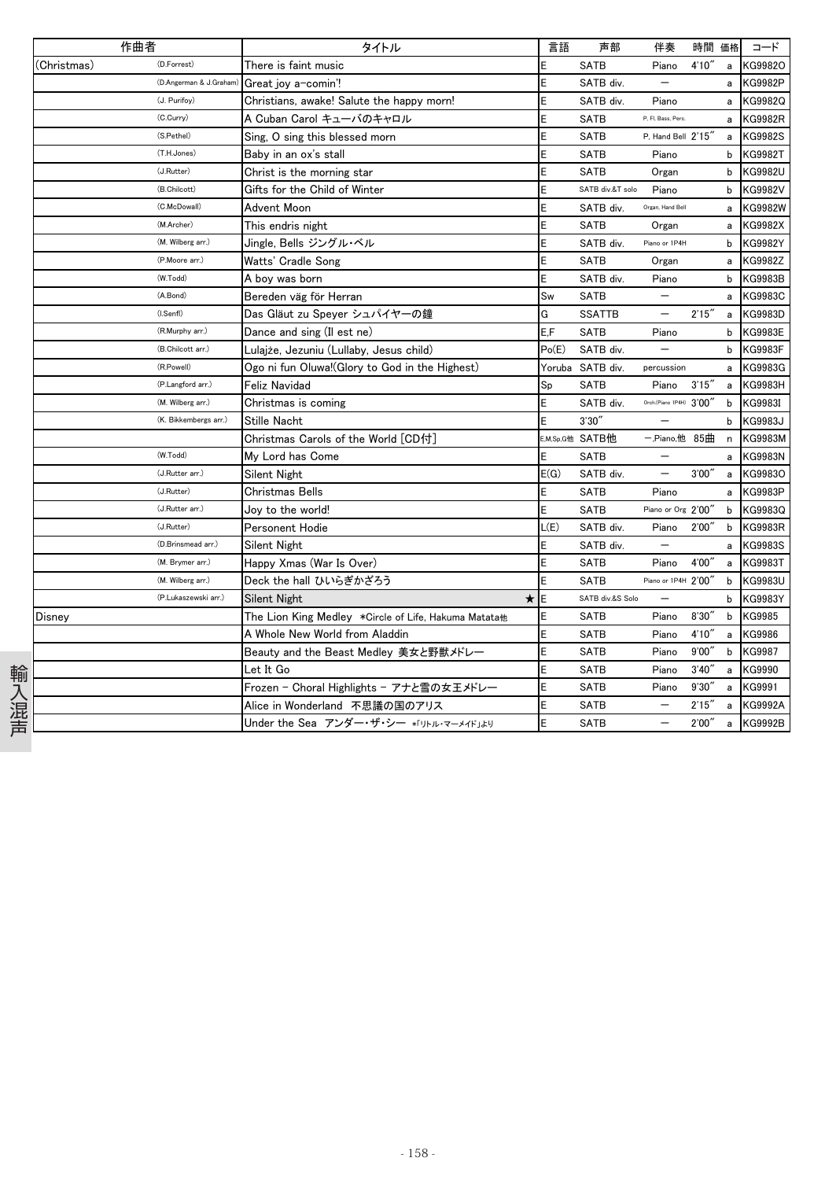| 作曲者 | | タイトル | 言語 | 声部 | 伴奏 | 時間 | 価格 | コード |
|---|---|---|---|---|---|---|---|---|
| (Christmas) | (D.Forrest) | There is faint music | E | SATB | Piano | 4'10" | a | KG9982O |
| | (D.Angerman & J.Graham) | Great joy a-comin'! | E | SATB div. | ― | | a | KG9982P |
| | (J. Purifoy) | Christians, awake! Salute the happy morn! | E | SATB div. | Piano | | a | KG9982Q |
| | (C.Curry) | A Cuban Carol キューバのキャロル | E | SATB | P, Fl, Bass, Perc. | | a | KG9982R |
| | (S.Pethel) | Sing, O sing this blessed morn | E | SATB | P, Hand Bell | 2'15" | a | KG9982S |
| | (T.H.Jones) | Baby in an ox's stall | E | SATB | Piano | | b | KG9982T |
| | (J.Rutter) | Christ is the morning star | E | SATB | Organ | | b | KG9982U |
| | (B.Chilcott) | Gifts for the Child of Winter | E | SATB div.&T solo | Piano | | b | KG9982V |
| | (C.McDowall) | Advent Moon | E | SATB div. | Organ, Hand Bell | | a | KG9982W |
| | (M.Archer) | This endris night | E | SATB | Organ | | a | KG9982X |
| | (M. Wilberg arr.) | Jingle, Bells ジングル・ベル | E | SATB div. | Piano or 1P4H | | b | KG9982Y |
| | (P.Moore arr.) | Watts' Cradle Song | E | SATB | Organ | | a | KG9982Z |
| | (W.Todd) | A boy was born | E | SATB div. | Piano | | b | KG9983B |
| | (A.Bond) | Bereden väg för Herran | Sw | SATB | ― | | a | KG9983C |
| | (I.Senfl) | Das Gläut zu Speyer シュパイヤーの鐘 | G | SSATTB | ― | 2'15" | a | KG9983D |
| | (R.Murphy arr.) | Dance and sing (Il est ne) | E,F | SATB | Piano | | b | KG9983E |
| | (B.Chilcott arr.) | Lulajże, Jezuniu (Lullaby, Jesus child) | Po(E) | SATB div. | ― | | b | KG9983F |
| | (R.Powell) | Ogo ni fun Oluwa!(Glory to God in the Highest) | Yoruba | SATB div. | percussion | | a | KG9983G |
| | (P.Langford arr.) | Feliz Navidad | Sp | SATB | Piano | 3'15" | a | KG9983H |
| | (M. Wilberg arr.) | Christmas is coming | E | SATB div. | Orch.(Piano 1P4H) | 3'00" | b | KG9983I |
| | (K. Bikkembergs arr.) | Stille Nacht | E | 3'30" | ― | | b | KG9983J |
| | | Christmas Carols of the World [CD付] | E,M,Sp,G他 | SATB他 | ―,Piano,他 | 85曲 | n | KG9983M |
| | (W.Todd) | My Lord has Come | E | SATB | ― | | a | KG9983N |
| | (J.Rutter arr.) | Silent Night | E(G) | SATB div. | ― | 3'00" | a | KG9983O |
| | (J.Rutter) | Christmas Bells | E | SATB | Piano | | a | KG9983P |
| | (J.Rutter arr.) | Joy to the world! | E | SATB | Piano or Org | 2'00" | b | KG9983Q |
| | (J.Rutter) | Personent Hodie | L(E) | SATB div. | Piano | 2'00" | b | KG9983R |
| | (D.Brinsmead arr.) | Silent Night | E | SATB div. | ― | | a | KG9983S |
| | (M. Brymer arr.) | Happy Xmas (War Is Over) | E | SATB | Piano | 4'00" | a | KG9983T |
| | (M. Wilberg arr.) | Deck the hall ひいらぎかざろう | E | SATB | Piano or 1P4H | 2'00" | b | KG9983U |
| | (P.Lukaszewski arr.) | Silent Night ★ | E | SATB div.&S Solo | ― | | b | KG9983Y |
| Disney | | The Lion King Medley *Circle of Life, Hakuma Matata他 | E | SATB | Piano | 8'30" | b | KG9985 |
| | | A Whole New World from Aladdin | E | SATB | Piano | 4'10" | a | KG9986 |
| | | Beauty and the Beast Medley 美女と野獣メドレー | E | SATB | Piano | 9'00" | b | KG9987 |
| | | Let It Go | E | SATB | Piano | 3'40" | a | KG9990 |
| | | Frozen - Choral Highlights - アナと雪の女王メドレー | E | SATB | Piano | 9'30" | a | KG9991 |
| | | Alice in Wonderland 不思議の国のアリス | E | SATB | ― | 2'15" | a | KG9992A |
| | | Under the Sea アンダー・ザ・シー *「リトル・マーメイド」より | E | SATB | ― | 2'00" | a | KG9992B |

輸入混声